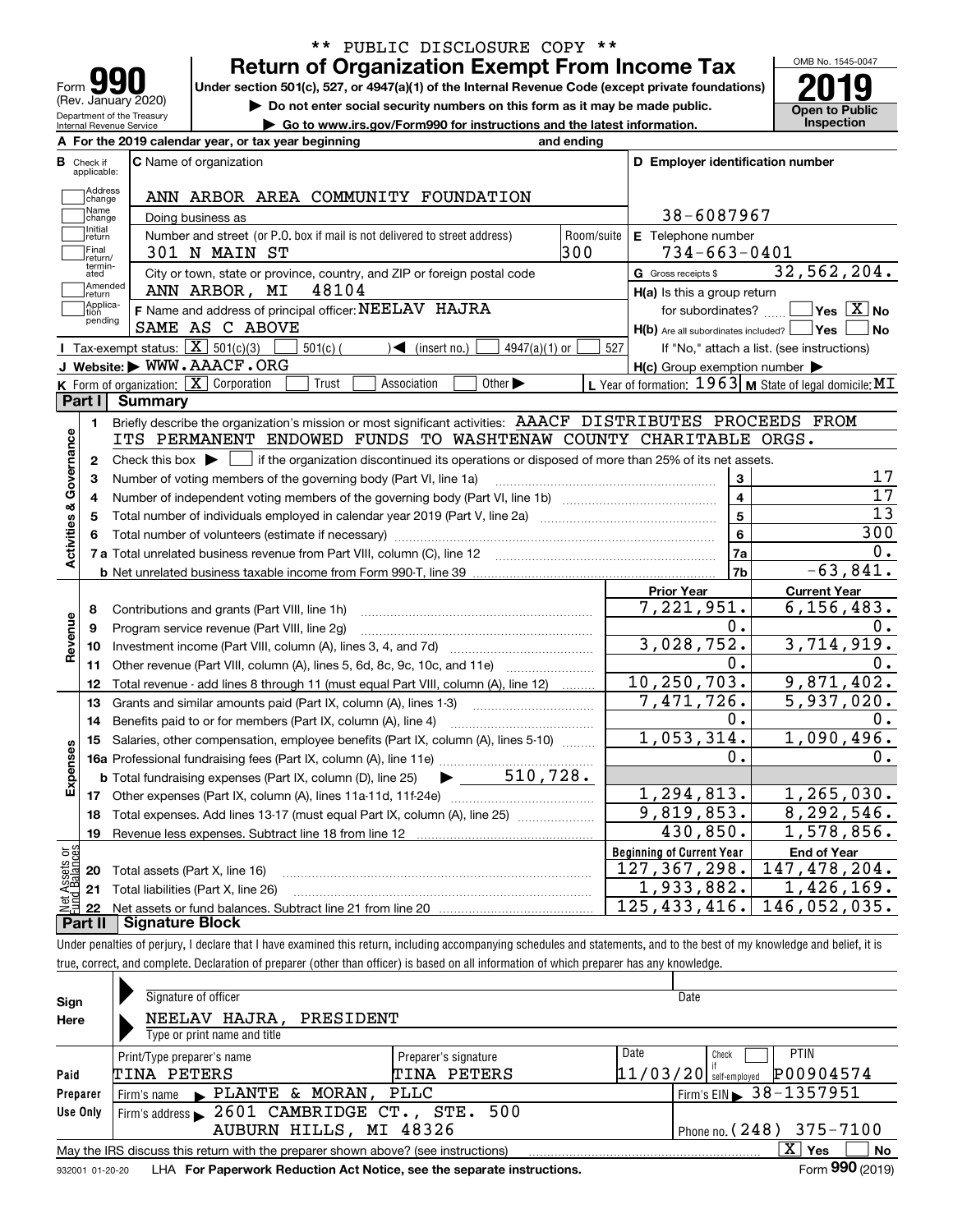\*\* PUBLIC DISCLOSURE COPY \*\*

# Form 990 Return of Organization Exempt From Income Tax

(Rev. January 2020)

Department of the Treasury
Internal Revenue Service

Under section 501(c), 527, or 4947(a)(1) of the Internal Revenue Code (except private foundations)

▶ Do not enter social security numbers on this form as it may be made public.

▶ Go to www.irs.gov/Form990 for instructions and the latest information.

OMB No. 1545-0047

**2019**

**Open to Public Inspection**

**A** For the 2019 calendar year, or tax year beginning and ending

**B** Check if applicable: Address change, Name change, Initial return, Final return/terminated, Amended return, Application pending

**C** Name of organization: ANN ARBOR AREA COMMUNITY FOUNDATION

Doing business as

Number and street (or P.O. box if mail is not delivered to street address): 301 N MAIN ST — Room/suite: 300

City or town, state or province, country, and ZIP or foreign postal code: ANN ARBOR, MI 48104

**F** Name and address of principal officer: NEELAV HAJRA, SAME AS C ABOVE

**D** Employer identification number: 38-6087967

**E** Telephone number: 734-663-0401

**G** Gross receipts $ 32,562,204.

**H(a)** Is this a group return for subordinates? ☐ Yes ☒ No

**H(b)** Are all subordinates included? ☐ Yes ☐ No — If "No," attach a list. (see instructions)

**H(c)** Group exemption number ▶

**I** Tax-exempt status: ☒ 501(c)(3) ☐ 501(c) ( ) ◀ (insert no.) ☐ 4947(a)(1) or ☐ 527

**J** Website: ▶ WWW.AAACF.ORG

**K** Form of organization: ☒ Corporation ☐ Trust ☐ Association ☐ Other ▶

**L** Year of formation: 1963 **M** State of legal domicile: MI

## Part I Summary

**Activities & Governance**

1. Briefly describe the organization's mission or most significant activities: AAACF DISTRIBUTES PROCEEDS FROM ITS PERMANENT ENDOWED FUNDS TO WASHTENAW COUNTY CHARITABLE ORGS.
2. Check this box ▶ ☐ if the organization discontinued its operations or disposed of more than 25% of its net assets.

| | | | |
|---|---|---|---|
| 3 | Number of voting members of the governing body (Part VI, line 1a) | 3 | 17 |
| 4 | Number of independent voting members of the governing body (Part VI, line 1b) | 4 | 17 |
| 5 | Total number of individuals employed in calendar year 2019 (Part V, line 2a) | 5 | 13 |
| 6 | Total number of volunteers (estimate if necessary) | 6 | 300 |
| 7a | Total unrelated business revenue from Part VIII, column (C), line 12 | 7a | 0. |
| b | Net unrelated business taxable income from Form 990-T, line 39 | 7b | -63,841. |

| | | Prior Year | Current Year |
|---|---|---|---|
| **Revenue** | | | |
| 8 | Contributions and grants (Part VIII, line 1h) | 7,221,951. | 6,156,483. |
| 9 | Program service revenue (Part VIII, line 2g) | 0. | 0. |
| 10 | Investment income (Part VIII, column (A), lines 3, 4, and 7d) | 3,028,752. | 3,714,919. |
| 11 | Other revenue (Part VIII, column (A), lines 5, 6d, 8c, 9c, 10c, and 11e) | 0. | 0. |
| 12 | Total revenue - add lines 8 through 11 (must equal Part VIII, column (A), line 12) | 10,250,703. | 9,871,402. |
| **Expenses** | | | |
| 13 | Grants and similar amounts paid (Part IX, column (A), lines 1-3) | 7,471,726. | 5,937,020. |
| 14 | Benefits paid to or for members (Part IX, column (A), line 4) | 0. | 0. |
| 15 | Salaries, other compensation, employee benefits (Part IX, column (A), lines 5-10) | 1,053,314. | 1,090,496. |
| 16a | Professional fundraising fees (Part IX, column (A), line 11e) | 0. | 0. |
| b | Total fundraising expenses (Part IX, column (D), line 25) ▶ 510,728. | | |
| 17 | Other expenses (Part IX, column (A), lines 11a-11d, 11f-24e) | 1,294,813. | 1,265,030. |
| 18 | Total expenses. Add lines 13-17 (must equal Part IX, column (A), line 25) | 9,819,853. | 8,292,546. |
| 19 | Revenue less expenses. Subtract line 18 from line 12 | 430,850. | 1,578,856. |
| **Net Assets or Fund Balances** | | **Beginning of Current Year** | **End of Year** |
| 20 | Total assets (Part X, line 16) | 127,367,298. | 147,478,204. |
| 21 | Total liabilities (Part X, line 26) | 1,933,882. | 1,426,169. |
| 22 | Net assets or fund balances. Subtract line 21 from line 20 | 125,433,416. | 146,052,035. |

## Part II Signature Block

Under penalties of perjury, I declare that I have examined this return, including accompanying schedules and statements, and to the best of my knowledge and belief, it is true, correct, and complete. Declaration of preparer (other than officer) is based on all information of which preparer has any knowledge.

**Sign Here**

Signature of officer — Date

NEELAV HAJRA, PRESIDENT

Type or print name and title

**Paid Preparer Use Only**

| Print/Type preparer's name | Preparer's signature | Date | Check ☐ if self-employed | PTIN |
|---|---|---|---|---|
| TINA PETERS | TINA PETERS | 11/03/20 | | P00904574 |

Firm's name ▶ PLANTE & MORAN, PLLC — Firm's EIN ▶ 38-1357951

Firm's address ▶ 2601 CAMBRIDGE CT., STE. 500, AUBURN HILLS, MI 48326 — Phone no. (248) 375-7100

May the IRS discuss this return with the preparer shown above? (see instructions) ☒ Yes ☐ No

932001 01-20-20 LHA For Paperwork Reduction Act Notice, see the separate instructions. Form **990** (2019)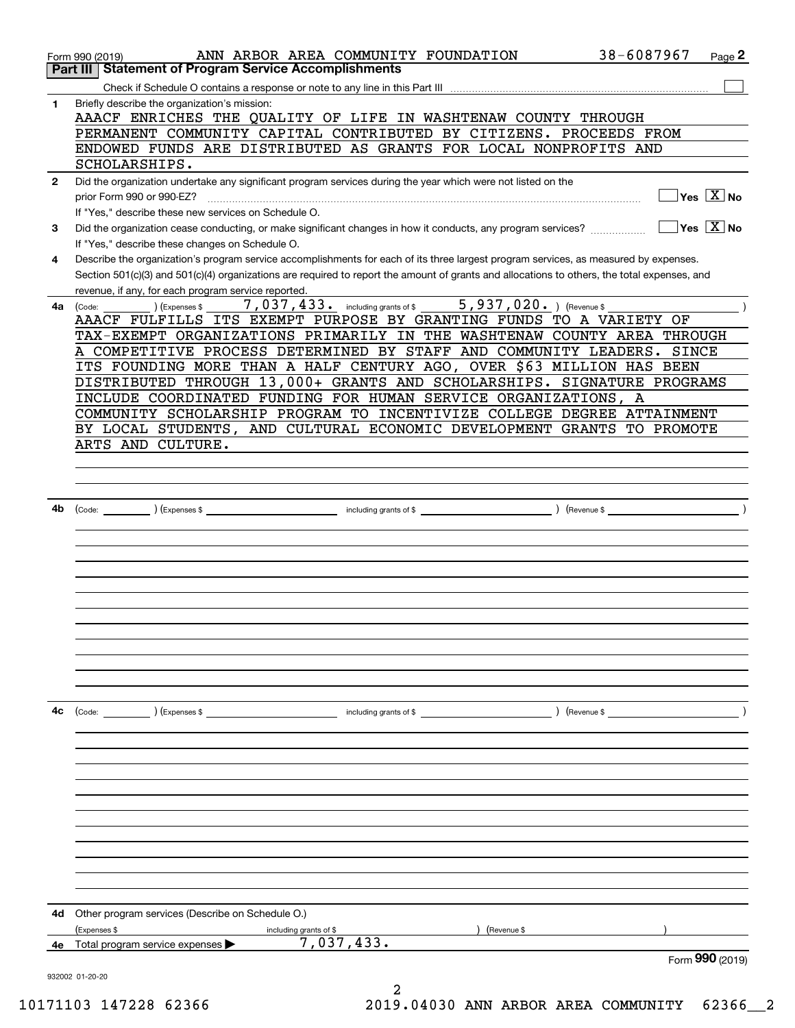Form 990 (2019) ANN ARBOR AREA COMMUNITY FOUNDATION 38-6087967

## Part III Statement of Program Service Accomplishments

Check if Schedule O contains a response or note to any line in this Part III ☐

**1** Briefly describe the organization's mission:

AAACF ENRICHES THE QUALITY OF LIFE IN WASHTENAW COUNTY THROUGH PERMANENT COMMUNITY CAPITAL CONTRIBUTED BY CITIZENS. PROCEEDS FROM ENDOWED FUNDS ARE DISTRIBUTED AS GRANTS FOR LOCAL NONPROFITS AND SCHOLARSHIPS.

**2** Did the organization undertake any significant program services during the year which were not listed on the prior Form 990 or 990-EZ? ☐ Yes ☒ No

If "Yes," describe these new services on Schedule O.

**3** Did the organization cease conducting, or make significant changes in how it conducts, any program services? ☐ Yes ☒ No

If "Yes," describe these changes on Schedule O.

**4** Describe the organization's program service accomplishments for each of its three largest program services, as measured by expenses. Section 501(c)(3) and 501(c)(4) organizations are required to report the amount of grants and allocations to others, the total expenses, and revenue, if any, for each program service reported.

**4a** (Code: ) (Expenses $ 7,037,433. including grants of $ 5,937,020. ) (Revenue $ )

AAACF FULFILLS ITS EXEMPT PURPOSE BY GRANTING FUNDS TO A VARIETY OF TAX-EXEMPT ORGANIZATIONS PRIMARILY IN THE WASHTENAW COUNTY AREA THROUGH A COMPETITIVE PROCESS DETERMINED BY STAFF AND COMMUNITY LEADERS. SINCE ITS FOUNDING MORE THAN A HALF CENTURY AGO, OVER $63 MILLION HAS BEEN DISTRIBUTED THROUGH 13,000+ GRANTS AND SCHOLARSHIPS. SIGNATURE PROGRAMS INCLUDE COORDINATED FUNDING FOR HUMAN SERVICE ORGANIZATIONS, A COMMUNITY SCHOLARSHIP PROGRAM TO INCENTIVIZE COLLEGE DEGREE ATTAINMENT BY LOCAL STUDENTS, AND CULTURAL ECONOMIC DEVELOPMENT GRANTS TO PROMOTE ARTS AND CULTURE.

**4b** (Code: ) (Expenses $ including grants of $ ) (Revenue $ )

**4c** (Code: ) (Expenses $ including grants of $ ) (Revenue $ )

**4d** Other program services (Describe on Schedule O.)

(Expenses $ including grants of $ ) (Revenue $ )

**4e** Total program service expenses ▶ 7,037,433.

Form **990** (2019)

932002 01-20-20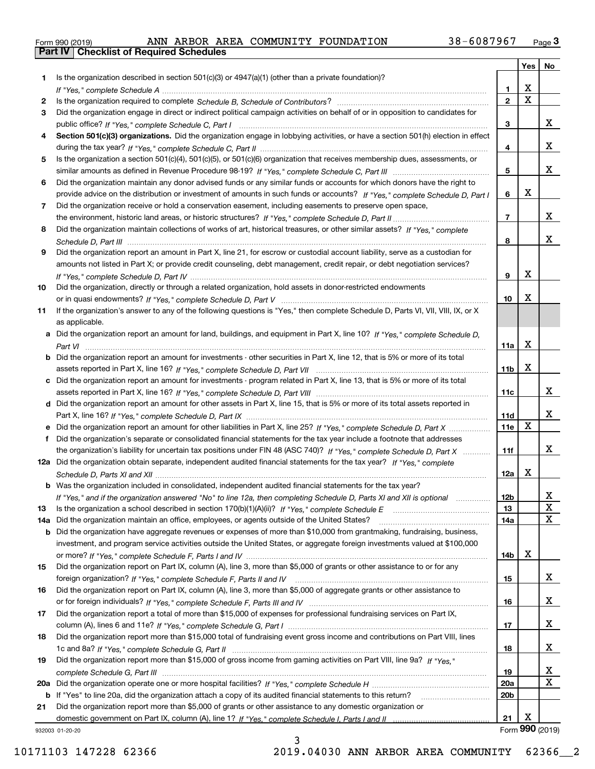Form 990 (2019) ANN ARBOR AREA COMMUNITY FOUNDATION 38-6087967 Page **3**

## Part IV Checklist of Required Schedules

| | | | Yes | No |
|---|---|---|---|---|
| **1** | Is the organization described in section 501(c)(3) or 4947(a)(1) (other than a private foundation)? *If "Yes," complete Schedule A* | **1** | X | |
| **2** | Is the organization required to complete *Schedule B, Schedule of Contributors*? | **2** | X | |
| **3** | Did the organization engage in direct or indirect political campaign activities on behalf of or in opposition to candidates for public office? *If "Yes," complete Schedule C, Part I* | **3** | | X |
| **4** | **Section 501(c)(3) organizations.** Did the organization engage in lobbying activities, or have a section 501(h) election in effect during the tax year? *If "Yes," complete Schedule C, Part II* | **4** | | X |
| **5** | Is the organization a section 501(c)(4), 501(c)(5), or 501(c)(6) organization that receives membership dues, assessments, or similar amounts as defined in Revenue Procedure 98-19? *If "Yes," complete Schedule C, Part III* | **5** | | X |
| **6** | Did the organization maintain any donor advised funds or any similar funds or accounts for which donors have the right to provide advice on the distribution or investment of amounts in such funds or accounts? *If "Yes," complete Schedule D, Part I* | **6** | X | |
| **7** | Did the organization receive or hold a conservation easement, including easements to preserve open space, the environment, historic land areas, or historic structures? *If "Yes," complete Schedule D, Part II* | **7** | | X |
| **8** | Did the organization maintain collections of works of art, historical treasures, or other similar assets? *If "Yes," complete Schedule D, Part III* | **8** | | X |
| **9** | Did the organization report an amount in Part X, line 21, for escrow or custodial account liability, serve as a custodian for amounts not listed in Part X; or provide credit counseling, debt management, credit repair, or debt negotiation services? *If "Yes," complete Schedule D, Part IV* | **9** | X | |
| **10** | Did the organization, directly or through a related organization, hold assets in donor-restricted endowments or in quasi endowments? *If "Yes," complete Schedule D, Part V* | **10** | X | |
| **11** | If the organization's answer to any of the following questions is "Yes," then complete Schedule D, Parts VI, VII, VIII, IX, or X as applicable. | | | |
| **a** | Did the organization report an amount for land, buildings, and equipment in Part X, line 10? *If "Yes," complete Schedule D, Part VI* | **11a** | X | |
| **b** | Did the organization report an amount for investments - other securities in Part X, line 12, that is 5% or more of its total assets reported in Part X, line 16? *If "Yes," complete Schedule D, Part VII* | **11b** | X | |
| **c** | Did the organization report an amount for investments - program related in Part X, line 13, that is 5% or more of its total assets reported in Part X, line 16? *If "Yes," complete Schedule D, Part VIII* | **11c** | | X |
| **d** | Did the organization report an amount for other assets in Part X, line 15, that is 5% or more of its total assets reported in Part X, line 16? *If "Yes," complete Schedule D, Part IX* | **11d** | | X |
| **e** | Did the organization report an amount for other liabilities in Part X, line 25? *If "Yes," complete Schedule D, Part X* | **11e** | X | |
| **f** | Did the organization's separate or consolidated financial statements for the tax year include a footnote that addresses the organization's liability for uncertain tax positions under FIN 48 (ASC 740)? *If "Yes," complete Schedule D, Part X* | **11f** | | X |
| **12a** | Did the organization obtain separate, independent audited financial statements for the tax year? *If "Yes," complete Schedule D, Parts XI and XII* | **12a** | X | |
| **b** | Was the organization included in consolidated, independent audited financial statements for the tax year? *If "Yes," and if the organization answered "No" to line 12a, then completing Schedule D, Parts XI and XII is optional* | **12b** | | X |
| **13** | Is the organization a school described in section 170(b)(1)(A)(ii)? *If "Yes," complete Schedule E* | **13** | | X |
| **14a** | Did the organization maintain an office, employees, or agents outside of the United States? | **14a** | | X |
| **b** | Did the organization have aggregate revenues or expenses of more than $10,000 from grantmaking, fundraising, business, investment, and program service activities outside the United States, or aggregate foreign investments valued at $100,000 or more? *If "Yes," complete Schedule F, Parts I and IV* | **14b** | X | |
| **15** | Did the organization report on Part IX, column (A), line 3, more than $5,000 of grants or other assistance to or for any foreign organization? *If "Yes," complete Schedule F, Parts II and IV* | **15** | | X |
| **16** | Did the organization report on Part IX, column (A), line 3, more than $5,000 of aggregate grants or other assistance to or for foreign individuals? *If "Yes," complete Schedule F, Parts III and IV* | **16** | | X |
| **17** | Did the organization report a total of more than $15,000 of expenses for professional fundraising services on Part IX, column (A), lines 6 and 11e? *If "Yes," complete Schedule G, Part I* | **17** | | X |
| **18** | Did the organization report more than $15,000 total of fundraising event gross income and contributions on Part VIII, lines 1c and 8a? *If "Yes," complete Schedule G, Part II* | **18** | | X |
| **19** | Did the organization report more than $15,000 of gross income from gaming activities on Part VIII, line 9a? *If "Yes," complete Schedule G, Part III* | **19** | | X |
| **20a** | Did the organization operate one or more hospital facilities? *If "Yes," complete Schedule H* | **20a** | | X |
| **b** | If "Yes" to line 20a, did the organization attach a copy of its audited financial statements to this return? | **20b** | | |
| **21** | Did the organization report more than $5,000 of grants or other assistance to any domestic organization or domestic government on Part IX, column (A), line 1? *If "Yes," complete Schedule I, Parts I and II* | **21** | X | |

932003 01-20-20 Form **990** (2019)

10171103 147228 62366 2019.04030 ANN ARBOR AREA COMMUNITY 62366__2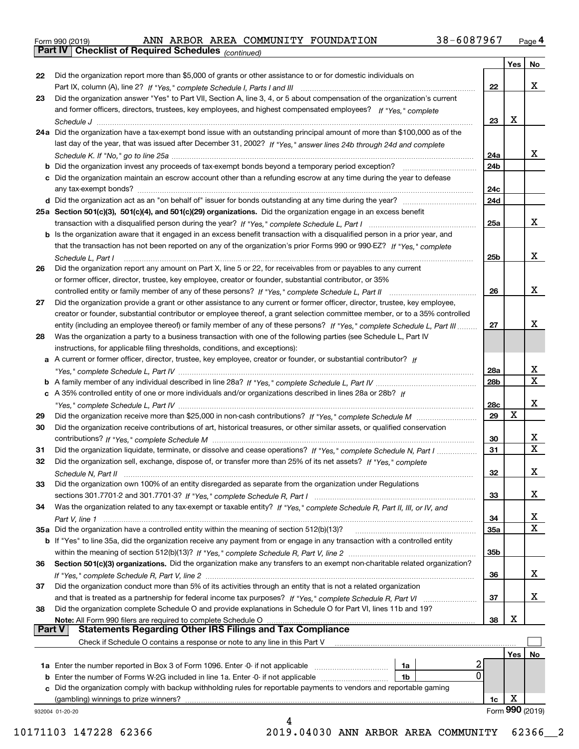Form 990 (2019) ANN ARBOR AREA COMMUNITY FOUNDATION 38-6087967 Page 4

## Part IV Checklist of Required Schedules *(continued)*

| | | | Yes | No |
|---|---|---|---|---|
| 22 | Did the organization report more than $5,000 of grants or other assistance to or for domestic individuals on Part IX, column (A), line 2? *If "Yes," complete Schedule I, Parts I and III* | 22 | | X |
| 23 | Did the organization answer "Yes" to Part VII, Section A, line 3, 4, or 5 about compensation of the organization's current and former officers, directors, trustees, key employees, and highest compensated employees? *If "Yes," complete Schedule J* | 23 | X | |
| 24a | Did the organization have a tax-exempt bond issue with an outstanding principal amount of more than $100,000 as of the last day of the year, that was issued after December 31, 2002? *If "Yes," answer lines 24b through 24d and complete Schedule K. If "No," go to line 25a* | 24a | | X |
| b | Did the organization invest any proceeds of tax-exempt bonds beyond a temporary period exception? | 24b | | |
| c | Did the organization maintain an escrow account other than a refunding escrow at any time during the year to defease any tax-exempt bonds? | 24c | | |
| d | Did the organization act as an "on behalf of" issuer for bonds outstanding at any time during the year? | 24d | | |
| 25a | **Section 501(c)(3), 501(c)(4), and 501(c)(29) organizations.** Did the organization engage in an excess benefit transaction with a disqualified person during the year? *If "Yes," complete Schedule L, Part I* | 25a | | X |
| b | Is the organization aware that it engaged in an excess benefit transaction with a disqualified person in a prior year, and that the transaction has not been reported on any of the organization's prior Forms 990 or 990-EZ? *If "Yes," complete Schedule L, Part I* | 25b | | X |
| 26 | Did the organization report any amount on Part X, line 5 or 22, for receivables from or payables to any current or former officer, director, trustee, key employee, creator or founder, substantial contributor, or 35% controlled entity or family member of any of these persons? *If "Yes," complete Schedule L, Part II* | 26 | | X |
| 27 | Did the organization provide a grant or other assistance to any current or former officer, director, trustee, key employee, creator or founder, substantial contributor or employee thereof, a grant selection committee member, or to a 35% controlled entity (including an employee thereof) or family member of any of these persons? *If "Yes," complete Schedule L, Part III* | 27 | | X |
| 28 | Was the organization a party to a business transaction with one of the following parties (see Schedule L, Part IV instructions, for applicable filing thresholds, conditions, and exceptions): | | | |
| a | A current or former officer, director, trustee, key employee, creator or founder, or substantial contributor? *If "Yes," complete Schedule L, Part IV* | 28a | | X |
| b | A family member of any individual described in line 28a? *If "Yes," complete Schedule L, Part IV* | 28b | | X |
| c | A 35% controlled entity of one or more individuals and/or organizations described in lines 28a or 28b? *If "Yes," complete Schedule L, Part IV* | 28c | | X |
| 29 | Did the organization receive more than $25,000 in non-cash contributions? *If "Yes," complete Schedule M* | 29 | X | |
| 30 | Did the organization receive contributions of art, historical treasures, or other similar assets, or qualified conservation contributions? *If "Yes," complete Schedule M* | 30 | | X |
| 31 | Did the organization liquidate, terminate, or dissolve and cease operations? *If "Yes," complete Schedule N, Part I* | 31 | | X |
| 32 | Did the organization sell, exchange, dispose of, or transfer more than 25% of its net assets? *If "Yes," complete Schedule N, Part II* | 32 | | X |
| 33 | Did the organization own 100% of an entity disregarded as separate from the organization under Regulations sections 301.7701-2 and 301.7701-3? *If "Yes," complete Schedule R, Part I* | 33 | | X |
| 34 | Was the organization related to any tax-exempt or taxable entity? *If "Yes," complete Schedule R, Part II, III, or IV, and Part V, line 1* | 34 | | X |
| 35a | Did the organization have a controlled entity within the meaning of section 512(b)(13)? | 35a | | X |
| b | If "Yes" to line 35a, did the organization receive any payment from or engage in any transaction with a controlled entity within the meaning of section 512(b)(13)? *If "Yes," complete Schedule R, Part V, line 2* | 35b | | |
| 36 | **Section 501(c)(3) organizations.** Did the organization make any transfers to an exempt non-charitable related organization? *If "Yes," complete Schedule R, Part V, line 2* | 36 | | X |
| 37 | Did the organization conduct more than 5% of its activities through an entity that is not a related organization and that is treated as a partnership for federal income tax purposes? *If "Yes," complete Schedule R, Part VI* | 37 | | X |
| 38 | Did the organization complete Schedule O and provide explanations in Schedule O for Part VI, lines 11b and 19? **Note:** All Form 990 filers are required to complete Schedule O | 38 | X | |

## Part V Statements Regarding Other IRS Filings and Tax Compliance

Check if Schedule O contains a response or note to any line in this Part V ☐

| | | | | | Yes | No |
|---|---|---|---|---|---|---|
| 1a | Enter the number reported in Box 3 of Form 1096. Enter -0- if not applicable | 1a | 2 | | | |
| b | Enter the number of Forms W-2G included in line 1a. Enter -0- if not applicable | 1b | 0 | | | |
| c | Did the organization comply with backup withholding rules for reportable payments to vendors and reportable gaming (gambling) winnings to prize winners? | | | 1c | X | |

932004 01-20-20 Form **990** (2019)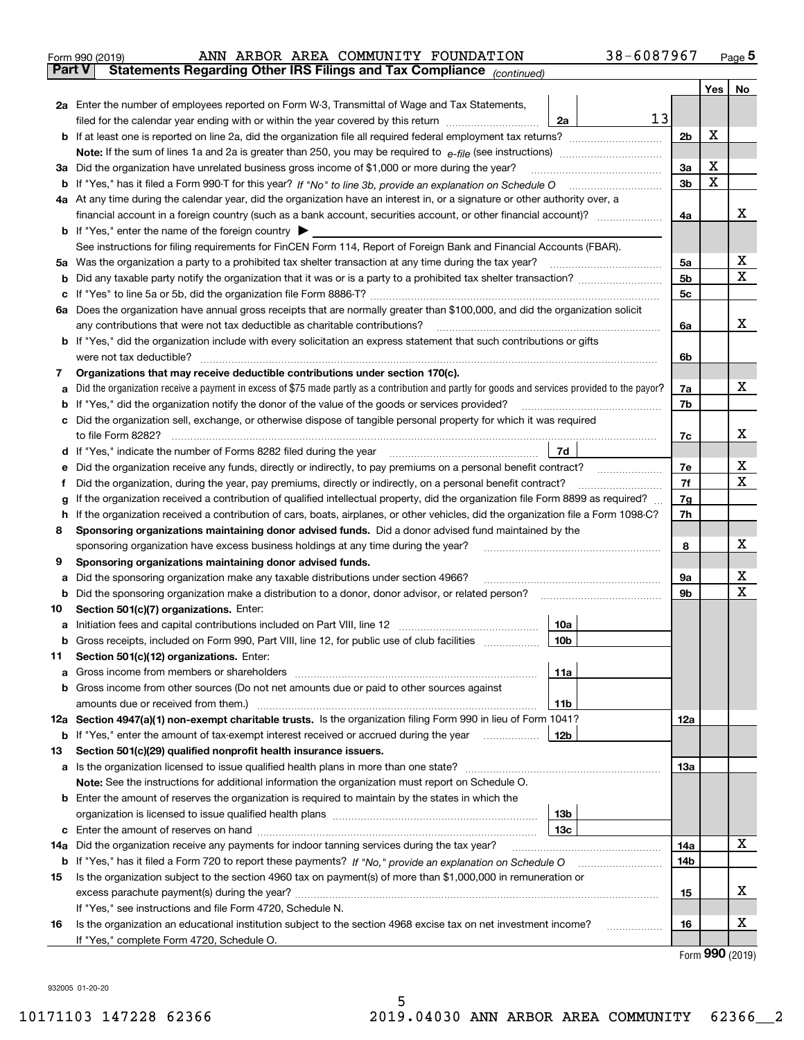Form 990 (2019) ANN ARBOR AREA COMMUNITY FOUNDATION 38-6087967

## Part V Statements Regarding Other IRS Filings and Tax Compliance *(continued)*

| | | | | Yes | No |
|---|---|---|---|---|---|
| **2a** | Enter the number of employees reported on Form W-3, Transmittal of Wage and Tax Statements, filed for the calendar year ending with or within the year covered by this return | 2a | 13 | | |
| **b** | If at least one is reported on line 2a, did the organization file all required federal employment tax returns? | | 2b | X | |
| | **Note:** If the sum of lines 1a and 2a is greater than 250, you may be required to *e-file* (see instructions) | | | | |
| **3a** | Did the organization have unrelated business gross income of $1,000 or more during the year? | | 3a | X | |
| **b** | If "Yes," has it filed a Form 990-T for this year? *If "No" to line 3b, provide an explanation on Schedule O* | | 3b | X | |
| **4a** | At any time during the calendar year, did the organization have an interest in, or a signature or other authority over, a financial account in a foreign country (such as a bank account, securities account, or other financial account)? | | 4a | | X |
| **b** | If "Yes," enter the name of the foreign country ▶ | | | | |
| | See instructions for filing requirements for FinCEN Form 114, Report of Foreign Bank and Financial Accounts (FBAR). | | | | |
| **5a** | Was the organization a party to a prohibited tax shelter transaction at any time during the tax year? | | 5a | | X |
| **b** | Did any taxable party notify the organization that it was or is a party to a prohibited tax shelter transaction? | | 5b | | X |
| **c** | If "Yes" to line 5a or 5b, did the organization file Form 8886-T? | | 5c | | |
| **6a** | Does the organization have annual gross receipts that are normally greater than $100,000, and did the organization solicit any contributions that were not tax deductible as charitable contributions? | | 6a | | X |
| **b** | If "Yes," did the organization include with every solicitation an express statement that such contributions or gifts were not tax deductible? | | 6b | | |
| **7** | **Organizations that may receive deductible contributions under section 170(c).** | | | | |
| **a** | Did the organization receive a payment in excess of $75 made partly as a contribution and partly for goods and services provided to the payor? | | 7a | | X |
| **b** | If "Yes," did the organization notify the donor of the value of the goods or services provided? | | 7b | | |
| **c** | Did the organization sell, exchange, or otherwise dispose of tangible personal property for which it was required to file Form 8282? | | 7c | | X |
| **d** | If "Yes," indicate the number of Forms 8282 filed during the year | 7d | | | |
| **e** | Did the organization receive any funds, directly or indirectly, to pay premiums on a personal benefit contract? | | 7e | | X |
| **f** | Did the organization, during the year, pay premiums, directly or indirectly, on a personal benefit contract? | | 7f | | X |
| **g** | If the organization received a contribution of qualified intellectual property, did the organization file Form 8899 as required? | | 7g | | |
| **h** | If the organization received a contribution of cars, boats, airplanes, or other vehicles, did the organization file a Form 1098-C? | | 7h | | |
| **8** | **Sponsoring organizations maintaining donor advised funds.** Did a donor advised fund maintained by the sponsoring organization have excess business holdings at any time during the year? | | 8 | | X |
| **9** | **Sponsoring organizations maintaining donor advised funds.** | | | | |
| **a** | Did the sponsoring organization make any taxable distributions under section 4966? | | 9a | | X |
| **b** | Did the sponsoring organization make a distribution to a donor, donor advisor, or related person? | | 9b | | X |
| **10** | **Section 501(c)(7) organizations.** Enter: | | | | |
| **a** | Initiation fees and capital contributions included on Part VIII, line 12 | 10a | | | |
| **b** | Gross receipts, included on Form 990, Part VIII, line 12, for public use of club facilities | 10b | | | |
| **11** | **Section 501(c)(12) organizations.** Enter: | | | | |
| **a** | Gross income from members or shareholders | 11a | | | |
| **b** | Gross income from other sources (Do not net amounts due or paid to other sources against amounts due or received from them.) | 11b | | | |
| **12a** | **Section 4947(a)(1) non-exempt charitable trusts.** Is the organization filing Form 990 in lieu of Form 1041? | | 12a | | |
| **b** | If "Yes," enter the amount of tax-exempt interest received or accrued during the year | 12b | | | |
| **13** | **Section 501(c)(29) qualified nonprofit health insurance issuers.** | | | | |
| **a** | Is the organization licensed to issue qualified health plans in more than one state? | | 13a | | |
| | **Note:** See the instructions for additional information the organization must report on Schedule O. | | | | |
| **b** | Enter the amount of reserves the organization is required to maintain by the states in which the organization is licensed to issue qualified health plans | 13b | | | |
| **c** | Enter the amount of reserves on hand | 13c | | | |
| **14a** | Did the organization receive any payments for indoor tanning services during the tax year? | | 14a | | X |
| **b** | If "Yes," has it filed a Form 720 to report these payments? *If "No," provide an explanation on Schedule O* | | 14b | | |
| **15** | Is the organization subject to the section 4960 tax on payment(s) of more than $1,000,000 in remuneration or excess parachute payment(s) during the year? | | 15 | | X |
| | If "Yes," see instructions and file Form 4720, Schedule N. | | | | |
| **16** | Is the organization an educational institution subject to the section 4968 excise tax on net investment income? | | 16 | | X |
| | If "Yes," complete Form 4720, Schedule O. | | | | |

Form **990** (2019)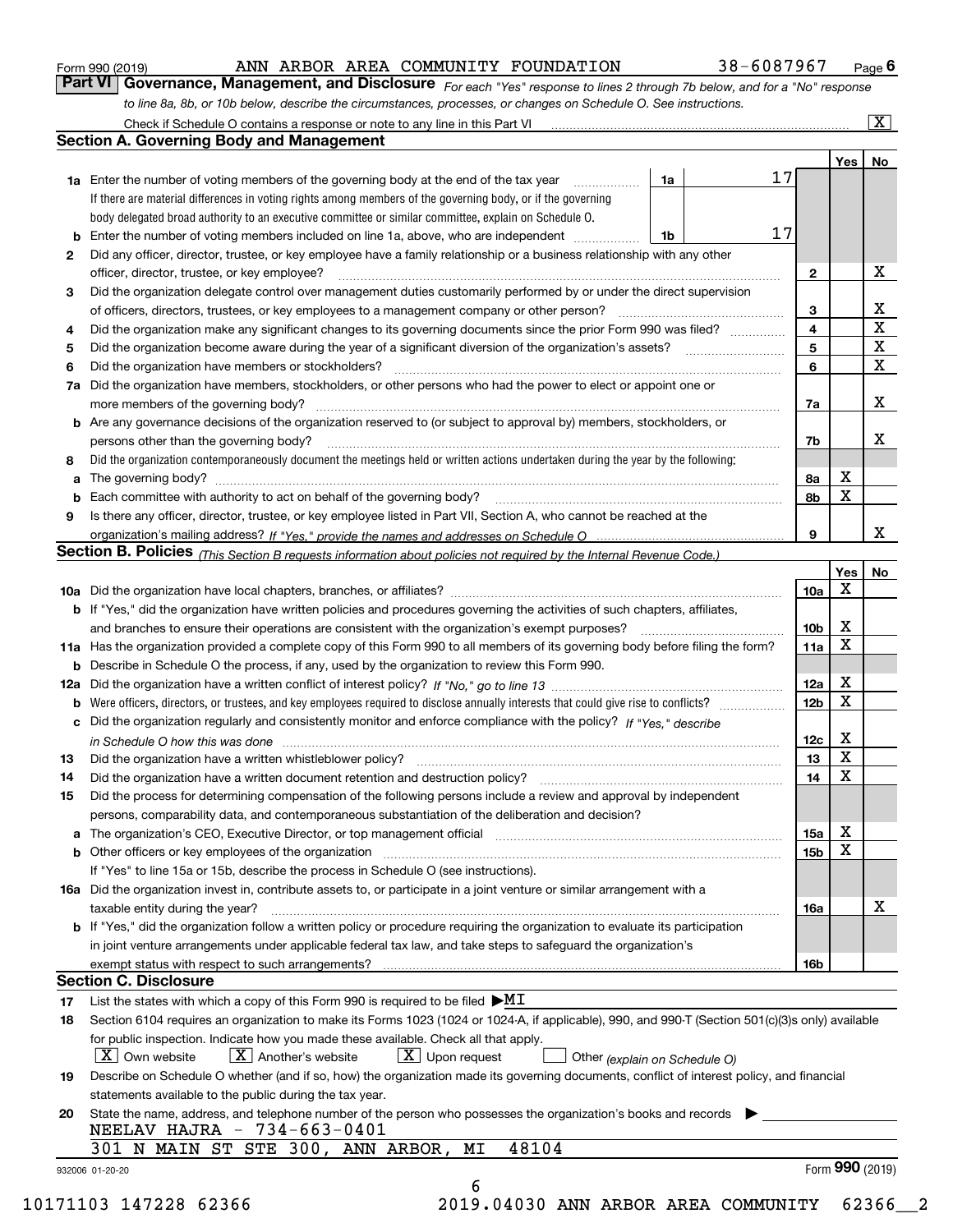Form 990 (2019) ANN ARBOR AREA COMMUNITY FOUNDATION 38-6087967

## Part VI Governance, Management, and Disclosure

*For each "Yes" response to lines 2 through 7b below, and for a "No" response to line 8a, 8b, or 10b below, describe the circumstances, processes, or changes on Schedule O. See instructions.*

Check if Schedule O contains a response or note to any line in this Part VI [X]

### Section A. Governing Body and Management

| | | | | | Yes | No |
|---|---|---|---|---|---|---|
| **1a** | Enter the number of voting members of the governing body at the end of the tax year | 1a | 17 | | | |
| | If there are material differences in voting rights among members of the governing body, or if the governing body delegated broad authority to an executive committee or similar committee, explain on Schedule O. | | | | | |
| **b** | Enter the number of voting members included on line 1a, above, who are independent | 1b | 17 | | | |
| **2** | Did any officer, director, trustee, or key employee have a family relationship or a business relationship with any other officer, director, trustee, or key employee? | | | 2 | | X |
| **3** | Did the organization delegate control over management duties customarily performed by or under the direct supervision of officers, directors, trustees, or key employees to a management company or other person? | | | 3 | | X |
| **4** | Did the organization make any significant changes to its governing documents since the prior Form 990 was filed? | | | 4 | | X |
| **5** | Did the organization become aware during the year of a significant diversion of the organization's assets? | | | 5 | | X |
| **6** | Did the organization have members or stockholders? | | | 6 | | X |
| **7a** | Did the organization have members, stockholders, or other persons who had the power to elect or appoint one or more members of the governing body? | | | 7a | | X |
| **b** | Are any governance decisions of the organization reserved to (or subject to approval by) members, stockholders, or persons other than the governing body? | | | 7b | | X |
| **8** | Did the organization contemporaneously document the meetings held or written actions undertaken during the year by the following: | | | | | |
| **a** | The governing body? | | | 8a | X | |
| **b** | Each committee with authority to act on behalf of the governing body? | | | 8b | X | |
| **9** | Is there any officer, director, trustee, or key employee listed in Part VII, Section A, who cannot be reached at the organization's mailing address? *If "Yes," provide the names and addresses on Schedule O* | | | 9 | | X |

### Section B. Policies *(This Section B requests information about policies not required by the Internal Revenue Code.)*

| | | | Yes | No |
|---|---|---|---|---|
| **10a** | Did the organization have local chapters, branches, or affiliates? | 10a | X | |
| **b** | If "Yes," did the organization have written policies and procedures governing the activities of such chapters, affiliates, and branches to ensure their operations are consistent with the organization's exempt purposes? | 10b | X | |
| **11a** | Has the organization provided a complete copy of this Form 990 to all members of its governing body before filing the form? | 11a | X | |
| **b** | Describe in Schedule O the process, if any, used by the organization to review this Form 990. | | | |
| **12a** | Did the organization have a written conflict of interest policy? *If "No," go to line 13* | 12a | X | |
| **b** | Were officers, directors, or trustees, and key employees required to disclose annually interests that could give rise to conflicts? | 12b | X | |
| **c** | Did the organization regularly and consistently monitor and enforce compliance with the policy? *If "Yes," describe in Schedule O how this was done* | 12c | X | |
| **13** | Did the organization have a written whistleblower policy? | 13 | X | |
| **14** | Did the organization have a written document retention and destruction policy? | 14 | X | |
| **15** | Did the process for determining compensation of the following persons include a review and approval by independent persons, comparability data, and contemporaneous substantiation of the deliberation and decision? | | | |
| **a** | The organization's CEO, Executive Director, or top management official | 15a | X | |
| **b** | Other officers or key employees of the organization | 15b | X | |
| | If "Yes" to line 15a or 15b, describe the process in Schedule O (see instructions). | | | |
| **16a** | Did the organization invest in, contribute assets to, or participate in a joint venture or similar arrangement with a taxable entity during the year? | 16a | | X |
| **b** | If "Yes," did the organization follow a written policy or procedure requiring the organization to evaluate its participation in joint venture arrangements under applicable federal tax law, and take steps to safeguard the organization's exempt status with respect to such arrangements? | 16b | | |

### Section C. Disclosure

**17** List the states with which a copy of this Form 990 is required to be filed ▶ MI

**18** Section 6104 requires an organization to make its Forms 1023 (1024 or 1024-A, if applicable), 990, and 990-T (Section 501(c)(3)s only) available for public inspection. Indicate how you made these available. Check all that apply.

[X] Own website [X] Another's website [X] Upon request [ ] Other *(explain on Schedule O)*

**19** Describe on Schedule O whether (and if so, how) the organization made its governing documents, conflict of interest policy, and financial statements available to the public during the tax year.

**20** State the name, address, and telephone number of the person who possesses the organization's books and records ▶

NEELAV HAJRA - 734-663-0401
301 N MAIN ST STE 300, ANN ARBOR, MI 48104

932006 01-20-20 Form **990** (2019)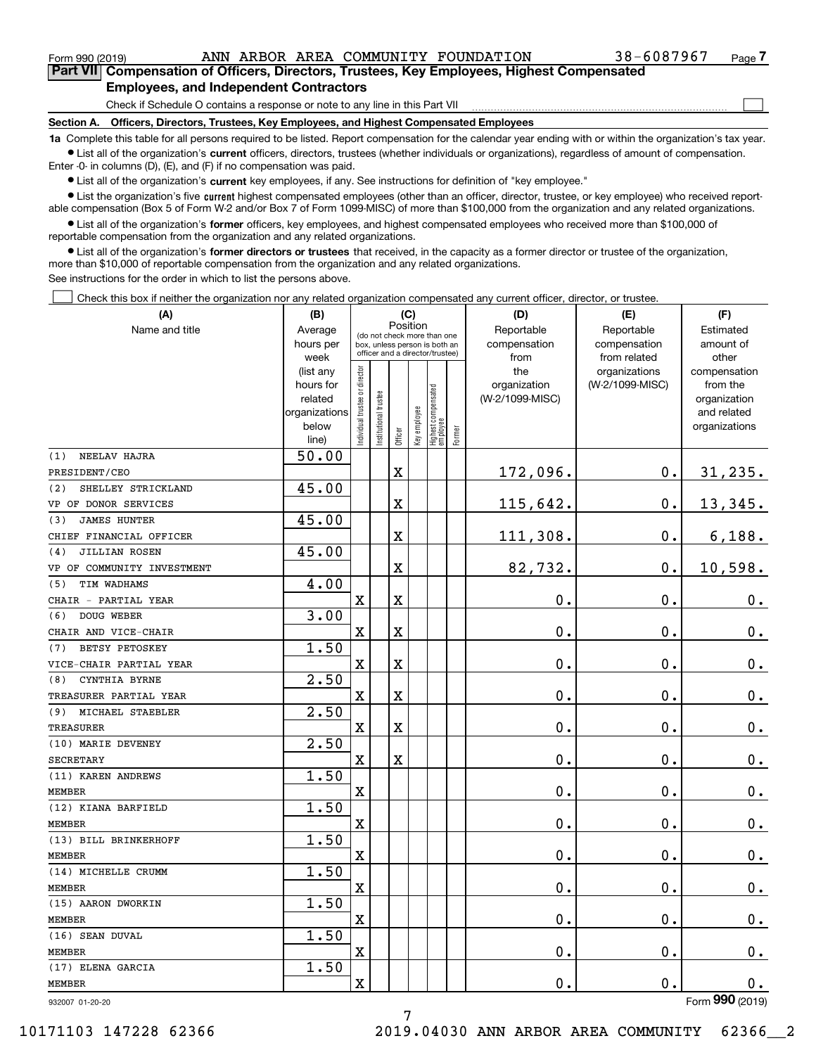Form 990 (2019) ANN ARBOR AREA COMMUNITY FOUNDATION 38-6087967 Page 7

**Part VII Compensation of Officers, Directors, Trustees, Key Employees, Highest Compensated Employees, and Independent Contractors**

Check if Schedule O contains a response or note to any line in this Part VII

**Section A. Officers, Directors, Trustees, Key Employees, and Highest Compensated Employees**

**1a** Complete this table for all persons required to be listed. Report compensation for the calendar year ending with or within the organization's tax year.

- List all of the organization's **current** officers, directors, trustees (whether individuals or organizations), regardless of amount of compensation. Enter -0- in columns (D), (E), and (F) if no compensation was paid.
- List all of the organization's **current** key employees, if any. See instructions for definition of "key employee."
- List the organization's five **current** highest compensated employees (other than an officer, director, trustee, or key employee) who received reportable compensation (Box 5 of Form W-2 and/or Box 7 of Form 1099-MISC) of more than $100,000 from the organization and any related organizations.
- List all of the organization's **former** officers, key employees, and highest compensated employees who received more than $100,000 of reportable compensation from the organization and any related organizations.
- List all of the organization's **former directors or trustees** that received, in the capacity as a former director or trustee of the organization, more than $10,000 of reportable compensation from the organization and any related organizations.

See instructions for the order in which to list the persons above.

Check this box if neither the organization nor any related organization compensated any current officer, director, or trustee.

| (A) Name and title | (B) Average hours per week (list any hours for related organizations below line) | (C) Position: Individual trustee or director | Institutional trustee | Officer | Key employee | Highest compensated employee | Former | (D) Reportable compensation from the organization (W-2/1099-MISC) | (E) Reportable compensation from related organizations (W-2/1099-MISC) | (F) Estimated amount of other compensation from the organization and related organizations |
|---|---|---|---|---|---|---|---|---|---|---|
| (1) NEELAV HAJRA PRESIDENT/CEO | 50.00 | | | X | | | | 172,096. | 0. | 31,235. |
| (2) SHELLEY STRICKLAND VP OF DONOR SERVICES | 45.00 | | | X | | | | 115,642. | 0. | 13,345. |
| (3) JAMES HUNTER CHIEF FINANCIAL OFFICER | 45.00 | | | X | | | | 111,308. | 0. | 6,188. |
| (4) JILLIAN ROSEN VP OF COMMUNITY INVESTMENT | 45.00 | | | X | | | | 82,732. | 0. | 10,598. |
| (5) TIM WADHAMS CHAIR - PARTIAL YEAR | 4.00 | X | | X | | | | 0. | 0. | 0. |
| (6) DOUG WEBER CHAIR AND VICE-CHAIR | 3.00 | X | | X | | | | 0. | 0. | 0. |
| (7) BETSY PETOSKEY VICE-CHAIR PARTIAL YEAR | 1.50 | X | | X | | | | 0. | 0. | 0. |
| (8) CYNTHIA BYRNE TREASURER PARTIAL YEAR | 2.50 | X | | X | | | | 0. | 0. | 0. |
| (9) MICHAEL STAEBLER TREASURER | 2.50 | X | | X | | | | 0. | 0. | 0. |
| (10) MARIE DEVENEY SECRETARY | 2.50 | X | | X | | | | 0. | 0. | 0. |
| (11) KAREN ANDREWS MEMBER | 1.50 | X | | | | | | 0. | 0. | 0. |
| (12) KIANA BARFIELD MEMBER | 1.50 | X | | | | | | 0. | 0. | 0. |
| (13) BILL BRINKERHOFF MEMBER | 1.50 | X | | | | | | 0. | 0. | 0. |
| (14) MICHELLE CRUMM MEMBER | 1.50 | X | | | | | | 0. | 0. | 0. |
| (15) AARON DWORKIN MEMBER | 1.50 | X | | | | | | 0. | 0. | 0. |
| (16) SEAN DUVAL MEMBER | 1.50 | X | | | | | | 0. | 0. | 0. |
| (17) ELENA GARCIA MEMBER | 1.50 | X | | | | | | 0. | 0. | 0. |

932007 01-20-20 Form 990 (2019)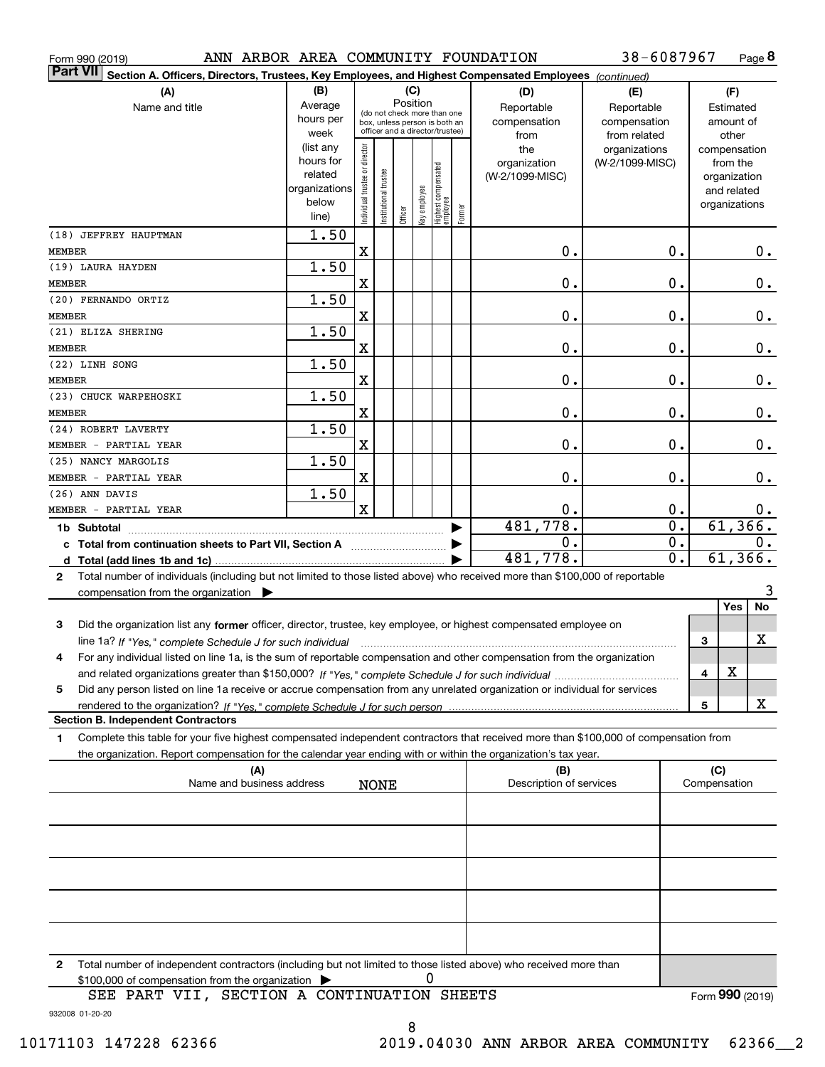Form 990 (2019) ANN ARBOR AREA COMMUNITY FOUNDATION 38-6087967

**Part VII Section A. Officers, Directors, Trustees, Key Employees, and Highest Compensated Employees** *(continued)*

| (A) Name and title | (B) Average hours per week (list any hours for related organizations below line) | (C) Position: Individual trustee or director | Institutional trustee | Officer | Key employee | Highest compensated employee | Former | (D) Reportable compensation from the organization (W-2/1099-MISC) | (E) Reportable compensation from related organizations (W-2/1099-MISC) | (F) Estimated amount of other compensation from the organization and related organizations |
|---|---|---|---|---|---|---|---|---|---|---|
| (18) JEFFREY HAUPTMAN<br>MEMBER | 1.50 | X | | | | | | 0. | 0. | 0. |
| (19) LAURA HAYDEN<br>MEMBER | 1.50 | X | | | | | | 0. | 0. | 0. |
| (20) FERNANDO ORTIZ<br>MEMBER | 1.50 | X | | | | | | 0. | 0. | 0. |
| (21) ELIZA SHERING<br>MEMBER | 1.50 | X | | | | | | 0. | 0. | 0. |
| (22) LINH SONG<br>MEMBER | 1.50 | X | | | | | | 0. | 0. | 0. |
| (23) CHUCK WARPEHOSKI<br>MEMBER | 1.50 | X | | | | | | 0. | 0. | 0. |
| (24) ROBERT LAVERTY<br>MEMBER - PARTIAL YEAR | 1.50 | X | | | | | | 0. | 0. | 0. |
| (25) NANCY MARGOLIS<br>MEMBER - PARTIAL YEAR | 1.50 | X | | | | | | 0. | 0. | 0. |
| (26) ANN DAVIS<br>MEMBER - PARTIAL YEAR | 1.50 | X | | | | | | 0. | 0. | 0. |
| **1b Subtotal** | | | | | | | | 481,778. | 0. | 61,366. |
| **c Total from continuation sheets to Part VII, Section A** | | | | | | | | 0. | 0. | 0. |
| **d Total (add lines 1b and 1c)** | | | | | | | | 481,778. | 0. | 61,366. |

**2** Total number of individuals (including but not limited to those listed above) who received more than $100,000 of reportable compensation from the organization ▶ 3

| | | Yes | No |
|---|---|---|---|
| **3** Did the organization list any **former** officer, director, trustee, key employee, or highest compensated employee on line 1a? *If "Yes," complete Schedule J for such individual* | 3 | | X |
| **4** For any individual listed on line 1a, is the sum of reportable compensation and other compensation from the organization and related organizations greater than $150,000? *If "Yes," complete Schedule J for such individual* | 4 | X | |
| **5** Did any person listed on line 1a receive or accrue compensation from any unrelated organization or individual for services rendered to the organization? *If "Yes," complete Schedule J for such person* | 5 | | X |

**Section B. Independent Contractors**

**1** Complete this table for your five highest compensated independent contractors that received more than $100,000 of compensation from the organization. Report compensation for the calendar year ending with or within the organization's tax year.

| (A) Name and business address | (B) Description of services | (C) Compensation |
|---|---|---|
| NONE | | |
| | | |
| | | |
| | | |
| | | |

**2** Total number of independent contractors (including but not limited to those listed above) who received more than $100,000 of compensation from the organization ▶ 0

SEE PART VII, SECTION A CONTINUATION SHEETS

Form **990** (2019)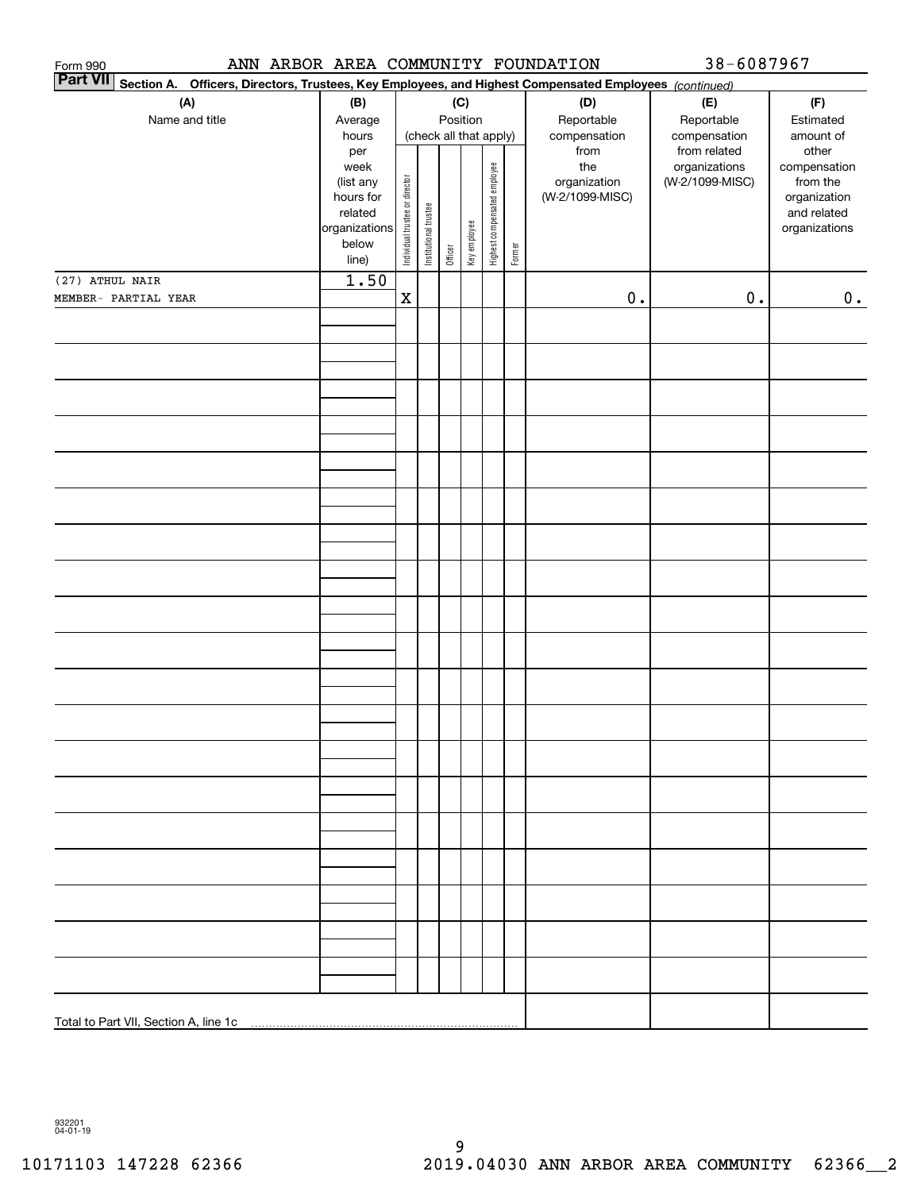Form 990 ANN ARBOR AREA COMMUNITY FOUNDATION 38-6087967

**Part VII Section A. Officers, Directors, Trustees, Key Employees, and Highest Compensated Employees** *(continued)*

| (A) Name and title | (B) Average hours per week (list any hours for related organizations below line) | (C) Position (check all that apply): Individual trustee or director | Institutional trustee | Officer | Key employee | Highest compensated employee | Former | (D) Reportable compensation from the organization (W-2/1099-MISC) | (E) Reportable compensation from related organizations (W-2/1099-MISC) | (F) Estimated amount of other compensation from the organization and related organizations |
|---|---|---|---|---|---|---|---|---|---|---|
| (27) ATHUL NAIR<br>MEMBER- PARTIAL YEAR | 1.50 | X | | | | | | 0. | 0. | 0. |
| Total to Part VII, Section A, line 1c | | | | | | | | | | |

932201 04-01-19

10171103 147228 62366 2019.04030 ANN ARBOR AREA COMMUNITY 62366__2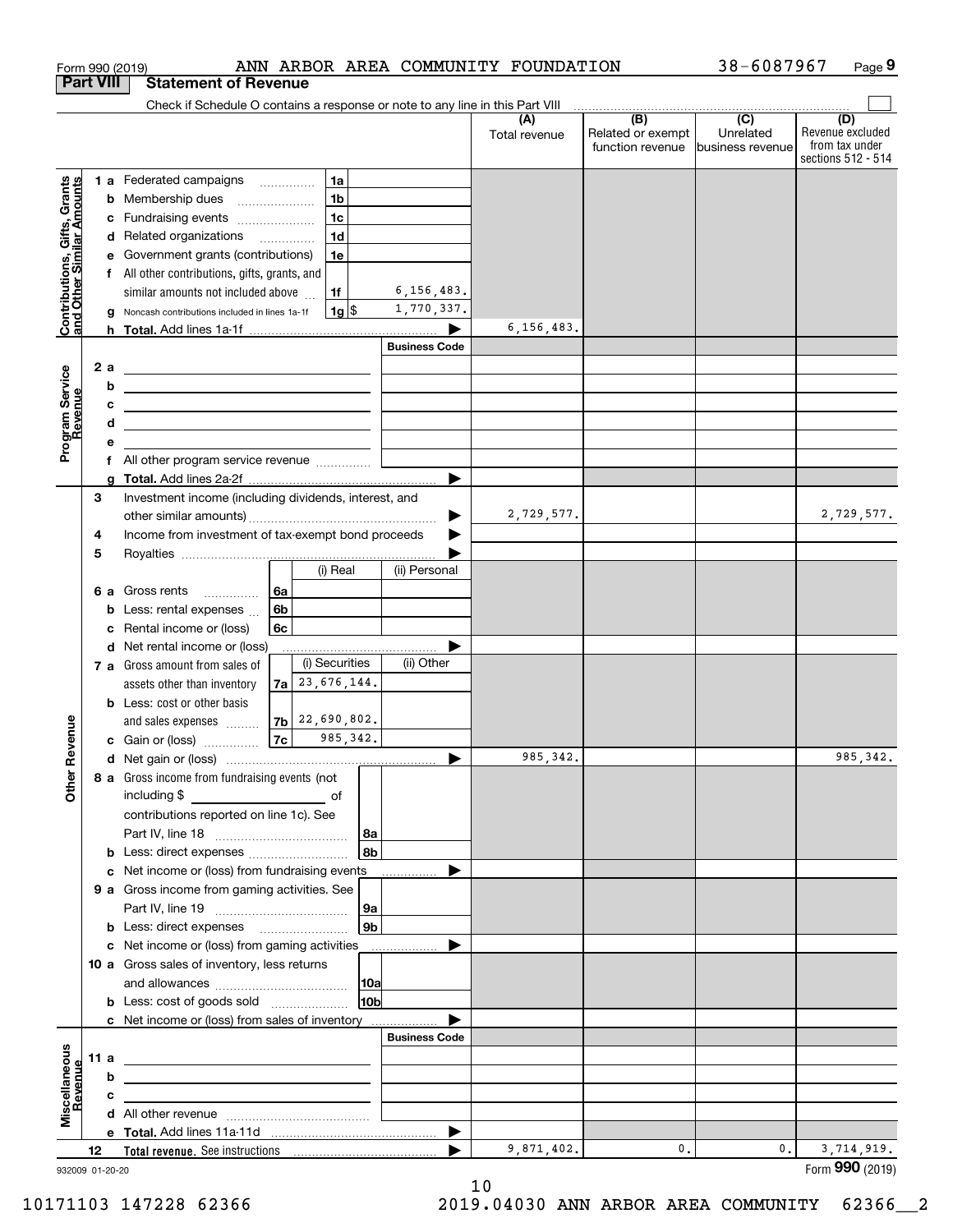Form 990 (2019) ANN ARBOR AREA COMMUNITY FOUNDATION 38-6087967 Page 9

## Part VIII Statement of Revenue

Check if Schedule O contains a response or note to any line in this Part VIII

| | | | | (A) Total revenue | (B) Related or exempt function revenue | (C) Unrelated business revenue | (D) Revenue excluded from tax under sections 512 - 514 |
|---|---|---|---|---|---|---|---|
| **Contributions, Gifts, Grants and Other Similar Amounts** | 1 a Federated campaigns | 1a | | | | | |
| | b Membership dues | 1b | | | | | |
| | c Fundraising events | 1c | | | | | |
| | d Related organizations | 1d | | | | | |
| | e Government grants (contributions) | 1e | | | | | |
| | f All other contributions, gifts, grants, and similar amounts not included above | 1f | 6,156,483. | | | | |
| | g Noncash contributions included in lines 1a-1f | 1g $ | 1,770,337. | | | | |
| | h **Total.** Add lines 1a-1f | | | 6,156,483. | | | |
| **Program Service Revenue** | | | **Business Code** | | | | |
| | 2 a | | | | | | |
| | b | | | | | | |
| | c | | | | | | |
| | d | | | | | | |
| | e | | | | | | |
| | f All other program service revenue | | | | | | |
| | g **Total.** Add lines 2a-2f | | | | | | |
| **Other Revenue** | 3 Investment income (including dividends, interest, and other similar amounts) | | | 2,729,577. | | | 2,729,577. |
| | 4 Income from investment of tax-exempt bond proceeds | | | | | | |
| | 5 Royalties | | | | | | |
| | | (i) Real | (ii) Personal | | | | |
| | 6 a Gross rents (6a) | | | | | | |
| | b Less: rental expenses (6b) | | | | | | |
| | c Rental income or (loss) (6c) | | | | | | |
| | d Net rental income or (loss) | | | | | | |
| | 7 a Gross amount from sales of assets other than inventory | (i) Securities | (ii) Other | | | | |
| | (7a) | 23,676,144. | | | | | |
| | b Less: cost or other basis and sales expenses (7b) | 22,690,802. | | | | | |
| | c Gain or (loss) (7c) | 985,342. | | | | | |
| | d Net gain or (loss) | | | 985,342. | | | 985,342. |
| | 8 a Gross income from fundraising events (not including $ ___ of contributions reported on line 1c). See Part IV, line 18 | 8a | | | | | |
| | b Less: direct expenses | 8b | | | | | |
| | c Net income or (loss) from fundraising events | | | | | | |
| | 9 a Gross income from gaming activities. See Part IV, line 19 | 9a | | | | | |
| | b Less: direct expenses | 9b | | | | | |
| | c Net income or (loss) from gaming activities | | | | | | |
| | 10 a Gross sales of inventory, less returns and allowances | 10a | | | | | |
| | b Less: cost of goods sold | 10b | | | | | |
| | c Net income or (loss) from sales of inventory | | | | | | |
| **Miscellaneous Revenue** | | | **Business Code** | | | | |
| | 11 a | | | | | | |
| | b | | | | | | |
| | c | | | | | | |
| | d All other revenue | | | | | | |
| | e **Total.** Add lines 11a-11d | | | | | | |
| | 12 **Total revenue.** See instructions | | | 9,871,402. | 0. | 0. | 3,714,919. |

932009 01-20-20

Form **990** (2019)

10171103 147228 62366 2019.04030 ANN ARBOR AREA COMMUNITY 62366__2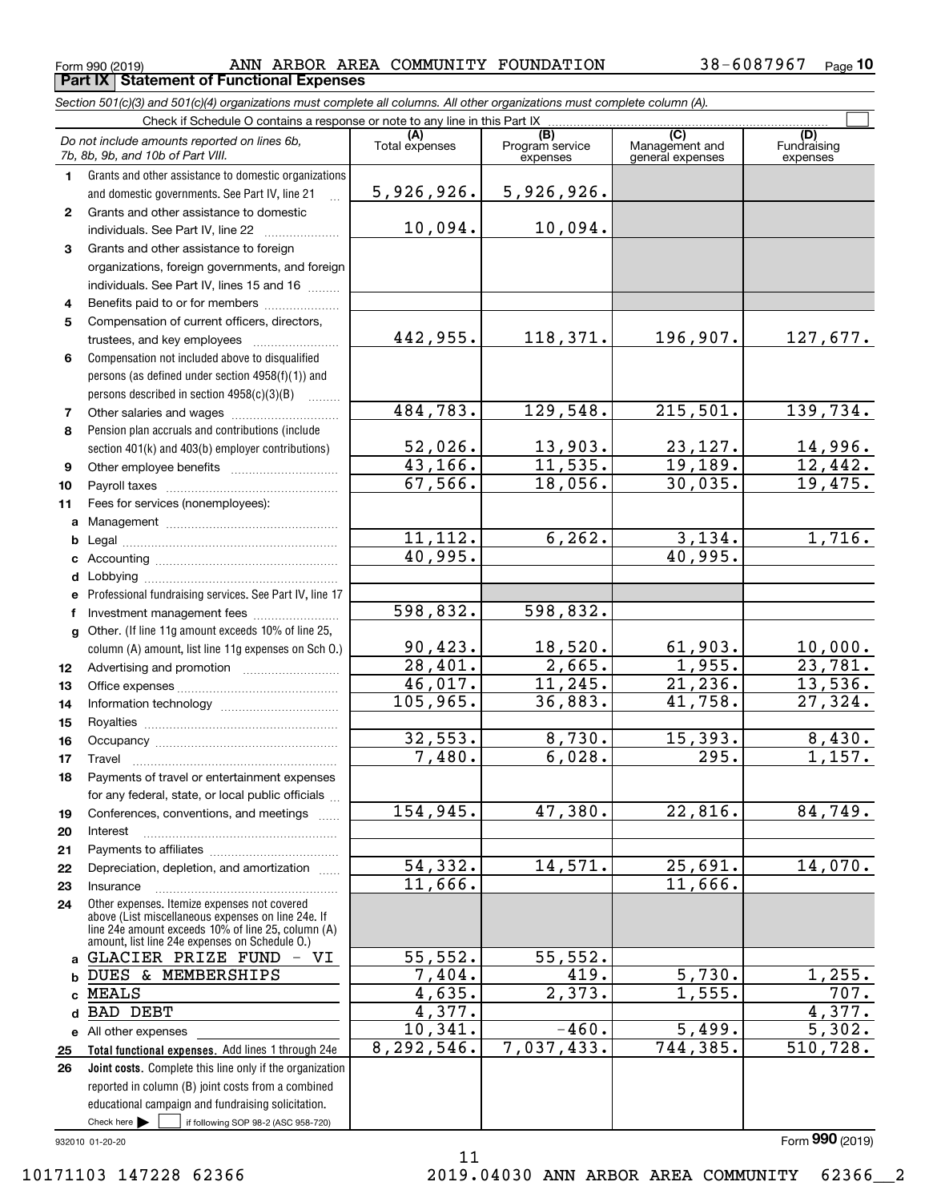Form 990 (2019) ANN ARBOR AREA COMMUNITY FOUNDATION 38-6087967 Page **10**

**Part IX Statement of Functional Expenses**

*Section 501(c)(3) and 501(c)(4) organizations must complete all columns. All other organizations must complete column (A).*

Check if Schedule O contains a response or note to any line in this Part IX ☐

| | *Do not include amounts reported on lines 6b, 7b, 8b, 9b, and 10b of Part VIII.* | (A) Total expenses | (B) Program service expenses | (C) Management and general expenses | (D) Fundraising expenses |
|---|---|---|---|---|---|
| 1 | Grants and other assistance to domestic organizations and domestic governments. See Part IV, line 21 | 5,926,926. | 5,926,926. | | |
| 2 | Grants and other assistance to domestic individuals. See Part IV, line 22 | 10,094. | 10,094. | | |
| 3 | Grants and other assistance to foreign organizations, foreign governments, and foreign individuals. See Part IV, lines 15 and 16 | | | | |
| 4 | Benefits paid to or for members | | | | |
| 5 | Compensation of current officers, directors, trustees, and key employees | 442,955. | 118,371. | 196,907. | 127,677. |
| 6 | Compensation not included above to disqualified persons (as defined under section 4958(f)(1)) and persons described in section 4958(c)(3)(B) | | | | |
| 7 | Other salaries and wages | 484,783. | 129,548. | 215,501. | 139,734. |
| 8 | Pension plan accruals and contributions (include section 401(k) and 403(b) employer contributions) | 52,026. | 13,903. | 23,127. | 14,996. |
| 9 | Other employee benefits | 43,166. | 11,535. | 19,189. | 12,442. |
| 10 | Payroll taxes | 67,566. | 18,056. | 30,035. | 19,475. |
| 11 | Fees for services (nonemployees): | | | | |
| a | Management | | | | |
| b | Legal | 11,112. | 6,262. | 3,134. | 1,716. |
| c | Accounting | 40,995. | | 40,995. | |
| d | Lobbying | | | | |
| e | Professional fundraising services. See Part IV, line 17 | | | | |
| f | Investment management fees | 598,832. | 598,832. | | |
| g | Other. (If line 11g amount exceeds 10% of line 25, column (A) amount, list line 11g expenses on Sch O.) | 90,423. | 18,520. | 61,903. | 10,000. |
| 12 | Advertising and promotion | 28,401. | 2,665. | 1,955. | 23,781. |
| 13 | Office expenses | 46,017. | 11,245. | 21,236. | 13,536. |
| 14 | Information technology | 105,965. | 36,883. | 41,758. | 27,324. |
| 15 | Royalties | | | | |
| 16 | Occupancy | 32,553. | 8,730. | 15,393. | 8,430. |
| 17 | Travel | 7,480. | 6,028. | 295. | 1,157. |
| 18 | Payments of travel or entertainment expenses for any federal, state, or local public officials | | | | |
| 19 | Conferences, conventions, and meetings | 154,945. | 47,380. | 22,816. | 84,749. |
| 20 | Interest | | | | |
| 21 | Payments to affiliates | | | | |
| 22 | Depreciation, depletion, and amortization | 54,332. | 14,571. | 25,691. | 14,070. |
| 23 | Insurance | 11,666. | | 11,666. | |
| 24 | Other expenses. Itemize expenses not covered above (List miscellaneous expenses on line 24e. If line 24e amount exceeds 10% of line 25, column (A) amount, list line 24e expenses on Schedule O.) | | | | |
| a | GLACIER PRIZE FUND - VI | 55,552. | 55,552. | | |
| b | DUES & MEMBERSHIPS | 7,404. | 419. | 5,730. | 1,255. |
| c | MEALS | 4,635. | 2,373. | 1,555. | 707. |
| d | BAD DEBT | 4,377. | | | 4,377. |
| e | All other expenses | 10,341. | -460. | 5,499. | 5,302. |
| 25 | **Total functional expenses.** Add lines 1 through 24e | 8,292,546. | 7,037,433. | 744,385. | 510,728. |
| 26 | **Joint costs.** Complete this line only if the organization reported in column (B) joint costs from a combined educational campaign and fundraising solicitation. Check here ☐ if following SOP 98-2 (ASC 958-720) | | | | |

932010 01-20-20 Form **990** (2019)

10171103 147228 62366 2019.04030 ANN ARBOR AREA COMMUNITY 62366__2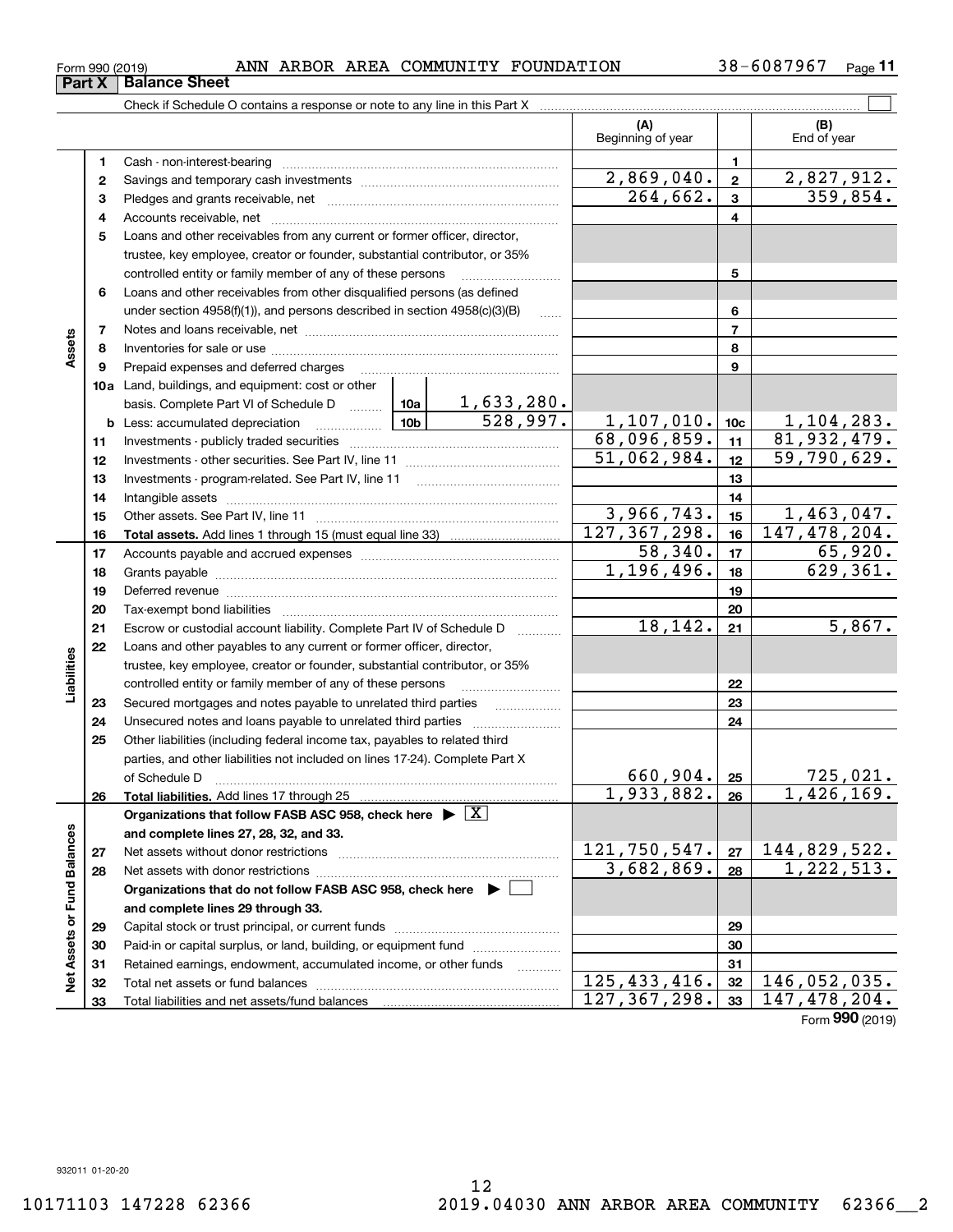Form 990 (2019) ANN ARBOR AREA COMMUNITY FOUNDATION 38-6087967 Page 11

## Part X | Balance Sheet

Check if Schedule O contains a response or note to any line in this Part X

| | | | | (A) Beginning of year | | (B) End of year |
|---|---|---|---|---|---|---|
| Assets | 1 | Cash - non-interest-bearing | | | 1 | |
| | 2 | Savings and temporary cash investments | | 2,869,040. | 2 | 2,827,912. |
| | 3 | Pledges and grants receivable, net | | 264,662. | 3 | 359,854. |
| | 4 | Accounts receivable, net | | | 4 | |
| | 5 | Loans and other receivables from any current or former officer, director, trustee, key employee, creator or founder, substantial contributor, or 35% controlled entity or family member of any of these persons | | | 5 | |
| | 6 | Loans and other receivables from other disqualified persons (as defined under section 4958(f)(1)), and persons described in section 4958(c)(3)(B) | | | 6 | |
| | 7 | Notes and loans receivable, net | | | 7 | |
| | 8 | Inventories for sale or use | | | 8 | |
| | 9 | Prepaid expenses and deferred charges | | | 9 | |
| | 10a | Land, buildings, and equipment: cost or other basis. Complete Part VI of Schedule D | 10a 1,633,280. | | | |
| | b | Less: accumulated depreciation | 10b 528,997. | 1,107,010. | 10c | 1,104,283. |
| | 11 | Investments - publicly traded securities | | 68,096,859. | 11 | 81,932,479. |
| | 12 | Investments - other securities. See Part IV, line 11 | | 51,062,984. | 12 | 59,790,629. |
| | 13 | Investments - program-related. See Part IV, line 11 | | | 13 | |
| | 14 | Intangible assets | | | 14 | |
| | 15 | Other assets. See Part IV, line 11 | | 3,966,743. | 15 | 1,463,047. |
| | 16 | **Total assets.** Add lines 1 through 15 (must equal line 33) | | 127,367,298. | 16 | 147,478,204. |
| Liabilities | 17 | Accounts payable and accrued expenses | | 58,340. | 17 | 65,920. |
| | 18 | Grants payable | | 1,196,496. | 18 | 629,361. |
| | 19 | Deferred revenue | | | 19 | |
| | 20 | Tax-exempt bond liabilities | | | 20 | |
| | 21 | Escrow or custodial account liability. Complete Part IV of Schedule D | | 18,142. | 21 | 5,867. |
| | 22 | Loans and other payables to any current or former officer, director, trustee, key employee, creator or founder, substantial contributor, or 35% controlled entity or family member of any of these persons | | | 22 | |
| | 23 | Secured mortgages and notes payable to unrelated third parties | | | 23 | |
| | 24 | Unsecured notes and loans payable to unrelated third parties | | | 24 | |
| | 25 | Other liabilities (including federal income tax, payables to related third parties, and other liabilities not included on lines 17-24). Complete Part X of Schedule D | | 660,904. | 25 | 725,021. |
| | 26 | **Total liabilities.** Add lines 17 through 25 | | 1,933,882. | 26 | 1,426,169. |
| Net Assets or Fund Balances | | **Organizations that follow FASB ASC 958, check here** ▶ X **and complete lines 27, 28, 32, and 33.** | | | | |
| | 27 | Net assets without donor restrictions | | 121,750,547. | 27 | 144,829,522. |
| | 28 | Net assets with donor restrictions | | 3,682,869. | 28 | 1,222,513. |
| | | **Organizations that do not follow FASB ASC 958, check here** ▶ ☐ **and complete lines 29 through 33.** | | | | |
| | 29 | Capital stock or trust principal, or current funds | | | 29 | |
| | 30 | Paid-in or capital surplus, or land, building, or equipment fund | | | 30 | |
| | 31 | Retained earnings, endowment, accumulated income, or other funds | | | 31 | |
| | 32 | Total net assets or fund balances | | 125,433,416. | 32 | 146,052,035. |
| | 33 | Total liabilities and net assets/fund balances | | 127,367,298. | 33 | 147,478,204. |

Form **990** (2019)

932011 01-20-20

10171103 147228 62366 2019.04030 ANN ARBOR AREA COMMUNITY 62366__2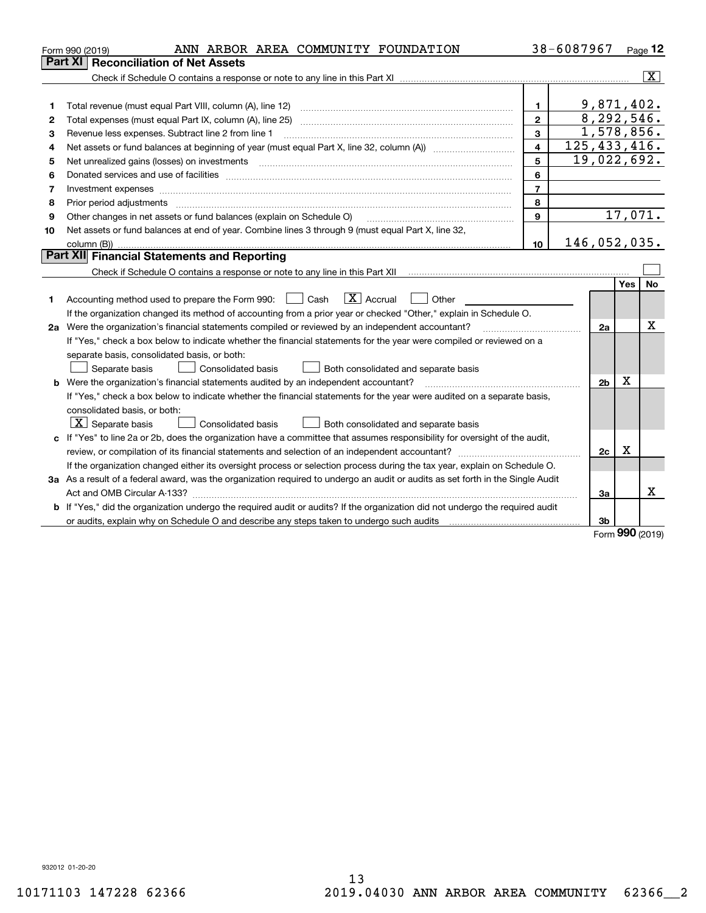Form 990 (2019) ANN ARBOR AREA COMMUNITY FOUNDATION 38-6087967 Page 12

## Part XI Reconciliation of Net Assets

Check if Schedule O contains a response or note to any line in this Part XI ..... [X]

| | | | |
|---|---|---|---|
| 1 | Total revenue (must equal Part VIII, column (A), line 12) | 1 | 9,871,402. |
| 2 | Total expenses (must equal Part IX, column (A), line 25) | 2 | 8,292,546. |
| 3 | Revenue less expenses. Subtract line 2 from line 1 | 3 | 1,578,856. |
| 4 | Net assets or fund balances at beginning of year (must equal Part X, line 32, column (A)) | 4 | 125,433,416. |
| 5 | Net unrealized gains (losses) on investments | 5 | 19,022,692. |
| 6 | Donated services and use of facilities | 6 | |
| 7 | Investment expenses | 7 | |
| 8 | Prior period adjustments | 8 | |
| 9 | Other changes in net assets or fund balances (explain on Schedule O) | 9 | 17,071. |
| 10 | Net assets or fund balances at end of year. Combine lines 3 through 9 (must equal Part X, line 32, column (B)) | 10 | 146,052,035. |

## Part XII Financial Statements and Reporting

Check if Schedule O contains a response or note to any line in this Part XII ..... [ ]

| | | | Yes | No |
|---|---|---|---|---|
| 1 | Accounting method used to prepare the Form 990: [ ] Cash [X] Accrual [ ] Other<br>If the organization changed its method of accounting from a prior year or checked "Other," explain in Schedule O. | | | |
| 2a | Were the organization's financial statements compiled or reviewed by an independent accountant?<br>If "Yes," check a box below to indicate whether the financial statements for the year were compiled or reviewed on a separate basis, consolidated basis, or both:<br>[ ] Separate basis [ ] Consolidated basis [ ] Both consolidated and separate basis | 2a | | X |
| b | Were the organization's financial statements audited by an independent accountant?<br>If "Yes," check a box below to indicate whether the financial statements for the year were audited on a separate basis, consolidated basis, or both:<br>[X] Separate basis [ ] Consolidated basis [ ] Both consolidated and separate basis | 2b | X | |
| c | If "Yes" to line 2a or 2b, does the organization have a committee that assumes responsibility for oversight of the audit, review, or compilation of its financial statements and selection of an independent accountant?<br>If the organization changed either its oversight process or selection process during the tax year, explain on Schedule O. | 2c | X | |
| 3a | As a result of a federal award, was the organization required to undergo an audit or audits as set forth in the Single Audit Act and OMB Circular A-133? | 3a | | X |
| b | If "Yes," did the organization undergo the required audit or audits? If the organization did not undergo the required audit or audits, explain why on Schedule O and describe any steps taken to undergo such audits | 3b | | |

Form 990 (2019)

932012 01-20-20

10171103 147228 62366 2019.04030 ANN ARBOR AREA COMMUNITY 62366__2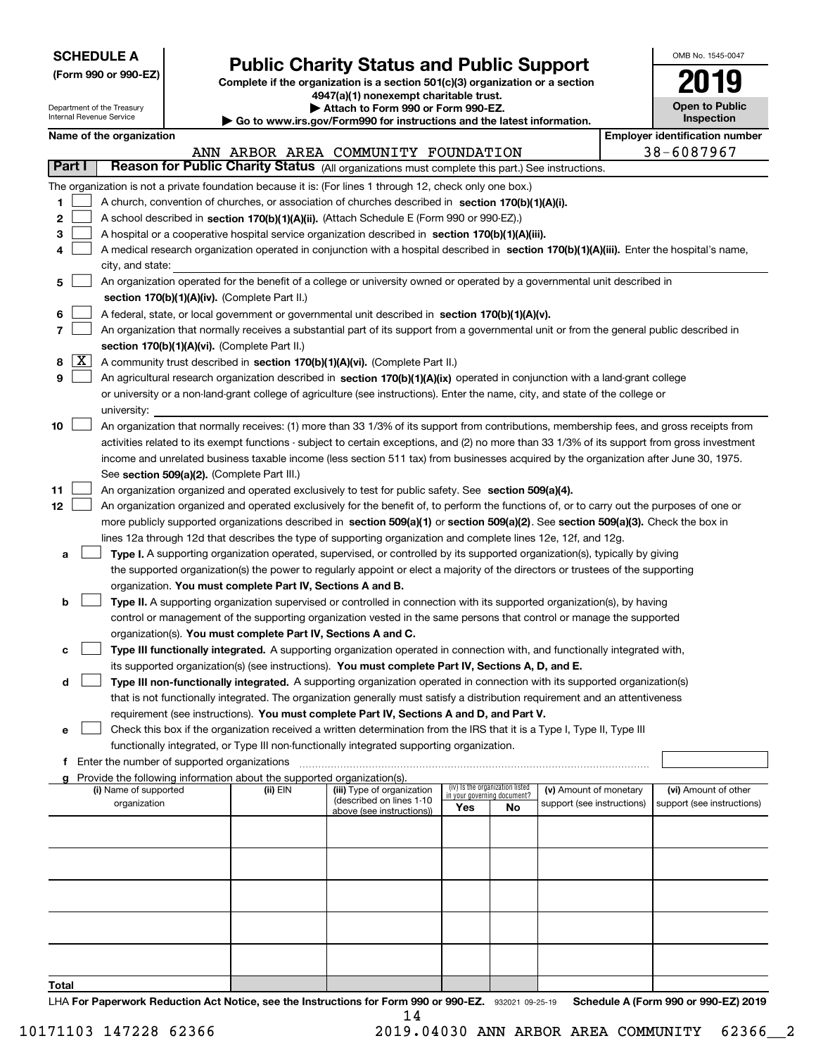**SCHEDULE A**
**(Form 990 or 990-EZ)**

Department of the Treasury
Internal Revenue Service

# Public Charity Status and Public Support

**Complete if the organization is a section 501(c)(3) organization or a section 4947(a)(1) nonexempt charitable trust.**
**▶ Attach to Form 990 or Form 990-EZ.**
**▶ Go to www.irs.gov/Form990 for instructions and the latest information.**

OMB No. 1545-0047

**2019**

**Open to Public Inspection**

**Name of the organization**: ANN ARBOR AREA COMMUNITY FOUNDATION
**Employer identification number**: 38-6087967

## Part I — Reason for Public Charity Status (All organizations must complete this part.) See instructions.

The organization is not a private foundation because it is: (For lines 1 through 12, check only one box.)

1 ☐ A church, convention of churches, or association of churches described in **section 170(b)(1)(A)(i).**

2 ☐ A school described in **section 170(b)(1)(A)(ii).** (Attach Schedule E (Form 990 or 990-EZ).)

3 ☐ A hospital or a cooperative hospital service organization described in **section 170(b)(1)(A)(iii).**

4 ☐ A medical research organization operated in conjunction with a hospital described in **section 170(b)(1)(A)(iii).** Enter the hospital's name, city, and state:

5 ☐ An organization operated for the benefit of a college or university owned or operated by a governmental unit described in **section 170(b)(1)(A)(iv).** (Complete Part II.)

6 ☐ A federal, state, or local government or governmental unit described in **section 170(b)(1)(A)(v).**

7 ☐ An organization that normally receives a substantial part of its support from a governmental unit or from the general public described in **section 170(b)(1)(A)(vi).** (Complete Part II.)

8 ☒ A community trust described in **section 170(b)(1)(A)(vi).** (Complete Part II.)

9 ☐ An agricultural research organization described in **section 170(b)(1)(A)(ix)** operated in conjunction with a land-grant college or university or a non-land-grant college of agriculture (see instructions). Enter the name, city, and state of the college or university:

10 ☐ An organization that normally receives: (1) more than 33 1/3% of its support from contributions, membership fees, and gross receipts from activities related to its exempt functions - subject to certain exceptions, and (2) no more than 33 1/3% of its support from gross investment income and unrelated business taxable income (less section 511 tax) from businesses acquired by the organization after June 30, 1975. See **section 509(a)(2).** (Complete Part III.)

11 ☐ An organization organized and operated exclusively to test for public safety. See **section 509(a)(4).**

12 ☐ An organization organized and operated exclusively for the benefit of, to perform the functions of, or to carry out the purposes of one or more publicly supported organizations described in **section 509(a)(1)** or **section 509(a)(2)**. See **section 509(a)(3).** Check the box in lines 12a through 12d that describes the type of supporting organization and complete lines 12e, 12f, and 12g.

a ☐ **Type I.** A supporting organization operated, supervised, or controlled by its supported organization(s), typically by giving the supported organization(s) the power to regularly appoint or elect a majority of the directors or trustees of the supporting organization. **You must complete Part IV, Sections A and B.**

b ☐ **Type II.** A supporting organization supervised or controlled in connection with its supported organization(s), by having control or management of the supporting organization vested in the same persons that control or manage the supported organization(s). **You must complete Part IV, Sections A and C.**

c ☐ **Type III functionally integrated.** A supporting organization operated in connection with, and functionally integrated with, its supported organization(s) (see instructions). **You must complete Part IV, Sections A, D, and E.**

d ☐ **Type III non-functionally integrated.** A supporting organization operated in connection with its supported organization(s) that is not functionally integrated. The organization generally must satisfy a distribution requirement and an attentiveness requirement (see instructions). **You must complete Part IV, Sections A and D, and Part V.**

e ☐ Check this box if the organization received a written determination from the IRS that it is a Type I, Type II, Type III functionally integrated, or Type III non-functionally integrated supporting organization.

f Enter the number of supported organizations

g Provide the following information about the supported organization(s).

| (i) Name of supported organization | (ii) EIN | (iii) Type of organization (described on lines 1-10 above (see instructions)) | (iv) Is the organization listed in your governing document? Yes | No | (v) Amount of monetary support (see instructions) | (vi) Amount of other support (see instructions) |
|---|---|---|---|---|---|---|
| | | | | | | |
| | | | | | | |
| | | | | | | |
| | | | | | | |
| | | | | | | |
| **Total** | | | | | | |

LHA **For Paperwork Reduction Act Notice, see the Instructions for Form 990 or 990-EZ.** 932021 09-25-19 **Schedule A (Form 990 or 990-EZ) 2019**

10171103 147228 62366 2019.04030 ANN ARBOR AREA COMMUNITY 62366__2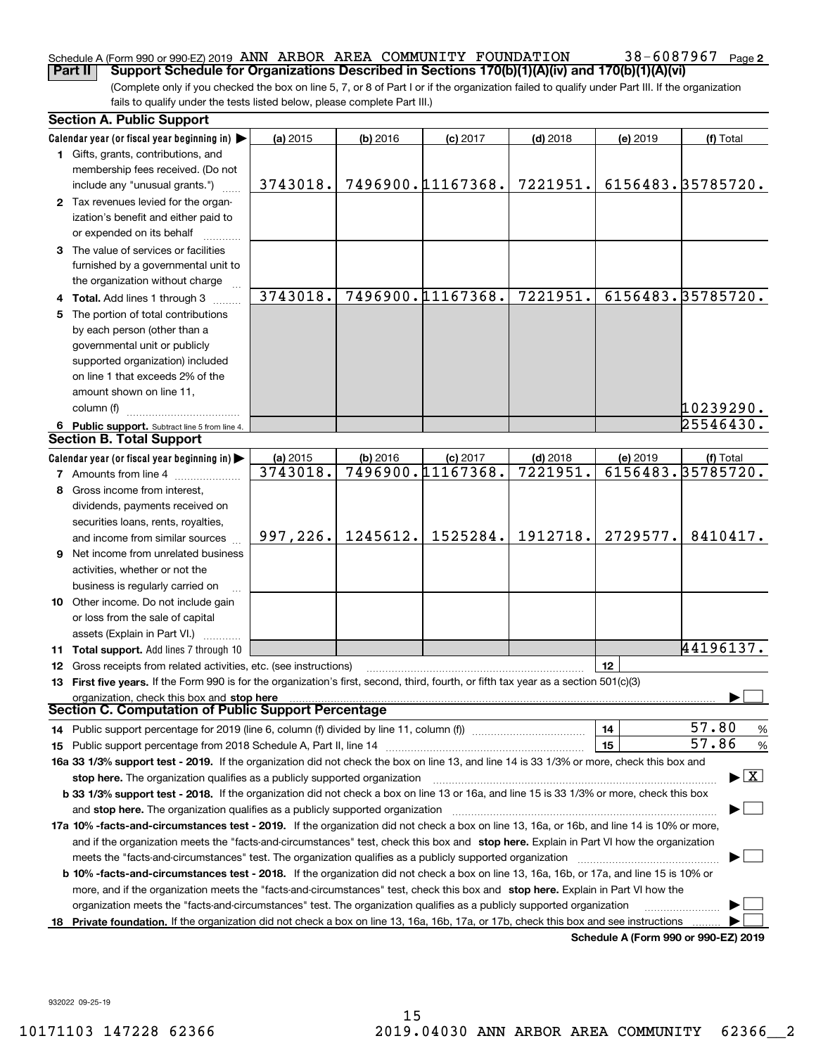Schedule A (Form 990 or 990-EZ) 2019 ANN ARBOR AREA COMMUNITY FOUNDATION 38-6087967 Page 2

## Part II Support Schedule for Organizations Described in Sections 170(b)(1)(A)(iv) and 170(b)(1)(A)(vi)

(Complete only if you checked the box on line 5, 7, or 8 of Part I or if the organization failed to qualify under Part III. If the organization fails to qualify under the tests listed below, please complete Part III.)

### Section A. Public Support

| Calendar year (or fiscal year beginning in) ▶ | (a) 2015 | (b) 2016 | (c) 2017 | (d) 2018 | (e) 2019 | (f) Total |
|---|---|---|---|---|---|---|
| 1 Gifts, grants, contributions, and membership fees received. (Do not include any "unusual grants.") | 3743018. | 7496900. | 11167368. | 7221951. | 6156483. | 35785720. |
| 2 Tax revenues levied for the organization's benefit and either paid to or expended on its behalf | | | | | | |
| 3 The value of services or facilities furnished by a governmental unit to the organization without charge | | | | | | |
| 4 Total. Add lines 1 through 3 | 3743018. | 7496900. | 11167368. | 7221951. | 6156483. | 35785720. |
| 5 The portion of total contributions by each person (other than a governmental unit or publicly supported organization) included on line 1 that exceeds 2% of the amount shown on line 11, column (f) | | | | | | 10239290. |
| 6 Public support. Subtract line 5 from line 4. | | | | | | 25546430. |

### Section B. Total Support

| Calendar year (or fiscal year beginning in) ▶ | (a) 2015 | (b) 2016 | (c) 2017 | (d) 2018 | (e) 2019 | (f) Total |
|---|---|---|---|---|---|---|
| 7 Amounts from line 4 | 3743018. | 7496900. | 11167368. | 7221951. | 6156483. | 35785720. |
| 8 Gross income from interest, dividends, payments received on securities loans, rents, royalties, and income from similar sources | 997,226. | 1245612. | 1525284. | 1912718. | 2729577. | 8410417. |
| 9 Net income from unrelated business activities, whether or not the business is regularly carried on | | | | | | |
| 10 Other income. Do not include gain or loss from the sale of capital assets (Explain in Part VI.) | | | | | | |
| 11 Total support. Add lines 7 through 10 | | | | | | 44196137. |

12 Gross receipts from related activities, etc. (see instructions) | 12 |

13 **First five years.** If the Form 990 is for the organization's first, second, third, fourth, or fifth tax year as a section 501(c)(3) organization, check this box and **stop here** ▶ ☐

### Section C. Computation of Public Support Percentage

14 Public support percentage for 2019 (line 6, column (f) divided by line 11, column (f)) | 14 | 57.80 %

15 Public support percentage from 2018 Schedule A, Part II, line 14 | 15 | 57.86 %

**16a 33 1/3% support test - 2019.** If the organization did not check the box on line 13, and line 14 is 33 1/3% or more, check this box and **stop here.** The organization qualifies as a publicly supported organization ▶ ☒

**b 33 1/3% support test - 2018.** If the organization did not check a box on line 13 or 16a, and line 15 is 33 1/3% or more, check this box and **stop here.** The organization qualifies as a publicly supported organization ▶ ☐

**17a 10% -facts-and-circumstances test - 2019.** If the organization did not check a box on line 13, 16a, or 16b, and line 14 is 10% or more, and if the organization meets the "facts-and-circumstances" test, check this box and **stop here.** Explain in Part VI how the organization meets the "facts-and-circumstances" test. The organization qualifies as a publicly supported organization ▶ ☐

**b 10% -facts-and-circumstances test - 2018.** If the organization did not check a box on line 13, 16a, 16b, or 17a, and line 15 is 10% or more, and if the organization meets the "facts-and-circumstances" test, check this box and **stop here.** Explain in Part VI how the organization meets the "facts-and-circumstances" test. The organization qualifies as a publicly supported organization ▶ ☐

**18 Private foundation.** If the organization did not check a box on line 13, 16a, 16b, 17a, or 17b, check this box and see instructions ▶ ☐

**Schedule A (Form 990 or 990-EZ) 2019**

932022 09-25-19

10171103 147228 62366 2019.04030 ANN ARBOR AREA COMMUNITY 62366__2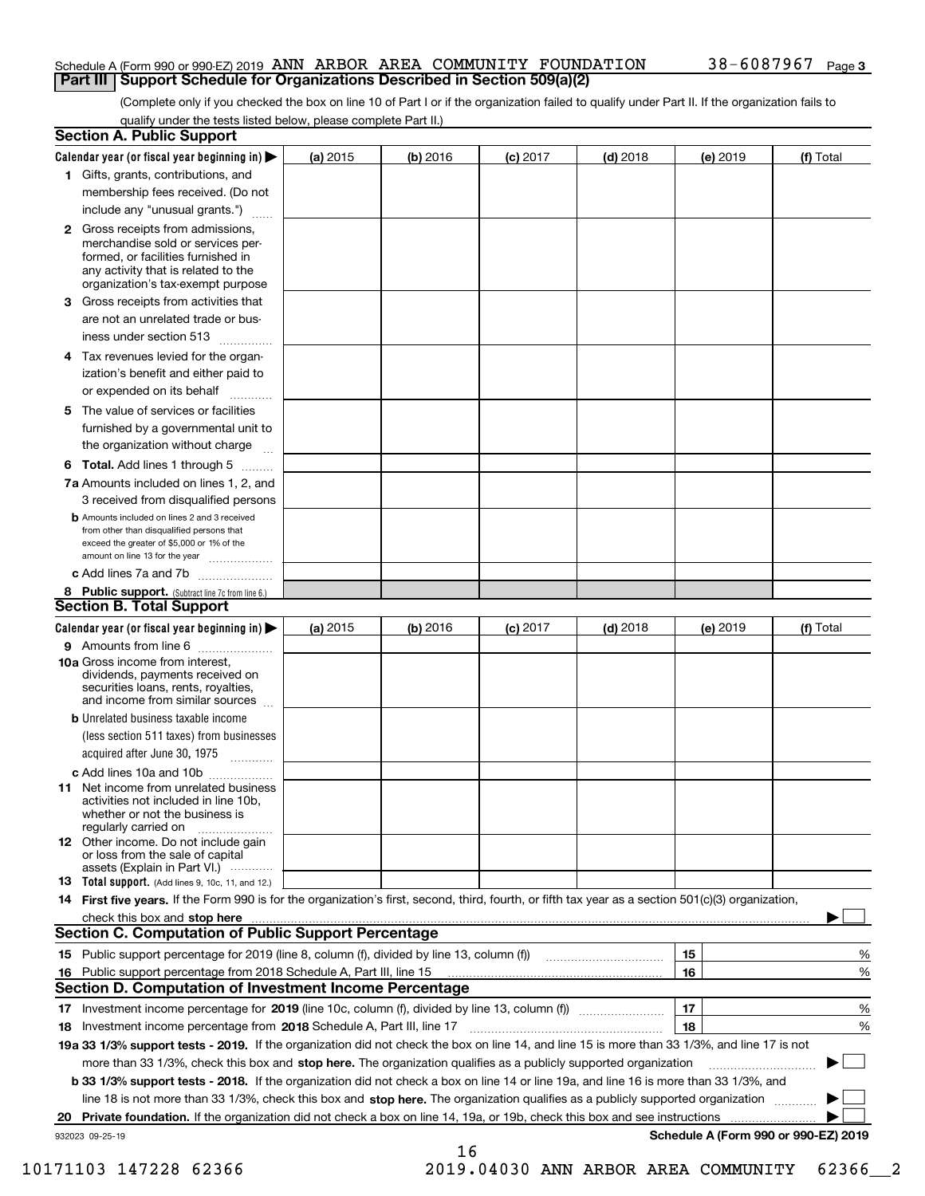Schedule A (Form 990 or 990-EZ) 2019 ANN ARBOR AREA COMMUNITY FOUNDATION 38-6087967 Page 3

## Part III Support Schedule for Organizations Described in Section 509(a)(2)

(Complete only if you checked the box on line 10 of Part I or if the organization failed to qualify under Part II. If the organization fails to qualify under the tests listed below, please complete Part II.)

### Section A. Public Support

| Calendar year (or fiscal year beginning in) ▶ | (a) 2015 | (b) 2016 | (c) 2017 | (d) 2018 | (e) 2019 | (f) Total |
|---|---|---|---|---|---|---|
| 1 Gifts, grants, contributions, and membership fees received. (Do not include any "unusual grants.") | | | | | | |
| 2 Gross receipts from admissions, merchandise sold or services performed, or facilities furnished in any activity that is related to the organization's tax-exempt purpose | | | | | | |
| 3 Gross receipts from activities that are not an unrelated trade or business under section 513 | | | | | | |
| 4 Tax revenues levied for the organization's benefit and either paid to or expended on its behalf | | | | | | |
| 5 The value of services or facilities furnished by a governmental unit to the organization without charge | | | | | | |
| 6 Total. Add lines 1 through 5 | | | | | | |
| 7a Amounts included on lines 1, 2, and 3 received from disqualified persons | | | | | | |
| b Amounts included on lines 2 and 3 received from other than disqualified persons that exceed the greater of $5,000 or 1% of the amount on line 13 for the year | | | | | | |
| c Add lines 7a and 7b | | | | | | |
| 8 Public support. (Subtract line 7c from line 6.) | | | | | | |

### Section B. Total Support

| Calendar year (or fiscal year beginning in) ▶ | (a) 2015 | (b) 2016 | (c) 2017 | (d) 2018 | (e) 2019 | (f) Total |
|---|---|---|---|---|---|---|
| 9 Amounts from line 6 | | | | | | |
| 10a Gross income from interest, dividends, payments received on securities loans, rents, royalties, and income from similar sources | | | | | | |
| b Unrelated business taxable income (less section 511 taxes) from businesses acquired after June 30, 1975 | | | | | | |
| c Add lines 10a and 10b | | | | | | |
| 11 Net income from unrelated business activities not included in line 10b, whether or not the business is regularly carried on | | | | | | |
| 12 Other income. Do not include gain or loss from the sale of capital assets (Explain in Part VI.) | | | | | | |
| 13 Total support. (Add lines 9, 10c, 11, and 12.) | | | | | | |

14 **First five years.** If the Form 990 is for the organization's first, second, third, fourth, or fifth tax year as a section 501(c)(3) organization, check this box and **stop here** ▶ ☐

### Section C. Computation of Public Support Percentage

| | | |
|---|---|---|
| 15 Public support percentage for 2019 (line 8, column (f), divided by line 13, column (f)) | 15 | % |
| 16 Public support percentage from 2018 Schedule A, Part III, line 15 | 16 | % |

### Section D. Computation of Investment Income Percentage

| | | |
|---|---|---|
| 17 Investment income percentage for **2019** (line 10c, column (f), divided by line 13, column (f)) | 17 | % |
| 18 Investment income percentage from **2018** Schedule A, Part III, line 17 | 18 | % |

**19a 33 1/3% support tests - 2019.** If the organization did not check the box on line 14, and line 15 is more than 33 1/3%, and line 17 is not more than 33 1/3%, check this box and **stop here.** The organization qualifies as a publicly supported organization ▶ ☐

**b 33 1/3% support tests - 2018.** If the organization did not check a box on line 14 or line 19a, and line 16 is more than 33 1/3%, and line 18 is not more than 33 1/3%, check this box and **stop here.** The organization qualifies as a publicly supported organization ▶ ☐

**20 Private foundation.** If the organization did not check a box on line 14, 19a, or 19b, check this box and see instructions ▶ ☐

932023 09-25-19 **Schedule A (Form 990 or 990-EZ) 2019**

10171103 147228 62366 2019.04030 ANN ARBOR AREA COMMUNITY 62366__2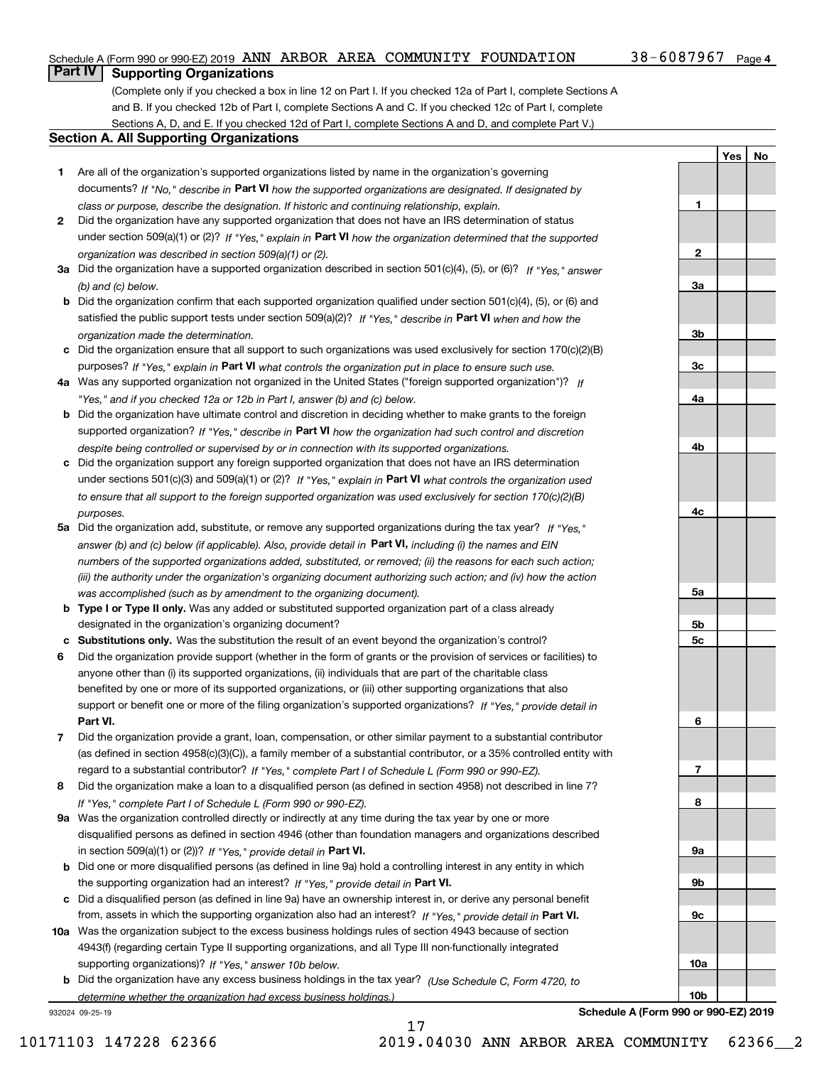Schedule A (Form 990 or 990-EZ) 2019 ANN ARBOR AREA COMMUNITY FOUNDATION 38-6087967 Page 4

## Part IV Supporting Organizations

(Complete only if you checked a box in line 12 on Part I. If you checked 12a of Part I, complete Sections A and B. If you checked 12b of Part I, complete Sections A and C. If you checked 12c of Part I, complete Sections A, D, and E. If you checked 12d of Part I, complete Sections A and D, and complete Part V.)

### Section A. All Supporting Organizations

| | | | Yes | No |
|---|---|---|---|---|
| **1** | Are all of the organization's supported organizations listed by name in the organization's governing documents? *If "No," describe in* **Part VI** *how the supported organizations are designated. If designated by class or purpose, describe the designation. If historic and continuing relationship, explain.* | **1** | | |
| **2** | Did the organization have any supported organization that does not have an IRS determination of status under section 509(a)(1) or (2)? *If "Yes," explain in* **Part VI** *how the organization determined that the supported organization was described in section 509(a)(1) or (2).* | **2** | | |
| **3a** | Did the organization have a supported organization described in section 501(c)(4), (5), or (6)? *If "Yes," answer (b) and (c) below.* | **3a** | | |
| **b** | Did the organization confirm that each supported organization qualified under section 501(c)(4), (5), or (6) and satisfied the public support tests under section 509(a)(2)? *If "Yes," describe in* **Part VI** *when and how the organization made the determination.* | **3b** | | |
| **c** | Did the organization ensure that all support to such organizations was used exclusively for section 170(c)(2)(B) purposes? *If "Yes," explain in* **Part VI** *what controls the organization put in place to ensure such use.* | **3c** | | |
| **4a** | Was any supported organization not organized in the United States ("foreign supported organization")? *If "Yes," and if you checked 12a or 12b in Part I, answer (b) and (c) below.* | **4a** | | |
| **b** | Did the organization have ultimate control and discretion in deciding whether to make grants to the foreign supported organization? *If "Yes," describe in* **Part VI** *how the organization had such control and discretion despite being controlled or supervised by or in connection with its supported organizations.* | **4b** | | |
| **c** | Did the organization support any foreign supported organization that does not have an IRS determination under sections 501(c)(3) and 509(a)(1) or (2)? *If "Yes," explain in* **Part VI** *what controls the organization used to ensure that all support to the foreign supported organization was used exclusively for section 170(c)(2)(B) purposes.* | **4c** | | |
| **5a** | Did the organization add, substitute, or remove any supported organizations during the tax year? *If "Yes," answer (b) and (c) below (if applicable). Also, provide detail in* **Part VI,** *including (i) the names and EIN numbers of the supported organizations added, substituted, or removed; (ii) the reasons for each such action; (iii) the authority under the organization's organizing document authorizing such action; and (iv) how the action was accomplished (such as by amendment to the organizing document).* | **5a** | | |
| **b** | **Type I or Type II only.** Was any added or substituted supported organization part of a class already designated in the organization's organizing document? | **5b** | | |
| **c** | **Substitutions only.** Was the substitution the result of an event beyond the organization's control? | **5c** | | |
| **6** | Did the organization provide support (whether in the form of grants or the provision of services or facilities) to anyone other than (i) its supported organizations, (ii) individuals that are part of the charitable class benefited by one or more of its supported organizations, or (iii) other supporting organizations that also support or benefit one or more of the filing organization's supported organizations? *If "Yes," provide detail in* **Part VI.** | **6** | | |
| **7** | Did the organization provide a grant, loan, compensation, or other similar payment to a substantial contributor (as defined in section 4958(c)(3)(C)), a family member of a substantial contributor, or a 35% controlled entity with regard to a substantial contributor? *If "Yes," complete Part I of Schedule L (Form 990 or 990-EZ).* | **7** | | |
| **8** | Did the organization make a loan to a disqualified person (as defined in section 4958) not described in line 7? *If "Yes," complete Part I of Schedule L (Form 990 or 990-EZ).* | **8** | | |
| **9a** | Was the organization controlled directly or indirectly at any time during the tax year by one or more disqualified persons as defined in section 4946 (other than foundation managers and organizations described in section 509(a)(1) or (2))? *If "Yes," provide detail in* **Part VI.** | **9a** | | |
| **b** | Did one or more disqualified persons (as defined in line 9a) hold a controlling interest in any entity in which the supporting organization had an interest? *If "Yes," provide detail in* **Part VI.** | **9b** | | |
| **c** | Did a disqualified person (as defined in line 9a) have an ownership interest in, or derive any personal benefit from, assets in which the supporting organization also had an interest? *If "Yes," provide detail in* **Part VI.** | **9c** | | |
| **10a** | Was the organization subject to the excess business holdings rules of section 4943 because of section 4943(f) (regarding certain Type II supporting organizations, and all Type III non-functionally integrated supporting organizations)? *If "Yes," answer 10b below.* | **10a** | | |
| **b** | Did the organization have any excess business holdings in the tax year? *(Use Schedule C, Form 4720, to determine whether the organization had excess business holdings.)* | **10b** | | |

932024 09-25-19 **Schedule A (Form 990 or 990-EZ) 2019**

10171103 147228 62366 2019.04030 ANN ARBOR AREA COMMUNITY 62366__2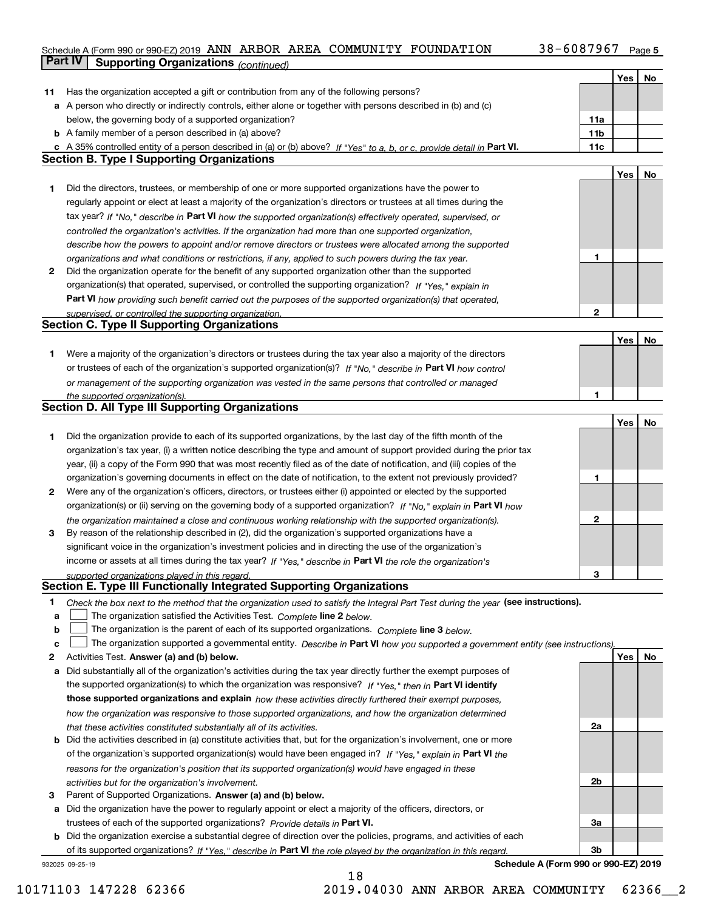Schedule A (Form 990 or 990-EZ) 2019 ANN ARBOR AREA COMMUNITY FOUNDATION 38-6087967 Page **5**

## Part IV Supporting Organizations *(continued)*

| | | | Yes | No |
|---|---|---|---|---|
| **11** | Has the organization accepted a gift or contribution from any of the following persons? | | | |
| **a** | A person who directly or indirectly controls, either alone or together with persons described in (b) and (c) below, the governing body of a supported organization? | **11a** | | |
| **b** | A family member of a person described in (a) above? | **11b** | | |
| **c** | A 35% controlled entity of a person described in (a) or (b) above? *If "Yes" to a, b, or c, provide detail in* **Part VI.** | **11c** | | |

### Section B. Type I Supporting Organizations

| | | | Yes | No |
|---|---|---|---|---|
| **1** | Did the directors, trustees, or membership of one or more supported organizations have the power to regularly appoint or elect at least a majority of the organization's directors or trustees at all times during the tax year? *If "No," describe in* **Part VI** *how the supported organization(s) effectively operated, supervised, or controlled the organization's activities. If the organization had more than one supported organization, describe how the powers to appoint and/or remove directors or trustees were allocated among the supported organizations and what conditions or restrictions, if any, applied to such powers during the tax year.* | **1** | | |
| **2** | Did the organization operate for the benefit of any supported organization other than the supported organization(s) that operated, supervised, or controlled the supporting organization? *If "Yes," explain in* **Part VI** *how providing such benefit carried out the purposes of the supported organization(s) that operated, supervised, or controlled the supporting organization.* | **2** | | |

### Section C. Type II Supporting Organizations

| | | | Yes | No |
|---|---|---|---|---|
| **1** | Were a majority of the organization's directors or trustees during the tax year also a majority of the directors or trustees of each of the organization's supported organization(s)? *If "No," describe in* **Part VI** *how control or management of the supporting organization was vested in the same persons that controlled or managed the supported organization(s).* | **1** | | |

### Section D. All Type III Supporting Organizations

| | | | Yes | No |
|---|---|---|---|---|
| **1** | Did the organization provide to each of its supported organizations, by the last day of the fifth month of the organization's tax year, (i) a written notice describing the type and amount of support provided during the prior tax year, (ii) a copy of the Form 990 that was most recently filed as of the date of notification, and (iii) copies of the organization's governing documents in effect on the date of notification, to the extent not previously provided? | **1** | | |
| **2** | Were any of the organization's officers, directors, or trustees either (i) appointed or elected by the supported organization(s) or (ii) serving on the governing body of a supported organization? *If "No," explain in* **Part VI** *how the organization maintained a close and continuous working relationship with the supported organization(s).* | **2** | | |
| **3** | By reason of the relationship described in (2), did the organization's supported organizations have a significant voice in the organization's investment policies and in directing the use of the organization's income or assets at all times during the tax year? *If "Yes," describe in* **Part VI** *the role the organization's supported organizations played in this regard.* | **3** | | |

### Section E. Type III Functionally Integrated Supporting Organizations

**1** *Check the box next to the method that the organization used to satisfy the Integral Part Test during the year* **(see instructions).**

- **a** ☐ The organization satisfied the Activities Test. *Complete* **line 2** *below.*
- **b** ☐ The organization is the parent of each of its supported organizations. *Complete* **line 3** *below.*
- **c** ☐ The organization supported a governmental entity. *Describe in* **Part VI** *how you supported a government entity (see instructions).*

| | | | Yes | No |
|---|---|---|---|---|
| **2** | Activities Test. **Answer (a) and (b) below.** | | | |
| **a** | Did substantially all of the organization's activities during the tax year directly further the exempt purposes of the supported organization(s) to which the organization was responsive? *If "Yes," then in* **Part VI identify those supported organizations and explain** *how these activities directly furthered their exempt purposes, how the organization was responsive to those supported organizations, and how the organization determined that these activities constituted substantially all of its activities.* | **2a** | | |
| **b** | Did the activities described in (a) constitute activities that, but for the organization's involvement, one or more of the organization's supported organization(s) would have been engaged in? *If "Yes," explain in* **Part VI** *the reasons for the organization's position that its supported organization(s) would have engaged in these activities but for the organization's involvement.* | **2b** | | |
| **3** | Parent of Supported Organizations. **Answer (a) and (b) below.** | | | |
| **a** | Did the organization have the power to regularly appoint or elect a majority of the officers, directors, or trustees of each of the supported organizations? *Provide details in* **Part VI.** | **3a** | | |
| **b** | Did the organization exercise a substantial degree of direction over the policies, programs, and activities of each of its supported organizations? *If "Yes," describe in* **Part VI** *the role played by the organization in this regard.* | **3b** | | |

932025 09-25-19 **Schedule A (Form 990 or 990-EZ) 2019**

10171103 147228 62366 2019.04030 ANN ARBOR AREA COMMUNITY 62366__2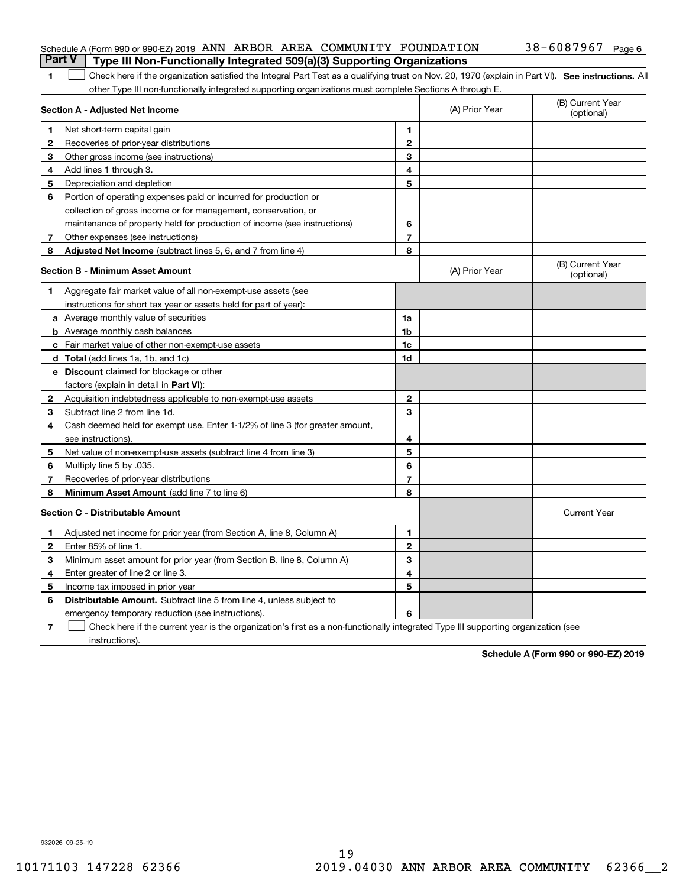Schedule A (Form 990 or 990-EZ) 2019 ANN ARBOR AREA COMMUNITY FOUNDATION 38-6087967 Page 6

## Part V Type III Non-Functionally Integrated 509(a)(3) Supporting Organizations

**1** ☐ Check here if the organization satisfied the Integral Part Test as a qualifying trust on Nov. 20, 1970 (explain in Part VI). **See instructions.** All other Type III non-functionally integrated supporting organizations must complete Sections A through E.

| **Section A - Adjusted Net Income** | | (A) Prior Year | (B) Current Year (optional) |
|---|---|---|---|
| **1** Net short-term capital gain | 1 | | |
| **2** Recoveries of prior-year distributions | 2 | | |
| **3** Other gross income (see instructions) | 3 | | |
| **4** Add lines 1 through 3. | 4 | | |
| **5** Depreciation and depletion | 5 | | |
| **6** Portion of operating expenses paid or incurred for production or collection of gross income or for management, conservation, or maintenance of property held for production of income (see instructions) | 6 | | |
| **7** Other expenses (see instructions) | 7 | | |
| **8** **Adjusted Net Income** (subtract lines 5, 6, and 7 from line 4) | 8 | | |

| **Section B - Minimum Asset Amount** | | (A) Prior Year | (B) Current Year (optional) |
|---|---|---|---|
| **1** Aggregate fair market value of all non-exempt-use assets (see instructions for short tax year or assets held for part of year): | | | |
| **a** Average monthly value of securities | 1a | | |
| **b** Average monthly cash balances | 1b | | |
| **c** Fair market value of other non-exempt-use assets | 1c | | |
| **d** **Total** (add lines 1a, 1b, and 1c) | 1d | | |
| **e** **Discount** claimed for blockage or other factors (explain in detail in **Part VI**): | | | |
| **2** Acquisition indebtedness applicable to non-exempt-use assets | 2 | | |
| **3** Subtract line 2 from line 1d. | 3 | | |
| **4** Cash deemed held for exempt use. Enter 1-1/2% of line 3 (for greater amount, see instructions). | 4 | | |
| **5** Net value of non-exempt-use assets (subtract line 4 from line 3) | 5 | | |
| **6** Multiply line 5 by .035. | 6 | | |
| **7** Recoveries of prior-year distributions | 7 | | |
| **8** **Minimum Asset Amount** (add line 7 to line 6) | 8 | | |

| **Section C - Distributable Amount** | | | Current Year |
|---|---|---|---|
| **1** Adjusted net income for prior year (from Section A, line 8, Column A) | 1 | | |
| **2** Enter 85% of line 1. | 2 | | |
| **3** Minimum asset amount for prior year (from Section B, line 8, Column A) | 3 | | |
| **4** Enter greater of line 2 or line 3. | 4 | | |
| **5** Income tax imposed in prior year | 5 | | |
| **6** **Distributable Amount.** Subtract line 5 from line 4, unless subject to emergency temporary reduction (see instructions). | 6 | | |

**7** ☐ Check here if the current year is the organization's first as a non-functionally integrated Type III supporting organization (see instructions).

**Schedule A (Form 990 or 990-EZ) 2019**

932026 09-25-19

10171103 147228 62366 2019.04030 ANN ARBOR AREA COMMUNITY 62366__2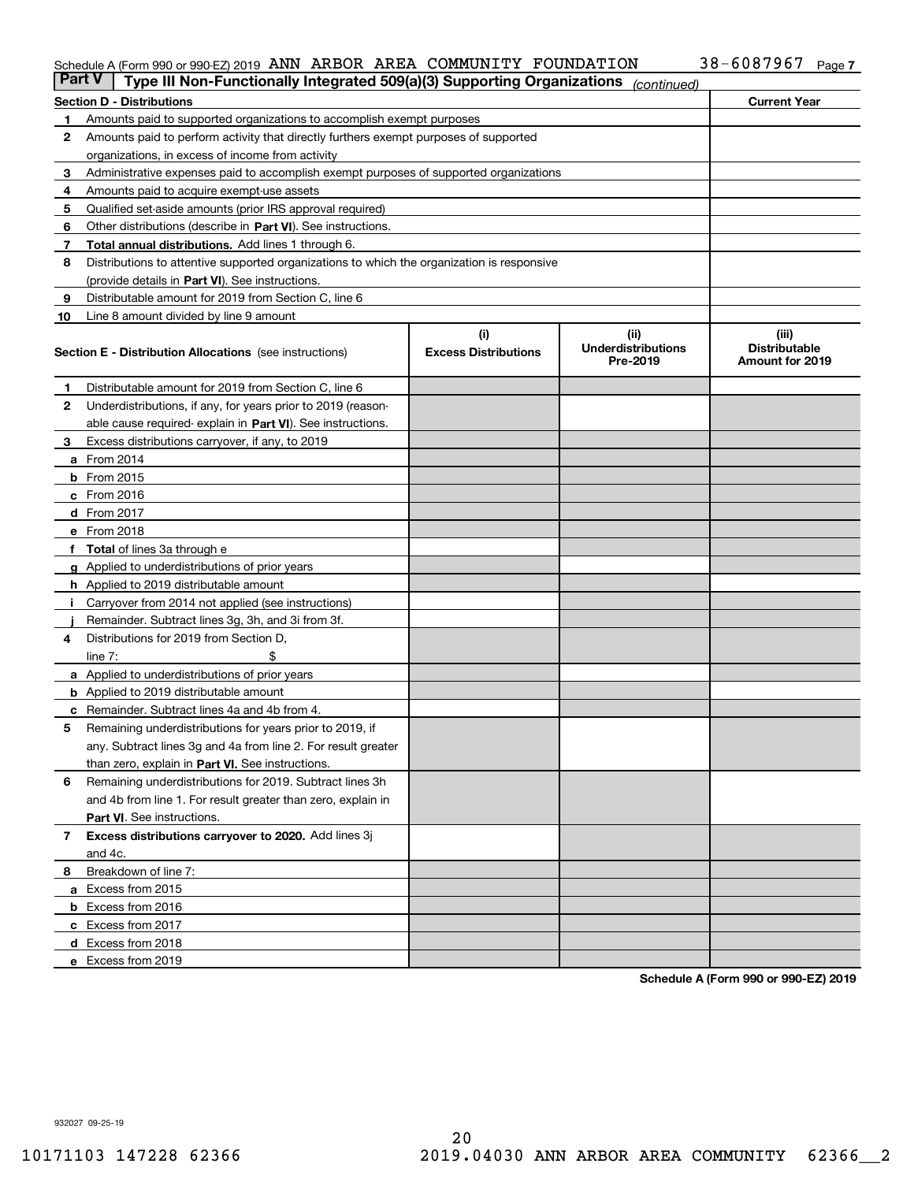Schedule A (Form 990 or 990-EZ) 2019 ANN ARBOR AREA COMMUNITY FOUNDATION 38-6087967 Page 7

**Part V | Type III Non-Functionally Integrated 509(a)(3) Supporting Organizations** *(continued)*

| Section D - Distributions | | Current Year |
|---|---|---|
| 1 | Amounts paid to supported organizations to accomplish exempt purposes | |
| 2 | Amounts paid to perform activity that directly furthers exempt purposes of supported organizations, in excess of income from activity | |
| 3 | Administrative expenses paid to accomplish exempt purposes of supported organizations | |
| 4 | Amounts paid to acquire exempt-use assets | |
| 5 | Qualified set-aside amounts (prior IRS approval required) | |
| 6 | Other distributions (describe in **Part VI**). See instructions. | |
| 7 | **Total annual distributions.** Add lines 1 through 6. | |
| 8 | Distributions to attentive supported organizations to which the organization is responsive (provide details in **Part VI**). See instructions. | |
| 9 | Distributable amount for 2019 from Section C, line 6 | |
| 10 | Line 8 amount divided by line 9 amount | |

| Section E - Distribution Allocations (see instructions) | | (i) Excess Distributions | (ii) Underdistributions Pre-2019 | (iii) Distributable Amount for 2019 |
|---|---|---|---|---|
| 1 | Distributable amount for 2019 from Section C, line 6 | | | |
| 2 | Underdistributions, if any, for years prior to 2019 (reasonable cause required- explain in **Part VI**). See instructions. | | | |
| 3 | Excess distributions carryover, if any, to 2019 | | | |
| a | From 2014 | | | |
| b | From 2015 | | | |
| c | From 2016 | | | |
| d | From 2017 | | | |
| e | From 2018 | | | |
| f | **Total** of lines 3a through e | | | |
| g | Applied to underdistributions of prior years | | | |
| h | Applied to 2019 distributable amount | | | |
| i | Carryover from 2014 not applied (see instructions) | | | |
| j | Remainder. Subtract lines 3g, 3h, and 3i from 3f. | | | |
| 4 | Distributions for 2019 from Section D, line 7: $ | | | |
| a | Applied to underdistributions of prior years | | | |
| b | Applied to 2019 distributable amount | | | |
| c | Remainder. Subtract lines 4a and 4b from 4. | | | |
| 5 | Remaining underdistributions for years prior to 2019, if any. Subtract lines 3g and 4a from line 2. For result greater than zero, explain in **Part VI.** See instructions. | | | |
| 6 | Remaining underdistributions for 2019. Subtract lines 3h and 4b from line 1. For result greater than zero, explain in **Part VI**. See instructions. | | | |
| 7 | **Excess distributions carryover to 2020.** Add lines 3j and 4c. | | | |
| 8 | Breakdown of line 7: | | | |
| a | Excess from 2015 | | | |
| b | Excess from 2016 | | | |
| c | Excess from 2017 | | | |
| d | Excess from 2018 | | | |
| e | Excess from 2019 | | | |

**Schedule A (Form 990 or 990-EZ) 2019**

932027 09-25-19

10171103 147228 62366 2019.04030 ANN ARBOR AREA COMMUNITY 62366__2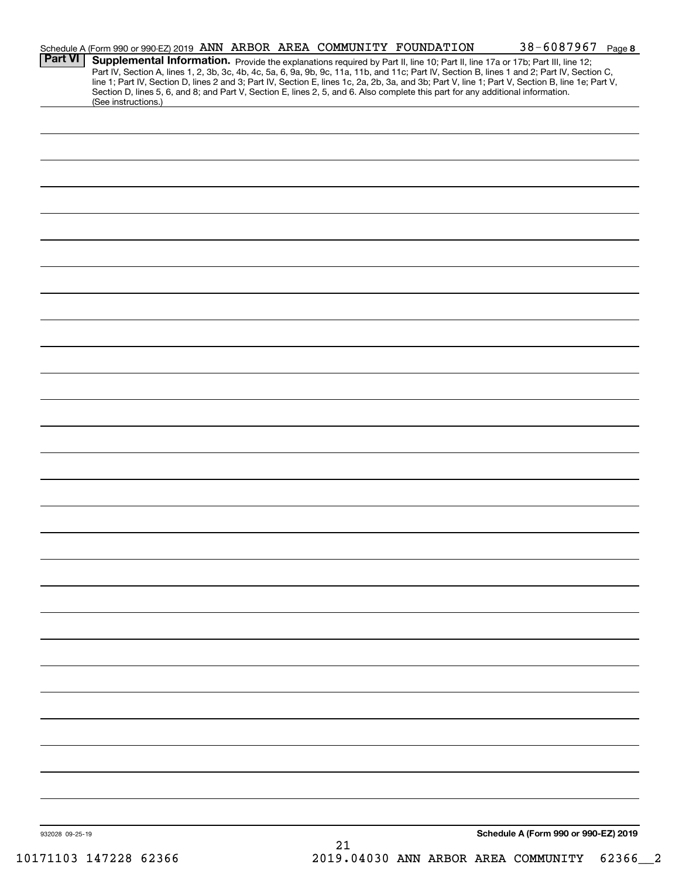Schedule A (Form 990 or 990-EZ) 2019 ANN ARBOR AREA COMMUNITY FOUNDATION 38-6087967 Page 8

**Part VI** **Supplemental Information.** Provide the explanations required by Part II, line 10; Part II, line 17a or 17b; Part III, line 12; Part IV, Section A, lines 1, 2, 3b, 3c, 4b, 4c, 5a, 6, 9a, 9b, 9c, 11a, 11b, and 11c; Part IV, Section B, lines 1 and 2; Part IV, Section C, line 1; Part IV, Section D, lines 2 and 3; Part IV, Section E, lines 1c, 2a, 2b, 3a, and 3b; Part V, line 1; Part V, Section B, line 1e; Part V, Section D, lines 5, 6, and 8; and Part V, Section E, lines 2, 5, and 6. Also complete this part for any additional information. (See instructions.)

932028 09-25-19

**Schedule A (Form 990 or 990-EZ) 2019**

10171103 147228 62366 2019.04030 ANN ARBOR AREA COMMUNITY 62366__2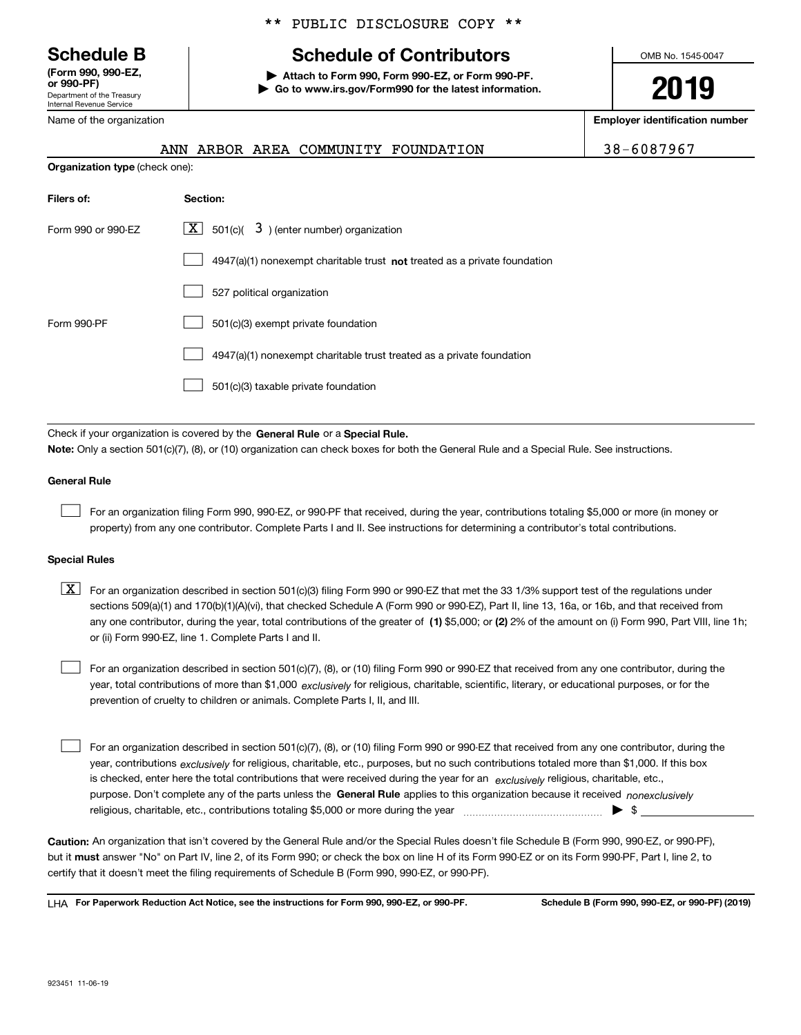** PUBLIC DISCLOSURE COPY **

# Schedule B

**(Form 990, 990-EZ, or 990-PF)**
Department of the Treasury
Internal Revenue Service

## Schedule of Contributors

▶ **Attach to Form 990, Form 990-EZ, or Form 990-PF.**
▶ **Go to www.irs.gov/Form990 for the latest information.**

OMB No. 1545-0047

**2019**

Name of the organization: ANN ARBOR AREA COMMUNITY FOUNDATION

**Employer identification number:** 38-6087967

**Organization type** (check one):

| **Filers of:** | **Section:** |
|---|---|
| Form 990 or 990-EZ | [X] 501(c)( 3 ) (enter number) organization |
| | [ ] 4947(a)(1) nonexempt charitable trust **not** treated as a private foundation |
| | [ ] 527 political organization |
| Form 990-PF | [ ] 501(c)(3) exempt private foundation |
| | [ ] 4947(a)(1) nonexempt charitable trust treated as a private foundation |
| | [ ] 501(c)(3) taxable private foundation |

Check if your organization is covered by the **General Rule** or a **Special Rule.**
**Note:** Only a section 501(c)(7), (8), or (10) organization can check boxes for both the General Rule and a Special Rule. See instructions.

### General Rule

[ ] For an organization filing Form 990, 990-EZ, or 990-PF that received, during the year, contributions totaling $5,000 or more (in money or property) from any one contributor. Complete Parts I and II. See instructions for determining a contributor's total contributions.

### Special Rules

[X] For an organization described in section 501(c)(3) filing Form 990 or 990-EZ that met the 33 1/3% support test of the regulations under sections 509(a)(1) and 170(b)(1)(A)(vi), that checked Schedule A (Form 990 or 990-EZ), Part II, line 13, 16a, or 16b, and that received from any one contributor, during the year, total contributions of the greater of **(1)** $5,000; or **(2)** 2% of the amount on (i) Form 990, Part VIII, line 1h; or (ii) Form 990-EZ, line 1. Complete Parts I and II.

[ ] For an organization described in section 501(c)(7), (8), or (10) filing Form 990 or 990-EZ that received from any one contributor, during the year, total contributions of more than $1,000 *exclusively* for religious, charitable, scientific, literary, or educational purposes, or for the prevention of cruelty to children or animals. Complete Parts I, II, and III.

[ ] For an organization described in section 501(c)(7), (8), or (10) filing Form 990 or 990-EZ that received from any one contributor, during the year, contributions *exclusively* for religious, charitable, etc., purposes, but no such contributions totaled more than $1,000. If this box is checked, enter here the total contributions that were received during the year for an *exclusively* religious, charitable, etc., purpose. Don't complete any of the parts unless the **General Rule** applies to this organization because it received *nonexclusively* religious, charitable, etc., contributions totaling $5,000 or more during the year ▶ $ ____________

**Caution:** An organization that isn't covered by the General Rule and/or the Special Rules doesn't file Schedule B (Form 990, 990-EZ, or 990-PF), but it **must** answer "No" on Part IV, line 2, of its Form 990; or check the box on line H of its Form 990-EZ or on its Form 990-PF, Part I, line 2, to certify that it doesn't meet the filing requirements of Schedule B (Form 990, 990-EZ, or 990-PF).

LHA **For Paperwork Reduction Act Notice, see the instructions for Form 990, 990-EZ, or 990-PF.** **Schedule B (Form 990, 990-EZ, or 990-PF) (2019)**

923451 11-06-19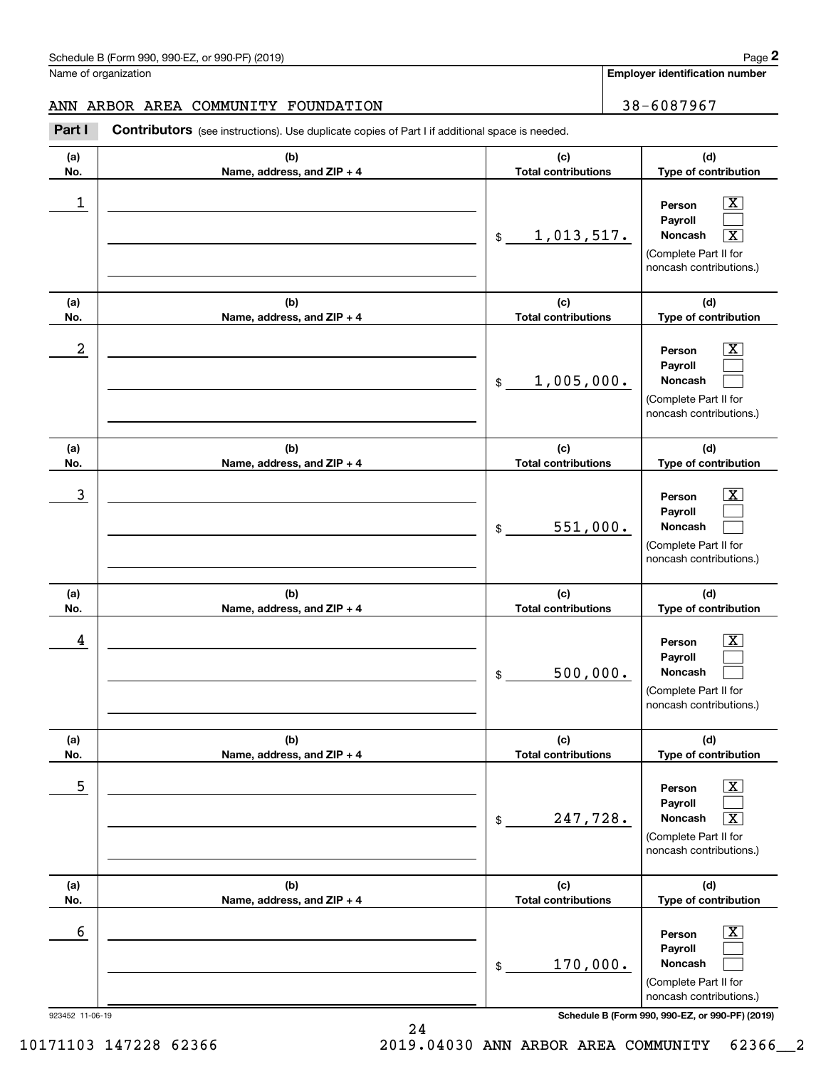Name of organization

**Employer identification number**

ANN ARBOR AREA COMMUNITY FOUNDATION

38-6087967

**Part I** **Contributors** (see instructions). Use duplicate copies of Part I if additional space is needed.

| (a) No. | (b) Name, address, and ZIP + 4 | (c) Total contributions | (d) Type of contribution |
|---|---|---|---|
| 1 | | $ 1,013,517. | Person [X] Payroll [ ] Noncash [X] (Complete Part II for noncash contributions.) |
| 2 | | $ 1,005,000. | Person [X] Payroll [ ] Noncash [ ] (Complete Part II for noncash contributions.) |
| 3 | | $ 551,000. | Person [X] Payroll [ ] Noncash [ ] (Complete Part II for noncash contributions.) |
| 4 | | $ 500,000. | Person [X] Payroll [ ] Noncash [ ] (Complete Part II for noncash contributions.) |
| 5 | | $ 247,728. | Person [X] Payroll [ ] Noncash [X] (Complete Part II for noncash contributions.) |
| 6 | | $ 170,000. | Person [X] Payroll [ ] Noncash [ ] (Complete Part II for noncash contributions.) |

923452 11-06-19

10171103 147228 62366 2019.04030 ANN ARBOR AREA COMMUNITY 62366__2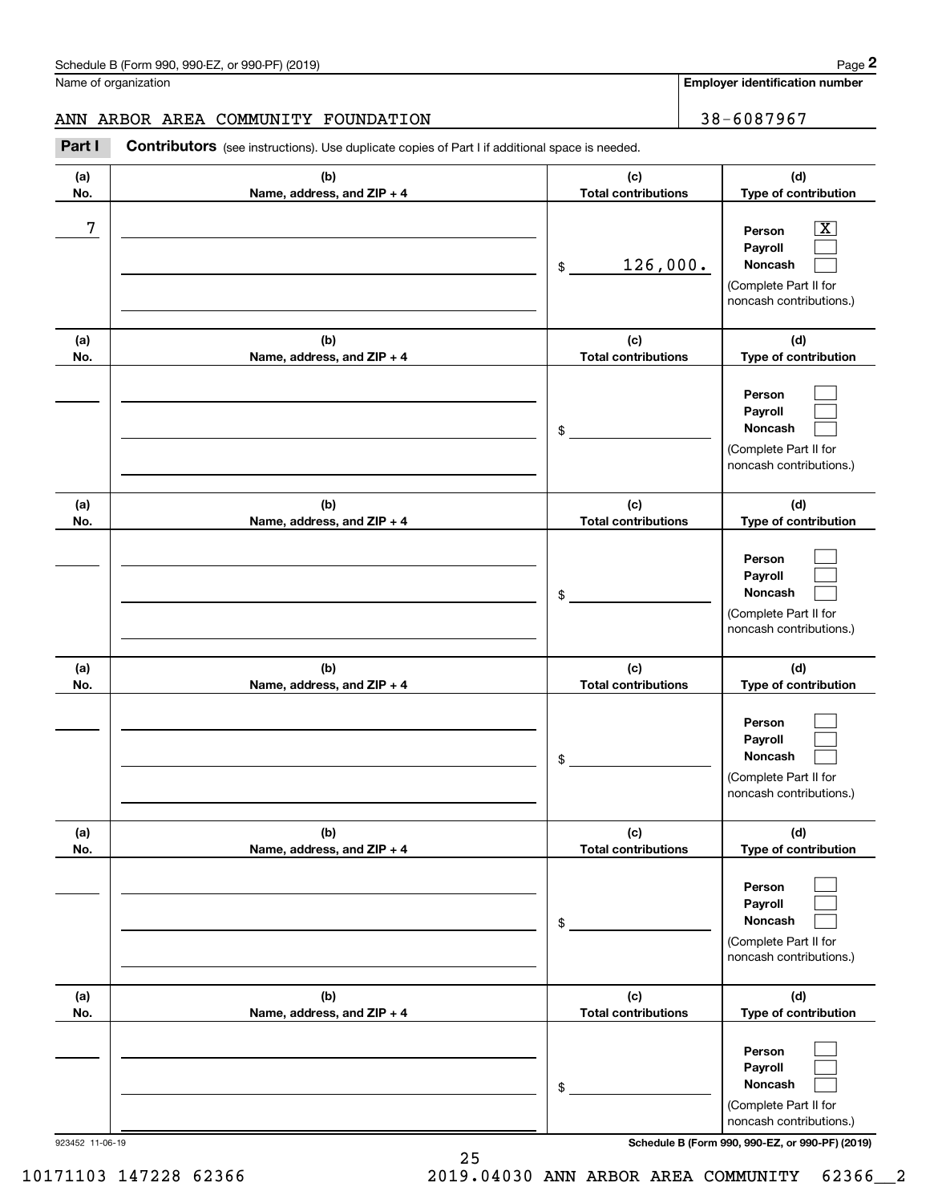Schedule B (Form 990, 990-EZ, or 990-PF) (2019)

Name of organization: ANN ARBOR AREA COMMUNITY FOUNDATION

Employer identification number: 38-6087967

**Part I** **Contributors** (see instructions). Use duplicate copies of Part I if additional space is needed.

| (a) No. | (b) Name, address, and ZIP + 4 | (c) Total contributions | (d) Type of contribution |
|---|---|---|---|
| 7 | | $ 126,000. | Person [X] Payroll [ ] Noncash [ ] (Complete Part II for noncash contributions.) |
| | | $ | Person [ ] Payroll [ ] Noncash [ ] (Complete Part II for noncash contributions.) |
| | | $ | Person [ ] Payroll [ ] Noncash [ ] (Complete Part II for noncash contributions.) |
| | | $ | Person [ ] Payroll [ ] Noncash [ ] (Complete Part II for noncash contributions.) |
| | | $ | Person [ ] Payroll [ ] Noncash [ ] (Complete Part II for noncash contributions.) |
| | | $ | Person [ ] Payroll [ ] Noncash [ ] (Complete Part II for noncash contributions.) |

923452 11-06-19

Schedule B (Form 990, 990-EZ, or 990-PF) (2019)

10171103 147228 62366 2019.04030 ANN ARBOR AREA COMMUNITY 62366__2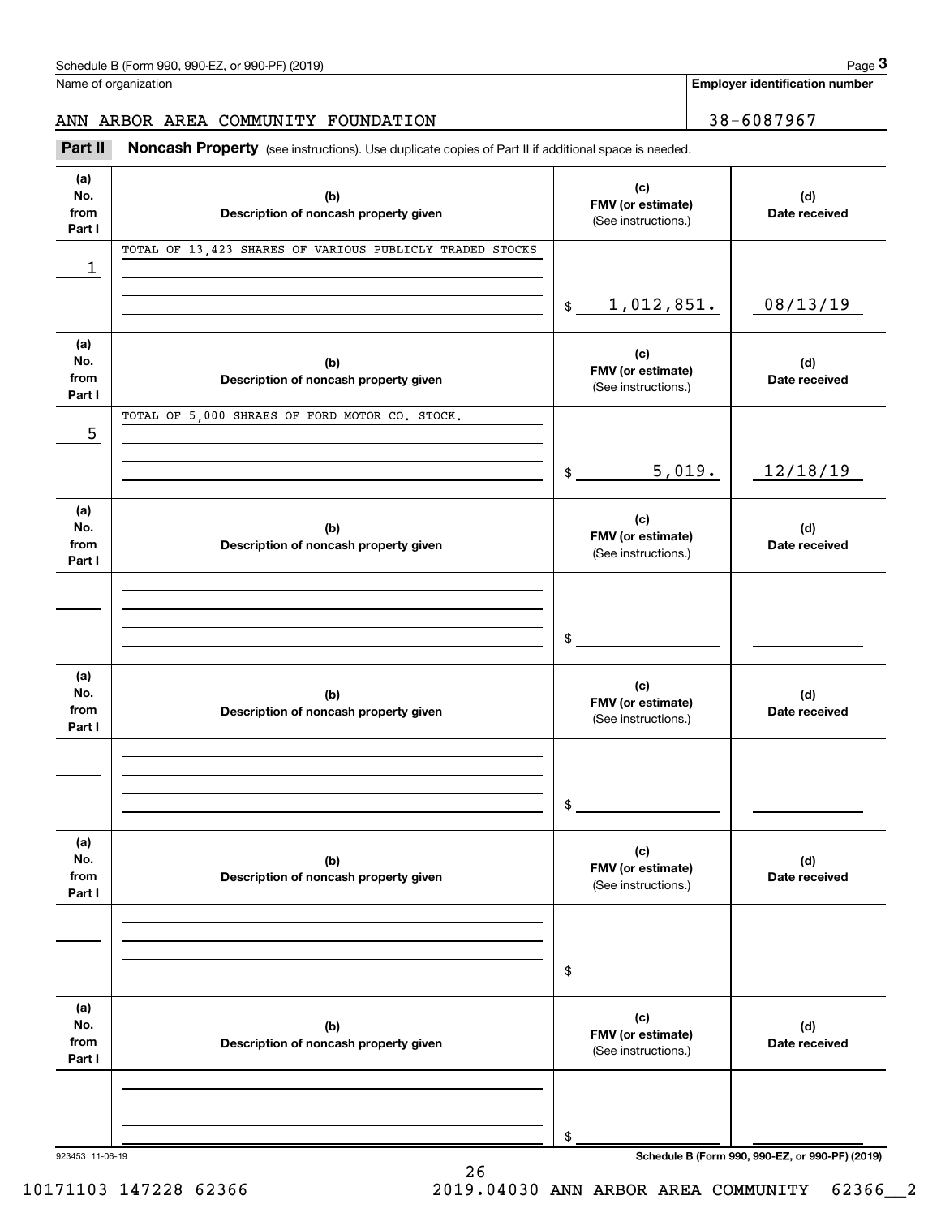Name of organization

ANN ARBOR AREA COMMUNITY FOUNDATION

**Employer identification number**

38-6087967

**Part II** **Noncash Property** (see instructions). Use duplicate copies of Part II if additional space is needed.

| (a) No. from Part I | (b) Description of noncash property given | (c) FMV (or estimate) (See instructions.) | (d) Date received |
|---|---|---|---|
| 1 | TOTAL OF 13,423 SHARES OF VARIOUS PUBLICLY TRADED STOCKS | $ 1,012,851. | 08/13/19 |
| 5 | TOTAL OF 5,000 SHRAES OF FORD MOTOR CO. STOCK. | $ 5,019. | 12/18/19 |
| | | $ | |
| | | $ | |
| | | $ | |
| | | $ | |

923453 11-06-19

**Schedule B (Form 990, 990-EZ, or 990-PF) (2019)**

10171103 147228 62366 2019.04030 ANN ARBOR AREA COMMUNITY 62366__2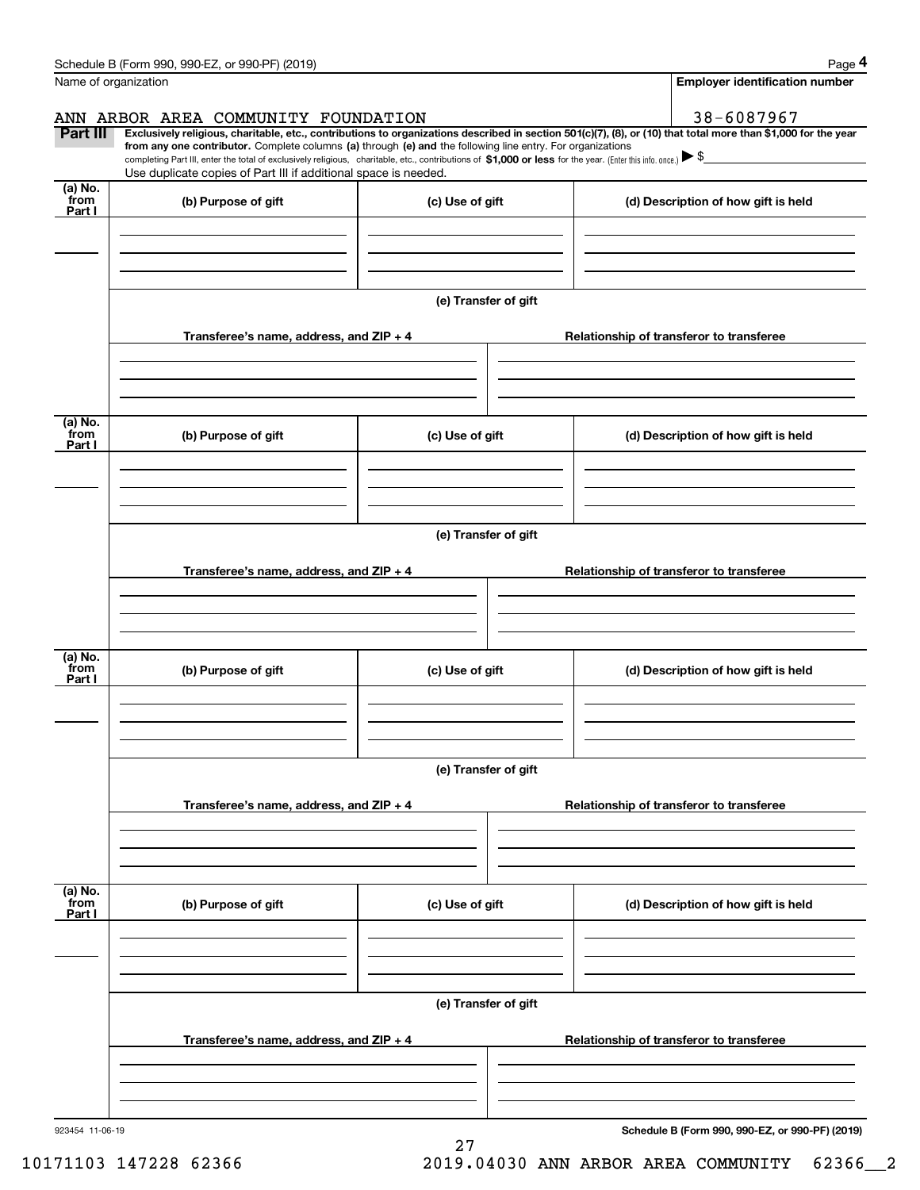Schedule B (Form 990, 990-EZ, or 990-PF) (2019)

Name of organization: ANN ARBOR AREA COMMUNITY FOUNDATION

Employer identification number: 38-6087967

## Part III

**Exclusively religious, charitable, etc., contributions to organizations described in section 501(c)(7), (8), or (10) that total more than $1,000 for the year from any one contributor.** Complete columns **(a)** through **(e) and** the following line entry. For organizations completing Part III, enter the total of exclusively religious, charitable, etc., contributions of **$1,000 or less** for the year. (Enter this info. once.) ▶ $

Use duplicate copies of Part III if additional space is needed.

| (a) No. from Part I | (b) Purpose of gift | (c) Use of gift | (d) Description of how gift is held |
|---|---|---|---|
| | | | |

**(e) Transfer of gift**

| Transferee's name, address, and ZIP + 4 | Relationship of transferor to transferee |
|---|---|
| | |

| (a) No. from Part I | (b) Purpose of gift | (c) Use of gift | (d) Description of how gift is held |
|---|---|---|---|
| | | | |

**(e) Transfer of gift**

| Transferee's name, address, and ZIP + 4 | Relationship of transferor to transferee |
|---|---|
| | |

| (a) No. from Part I | (b) Purpose of gift | (c) Use of gift | (d) Description of how gift is held |
|---|---|---|---|
| | | | |

**(e) Transfer of gift**

| Transferee's name, address, and ZIP + 4 | Relationship of transferor to transferee |
|---|---|
| | |

| (a) No. from Part I | (b) Purpose of gift | (c) Use of gift | (d) Description of how gift is held |
|---|---|---|---|
| | | | |

**(e) Transfer of gift**

| Transferee's name, address, and ZIP + 4 | Relationship of transferor to transferee |
|---|---|
| | |

923454 11-06-19

**Schedule B (Form 990, 990-EZ, or 990-PF) (2019)**

10171103 147228 62366 2019.04030 ANN ARBOR AREA COMMUNITY 62366__2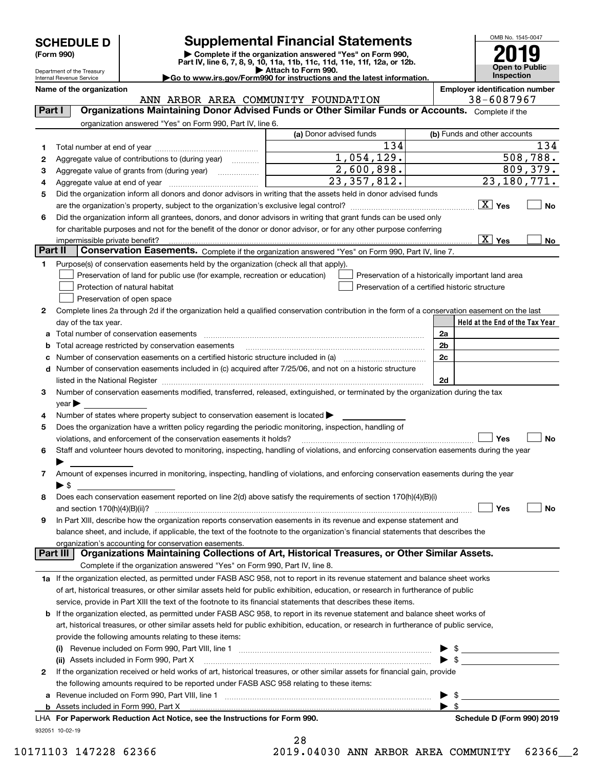# SCHEDULE D (Form 990)

Department of the Treasury
Internal Revenue Service

## Supplemental Financial Statements

▶ Complete if the organization answered "Yes" on Form 990, Part IV, line 6, 7, 8, 9, 10, 11a, 11b, 11c, 11d, 11e, 11f, 12a, or 12b.
▶ Attach to Form 990.
▶Go to www.irs.gov/Form990 for instructions and the latest information.

OMB No. 1545-0047

**2019**

**Open to Public Inspection**

**Name of the organization**: ANN ARBOR AREA COMMUNITY FOUNDATION

**Employer identification number**: 38-6087967

### Part I — Organizations Maintaining Donor Advised Funds or Other Similar Funds or Accounts.
Complete if the organization answered "Yes" on Form 990, Part IV, line 6.

| | | (a) Donor advised funds | (b) Funds and other accounts |
|---|---|---|---|
| 1 | Total number at end of year | 134 | 134 |
| 2 | Aggregate value of contributions to (during year) | 1,054,129. | 508,788. |
| 3 | Aggregate value of grants from (during year) | 2,600,898. | 809,379. |
| 4 | Aggregate value at end of year | 23,357,812. | 23,180,771. |

5 Did the organization inform all donors and donor advisors in writing that the assets held in donor advised funds are the organization's property, subject to the organization's exclusive legal control? [X] Yes [ ] No

6 Did the organization inform all grantees, donors, and donor advisors in writing that grant funds can be used only for charitable purposes and not for the benefit of the donor or donor advisor, or for any other purpose conferring impermissible private benefit? [X] Yes [ ] No

### Part II — Conservation Easements.
Complete if the organization answered "Yes" on Form 990, Part IV, line 7.

1 Purpose(s) of conservation easements held by the organization (check all that apply).
- [ ] Preservation of land for public use (for example, recreation or education)
- [ ] Protection of natural habitat
- [ ] Preservation of open space
- [ ] Preservation of a historically important land area
- [ ] Preservation of a certified historic structure

2 Complete lines 2a through 2d if the organization held a qualified conservation contribution in the form of a conservation easement on the last day of the tax year.

| | | | Held at the End of the Tax Year |
|---|---|---|---|
| a | Total number of conservation easements | 2a | |
| b | Total acreage restricted by conservation easements | 2b | |
| c | Number of conservation easements on a certified historic structure included in (a) | 2c | |
| d | Number of conservation easements included in (c) acquired after 7/25/06, and not on a historic structure listed in the National Register | 2d | |

3 Number of conservation easements modified, transferred, released, extinguished, or terminated by the organization during the tax year ▶

4 Number of states where property subject to conservation easement is located ▶

5 Does the organization have a written policy regarding the periodic monitoring, inspection, handling of violations, and enforcement of the conservation easements it holds? [ ] Yes [ ] No

6 Staff and volunteer hours devoted to monitoring, inspecting, handling of violations, and enforcing conservation easements during the year ▶

7 Amount of expenses incurred in monitoring, inspecting, handling of violations, and enforcing conservation easements during the year ▶ $

8 Does each conservation easement reported on line 2(d) above satisfy the requirements of section 170(h)(4)(B)(i) and section 170(h)(4)(B)(ii)? [ ] Yes [ ] No

9 In Part XIII, describe how the organization reports conservation easements in its revenue and expense statement and balance sheet, and include, if applicable, the text of the footnote to the organization's financial statements that describes the organization's accounting for conservation easements.

### Part III — Organizations Maintaining Collections of Art, Historical Treasures, or Other Similar Assets.
Complete if the organization answered "Yes" on Form 990, Part IV, line 8.

1a If the organization elected, as permitted under FASB ASC 958, not to report in its revenue statement and balance sheet works of art, historical treasures, or other similar assets held for public exhibition, education, or research in furtherance of public service, provide in Part XIII the text of the footnote to its financial statements that describes these items.

b If the organization elected, as permitted under FASB ASC 958, to report in its revenue statement and balance sheet works of art, historical treasures, or other similar assets held for public exhibition, education, or research in furtherance of public service, provide the following amounts relating to these items:

(i) Revenue included on Form 990, Part VIII, line 1 ▶ $

(ii) Assets included in Form 990, Part X ▶ $

2 If the organization received or held works of art, historical treasures, or other similar assets for financial gain, provide the following amounts required to be reported under FASB ASC 958 relating to these items:

a Revenue included on Form 990, Part VIII, line 1 ▶ $

b Assets included in Form 990, Part X ▶ $

LHA For Paperwork Reduction Act Notice, see the Instructions for Form 990. Schedule D (Form 990) 2019

932051 10-02-19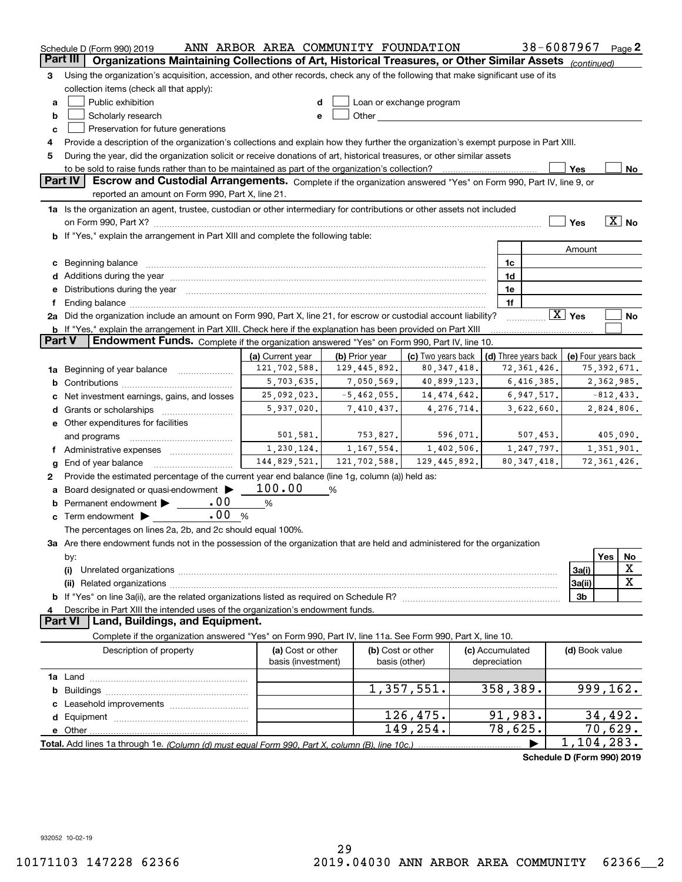Schedule D (Form 990) 2019 ANN ARBOR AREA COMMUNITY FOUNDATION 38-6087967 Page 2

**Part III — Organizations Maintaining Collections of Art, Historical Treasures, or Other Similar Assets** *(continued)*

3 Using the organization's acquisition, accession, and other records, check any of the following that make significant use of its collection items (check all that apply):

- a ☐ Public exhibition
- b ☐ Scholarly research
- c ☐ Preservation for future generations
- d ☐ Loan or exchange program
- e ☐ Other

4 Provide a description of the organization's collections and explain how they further the organization's exempt purpose in Part XIII.

5 During the year, did the organization solicit or receive donations of art, historical treasures, or other similar assets to be sold to raise funds rather than to be maintained as part of the organization's collection? ☐ Yes ☐ No

**Part IV — Escrow and Custodial Arrangements.** Complete if the organization answered "Yes" on Form 990, Part IV, line 9, or reported an amount on Form 990, Part X, line 21.

1a Is the organization an agent, trustee, custodian or other intermediary for contributions or other assets not included on Form 990, Part X? ☐ Yes ☒ No

b If "Yes," explain the arrangement in Part XIII and complete the following table:

| | | Amount |
|---|---|---|
| c Beginning balance | 1c | |
| d Additions during the year | 1d | |
| e Distributions during the year | 1e | |
| f Ending balance | 1f | |

2a Did the organization include an amount on Form 990, Part X, line 21, for escrow or custodial account liability? ☒ Yes ☐ No

b If "Yes," explain the arrangement in Part XIII. Check here if the explanation has been provided on Part XIII ☐

**Part V — Endowment Funds.** Complete if the organization answered "Yes" on Form 990, Part IV, line 10.

| | (a) Current year | (b) Prior year | (c) Two years back | (d) Three years back | (e) Four years back |
|---|---|---|---|---|---|
| 1a Beginning of year balance | 121,702,588. | 129,445,892. | 80,347,418. | 72,361,426. | 75,392,671. |
| b Contributions | 5,703,635. | 7,050,569. | 40,899,123. | 6,416,385. | 2,362,985. |
| c Net investment earnings, gains, and losses | 25,092,023. | -5,462,055. | 14,474,642. | 6,947,517. | -812,433. |
| d Grants or scholarships | 5,937,020. | 7,410,437. | 4,276,714. | 3,622,660. | 2,824,806. |
| e Other expenditures for facilities and programs | 501,581. | 753,827. | 596,071. | 507,453. | 405,090. |
| f Administrative expenses | 1,230,124. | 1,167,554. | 1,402,506. | 1,247,797. | 1,351,901. |
| g End of year balance | 144,829,521. | 121,702,588. | 129,445,892. | 80,347,418. | 72,361,426. |

2 Provide the estimated percentage of the current year end balance (line 1g, column (a)) held as:

- a Board designated or quasi-endowment ▶ 100.00 %
- b Permanent endowment ▶ .00 %
- c Term endowment ▶ .00 %

The percentages on lines 2a, 2b, and 2c should equal 100%.

3a Are there endowment funds not in the possession of the organization that are held and administered for the organization by:

| | | Yes | No |
|---|---|---|---|
| (i) Unrelated organizations | 3a(i) | | X |
| (ii) Related organizations | 3a(ii) | | X |
| b If "Yes" on line 3a(ii), are the related organizations listed as required on Schedule R? | 3b | | |

4 Describe in Part XIII the intended uses of the organization's endowment funds.

**Part VI — Land, Buildings, and Equipment.**

Complete if the organization answered "Yes" on Form 990, Part IV, line 11a. See Form 990, Part X, line 10.

| Description of property | (a) Cost or other basis (investment) | (b) Cost or other basis (other) | (c) Accumulated depreciation | (d) Book value |
|---|---|---|---|---|
| 1a Land | | | | |
| b Buildings | | 1,357,551. | 358,389. | 999,162. |
| c Leasehold improvements | | | | |
| d Equipment | | 126,475. | 91,983. | 34,492. |
| e Other | | 149,254. | 78,625. | 70,629. |
| **Total.** Add lines 1a through 1e. *(Column (d) must equal Form 990, Part X, column (B), line 10c.)* | | | ▶ | 1,104,283. |

**Schedule D (Form 990) 2019**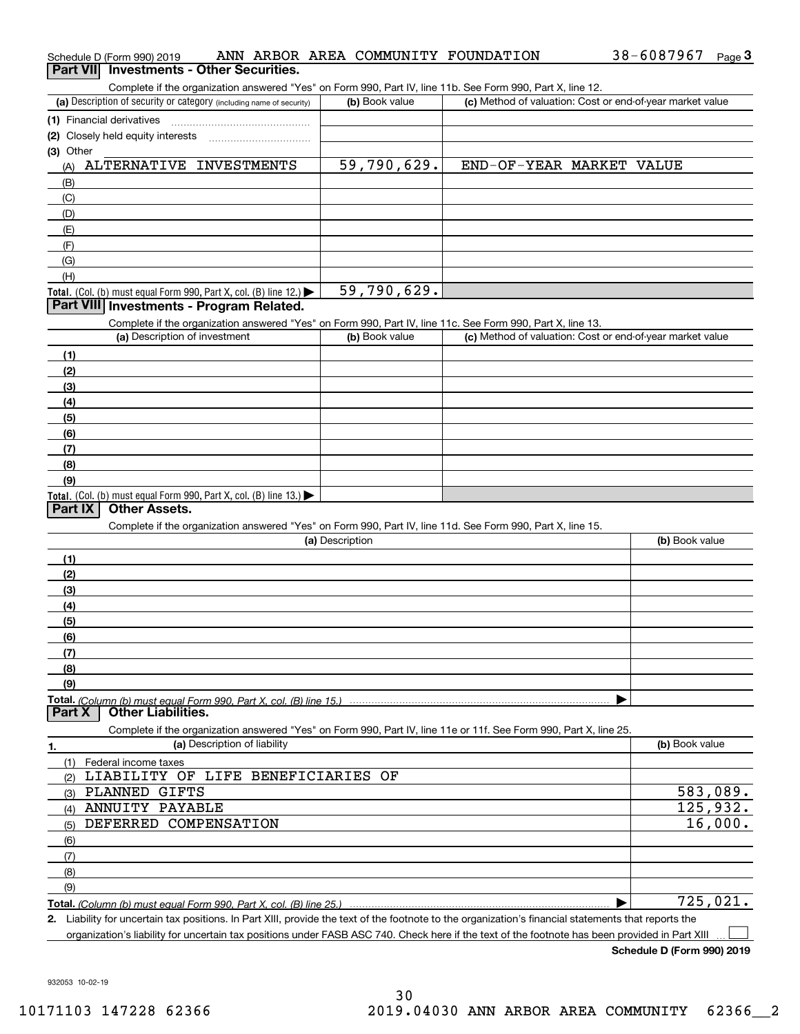Schedule D (Form 990) 2019 ANN ARBOR AREA COMMUNITY FOUNDATION 38-6087967 Page 3

## Part VII Investments - Other Securities.

Complete if the organization answered "Yes" on Form 990, Part IV, line 11b. See Form 990, Part X, line 12.

| (a) Description of security or category (including name of security) | (b) Book value | (c) Method of valuation: Cost or end-of-year market value |
|---|---|---|
| (1) Financial derivatives | | |
| (2) Closely held equity interests | | |
| (3) Other | | |
| (A) ALTERNATIVE INVESTMENTS | 59,790,629. | END-OF-YEAR MARKET VALUE |
| (B) | | |
| (C) | | |
| (D) | | |
| (E) | | |
| (F) | | |
| (G) | | |
| (H) | | |
| **Total.** (Col. (b) must equal Form 990, Part X, col. (B) line 12.) ▶ | 59,790,629. | |

## Part VIII Investments - Program Related.

Complete if the organization answered "Yes" on Form 990, Part IV, line 11c. See Form 990, Part X, line 13.

| (a) Description of investment | (b) Book value | (c) Method of valuation: Cost or end-of-year market value |
|---|---|---|
| (1) | | |
| (2) | | |
| (3) | | |
| (4) | | |
| (5) | | |
| (6) | | |
| (7) | | |
| (8) | | |
| (9) | | |
| **Total.** (Col. (b) must equal Form 990, Part X, col. (B) line 13.) ▶ | | |

## Part IX Other Assets.

Complete if the organization answered "Yes" on Form 990, Part IV, line 11d. See Form 990, Part X, line 15.

| (a) Description | (b) Book value |
|---|---|
| (1) | |
| (2) | |
| (3) | |
| (4) | |
| (5) | |
| (6) | |
| (7) | |
| (8) | |
| (9) | |
| **Total.** *(Column (b) must equal Form 990, Part X, col. (B) line 15.)* ▶ | |

## Part X Other Liabilities.

Complete if the organization answered "Yes" on Form 990, Part IV, line 11e or 11f. See Form 990, Part X, line 25.

| 1. (a) Description of liability | (b) Book value |
|---|---|
| (1) Federal income taxes | |
| (2) LIABILITY OF LIFE BENEFICIARIES OF | |
| (3) PLANNED GIFTS | 583,089. |
| (4) ANNUITY PAYABLE | 125,932. |
| (5) DEFERRED COMPENSATION | 16,000. |
| (6) | |
| (7) | |
| (8) | |
| (9) | |
| **Total.** *(Column (b) must equal Form 990, Part X, col. (B) line 25.)* ▶ | 725,021. |

**2.** Liability for uncertain tax positions. In Part XIII, provide the text of the footnote to the organization's financial statements that reports the organization's liability for uncertain tax positions under FASB ASC 740. Check here if the text of the footnote has been provided in Part XIII ☐

**Schedule D (Form 990) 2019**

932053 10-02-19

10171103 147228 62366 2019.04030 ANN ARBOR AREA COMMUNITY 62366__2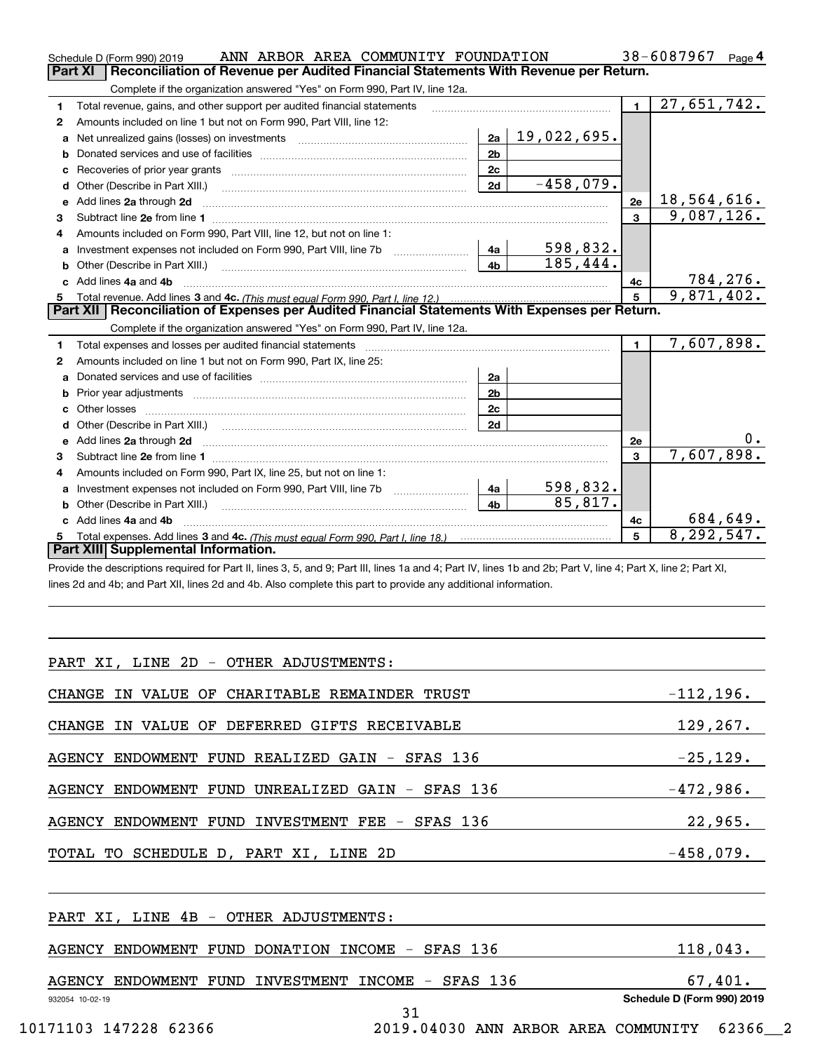Schedule D (Form 990) 2019 ANN ARBOR AREA COMMUNITY FOUNDATION 38-6087967 Page 4

## Part XI Reconciliation of Revenue per Audited Financial Statements With Revenue per Return.

Complete if the organization answered "Yes" on Form 990, Part IV, line 12a.

| | | | | | |
|---|---|---|---|---|---|
| 1 | Total revenue, gains, and other support per audited financial statements | | | 1 | 27,651,742. |
| 2 | Amounts included on line 1 but not on Form 990, Part VIII, line 12: | | | | |
| a | Net unrealized gains (losses) on investments | 2a | 19,022,695. | | |
| b | Donated services and use of facilities | 2b | | | |
| c | Recoveries of prior year grants | 2c | | | |
| d | Other (Describe in Part XIII.) | 2d | -458,079. | | |
| e | Add lines 2a through 2d | | | 2e | 18,564,616. |
| 3 | Subtract line 2e from line 1 | | | 3 | 9,087,126. |
| 4 | Amounts included on Form 990, Part VIII, line 12, but not on line 1: | | | | |
| a | Investment expenses not included on Form 990, Part VIII, line 7b | 4a | 598,832. | | |
| b | Other (Describe in Part XIII.) | 4b | 185,444. | | |
| c | Add lines 4a and 4b | | | 4c | 784,276. |
| 5 | Total revenue. Add lines 3 and 4c. *(This must equal Form 990, Part I, line 12.)* | | | 5 | 9,871,402. |

## Part XII Reconciliation of Expenses per Audited Financial Statements With Expenses per Return.

Complete if the organization answered "Yes" on Form 990, Part IV, line 12a.

| | | | | | |
|---|---|---|---|---|---|
| 1 | Total expenses and losses per audited financial statements | | | 1 | 7,607,898. |
| 2 | Amounts included on line 1 but not on Form 990, Part IX, line 25: | | | | |
| a | Donated services and use of facilities | 2a | | | |
| b | Prior year adjustments | 2b | | | |
| c | Other losses | 2c | | | |
| d | Other (Describe in Part XIII.) | 2d | | | |
| e | Add lines 2a through 2d | | | 2e | 0. |
| 3 | Subtract line 2e from line 1 | | | 3 | 7,607,898. |
| 4 | Amounts included on Form 990, Part IX, line 25, but not on line 1: | | | | |
| a | Investment expenses not included on Form 990, Part VIII, line 7b | 4a | 598,832. | | |
| b | Other (Describe in Part XIII.) | 4b | 85,817. | | |
| c | Add lines 4a and 4b | | | 4c | 684,649. |
| 5 | Total expenses. Add lines 3 and 4c. *(This must equal Form 990, Part I, line 18.)* | | | 5 | 8,292,547. |

## Part XIII Supplemental Information.

Provide the descriptions required for Part II, lines 3, 5, and 9; Part III, lines 1a and 4; Part IV, lines 1b and 2b; Part V, line 4; Part X, line 2; Part XI, lines 2d and 4b; and Part XII, lines 2d and 4b. Also complete this part to provide any additional information.

PART XI, LINE 2D - OTHER ADJUSTMENTS:

| | |
|---|---|
| CHANGE IN VALUE OF CHARITABLE REMAINDER TRUST | -112,196. |
| CHANGE IN VALUE OF DEFERRED GIFTS RECEIVABLE | 129,267. |
| AGENCY ENDOWMENT FUND REALIZED GAIN - SFAS 136 | -25,129. |
| AGENCY ENDOWMENT FUND UNREALIZED GAIN - SFAS 136 | -472,986. |
| AGENCY ENDOWMENT FUND INVESTMENT FEE - SFAS 136 | 22,965. |
| TOTAL TO SCHEDULE D, PART XI, LINE 2D | -458,079. |

PART XI, LINE 4B - OTHER ADJUSTMENTS:

| | |
|---|---|
| AGENCY ENDOWMENT FUND DONATION INCOME - SFAS 136 | 118,043. |
| AGENCY ENDOWMENT FUND INVESTMENT INCOME - SFAS 136 | 67,401. |

932054 10-02-19 Schedule D (Form 990) 2019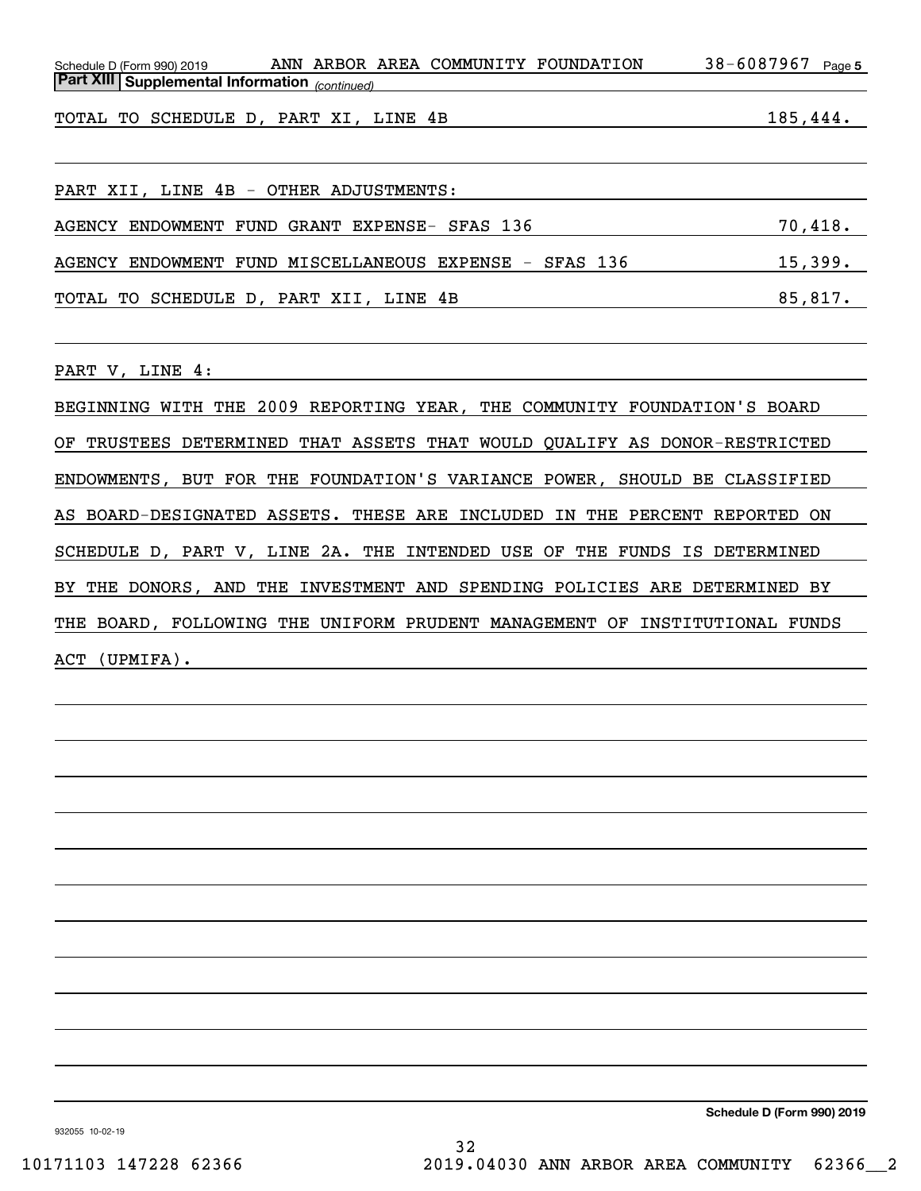**Part XIII | Supplemental Information** *(continued)*

| | |
|---|---|
| TOTAL TO SCHEDULE D, PART XI, LINE 4B | 185,444. |

PART XII, LINE 4B - OTHER ADJUSTMENTS:

| | |
|---|---|
| AGENCY ENDOWMENT FUND GRANT EXPENSE- SFAS 136 | 70,418. |
| AGENCY ENDOWMENT FUND MISCELLANEOUS EXPENSE - SFAS 136 | 15,399. |
| TOTAL TO SCHEDULE D, PART XII, LINE 4B | 85,817. |

PART V, LINE 4:

BEGINNING WITH THE 2009 REPORTING YEAR, THE COMMUNITY FOUNDATION'S BOARD OF TRUSTEES DETERMINED THAT ASSETS THAT WOULD QUALIFY AS DONOR-RESTRICTED ENDOWMENTS, BUT FOR THE FOUNDATION'S VARIANCE POWER, SHOULD BE CLASSIFIED AS BOARD-DESIGNATED ASSETS. THESE ARE INCLUDED IN THE PERCENT REPORTED ON SCHEDULE D, PART V, LINE 2A. THE INTENDED USE OF THE FUNDS IS DETERMINED BY THE DONORS, AND THE INVESTMENT AND SPENDING POLICIES ARE DETERMINED BY THE BOARD, FOLLOWING THE UNIFORM PRUDENT MANAGEMENT OF INSTITUTIONAL FUNDS ACT (UPMIFA).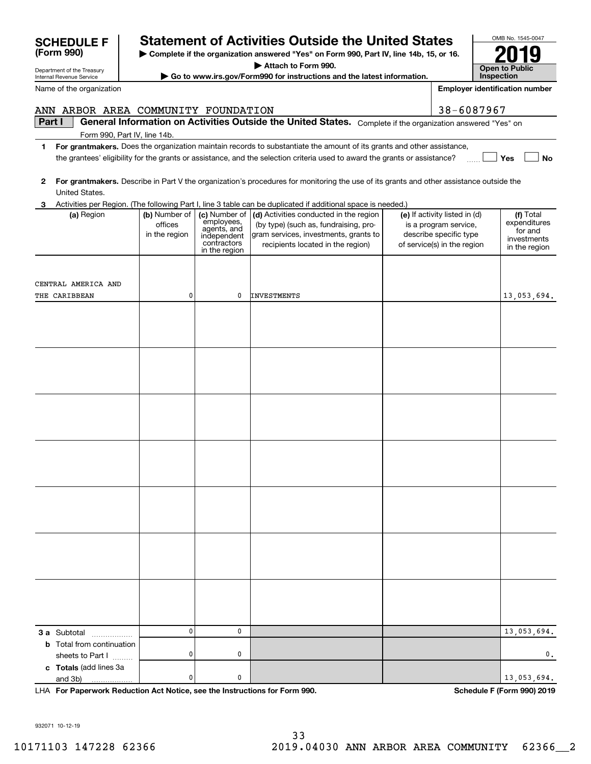**SCHEDULE F (Form 990)**

Department of the Treasury
Internal Revenue Service

# Statement of Activities Outside the United States

▶ Complete if the organization answered "Yes" on Form 990, Part IV, line 14b, 15, or 16.

▶ Attach to Form 990.

▶ Go to www.irs.gov/Form990 for instructions and the latest information.

OMB No. 1545-0047

**2019**

**Open to Public Inspection**

Name of the organization: ANN ARBOR AREA COMMUNITY FOUNDATION

Employer identification number: 38-6087967

**Part I** **General Information on Activities Outside the United States.** Complete if the organization answered "Yes" on Form 990, Part IV, line 14b.

**1** **For grantmakers.** Does the organization maintain records to substantiate the amount of its grants and other assistance, the grantees' eligibility for the grants or assistance, and the selection criteria used to award the grants or assistance? ☐ Yes ☐ No

**2** **For grantmakers.** Describe in Part V the organization's procedures for monitoring the use of its grants and other assistance outside the United States.

**3** Activities per Region. (The following Part I, line 3 table can be duplicated if additional space is needed.)

| (a) Region | (b) Number of offices in the region | (c) Number of employees, agents, and independent contractors in the region | (d) Activities conducted in the region (by type) (such as, fundraising, program services, investments, grants to recipients located in the region) | (e) If activity listed in (d) is a program service, describe specific type of service(s) in the region | (f) Total expenditures for and investments in the region |
|---|---|---|---|---|---|
| CENTRAL AMERICA AND THE CARIBBEAN | 0 | 0 | INVESTMENTS | | 13,053,694. |
| | | | | | |
| | | | | | |
| | | | | | |
| | | | | | |
| | | | | | |
| | | | | | |
| | | | | | |
| **3 a** Subtotal | 0 | 0 | | | 13,053,694. |
| **b** Total from continuation sheets to Part I | 0 | 0 | | | 0. |
| **c Totals** (add lines 3a and 3b) | 0 | 0 | | | 13,053,694. |

LHA **For Paperwork Reduction Act Notice, see the Instructions for Form 990.** **Schedule F (Form 990) 2019**

932071 10-12-19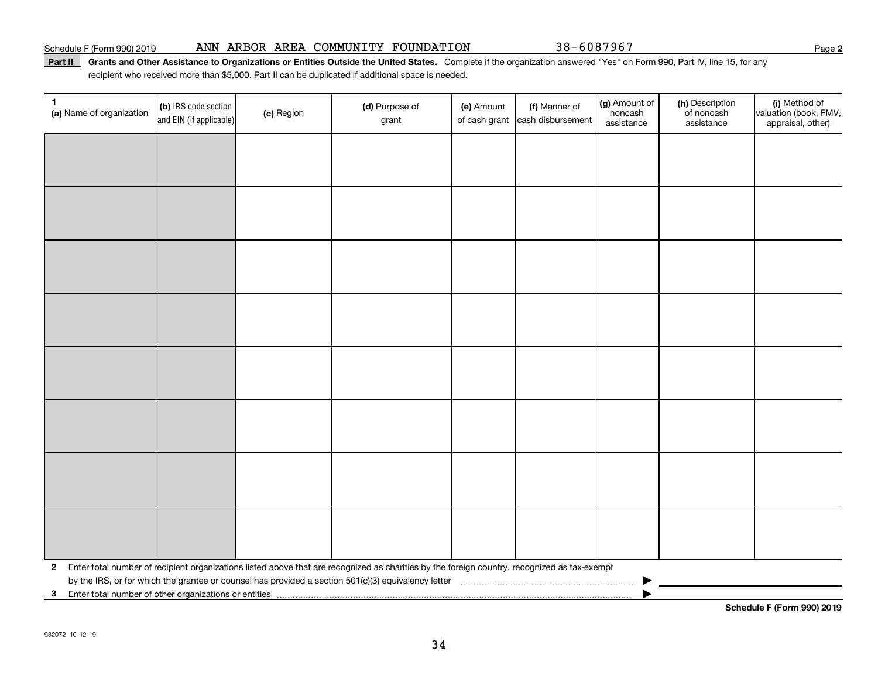Schedule F (Form 990) 2019 ANN ARBOR AREA COMMUNITY FOUNDATION 38-6087967 Page 2

**Part II** **Grants and Other Assistance to Organizations or Entities Outside the United States.** Complete if the organization answered "Yes" on Form 990, Part IV, line 15, for any recipient who received more than $5,000. Part II can be duplicated if additional space is needed.

| 1 (a) Name of organization | (b) IRS code section and EIN (if applicable) | (c) Region | (d) Purpose of grant | (e) Amount of cash grant | (f) Manner of cash disbursement | (g) Amount of noncash assistance | (h) Description of noncash assistance | (i) Method of valuation (book, FMV, appraisal, other) |
|---|---|---|---|---|---|---|---|---|
| | | | | | | | | |
| | | | | | | | | |
| | | | | | | | | |
| | | | | | | | | |
| | | | | | | | | |
| | | | | | | | | |
| | | | | | | | | |
| | | | | | | | | |

**2** Enter total number of recipient organizations listed above that are recognized as charities by the foreign country, recognized as tax-exempt by the IRS, or for which the grantee or counsel has provided a section 501(c)(3) equivalency letter ▶

**3** Enter total number of other organizations or entities ▶

**Schedule F (Form 990) 2019**

932072 10-12-19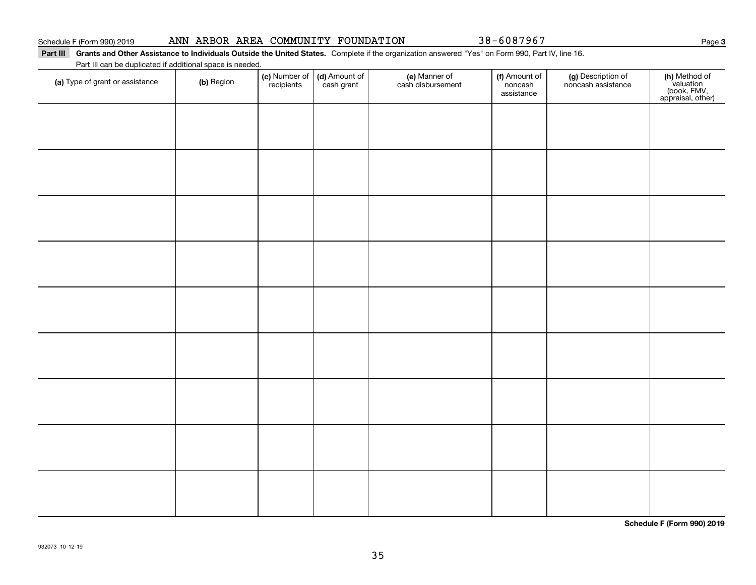Schedule F (Form 990) 2019 ANN ARBOR AREA COMMUNITY FOUNDATION 38-6087967 Page **3**

**Part III** **Grants and Other Assistance to Individuals Outside the United States.** Complete if the organization answered "Yes" on Form 990, Part IV, line 16.

Part III can be duplicated if additional space is needed.

| **(a)** Type of grant or assistance | **(b)** Region | **(c)** Number of recipients | **(d)** Amount of cash grant | **(e)** Manner of cash disbursement | **(f)** Amount of noncash assistance | **(g)** Description of noncash assistance | **(h)** Method of valuation (book, FMV, appraisal, other) |
|---|---|---|---|---|---|---|---|
| | | | | | | | |
| | | | | | | | |
| | | | | | | | |
| | | | | | | | |
| | | | | | | | |
| | | | | | | | |
| | | | | | | | |
| | | | | | | | |
| | | | | | | | |

**Schedule F (Form 990) 2019**

932073 10-12-19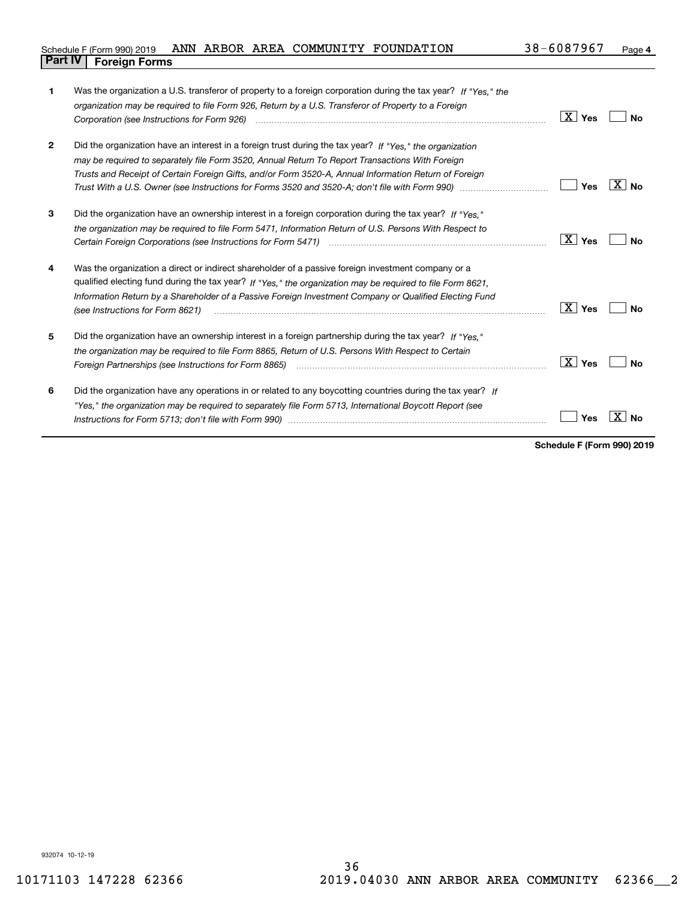Schedule F (Form 990) 2019 ANN ARBOR AREA COMMUNITY FOUNDATION 38-6087967 Page **4**

## Part IV Foreign Forms

| | | Yes | No |
|---|---|---|---|
| **1** | Was the organization a U.S. transferor of property to a foreign corporation during the tax year? *If "Yes," the organization may be required to file Form 926, Return by a U.S. Transferor of Property to a Foreign Corporation (see Instructions for Form 926)* | X | |
| **2** | Did the organization have an interest in a foreign trust during the tax year? *If "Yes," the organization may be required to separately file Form 3520, Annual Return To Report Transactions With Foreign Trusts and Receipt of Certain Foreign Gifts, and/or Form 3520-A, Annual Information Return of Foreign Trust With a U.S. Owner (see Instructions for Forms 3520 and 3520-A; don't file with Form 990)* | | X |
| **3** | Did the organization have an ownership interest in a foreign corporation during the tax year? *If "Yes," the organization may be required to file Form 5471, Information Return of U.S. Persons With Respect to Certain Foreign Corporations (see Instructions for Form 5471)* | X | |
| **4** | Was the organization a direct or indirect shareholder of a passive foreign investment company or a qualified electing fund during the tax year? *If "Yes," the organization may be required to file Form 8621, Information Return by a Shareholder of a Passive Foreign Investment Company or Qualified Electing Fund (see Instructions for Form 8621)* | X | |
| **5** | Did the organization have an ownership interest in a foreign partnership during the tax year? *If "Yes," the organization may be required to file Form 8865, Return of U.S. Persons With Respect to Certain Foreign Partnerships (see Instructions for Form 8865)* | X | |
| **6** | Did the organization have any operations in or related to any boycotting countries during the tax year? *If "Yes," the organization may be required to separately file Form 5713, International Boycott Report (see Instructions for Form 5713; don't file with Form 990)* | | X |

**Schedule F (Form 990) 2019**

932074 10-12-19

10171103 147228 62366 2019.04030 ANN ARBOR AREA COMMUNITY 62366__2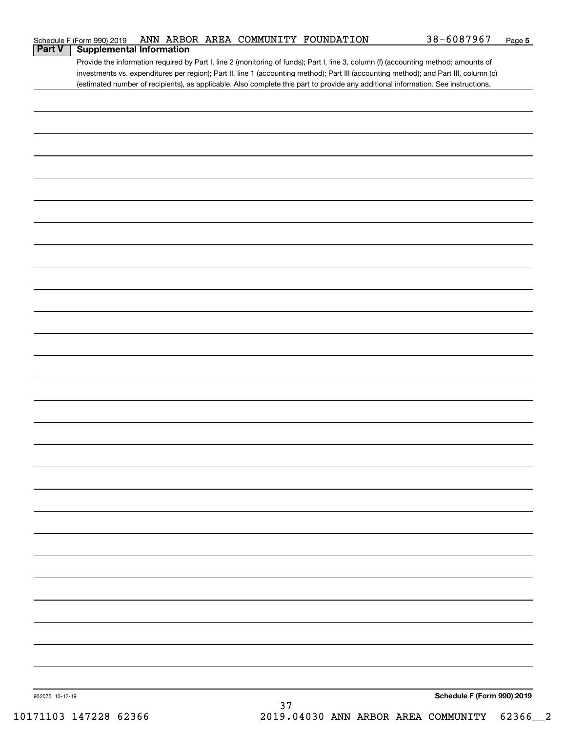Schedule F (Form 990) 2019 ANN ARBOR AREA COMMUNITY FOUNDATION 38-6087967 Page 5

## Part V Supplemental Information

Provide the information required by Part I, line 2 (monitoring of funds); Part I, line 3, column (f) (accounting method; amounts of investments vs. expenditures per region); Part II, line 1 (accounting method); Part III (accounting method); and Part III, column (c) (estimated number of recipients), as applicable. Also complete this part to provide any additional information. See instructions.

932075 10-12-19

**Schedule F (Form 990) 2019**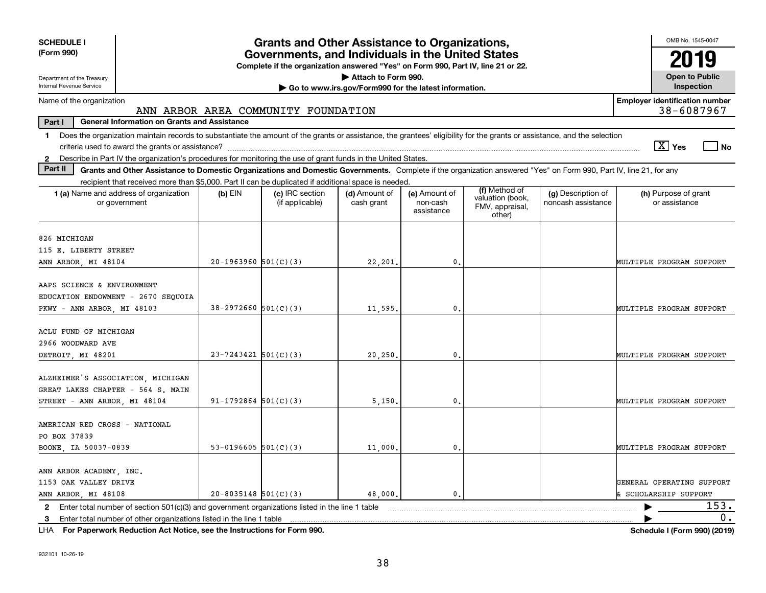**SCHEDULE I (Form 990)**

Department of the Treasury
Internal Revenue Service

# Grants and Other Assistance to Organizations, Governments, and Individuals in the United States

**Complete if the organization answered "Yes" on Form 990, Part IV, line 21 or 22.**

**▶ Attach to Form 990.**

**▶ Go to www.irs.gov/Form990 for the latest information.**

OMB No. 1545-0047

**2019**

**Open to Public Inspection**

Name of the organization: ANN ARBOR AREA COMMUNITY FOUNDATION

Employer identification number: 38-6087967

**Part I — General Information on Grants and Assistance**

1 Does the organization maintain records to substantiate the amount of the grants or assistance, the grantees' eligibility for the grants or assistance, and the selection criteria used to award the grants or assistance? [X] Yes [ ] No

2 Describe in Part IV the organization's procedures for monitoring the use of grant funds in the United States.

**Part II — Grants and Other Assistance to Domestic Organizations and Domestic Governments.** Complete if the organization answered "Yes" on Form 990, Part IV, line 21, for any recipient that received more than $5,000. Part II can be duplicated if additional space is needed.

| 1 (a) Name and address of organization or government | (b) EIN | (c) IRC section (if applicable) | (d) Amount of cash grant | (e) Amount of non-cash assistance | (f) Method of valuation (book, FMV, appraisal, other) | (g) Description of noncash assistance | (h) Purpose of grant or assistance |
|---|---|---|---|---|---|---|---|
| 826 MICHIGAN 115 E. LIBERTY STREET ANN ARBOR, MI 48104 | 20-1963960 | 501(C)(3) | 22,201. | 0. | | | MULTIPLE PROGRAM SUPPORT |
| AAPS SCIENCE & ENVIRONMENT EDUCATION ENDOWMENT - 2670 SEQUOIA PKWY - ANN ARBOR, MI 48103 | 38-2972660 | 501(C)(3) | 11,595. | 0. | | | MULTIPLE PROGRAM SUPPORT |
| ACLU FUND OF MICHIGAN 2966 WOODWARD AVE DETROIT, MI 48201 | 23-7243421 | 501(C)(3) | 20,250. | 0. | | | MULTIPLE PROGRAM SUPPORT |
| ALZHEIMER'S ASSOCIATION, MICHIGAN GREAT LAKES CHAPTER - 564 S. MAIN STREET - ANN ARBOR, MI 48104 | 91-1792864 | 501(C)(3) | 5,150. | 0. | | | MULTIPLE PROGRAM SUPPORT |
| AMERICAN RED CROSS - NATIONAL PO BOX 37839 BOONE, IA 50037-0839 | 53-0196605 | 501(C)(3) | 11,000. | 0. | | | MULTIPLE PROGRAM SUPPORT |
| ANN ARBOR ACADEMY, INC. 1153 OAK VALLEY DRIVE ANN ARBOR, MI 48108 | 20-8035148 | 501(C)(3) | 48,000. | 0. | | | GENERAL OPERATING SUPPORT & SCHOLARSHIP SUPPORT |

2 Enter total number of section 501(c)(3) and government organizations listed in the line 1 table ▶ 153.

3 Enter total number of other organizations listed in the line 1 table ▶ 0.

LHA **For Paperwork Reduction Act Notice, see the Instructions for Form 990.** **Schedule I (Form 990) (2019)**

932101 10-26-19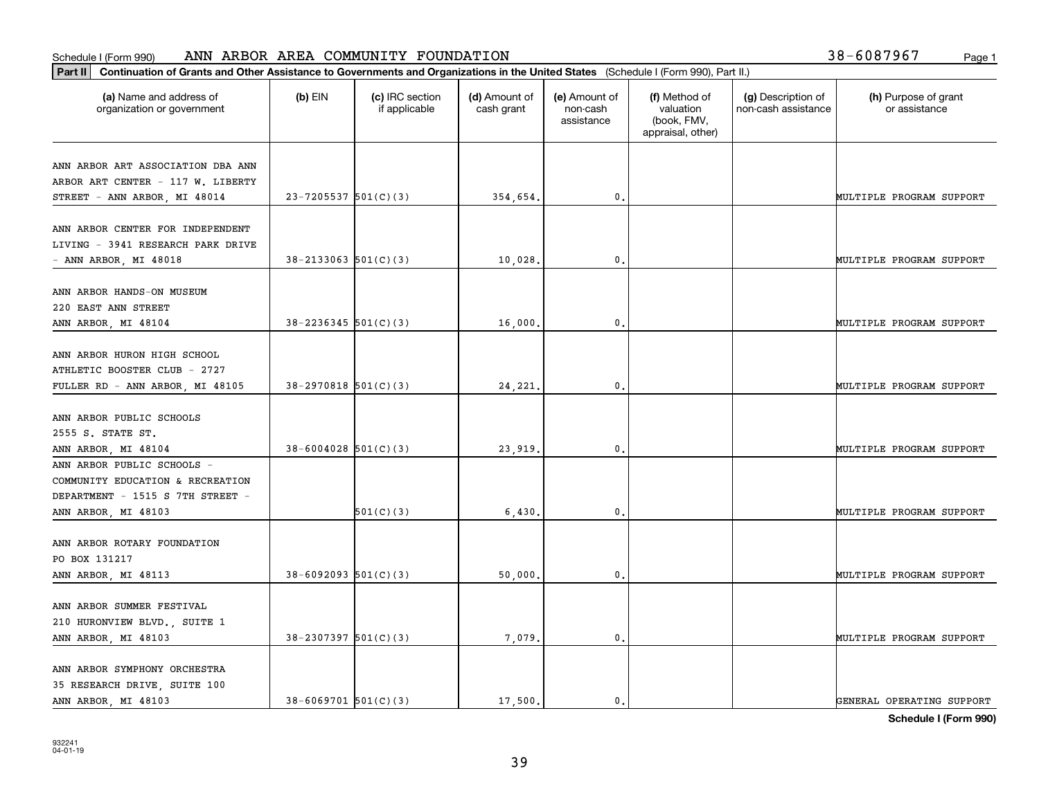Schedule I (Form 990) ANN ARBOR AREA COMMUNITY FOUNDATION 38-6087967

**Part II Continuation of Grants and Other Assistance to Governments and Organizations in the United States** (Schedule I (Form 990), Part II.)

| (a) Name and address of organization or government | (b) EIN | (c) IRC section if applicable | (d) Amount of cash grant | (e) Amount of non-cash assistance | (f) Method of valuation (book, FMV, appraisal, other) | (g) Description of non-cash assistance | (h) Purpose of grant or assistance |
|---|---|---|---|---|---|---|---|
| ANN ARBOR ART ASSOCIATION DBA ANN ARBOR ART CENTER - 117 W. LIBERTY STREET - ANN ARBOR, MI 48014 | 23-7205537 | 501(C)(3) | 354,654. | 0. | | | MULTIPLE PROGRAM SUPPORT |
| ANN ARBOR CENTER FOR INDEPENDENT LIVING - 3941 RESEARCH PARK DRIVE - ANN ARBOR, MI 48018 | 38-2133063 | 501(C)(3) | 10,028. | 0. | | | MULTIPLE PROGRAM SUPPORT |
| ANN ARBOR HANDS-ON MUSEUM 220 EAST ANN STREET ANN ARBOR, MI 48104 | 38-2236345 | 501(C)(3) | 16,000. | 0. | | | MULTIPLE PROGRAM SUPPORT |
| ANN ARBOR HURON HIGH SCHOOL ATHLETIC BOOSTER CLUB - 2727 FULLER RD - ANN ARBOR, MI 48105 | 38-2970818 | 501(C)(3) | 24,221. | 0. | | | MULTIPLE PROGRAM SUPPORT |
| ANN ARBOR PUBLIC SCHOOLS 2555 S. STATE ST. ANN ARBOR, MI 48104 | 38-6004028 | 501(C)(3) | 23,919. | 0. | | | MULTIPLE PROGRAM SUPPORT |
| ANN ARBOR PUBLIC SCHOOLS - COMMUNITY EDUCATION & RECREATION DEPARTMENT - 1515 S 7TH STREET - ANN ARBOR, MI 48103 | | 501(C)(3) | 6,430. | 0. | | | MULTIPLE PROGRAM SUPPORT |
| ANN ARBOR ROTARY FOUNDATION PO BOX 131217 ANN ARBOR, MI 48113 | 38-6092093 | 501(C)(3) | 50,000. | 0. | | | MULTIPLE PROGRAM SUPPORT |
| ANN ARBOR SUMMER FESTIVAL 210 HURONVIEW BLVD., SUITE 1 ANN ARBOR, MI 48103 | 38-2307397 | 501(C)(3) | 7,079. | 0. | | | MULTIPLE PROGRAM SUPPORT |
| ANN ARBOR SYMPHONY ORCHESTRA 35 RESEARCH DRIVE, SUITE 100 ANN ARBOR, MI 48103 | 38-6069701 | 501(C)(3) | 17,500. | 0. | | | GENERAL OPERATING SUPPORT |

**Schedule I (Form 990)**

932241 04-01-19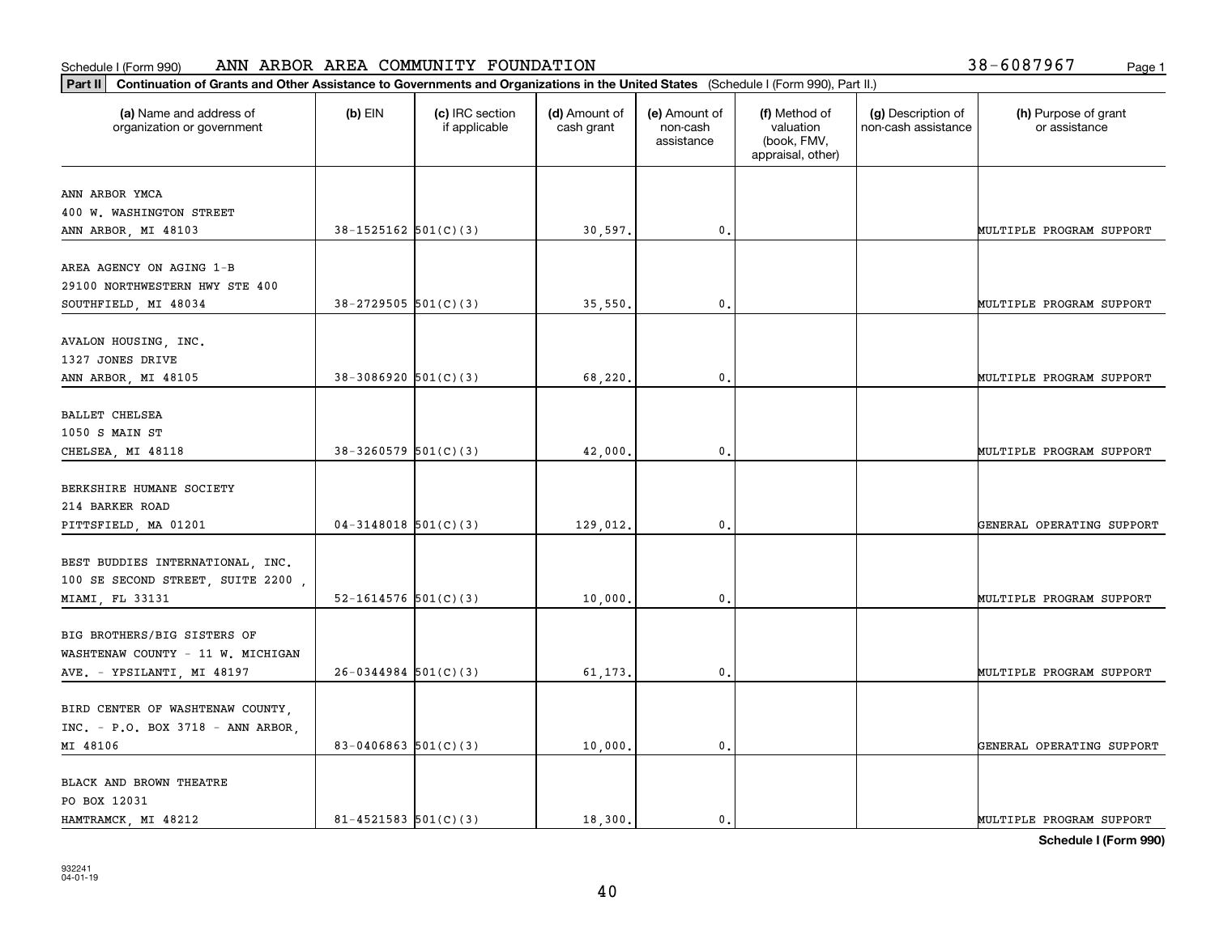Schedule I (Form 990) ANN ARBOR AREA COMMUNITY FOUNDATION 38-6087967

**Part II** **Continuation of Grants and Other Assistance to Governments and Organizations in the United States** (Schedule I (Form 990), Part II.)

| (a) Name and address of organization or government | (b) EIN | (c) IRC section if applicable | (d) Amount of cash grant | (e) Amount of non-cash assistance | (f) Method of valuation (book, FMV, appraisal, other) | (g) Description of non-cash assistance | (h) Purpose of grant or assistance |
|---|---|---|---|---|---|---|---|
| ANN ARBOR YMCA<br>400 W. WASHINGTON STREET<br>ANN ARBOR, MI 48103 | 38-1525162 | 501(C)(3) | 30,597. | 0. | | | MULTIPLE PROGRAM SUPPORT |
| AREA AGENCY ON AGING 1-B<br>29100 NORTHWESTERN HWY STE 400<br>SOUTHFIELD, MI 48034 | 38-2729505 | 501(C)(3) | 35,550. | 0. | | | MULTIPLE PROGRAM SUPPORT |
| AVALON HOUSING, INC.<br>1327 JONES DRIVE<br>ANN ARBOR, MI 48105 | 38-3086920 | 501(C)(3) | 68,220. | 0. | | | MULTIPLE PROGRAM SUPPORT |
| BALLET CHELSEA<br>1050 S MAIN ST<br>CHELSEA, MI 48118 | 38-3260579 | 501(C)(3) | 42,000. | 0. | | | MULTIPLE PROGRAM SUPPORT |
| BERKSHIRE HUMANE SOCIETY<br>214 BARKER ROAD<br>PITTSFIELD, MA 01201 | 04-3148018 | 501(C)(3) | 129,012. | 0. | | | GENERAL OPERATING SUPPORT |
| BEST BUDDIES INTERNATIONAL, INC.<br>100 SE SECOND STREET, SUITE 2200 ,<br>MIAMI, FL 33131 | 52-1614576 | 501(C)(3) | 10,000. | 0. | | | MULTIPLE PROGRAM SUPPORT |
| BIG BROTHERS/BIG SISTERS OF<br>WASHTENAW COUNTY - 11 W. MICHIGAN<br>AVE. - YPSILANTI, MI 48197 | 26-0344984 | 501(C)(3) | 61,173. | 0. | | | MULTIPLE PROGRAM SUPPORT |
| BIRD CENTER OF WASHTENAW COUNTY,<br>INC. - P.O. BOX 3718 - ANN ARBOR,<br>MI 48106 | 83-0406863 | 501(C)(3) | 10,000. | 0. | | | GENERAL OPERATING SUPPORT |
| BLACK AND BROWN THEATRE<br>PO BOX 12031<br>HAMTRAMCK, MI 48212 | 81-4521583 | 501(C)(3) | 18,300. | 0. | | | MULTIPLE PROGRAM SUPPORT |

**Schedule I (Form 990)**

932241
04-01-19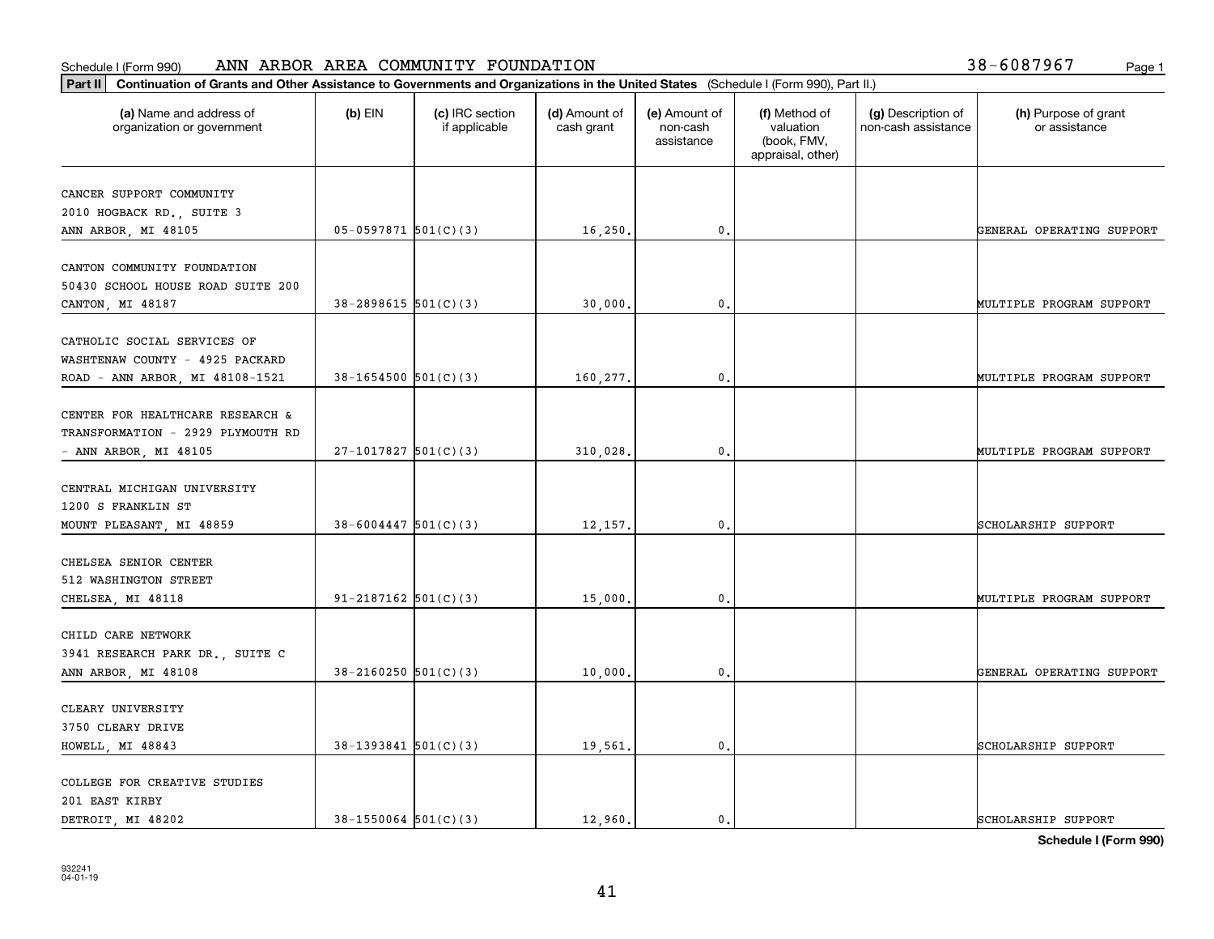Schedule I (Form 990) ANN ARBOR AREA COMMUNITY FOUNDATION 38-6087967

**Part II** **Continuation of Grants and Other Assistance to Governments and Organizations in the United States** (Schedule I (Form 990), Part II.)

| (a) Name and address of organization or government | (b) EIN | (c) IRC section if applicable | (d) Amount of cash grant | (e) Amount of non-cash assistance | (f) Method of valuation (book, FMV, appraisal, other) | (g) Description of non-cash assistance | (h) Purpose of grant or assistance |
|---|---|---|---|---|---|---|---|
| CANCER SUPPORT COMMUNITY 2010 HOGBACK RD., SUITE 3 ANN ARBOR, MI 48105 | 05-0597871 | 501(C)(3) | 16,250. | 0. | | | GENERAL OPERATING SUPPORT |
| CANTON COMMUNITY FOUNDATION 50430 SCHOOL HOUSE ROAD SUITE 200 CANTON, MI 48187 | 38-2898615 | 501(C)(3) | 30,000. | 0. | | | MULTIPLE PROGRAM SUPPORT |
| CATHOLIC SOCIAL SERVICES OF WASHTENAW COUNTY - 4925 PACKARD ROAD - ANN ARBOR, MI 48108-1521 | 38-1654500 | 501(C)(3) | 160,277. | 0. | | | MULTIPLE PROGRAM SUPPORT |
| CENTER FOR HEALTHCARE RESEARCH & TRANSFORMATION - 2929 PLYMOUTH RD - ANN ARBOR, MI 48105 | 27-1017827 | 501(C)(3) | 310,028. | 0. | | | MULTIPLE PROGRAM SUPPORT |
| CENTRAL MICHIGAN UNIVERSITY 1200 S FRANKLIN ST MOUNT PLEASANT, MI 48859 | 38-6004447 | 501(C)(3) | 12,157. | 0. | | | SCHOLARSHIP SUPPORT |
| CHELSEA SENIOR CENTER 512 WASHINGTON STREET CHELSEA, MI 48118 | 91-2187162 | 501(C)(3) | 15,000. | 0. | | | MULTIPLE PROGRAM SUPPORT |
| CHILD CARE NETWORK 3941 RESEARCH PARK DR., SUITE C ANN ARBOR, MI 48108 | 38-2160250 | 501(C)(3) | 10,000. | 0. | | | GENERAL OPERATING SUPPORT |
| CLEARY UNIVERSITY 3750 CLEARY DRIVE HOWELL, MI 48843 | 38-1393841 | 501(C)(3) | 19,561. | 0. | | | SCHOLARSHIP SUPPORT |
| COLLEGE FOR CREATIVE STUDIES 201 EAST KIRBY DETROIT, MI 48202 | 38-1550064 | 501(C)(3) | 12,960. | 0. | | | SCHOLARSHIP SUPPORT |

**Schedule I (Form 990)**

932241 04-01-19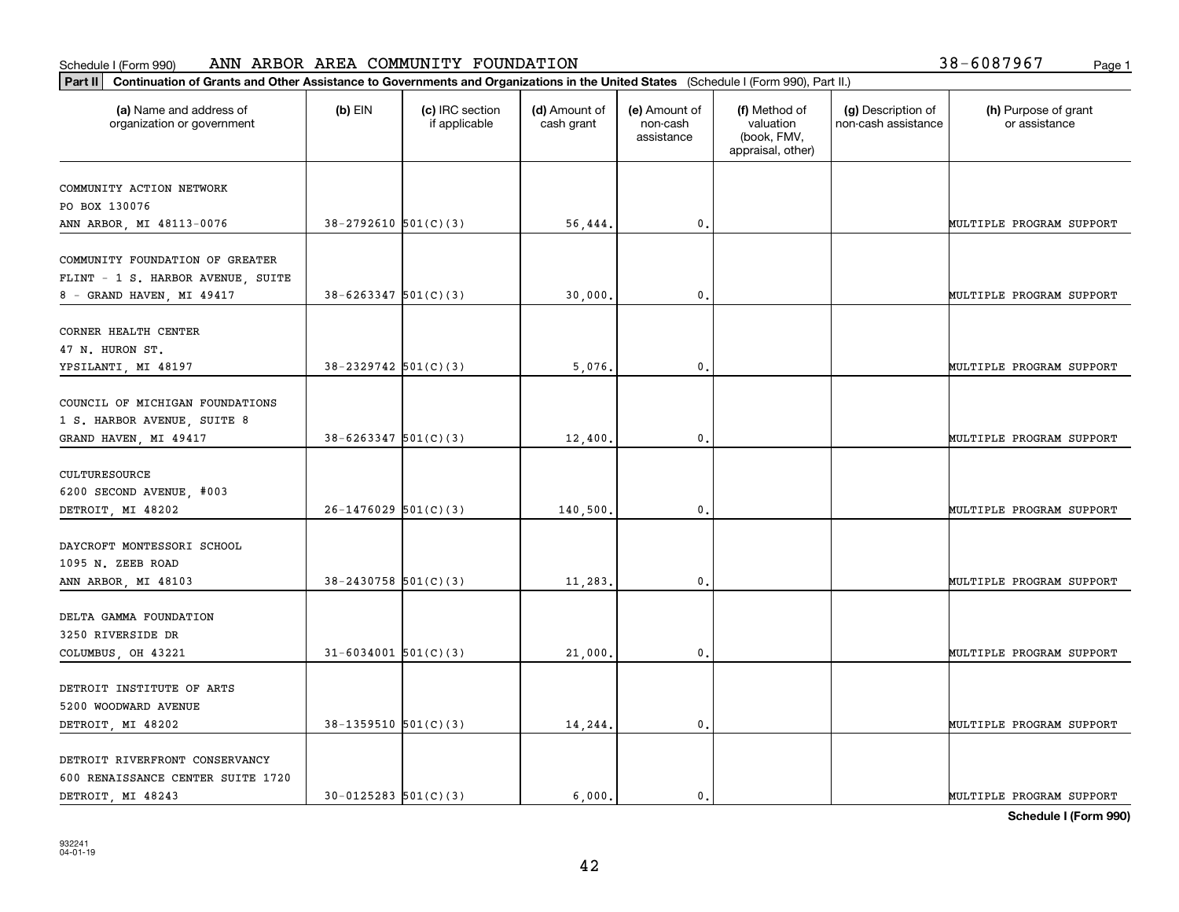Schedule I (Form 990) ANN ARBOR AREA COMMUNITY FOUNDATION 38-6087967

**Part II** **Continuation of Grants and Other Assistance to Governments and Organizations in the United States** (Schedule I (Form 990), Part II.)

| (a) Name and address of organization or government | (b) EIN | (c) IRC section if applicable | (d) Amount of cash grant | (e) Amount of non-cash assistance | (f) Method of valuation (book, FMV, appraisal, other) | (g) Description of non-cash assistance | (h) Purpose of grant or assistance |
|---|---|---|---|---|---|---|---|
| COMMUNITY ACTION NETWORK PO BOX 130076 ANN ARBOR, MI 48113-0076 | 38-2792610 | 501(C)(3) | 56,444. | 0. | | | MULTIPLE PROGRAM SUPPORT |
| COMMUNITY FOUNDATION OF GREATER FLINT - 1 S. HARBOR AVENUE, SUITE 8 - GRAND HAVEN, MI 49417 | 38-6263347 | 501(C)(3) | 30,000. | 0. | | | MULTIPLE PROGRAM SUPPORT |
| CORNER HEALTH CENTER 47 N. HURON ST. YPSILANTI, MI 48197 | 38-2329742 | 501(C)(3) | 5,076. | 0. | | | MULTIPLE PROGRAM SUPPORT |
| COUNCIL OF MICHIGAN FOUNDATIONS 1 S. HARBOR AVENUE, SUITE 8 GRAND HAVEN, MI 49417 | 38-6263347 | 501(C)(3) | 12,400. | 0. | | | MULTIPLE PROGRAM SUPPORT |
| CULTURESOURCE 6200 SECOND AVENUE, #003 DETROIT, MI 48202 | 26-1476029 | 501(C)(3) | 140,500. | 0. | | | MULTIPLE PROGRAM SUPPORT |
| DAYCROFT MONTESSORI SCHOOL 1095 N. ZEEB ROAD ANN ARBOR, MI 48103 | 38-2430758 | 501(C)(3) | 11,283. | 0. | | | MULTIPLE PROGRAM SUPPORT |
| DELTA GAMMA FOUNDATION 3250 RIVERSIDE DR COLUMBUS, OH 43221 | 31-6034001 | 501(C)(3) | 21,000. | 0. | | | MULTIPLE PROGRAM SUPPORT |
| DETROIT INSTITUTE OF ARTS 5200 WOODWARD AVENUE DETROIT, MI 48202 | 38-1359510 | 501(C)(3) | 14,244. | 0. | | | MULTIPLE PROGRAM SUPPORT |
| DETROIT RIVERFRONT CONSERVANCY 600 RENAISSANCE CENTER SUITE 1720 DETROIT, MI 48243 | 30-0125283 | 501(C)(3) | 6,000. | 0. | | | MULTIPLE PROGRAM SUPPORT |

**Schedule I (Form 990)**

932241 04-01-19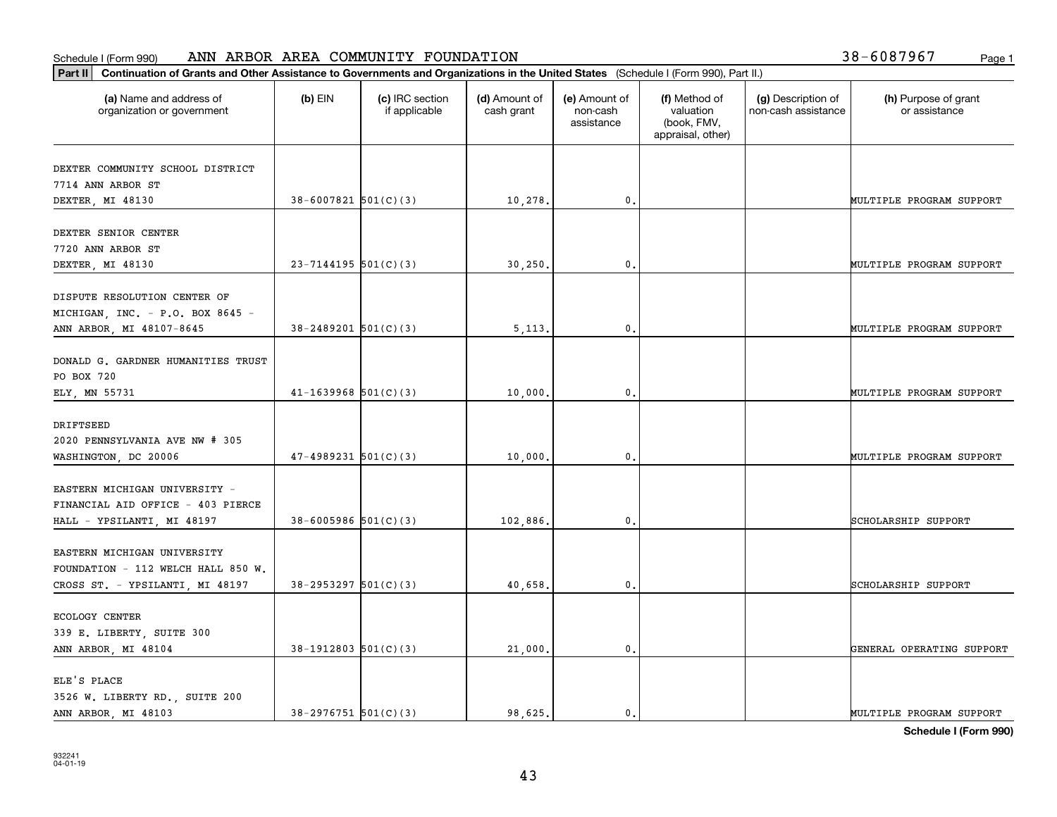Schedule I (Form 990) ANN ARBOR AREA COMMUNITY FOUNDATION 38-6087967

**Part II** **Continuation of Grants and Other Assistance to Governments and Organizations in the United States** (Schedule I (Form 990), Part II.)

| (a) Name and address of organization or government | (b) EIN | (c) IRC section if applicable | (d) Amount of cash grant | (e) Amount of non-cash assistance | (f) Method of valuation (book, FMV, appraisal, other) | (g) Description of non-cash assistance | (h) Purpose of grant or assistance |
|---|---|---|---|---|---|---|---|
| DEXTER COMMUNITY SCHOOL DISTRICT 7714 ANN ARBOR ST DEXTER, MI 48130 | 38-6007821 | 501(C)(3) | 10,278. | 0. | | | MULTIPLE PROGRAM SUPPORT |
| DEXTER SENIOR CENTER 7720 ANN ARBOR ST DEXTER, MI 48130 | 23-7144195 | 501(C)(3) | 30,250. | 0. | | | MULTIPLE PROGRAM SUPPORT |
| DISPUTE RESOLUTION CENTER OF MICHIGAN, INC. - P.O. BOX 8645 - ANN ARBOR, MI 48107-8645 | 38-2489201 | 501(C)(3) | 5,113. | 0. | | | MULTIPLE PROGRAM SUPPORT |
| DONALD G. GARDNER HUMANITIES TRUST PO BOX 720 ELY, MN 55731 | 41-1639968 | 501(C)(3) | 10,000. | 0. | | | MULTIPLE PROGRAM SUPPORT |
| DRIFTSEED 2020 PENNSYLVANIA AVE NW # 305 WASHINGTON, DC 20006 | 47-4989231 | 501(C)(3) | 10,000. | 0. | | | MULTIPLE PROGRAM SUPPORT |
| EASTERN MICHIGAN UNIVERSITY - FINANCIAL AID OFFICE - 403 PIERCE HALL - YPSILANTI, MI 48197 | 38-6005986 | 501(C)(3) | 102,886. | 0. | | | SCHOLARSHIP SUPPORT |
| EASTERN MICHIGAN UNIVERSITY FOUNDATION - 112 WELCH HALL 850 W. CROSS ST. - YPSILANTI, MI 48197 | 38-2953297 | 501(C)(3) | 40,658. | 0. | | | SCHOLARSHIP SUPPORT |
| ECOLOGY CENTER 339 E. LIBERTY, SUITE 300 ANN ARBOR, MI 48104 | 38-1912803 | 501(C)(3) | 21,000. | 0. | | | GENERAL OPERATING SUPPORT |
| ELE'S PLACE 3526 W. LIBERTY RD., SUITE 200 ANN ARBOR, MI 48103 | 38-2976751 | 501(C)(3) | 98,625. | 0. | | | MULTIPLE PROGRAM SUPPORT |

**Schedule I (Form 990)**

932241 04-01-19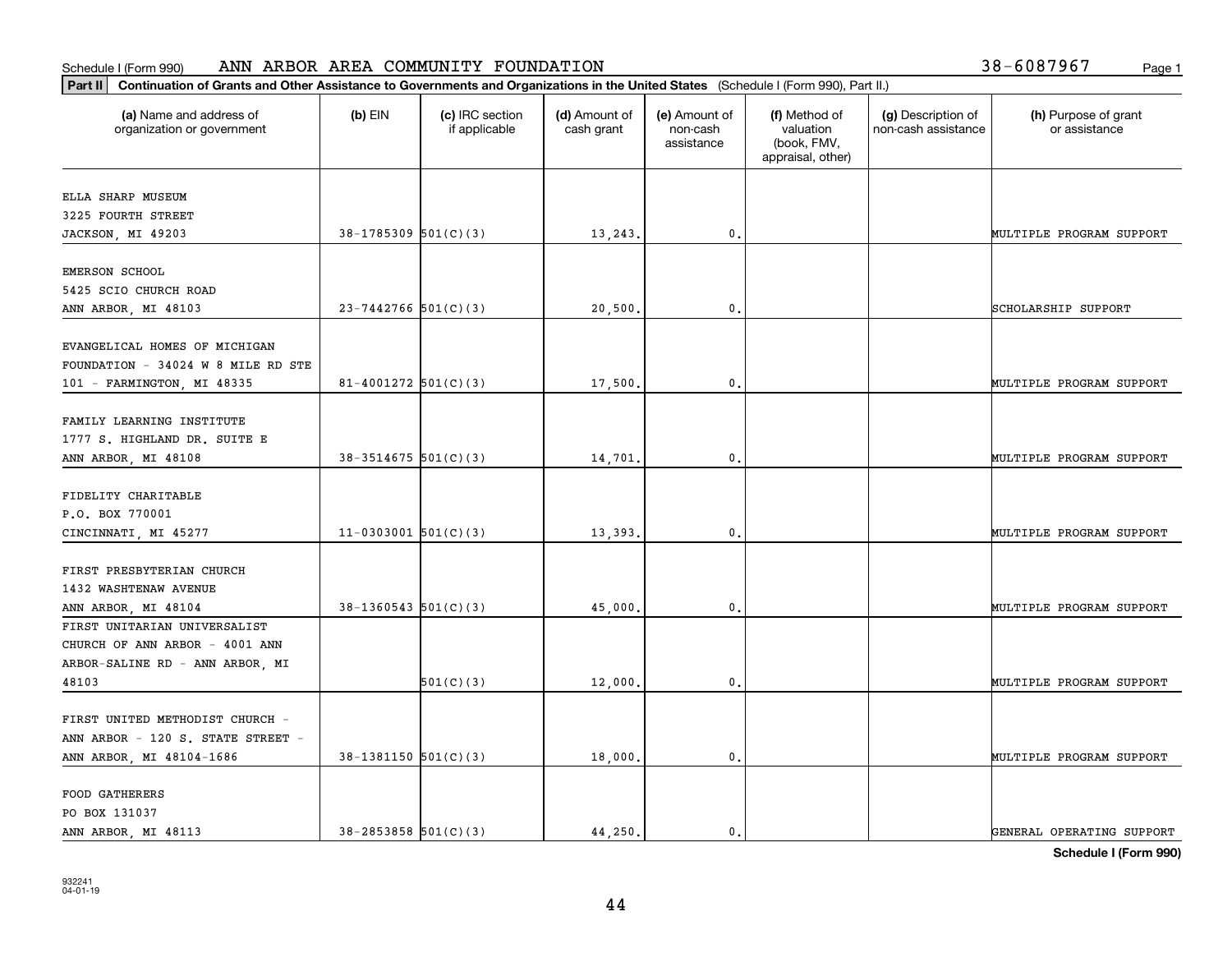Schedule I (Form 990) ANN ARBOR AREA COMMUNITY FOUNDATION 38-6087967

**Part II** **Continuation of Grants and Other Assistance to Governments and Organizations in the United States** (Schedule I (Form 990), Part II.)

| (a) Name and address of organization or government | (b) EIN | (c) IRC section if applicable | (d) Amount of cash grant | (e) Amount of non-cash assistance | (f) Method of valuation (book, FMV, appraisal, other) | (g) Description of non-cash assistance | (h) Purpose of grant or assistance |
|---|---|---|---|---|---|---|---|
| ELLA SHARP MUSEUM 3225 FOURTH STREET JACKSON, MI 49203 | 38-1785309 | 501(C)(3) | 13,243. | 0. | | | MULTIPLE PROGRAM SUPPORT |
| EMERSON SCHOOL 5425 SCIO CHURCH ROAD ANN ARBOR, MI 48103 | 23-7442766 | 501(C)(3) | 20,500. | 0. | | | SCHOLARSHIP SUPPORT |
| EVANGELICAL HOMES OF MICHIGAN FOUNDATION - 34024 W 8 MILE RD STE 101 - FARMINGTON, MI 48335 | 81-4001272 | 501(C)(3) | 17,500. | 0. | | | MULTIPLE PROGRAM SUPPORT |
| FAMILY LEARNING INSTITUTE 1777 S. HIGHLAND DR. SUITE E ANN ARBOR, MI 48108 | 38-3514675 | 501(C)(3) | 14,701. | 0. | | | MULTIPLE PROGRAM SUPPORT |
| FIDELITY CHARITABLE P.O. BOX 770001 CINCINNATI, MI 45277 | 11-0303001 | 501(C)(3) | 13,393. | 0. | | | MULTIPLE PROGRAM SUPPORT |
| FIRST PRESBYTERIAN CHURCH 1432 WASHTENAW AVENUE ANN ARBOR, MI 48104 | 38-1360543 | 501(C)(3) | 45,000. | 0. | | | MULTIPLE PROGRAM SUPPORT |
| FIRST UNITARIAN UNIVERSALIST CHURCH OF ANN ARBOR - 4001 ANN ARBOR-SALINE RD - ANN ARBOR, MI 48103 | | 501(C)(3) | 12,000. | 0. | | | MULTIPLE PROGRAM SUPPORT |
| FIRST UNITED METHODIST CHURCH - ANN ARBOR - 120 S. STATE STREET - ANN ARBOR, MI 48104-1686 | 38-1381150 | 501(C)(3) | 18,000. | 0. | | | MULTIPLE PROGRAM SUPPORT |
| FOOD GATHERERS PO BOX 131037 ANN ARBOR, MI 48113 | 38-2853858 | 501(C)(3) | 44,250. | 0. | | | GENERAL OPERATING SUPPORT |

**Schedule I (Form 990)**

932241 04-01-19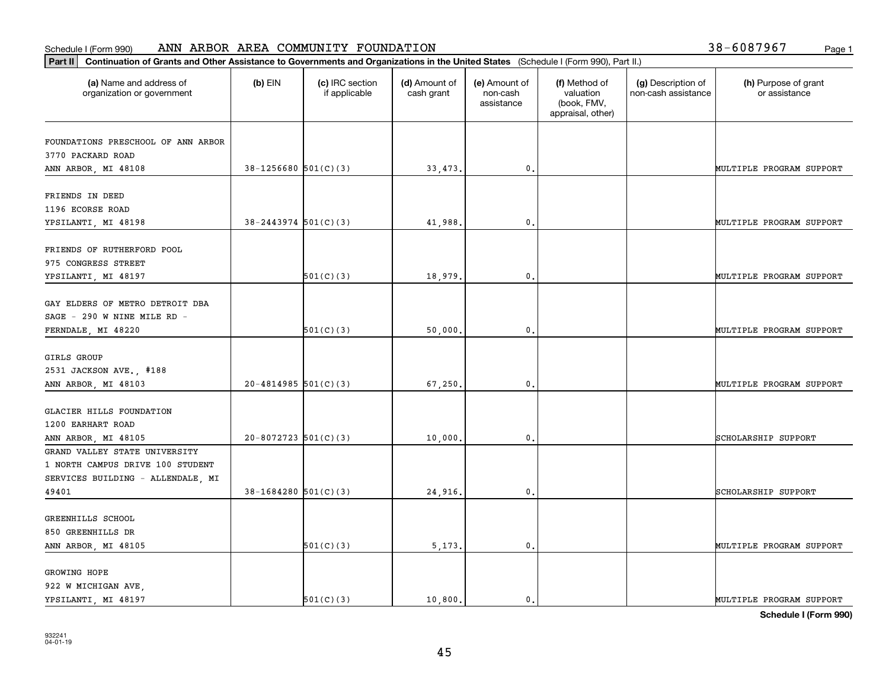Schedule I (Form 990) ANN ARBOR AREA COMMUNITY FOUNDATION 38-6087967

**Part II** **Continuation of Grants and Other Assistance to Governments and Organizations in the United States** (Schedule I (Form 990), Part II.)

| (a) Name and address of organization or government | (b) EIN | (c) IRC section if applicable | (d) Amount of cash grant | (e) Amount of non-cash assistance | (f) Method of valuation (book, FMV, appraisal, other) | (g) Description of non-cash assistance | (h) Purpose of grant or assistance |
|---|---|---|---|---|---|---|---|
| FOUNDATIONS PRESCHOOL OF ANN ARBOR 3770 PACKARD ROAD ANN ARBOR, MI 48108 | 38-1256680 | 501(C)(3) | 33,473. | 0. | | | MULTIPLE PROGRAM SUPPORT |
| FRIENDS IN DEED 1196 ECORSE ROAD YPSILANTI, MI 48198 | 38-2443974 | 501(C)(3) | 41,988. | 0. | | | MULTIPLE PROGRAM SUPPORT |
| FRIENDS OF RUTHERFORD POOL 975 CONGRESS STREET YPSILANTI, MI 48197 | | 501(C)(3) | 18,979. | 0. | | | MULTIPLE PROGRAM SUPPORT |
| GAY ELDERS OF METRO DETROIT DBA SAGE - 290 W NINE MILE RD - FERNDALE, MI 48220 | | 501(C)(3) | 50,000. | 0. | | | MULTIPLE PROGRAM SUPPORT |
| GIRLS GROUP 2531 JACKSON AVE., #188 ANN ARBOR, MI 48103 | 20-4814985 | 501(C)(3) | 67,250. | 0. | | | MULTIPLE PROGRAM SUPPORT |
| GLACIER HILLS FOUNDATION 1200 EARHART ROAD ANN ARBOR, MI 48105 | 20-8072723 | 501(C)(3) | 10,000. | 0. | | | SCHOLARSHIP SUPPORT |
| GRAND VALLEY STATE UNIVERSITY 1 NORTH CAMPUS DRIVE 100 STUDENT SERVICES BUILDING - ALLENDALE, MI 49401 | 38-1684280 | 501(C)(3) | 24,916. | 0. | | | SCHOLARSHIP SUPPORT |
| GREENHILLS SCHOOL 850 GREENHILLS DR ANN ARBOR, MI 48105 | | 501(C)(3) | 5,173. | 0. | | | MULTIPLE PROGRAM SUPPORT |
| GROWING HOPE 922 W MICHIGAN AVE, YPSILANTI, MI 48197 | | 501(C)(3) | 10,800. | 0. | | | MULTIPLE PROGRAM SUPPORT |

**Schedule I (Form 990)**

932241 04-01-19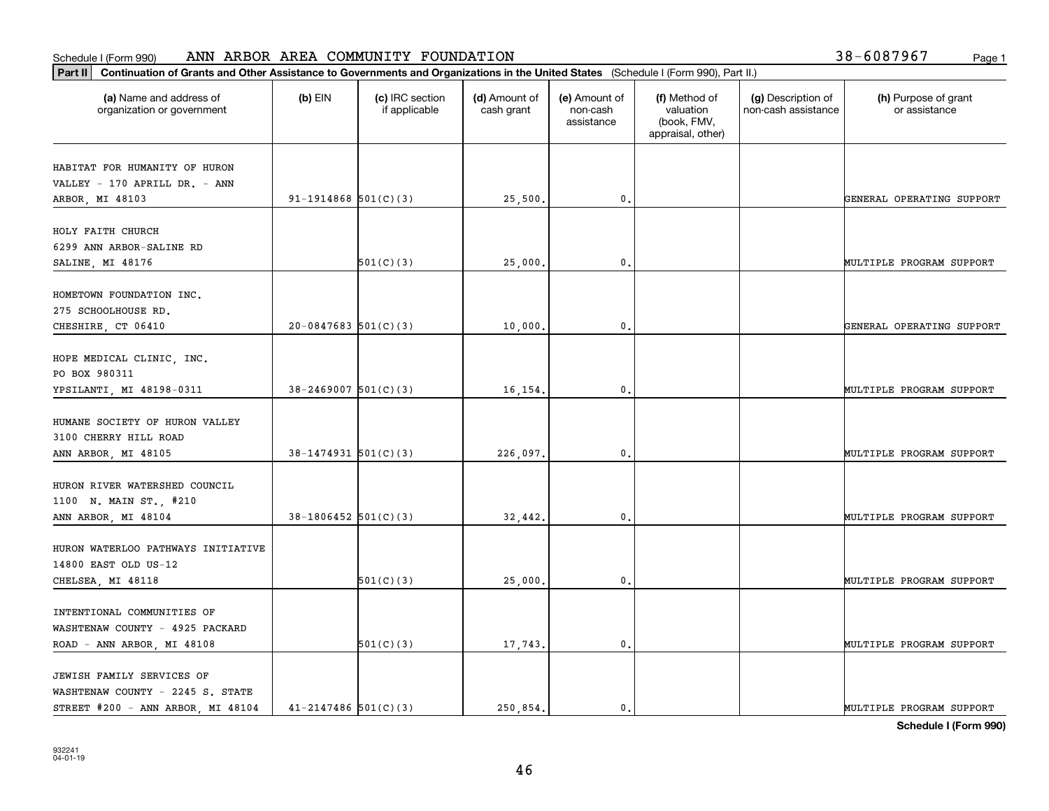Schedule I (Form 990) ANN ARBOR AREA COMMUNITY FOUNDATION 38-6087967

**Part II** Continuation of Grants and Other Assistance to Governments and Organizations in the United States (Schedule I (Form 990), Part II.)

| (a) Name and address of organization or government | (b) EIN | (c) IRC section if applicable | (d) Amount of cash grant | (e) Amount of non-cash assistance | (f) Method of valuation (book, FMV, appraisal, other) | (g) Description of non-cash assistance | (h) Purpose of grant or assistance |
|---|---|---|---|---|---|---|---|
| HABITAT FOR HUMANITY OF HURON VALLEY - 170 APRILL DR. - ANN ARBOR, MI 48103 | 91-1914868 | 501(C)(3) | 25,500. | 0. | | | GENERAL OPERATING SUPPORT |
| HOLY FAITH CHURCH 6299 ANN ARBOR-SALINE RD SALINE, MI 48176 | | 501(C)(3) | 25,000. | 0. | | | MULTIPLE PROGRAM SUPPORT |
| HOMETOWN FOUNDATION INC. 275 SCHOOLHOUSE RD. CHESHIRE, CT 06410 | 20-0847683 | 501(C)(3) | 10,000. | 0. | | | GENERAL OPERATING SUPPORT |
| HOPE MEDICAL CLINIC, INC. PO BOX 980311 YPSILANTI, MI 48198-0311 | 38-2469007 | 501(C)(3) | 16,154. | 0. | | | MULTIPLE PROGRAM SUPPORT |
| HUMANE SOCIETY OF HURON VALLEY 3100 CHERRY HILL ROAD ANN ARBOR, MI 48105 | 38-1474931 | 501(C)(3) | 226,097. | 0. | | | MULTIPLE PROGRAM SUPPORT |
| HURON RIVER WATERSHED COUNCIL 1100 N. MAIN ST., #210 ANN ARBOR, MI 48104 | 38-1806452 | 501(C)(3) | 32,442. | 0. | | | MULTIPLE PROGRAM SUPPORT |
| HURON WATERLOO PATHWAYS INITIATIVE 14800 EAST OLD US-12 CHELSEA, MI 48118 | | 501(C)(3) | 25,000. | 0. | | | MULTIPLE PROGRAM SUPPORT |
| INTENTIONAL COMMUNITIES OF WASHTENAW COUNTY - 4925 PACKARD ROAD - ANN ARBOR, MI 48108 | | 501(C)(3) | 17,743. | 0. | | | MULTIPLE PROGRAM SUPPORT |
| JEWISH FAMILY SERVICES OF WASHTENAW COUNTY - 2245 S. STATE STREET #200 - ANN ARBOR, MI 48104 | 41-2147486 | 501(C)(3) | 250,854. | 0. | | | MULTIPLE PROGRAM SUPPORT |

**Schedule I (Form 990)**

932241
04-01-19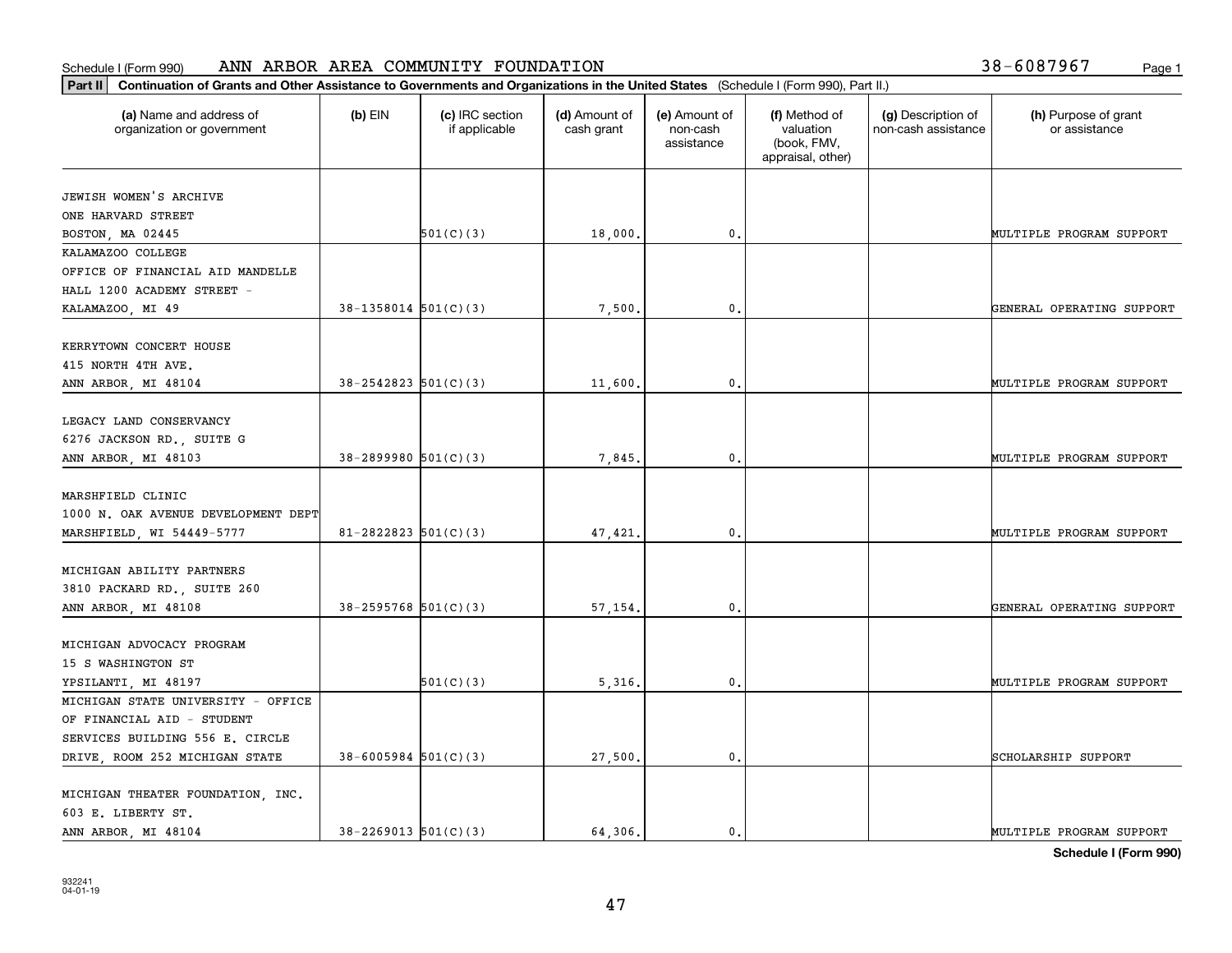Schedule I (Form 990) ANN ARBOR AREA COMMUNITY FOUNDATION 38-6087967

**Part II** **Continuation of Grants and Other Assistance to Governments and Organizations in the United States** (Schedule I (Form 990), Part II.)

| (a) Name and address of organization or government | (b) EIN | (c) IRC section if applicable | (d) Amount of cash grant | (e) Amount of non-cash assistance | (f) Method of valuation (book, FMV, appraisal, other) | (g) Description of non-cash assistance | (h) Purpose of grant or assistance |
|---|---|---|---|---|---|---|---|
| JEWISH WOMEN'S ARCHIVE<br>ONE HARVARD STREET<br>BOSTON, MA 02445 | | 501(C)(3) | 18,000. | 0. | | | MULTIPLE PROGRAM SUPPORT |
| KALAMAZOO COLLEGE<br>OFFICE OF FINANCIAL AID MANDELLE<br>HALL 1200 ACADEMY STREET -<br>KALAMAZOO, MI 49 | 38-1358014 | 501(C)(3) | 7,500. | 0. | | | GENERAL OPERATING SUPPORT |
| KERRYTOWN CONCERT HOUSE<br>415 NORTH 4TH AVE.<br>ANN ARBOR, MI 48104 | 38-2542823 | 501(C)(3) | 11,600. | 0. | | | MULTIPLE PROGRAM SUPPORT |
| LEGACY LAND CONSERVANCY<br>6276 JACKSON RD., SUITE G<br>ANN ARBOR, MI 48103 | 38-2899980 | 501(C)(3) | 7,845. | 0. | | | MULTIPLE PROGRAM SUPPORT |
| MARSHFIELD CLINIC<br>1000 N. OAK AVENUE DEVELOPMENT DEPT<br>MARSHFIELD, WI 54449-5777 | 81-2822823 | 501(C)(3) | 47,421. | 0. | | | MULTIPLE PROGRAM SUPPORT |
| MICHIGAN ABILITY PARTNERS<br>3810 PACKARD RD., SUITE 260<br>ANN ARBOR, MI 48108 | 38-2595768 | 501(C)(3) | 57,154. | 0. | | | GENERAL OPERATING SUPPORT |
| MICHIGAN ADVOCACY PROGRAM<br>15 S WASHINGTON ST<br>YPSILANTI, MI 48197 | | 501(C)(3) | 5,316. | 0. | | | MULTIPLE PROGRAM SUPPORT |
| MICHIGAN STATE UNIVERSITY - OFFICE<br>OF FINANCIAL AID - STUDENT<br>SERVICES BUILDING 556 E. CIRCLE<br>DRIVE, ROOM 252 MICHIGAN STATE | 38-6005984 | 501(C)(3) | 27,500. | 0. | | | SCHOLARSHIP SUPPORT |
| MICHIGAN THEATER FOUNDATION, INC.<br>603 E. LIBERTY ST.<br>ANN ARBOR, MI 48104 | 38-2269013 | 501(C)(3) | 64,306. | 0. | | | MULTIPLE PROGRAM SUPPORT |

**Schedule I (Form 990)**

932241
04-01-19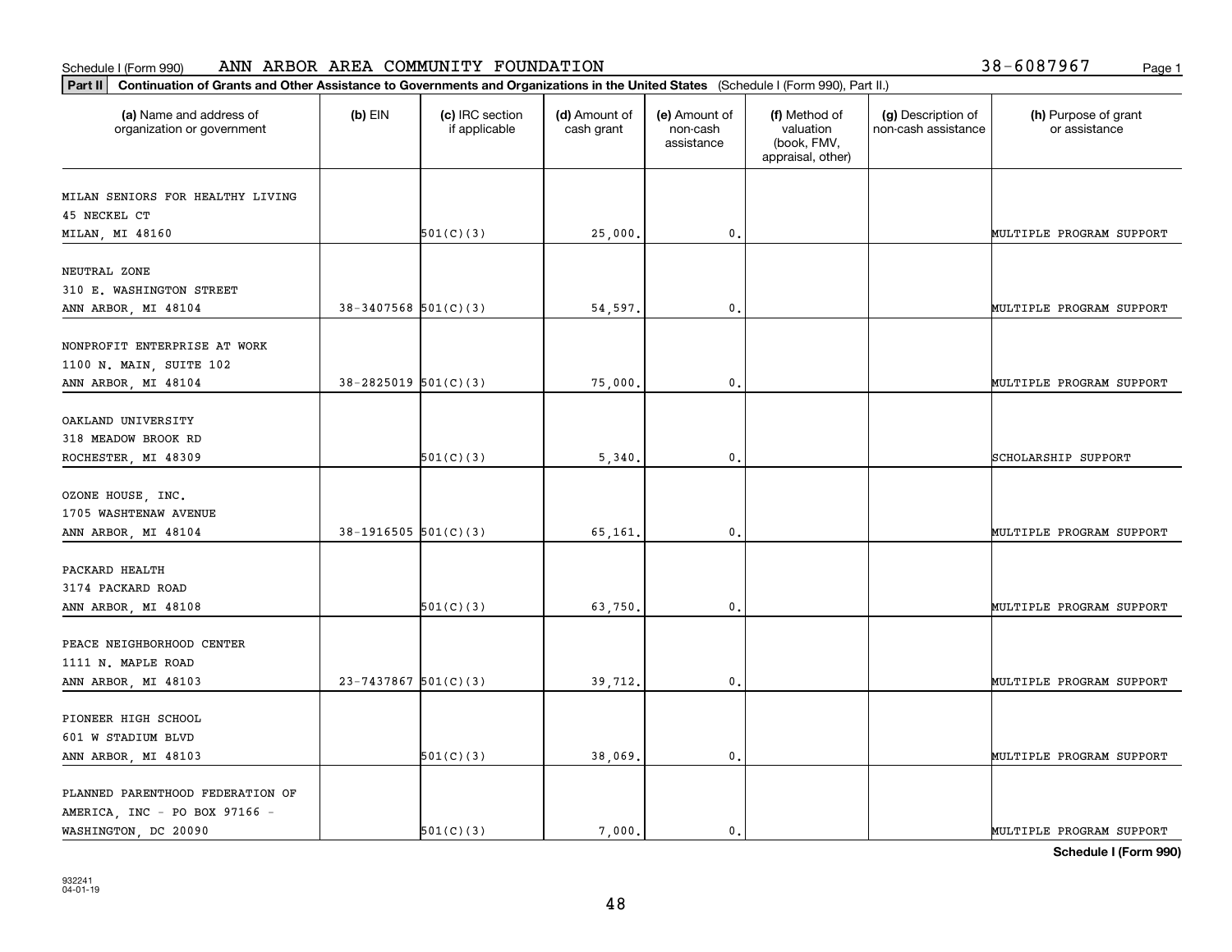Schedule I (Form 990) ANN ARBOR AREA COMMUNITY FOUNDATION 38-6087967

**Part II** **Continuation of Grants and Other Assistance to Governments and Organizations in the United States** (Schedule I (Form 990), Part II.)

| (a) Name and address of organization or government | (b) EIN | (c) IRC section if applicable | (d) Amount of cash grant | (e) Amount of non-cash assistance | (f) Method of valuation (book, FMV, appraisal, other) | (g) Description of non-cash assistance | (h) Purpose of grant or assistance |
|---|---|---|---|---|---|---|---|
| MILAN SENIORS FOR HEALTHY LIVING<br>45 NECKEL CT<br>MILAN, MI 48160 | | 501(C)(3) | 25,000. | 0. | | | MULTIPLE PROGRAM SUPPORT |
| NEUTRAL ZONE<br>310 E. WASHINGTON STREET<br>ANN ARBOR, MI 48104 | 38-3407568 | 501(C)(3) | 54,597. | 0. | | | MULTIPLE PROGRAM SUPPORT |
| NONPROFIT ENTERPRISE AT WORK<br>1100 N. MAIN, SUITE 102<br>ANN ARBOR, MI 48104 | 38-2825019 | 501(C)(3) | 75,000. | 0. | | | MULTIPLE PROGRAM SUPPORT |
| OAKLAND UNIVERSITY<br>318 MEADOW BROOK RD<br>ROCHESTER, MI 48309 | | 501(C)(3) | 5,340. | 0. | | | SCHOLARSHIP SUPPORT |
| OZONE HOUSE, INC.<br>1705 WASHTENAW AVENUE<br>ANN ARBOR, MI 48104 | 38-1916505 | 501(C)(3) | 65,161. | 0. | | | MULTIPLE PROGRAM SUPPORT |
| PACKARD HEALTH<br>3174 PACKARD ROAD<br>ANN ARBOR, MI 48108 | | 501(C)(3) | 63,750. | 0. | | | MULTIPLE PROGRAM SUPPORT |
| PEACE NEIGHBORHOOD CENTER<br>1111 N. MAPLE ROAD<br>ANN ARBOR, MI 48103 | 23-7437867 | 501(C)(3) | 39,712. | 0. | | | MULTIPLE PROGRAM SUPPORT |
| PIONEER HIGH SCHOOL<br>601 W STADIUM BLVD<br>ANN ARBOR, MI 48103 | | 501(C)(3) | 38,069. | 0. | | | MULTIPLE PROGRAM SUPPORT |
| PLANNED PARENTHOOD FEDERATION OF AMERICA, INC - PO BOX 97166 -<br>WASHINGTON, DC 20090 | | 501(C)(3) | 7,000. | 0. | | | MULTIPLE PROGRAM SUPPORT |

**Schedule I (Form 990)**

932241
04-01-19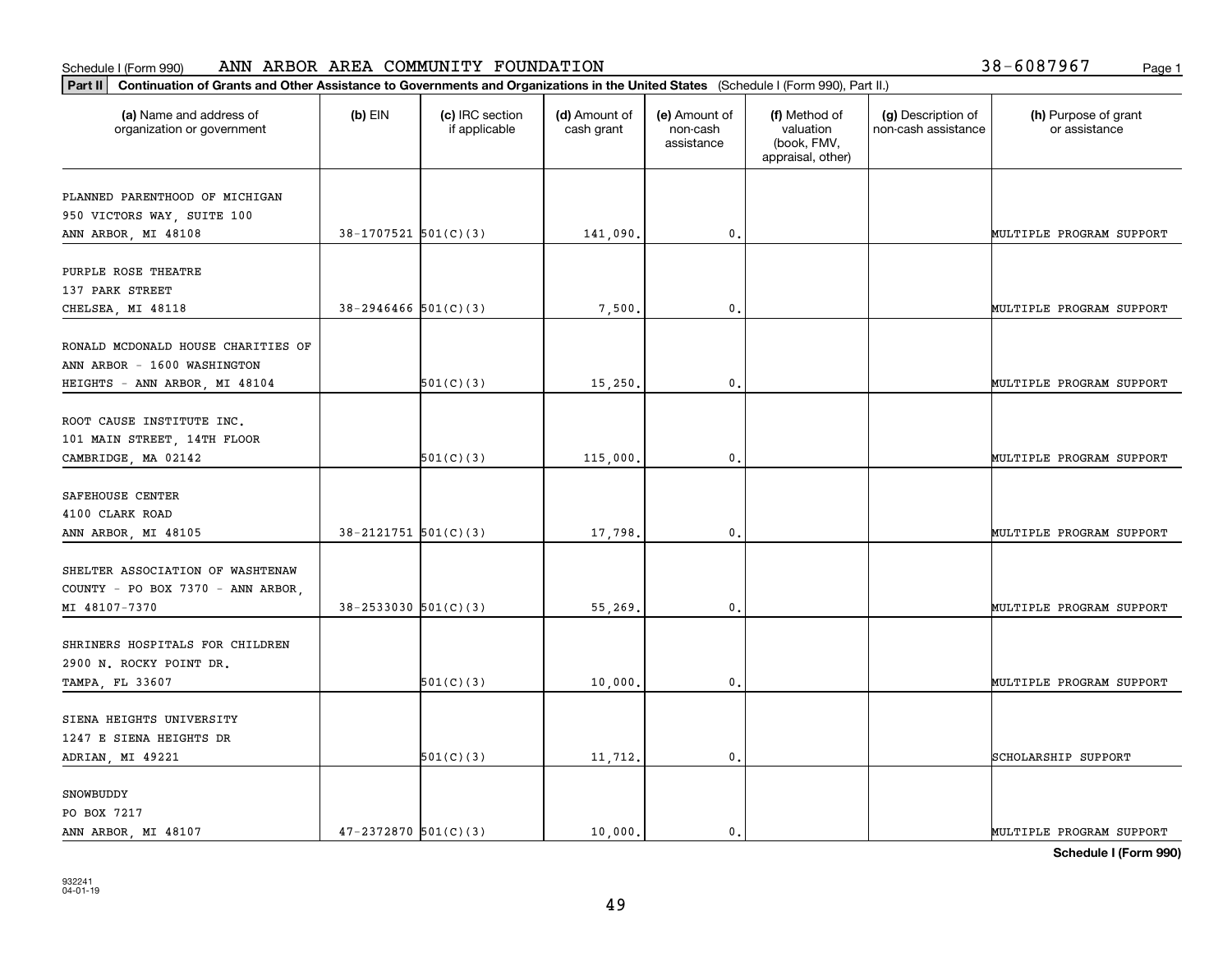Schedule I (Form 990) ANN ARBOR AREA COMMUNITY FOUNDATION 38-6087967

**Part II** **Continuation of Grants and Other Assistance to Governments and Organizations in the United States** (Schedule I (Form 990), Part II.)

| (a) Name and address of organization or government | (b) EIN | (c) IRC section if applicable | (d) Amount of cash grant | (e) Amount of non-cash assistance | (f) Method of valuation (book, FMV, appraisal, other) | (g) Description of non-cash assistance | (h) Purpose of grant or assistance |
|---|---|---|---|---|---|---|---|
| PLANNED PARENTHOOD OF MICHIGAN 950 VICTORS WAY, SUITE 100 ANN ARBOR, MI 48108 | 38-1707521 | 501(C)(3) | 141,090. | 0. | | | MULTIPLE PROGRAM SUPPORT |
| PURPLE ROSE THEATRE 137 PARK STREET CHELSEA, MI 48118 | 38-2946466 | 501(C)(3) | 7,500. | 0. | | | MULTIPLE PROGRAM SUPPORT |
| RONALD MCDONALD HOUSE CHARITIES OF ANN ARBOR - 1600 WASHINGTON HEIGHTS - ANN ARBOR, MI 48104 | | 501(C)(3) | 15,250. | 0. | | | MULTIPLE PROGRAM SUPPORT |
| ROOT CAUSE INSTITUTE INC. 101 MAIN STREET, 14TH FLOOR CAMBRIDGE, MA 02142 | | 501(C)(3) | 115,000. | 0. | | | MULTIPLE PROGRAM SUPPORT |
| SAFEHOUSE CENTER 4100 CLARK ROAD ANN ARBOR, MI 48105 | 38-2121751 | 501(C)(3) | 17,798. | 0. | | | MULTIPLE PROGRAM SUPPORT |
| SHELTER ASSOCIATION OF WASHTENAW COUNTY - PO BOX 7370 - ANN ARBOR, MI 48107-7370 | 38-2533030 | 501(C)(3) | 55,269. | 0. | | | MULTIPLE PROGRAM SUPPORT |
| SHRINERS HOSPITALS FOR CHILDREN 2900 N. ROCKY POINT DR. TAMPA, FL 33607 | | 501(C)(3) | 10,000. | 0. | | | MULTIPLE PROGRAM SUPPORT |
| SIENA HEIGHTS UNIVERSITY 1247 E SIENA HEIGHTS DR ADRIAN, MI 49221 | | 501(C)(3) | 11,712. | 0. | | | SCHOLARSHIP SUPPORT |
| SNOWBUDDY PO BOX 7217 ANN ARBOR, MI 48107 | 47-2372870 | 501(C)(3) | 10,000. | 0. | | | MULTIPLE PROGRAM SUPPORT |

**Schedule I (Form 990)**

932241
04-01-19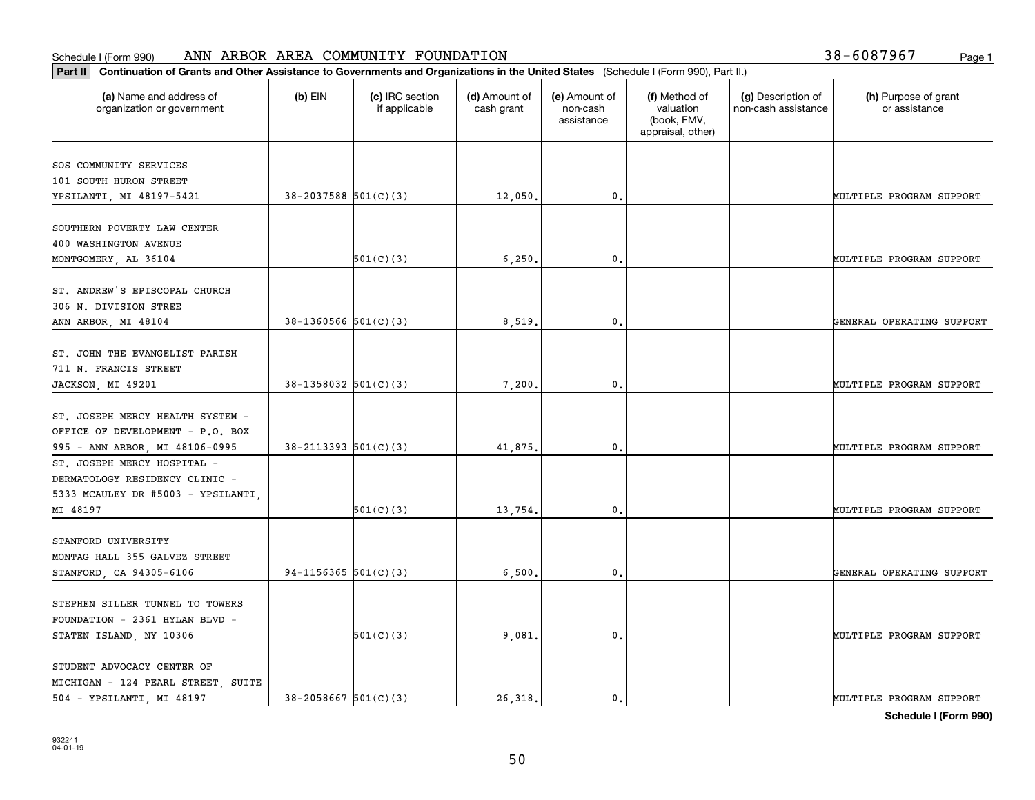Schedule I (Form 990) ANN ARBOR AREA COMMUNITY FOUNDATION 38-6087967

**Part II** **Continuation of Grants and Other Assistance to Governments and Organizations in the United States** (Schedule I (Form 990), Part II.)

| (a) Name and address of organization or government | (b) EIN | (c) IRC section if applicable | (d) Amount of cash grant | (e) Amount of non-cash assistance | (f) Method of valuation (book, FMV, appraisal, other) | (g) Description of non-cash assistance | (h) Purpose of grant or assistance |
|---|---|---|---|---|---|---|---|
| SOS COMMUNITY SERVICES 101 SOUTH HURON STREET YPSILANTI, MI 48197-5421 | 38-2037588 | 501(C)(3) | 12,050. | 0. | | | MULTIPLE PROGRAM SUPPORT |
| SOUTHERN POVERTY LAW CENTER 400 WASHINGTON AVENUE MONTGOMERY, AL 36104 | | 501(C)(3) | 6,250. | 0. | | | MULTIPLE PROGRAM SUPPORT |
| ST. ANDREW'S EPISCOPAL CHURCH 306 N. DIVISION STREE ANN ARBOR, MI 48104 | 38-1360566 | 501(C)(3) | 8,519. | 0. | | | GENERAL OPERATING SUPPORT |
| ST. JOHN THE EVANGELIST PARISH 711 N. FRANCIS STREET JACKSON, MI 49201 | 38-1358032 | 501(C)(3) | 7,200. | 0. | | | MULTIPLE PROGRAM SUPPORT |
| ST. JOSEPH MERCY HEALTH SYSTEM - OFFICE OF DEVELOPMENT - P.O. BOX 995 - ANN ARBOR, MI 48106-0995 | 38-2113393 | 501(C)(3) | 41,875. | 0. | | | MULTIPLE PROGRAM SUPPORT |
| ST. JOSEPH MERCY HOSPITAL - DERMATOLOGY RESIDENCY CLINIC - 5333 MCAULEY DR #5003 - YPSILANTI, MI 48197 | | 501(C)(3) | 13,754. | 0. | | | MULTIPLE PROGRAM SUPPORT |
| STANFORD UNIVERSITY MONTAG HALL 355 GALVEZ STREET STANFORD, CA 94305-6106 | 94-1156365 | 501(C)(3) | 6,500. | 0. | | | GENERAL OPERATING SUPPORT |
| STEPHEN SILLER TUNNEL TO TOWERS FOUNDATION - 2361 HYLAN BLVD - STATEN ISLAND, NY 10306 | | 501(C)(3) | 9,081. | 0. | | | MULTIPLE PROGRAM SUPPORT |
| STUDENT ADVOCACY CENTER OF MICHIGAN - 124 PEARL STREET, SUITE 504 - YPSILANTI, MI 48197 | 38-2058667 | 501(C)(3) | 26,318. | 0. | | | MULTIPLE PROGRAM SUPPORT |

**Schedule I (Form 990)**

932241
04-01-19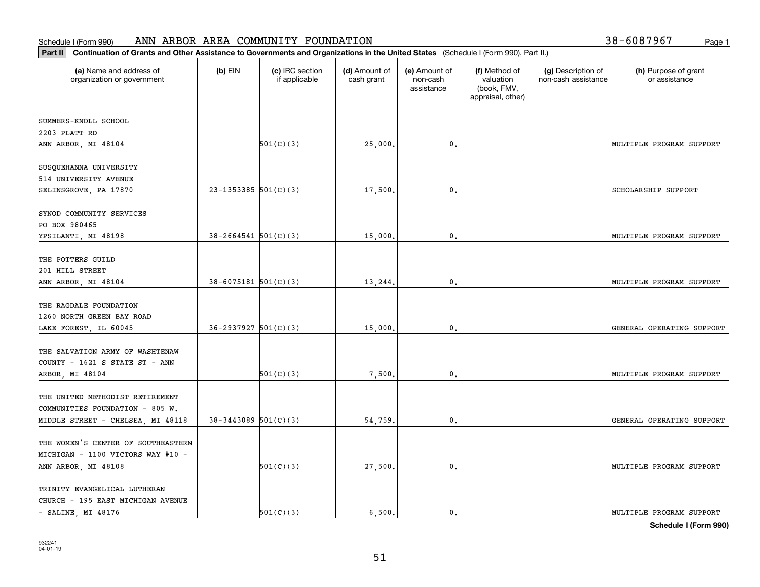Schedule I (Form 990) ANN ARBOR AREA COMMUNITY FOUNDATION 38-6087967

**Part II** **Continuation of Grants and Other Assistance to Governments and Organizations in the United States** (Schedule I (Form 990), Part II.)

| (a) Name and address of organization or government | (b) EIN | (c) IRC section if applicable | (d) Amount of cash grant | (e) Amount of non-cash assistance | (f) Method of valuation (book, FMV, appraisal, other) | (g) Description of non-cash assistance | (h) Purpose of grant or assistance |
|---|---|---|---|---|---|---|---|
| SUMMERS-KNOLL SCHOOL 2203 PLATT RD ANN ARBOR, MI 48104 | | 501(C)(3) | 25,000. | 0. | | | MULTIPLE PROGRAM SUPPORT |
| SUSQUEHANNA UNIVERSITY 514 UNIVERSITY AVENUE SELINSGROVE, PA 17870 | 23-1353385 | 501(C)(3) | 17,500. | 0. | | | SCHOLARSHIP SUPPORT |
| SYNOD COMMUNITY SERVICES PO BOX 980465 YPSILANTI, MI 48198 | 38-2664541 | 501(C)(3) | 15,000. | 0. | | | MULTIPLE PROGRAM SUPPORT |
| THE POTTERS GUILD 201 HILL STREET ANN ARBOR, MI 48104 | 38-6075181 | 501(C)(3) | 13,244. | 0. | | | MULTIPLE PROGRAM SUPPORT |
| THE RAGDALE FOUNDATION 1260 NORTH GREEN BAY ROAD LAKE FOREST, IL 60045 | 36-2937927 | 501(C)(3) | 15,000. | 0. | | | GENERAL OPERATING SUPPORT |
| THE SALVATION ARMY OF WASHTENAW COUNTY - 1621 S STATE ST - ANN ARBOR, MI 48104 | | 501(C)(3) | 7,500. | 0. | | | MULTIPLE PROGRAM SUPPORT |
| THE UNITED METHODIST RETIREMENT COMMUNITIES FOUNDATION - 805 W. MIDDLE STREET - CHELSEA, MI 48118 | 38-3443089 | 501(C)(3) | 54,759. | 0. | | | GENERAL OPERATING SUPPORT |
| THE WOMEN'S CENTER OF SOUTHEASTERN MICHIGAN - 1100 VICTORS WAY #10 - ANN ARBOR, MI 48108 | | 501(C)(3) | 27,500. | 0. | | | MULTIPLE PROGRAM SUPPORT |
| TRINITY EVANGELICAL LUTHERAN CHURCH - 195 EAST MICHIGAN AVENUE - SALINE, MI 48176 | | 501(C)(3) | 6,500. | 0. | | | MULTIPLE PROGRAM SUPPORT |

**Schedule I (Form 990)**

932241 04-01-19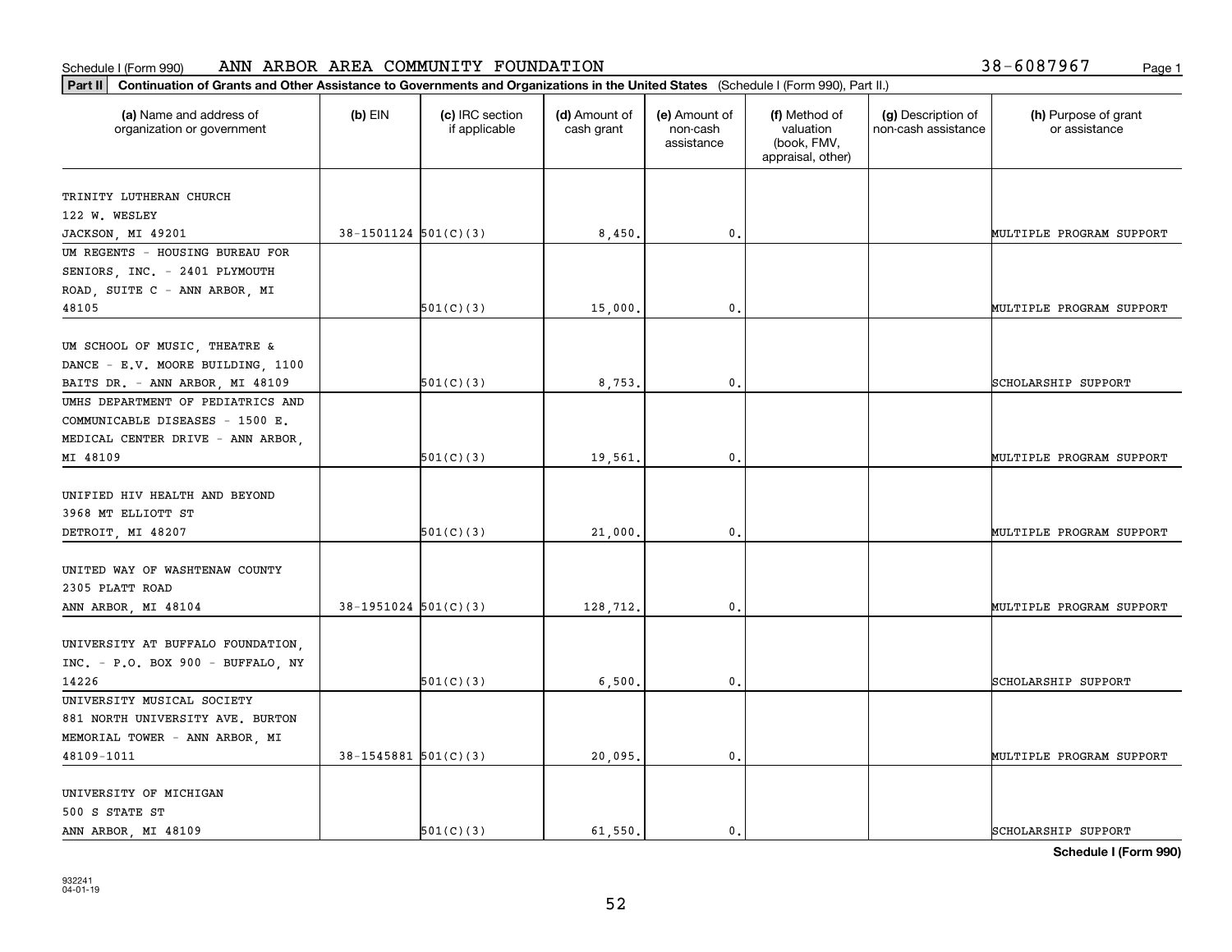Schedule I (Form 990) ANN ARBOR AREA COMMUNITY FOUNDATION 38-6087967

**Part II Continuation of Grants and Other Assistance to Governments and Organizations in the United States** (Schedule I (Form 990), Part II.)

| (a) Name and address of organization or government | (b) EIN | (c) IRC section if applicable | (d) Amount of cash grant | (e) Amount of non-cash assistance | (f) Method of valuation (book, FMV, appraisal, other) | (g) Description of non-cash assistance | (h) Purpose of grant or assistance |
|---|---|---|---|---|---|---|---|
| TRINITY LUTHERAN CHURCH 122 W. WESLEY JACKSON, MI 49201 | 38-1501124 | 501(C)(3) | 8,450. | 0. | | | MULTIPLE PROGRAM SUPPORT |
| UM REGENTS - HOUSING BUREAU FOR SENIORS, INC. - 2401 PLYMOUTH ROAD, SUITE C - ANN ARBOR, MI 48105 | | 501(C)(3) | 15,000. | 0. | | | MULTIPLE PROGRAM SUPPORT |
| UM SCHOOL OF MUSIC, THEATRE & DANCE - E.V. MOORE BUILDING, 1100 BAITS DR. - ANN ARBOR, MI 48109 | | 501(C)(3) | 8,753. | 0. | | | SCHOLARSHIP SUPPORT |
| UMHS DEPARTMENT OF PEDIATRICS AND COMMUNICABLE DISEASES - 1500 E. MEDICAL CENTER DRIVE - ANN ARBOR, MI 48109 | | 501(C)(3) | 19,561. | 0. | | | MULTIPLE PROGRAM SUPPORT |
| UNIFIED HIV HEALTH AND BEYOND 3968 MT ELLIOTT ST DETROIT, MI 48207 | | 501(C)(3) | 21,000. | 0. | | | MULTIPLE PROGRAM SUPPORT |
| UNITED WAY OF WASHTENAW COUNTY 2305 PLATT ROAD ANN ARBOR, MI 48104 | 38-1951024 | 501(C)(3) | 128,712. | 0. | | | MULTIPLE PROGRAM SUPPORT |
| UNIVERSITY AT BUFFALO FOUNDATION, INC. - P.O. BOX 900 - BUFFALO, NY 14226 | | 501(C)(3) | 6,500. | 0. | | | SCHOLARSHIP SUPPORT |
| UNIVERSITY MUSICAL SOCIETY 881 NORTH UNIVERSITY AVE. BURTON MEMORIAL TOWER - ANN ARBOR, MI 48109-1011 | 38-1545881 | 501(C)(3) | 20,095. | 0. | | | MULTIPLE PROGRAM SUPPORT |
| UNIVERSITY OF MICHIGAN 500 S STATE ST ANN ARBOR, MI 48109 | | 501(C)(3) | 61,550. | 0. | | | SCHOLARSHIP SUPPORT |

**Schedule I (Form 990)**

932241
04-01-19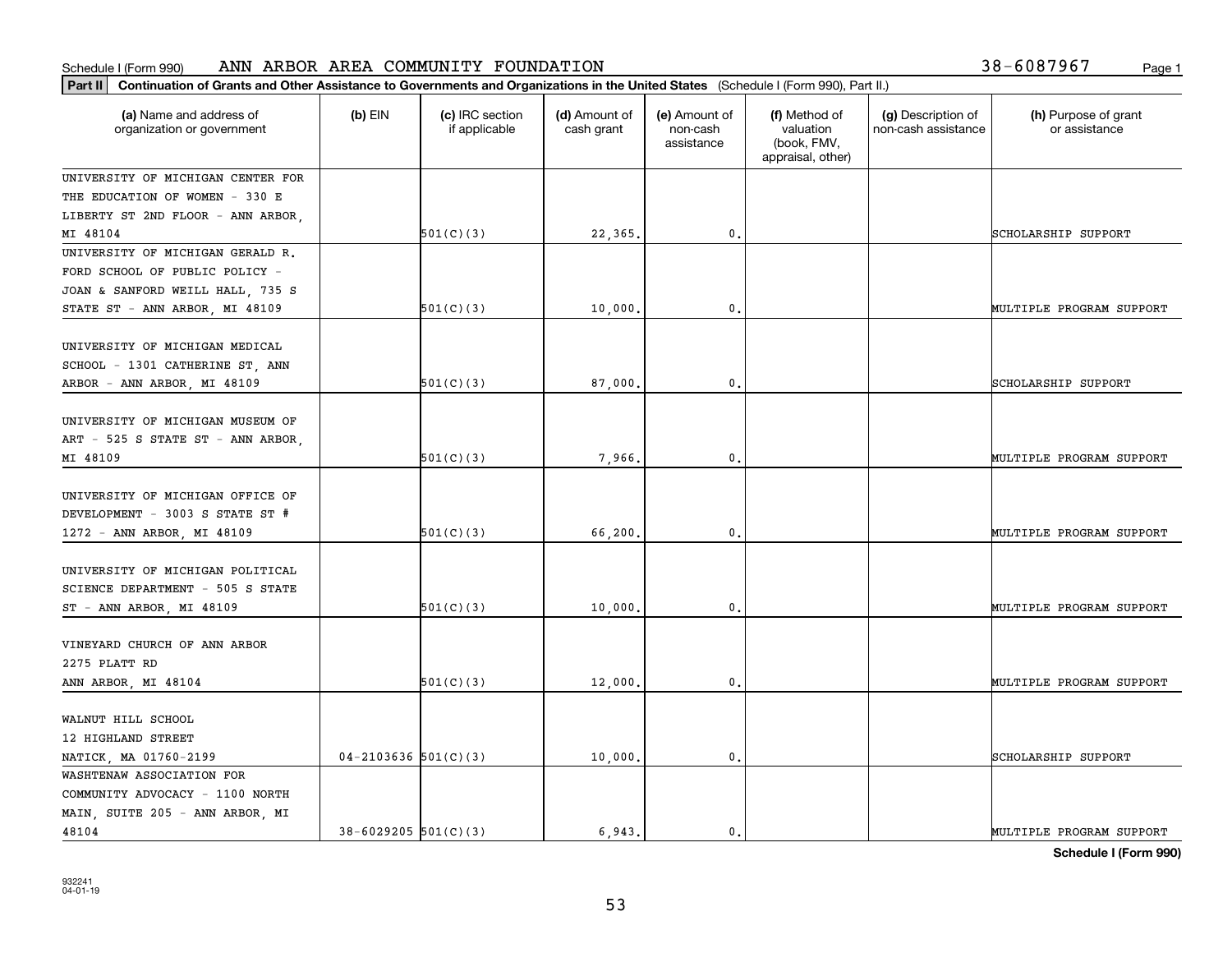Schedule I (Form 990) ANN ARBOR AREA COMMUNITY FOUNDATION 38-6087967

**Part II** **Continuation of Grants and Other Assistance to Governments and Organizations in the United States** (Schedule I (Form 990), Part II.)

| (a) Name and address of organization or government | (b) EIN | (c) IRC section if applicable | (d) Amount of cash grant | (e) Amount of non-cash assistance | (f) Method of valuation (book, FMV, appraisal, other) | (g) Description of non-cash assistance | (h) Purpose of grant or assistance |
|---|---|---|---|---|---|---|---|
| UNIVERSITY OF MICHIGAN CENTER FOR THE EDUCATION OF WOMEN - 330 E LIBERTY ST 2ND FLOOR - ANN ARBOR, MI 48104 | | 501(C)(3) | 22,365. | 0. | | | SCHOLARSHIP SUPPORT |
| UNIVERSITY OF MICHIGAN GERALD R. FORD SCHOOL OF PUBLIC POLICY - JOAN & SANFORD WEILL HALL, 735 S STATE ST - ANN ARBOR, MI 48109 | | 501(C)(3) | 10,000. | 0. | | | MULTIPLE PROGRAM SUPPORT |
| UNIVERSITY OF MICHIGAN MEDICAL SCHOOL - 1301 CATHERINE ST, ANN ARBOR - ANN ARBOR, MI 48109 | | 501(C)(3) | 87,000. | 0. | | | SCHOLARSHIP SUPPORT |
| UNIVERSITY OF MICHIGAN MUSEUM OF ART - 525 S STATE ST - ANN ARBOR, MI 48109 | | 501(C)(3) | 7,966. | 0. | | | MULTIPLE PROGRAM SUPPORT |
| UNIVERSITY OF MICHIGAN OFFICE OF DEVELOPMENT - 3003 S STATE ST # 1272 - ANN ARBOR, MI 48109 | | 501(C)(3) | 66,200. | 0. | | | MULTIPLE PROGRAM SUPPORT |
| UNIVERSITY OF MICHIGAN POLITICAL SCIENCE DEPARTMENT - 505 S STATE ST - ANN ARBOR, MI 48109 | | 501(C)(3) | 10,000. | 0. | | | MULTIPLE PROGRAM SUPPORT |
| VINEYARD CHURCH OF ANN ARBOR 2275 PLATT RD ANN ARBOR, MI 48104 | | 501(C)(3) | 12,000. | 0. | | | MULTIPLE PROGRAM SUPPORT |
| WALNUT HILL SCHOOL 12 HIGHLAND STREET NATICK, MA 01760-2199 | 04-2103636 | 501(C)(3) | 10,000. | 0. | | | SCHOLARSHIP SUPPORT |
| WASHTENAW ASSOCIATION FOR COMMUNITY ADVOCACY - 1100 NORTH MAIN, SUITE 205 - ANN ARBOR, MI 48104 | 38-6029205 | 501(C)(3) | 6,943. | 0. | | | MULTIPLE PROGRAM SUPPORT |

**Schedule I (Form 990)**

932241
04-01-19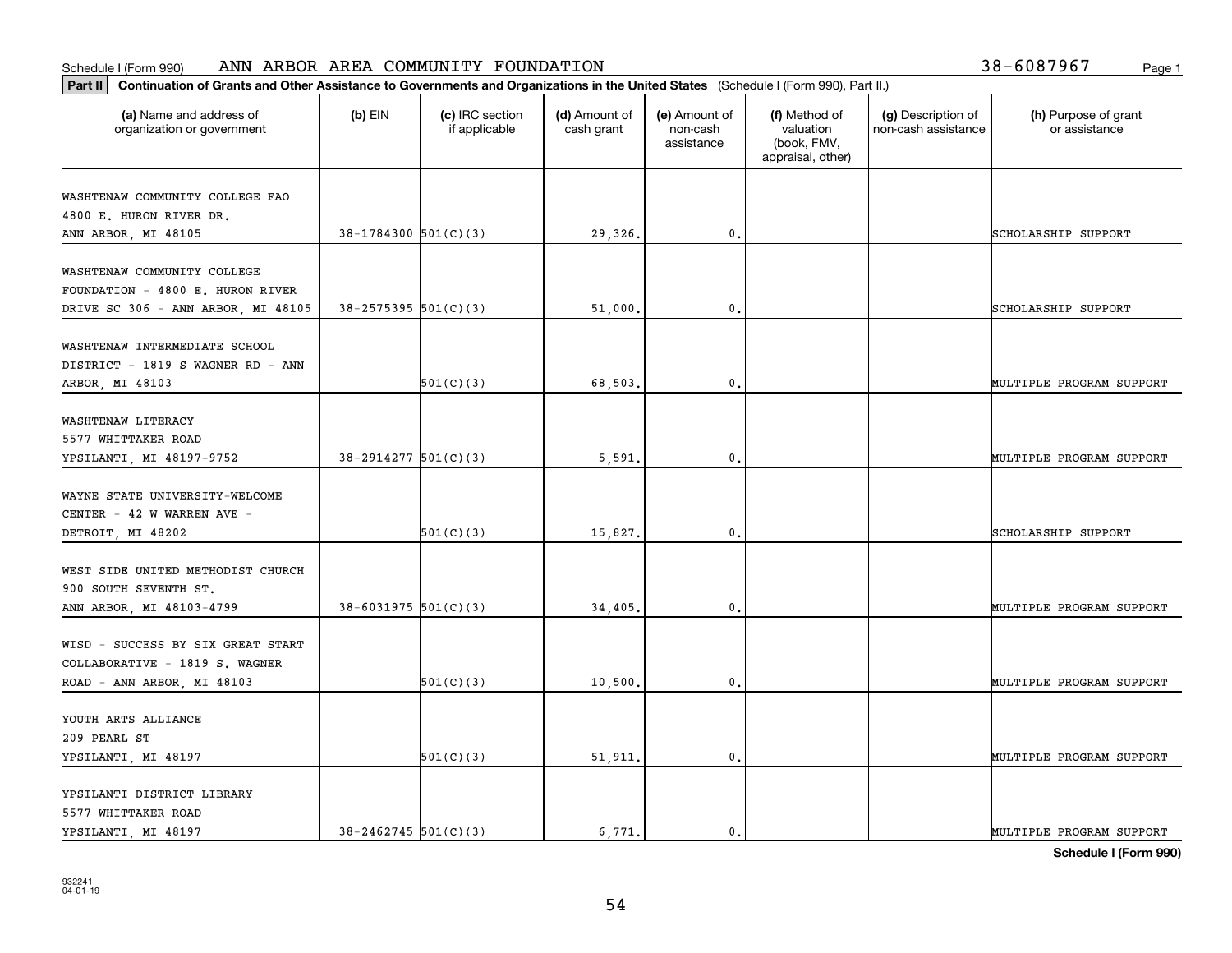Schedule I (Form 990) ANN ARBOR AREA COMMUNITY FOUNDATION 38-6087967

**Part II** **Continuation of Grants and Other Assistance to Governments and Organizations in the United States** (Schedule I (Form 990), Part II.)

| (a) Name and address of organization or government | (b) EIN | (c) IRC section if applicable | (d) Amount of cash grant | (e) Amount of non-cash assistance | (f) Method of valuation (book, FMV, appraisal, other) | (g) Description of non-cash assistance | (h) Purpose of grant or assistance |
|---|---|---|---|---|---|---|---|
| WASHTENAW COMMUNITY COLLEGE FAO 4800 E. HURON RIVER DR. ANN ARBOR, MI 48105 | 38-1784300 | 501(C)(3) | 29,326. | 0. | | | SCHOLARSHIP SUPPORT |
| WASHTENAW COMMUNITY COLLEGE FOUNDATION - 4800 E. HURON RIVER DRIVE SC 306 - ANN ARBOR, MI 48105 | 38-2575395 | 501(C)(3) | 51,000. | 0. | | | SCHOLARSHIP SUPPORT |
| WASHTENAW INTERMEDIATE SCHOOL DISTRICT - 1819 S WAGNER RD - ANN ARBOR, MI 48103 | | 501(C)(3) | 68,503. | 0. | | | MULTIPLE PROGRAM SUPPORT |
| WASHTENAW LITERACY 5577 WHITTAKER ROAD YPSILANTI, MI 48197-9752 | 38-2914277 | 501(C)(3) | 5,591. | 0. | | | MULTIPLE PROGRAM SUPPORT |
| WAYNE STATE UNIVERSITY-WELCOME CENTER - 42 W WARREN AVE - DETROIT, MI 48202 | | 501(C)(3) | 15,827. | 0. | | | SCHOLARSHIP SUPPORT |
| WEST SIDE UNITED METHODIST CHURCH 900 SOUTH SEVENTH ST. ANN ARBOR, MI 48103-4799 | 38-6031975 | 501(C)(3) | 34,405. | 0. | | | MULTIPLE PROGRAM SUPPORT |
| WISD - SUCCESS BY SIX GREAT START COLLABORATIVE - 1819 S. WAGNER ROAD - ANN ARBOR, MI 48103 | | 501(C)(3) | 10,500. | 0. | | | MULTIPLE PROGRAM SUPPORT |
| YOUTH ARTS ALLIANCE 209 PEARL ST YPSILANTI, MI 48197 | | 501(C)(3) | 51,911. | 0. | | | MULTIPLE PROGRAM SUPPORT |
| YPSILANTI DISTRICT LIBRARY 5577 WHITTAKER ROAD YPSILANTI, MI 48197 | 38-2462745 | 501(C)(3) | 6,771. | 0. | | | MULTIPLE PROGRAM SUPPORT |

**Schedule I (Form 990)**

932241 04-01-19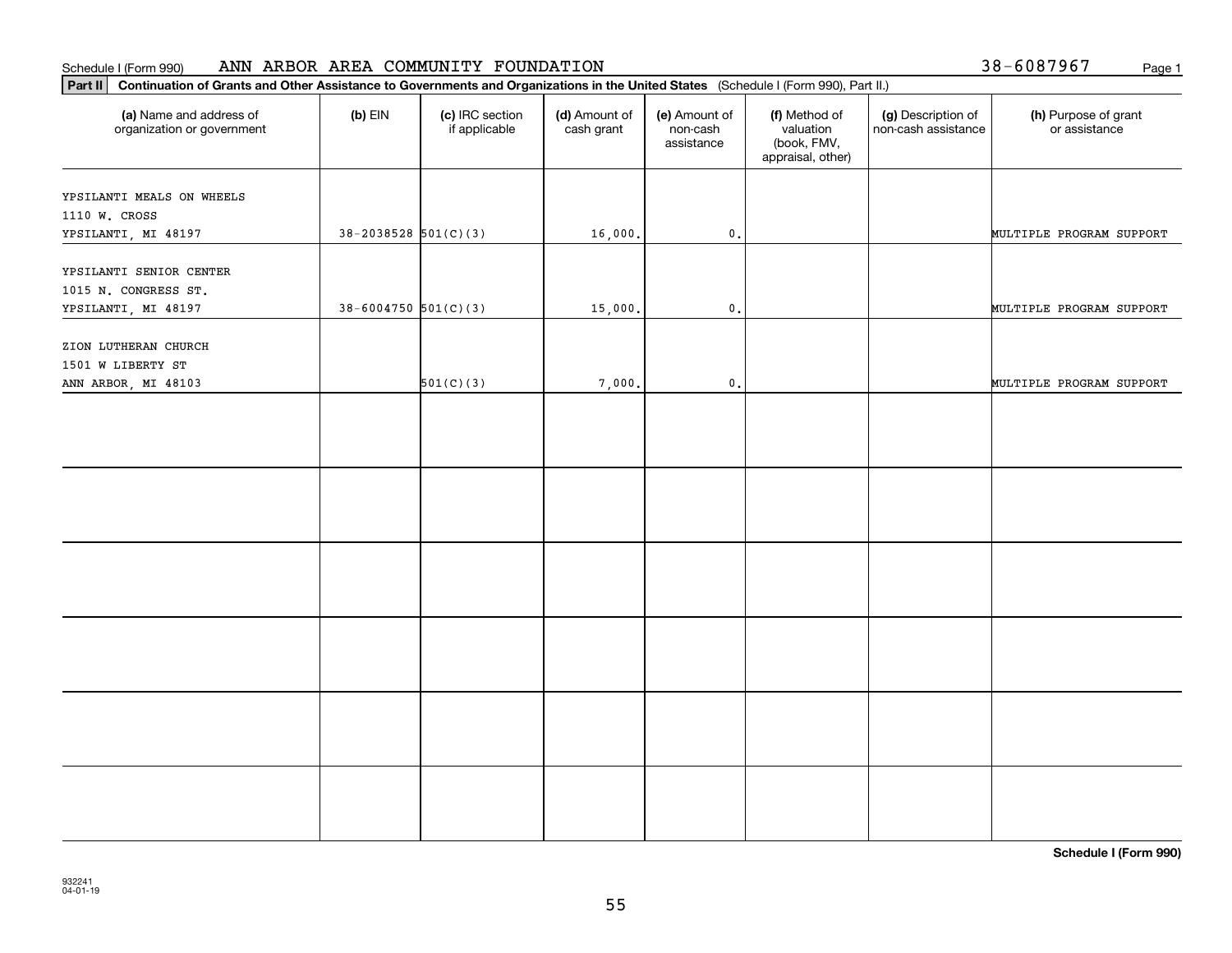Schedule I (Form 990) ANN ARBOR AREA COMMUNITY FOUNDATION 38-6087967

**Part II Continuation of Grants and Other Assistance to Governments and Organizations in the United States** (Schedule I (Form 990), Part II.)

| (a) Name and address of organization or government | (b) EIN | (c) IRC section if applicable | (d) Amount of cash grant | (e) Amount of non-cash assistance | (f) Method of valuation (book, FMV, appraisal, other) | (g) Description of non-cash assistance | (h) Purpose of grant or assistance |
|---|---|---|---|---|---|---|---|
| YPSILANTI MEALS ON WHEELS<br>1110 W. CROSS<br>YPSILANTI, MI 48197 | 38-2038528 | 501(C)(3) | 16,000. | 0. | | | MULTIPLE PROGRAM SUPPORT |
| YPSILANTI SENIOR CENTER<br>1015 N. CONGRESS ST.<br>YPSILANTI, MI 48197 | 38-6004750 | 501(C)(3) | 15,000. | 0. | | | MULTIPLE PROGRAM SUPPORT |
| ZION LUTHERAN CHURCH<br>1501 W LIBERTY ST<br>ANN ARBOR, MI 48103 | | 501(C)(3) | 7,000. | 0. | | | MULTIPLE PROGRAM SUPPORT |
| | | | | | | | |
| | | | | | | | |
| | | | | | | | |
| | | | | | | | |
| | | | | | | | |
| | | | | | | | |

**Schedule I (Form 990)**

932241
04-01-19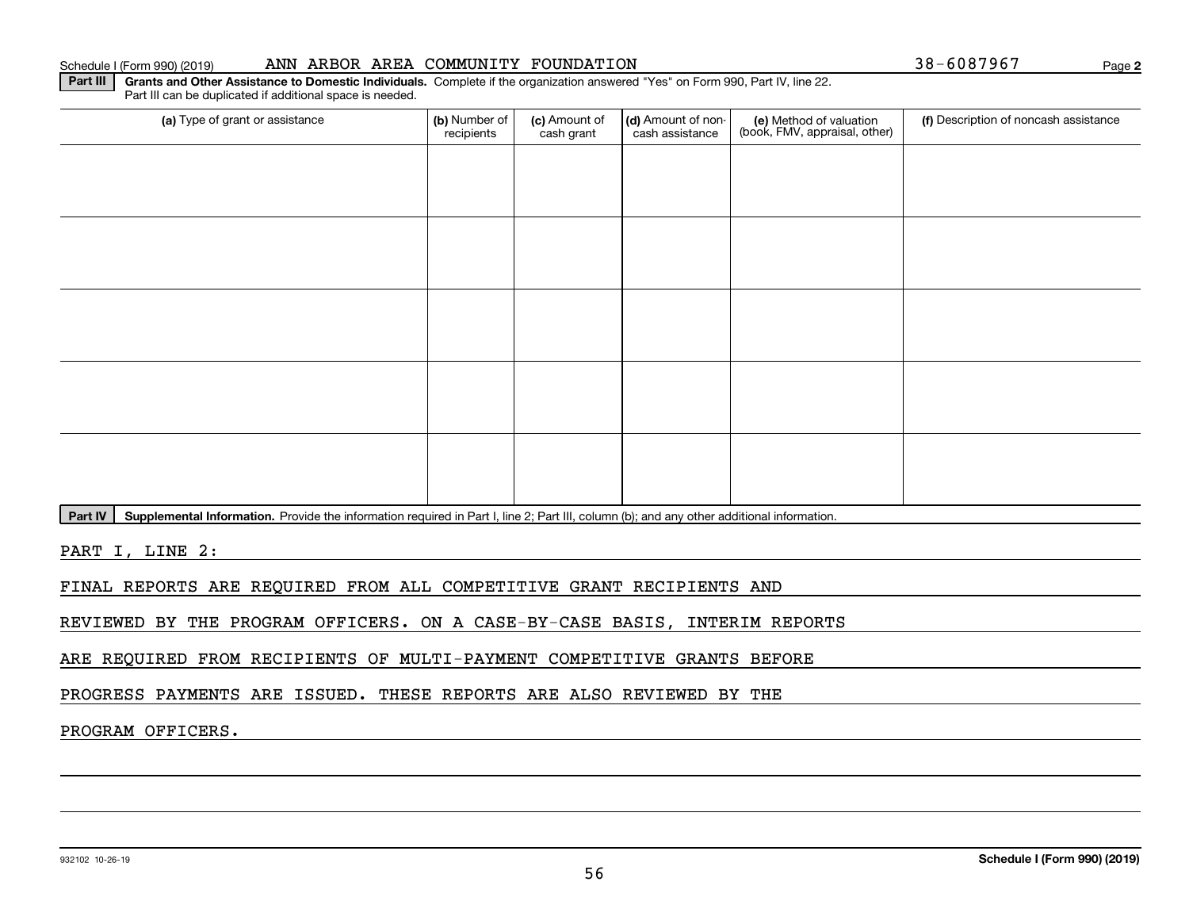Schedule I (Form 990) (2019) ANN ARBOR AREA COMMUNITY FOUNDATION 38-6087967 Page **2**

**Part III** **Grants and Other Assistance to Domestic Individuals.** Complete if the organization answered "Yes" on Form 990, Part IV, line 22. Part III can be duplicated if additional space is needed.

| (a) Type of grant or assistance | (b) Number of recipients | (c) Amount of cash grant | (d) Amount of non-cash assistance | (e) Method of valuation (book, FMV, appraisal, other) | (f) Description of noncash assistance |
|---|---|---|---|---|---|
| | | | | | |
| | | | | | |
| | | | | | |
| | | | | | |
| | | | | | |

**Part IV** **Supplemental Information.** Provide the information required in Part I, line 2; Part III, column (b); and any other additional information.

PART I, LINE 2:

FINAL REPORTS ARE REQUIRED FROM ALL COMPETITIVE GRANT RECIPIENTS AND REVIEWED BY THE PROGRAM OFFICERS. ON A CASE-BY-CASE BASIS, INTERIM REPORTS ARE REQUIRED FROM RECIPIENTS OF MULTI-PAYMENT COMPETITIVE GRANTS BEFORE PROGRESS PAYMENTS ARE ISSUED. THESE REPORTS ARE ALSO REVIEWED BY THE PROGRAM OFFICERS.

932102 10-26-19 **Schedule I (Form 990) (2019)**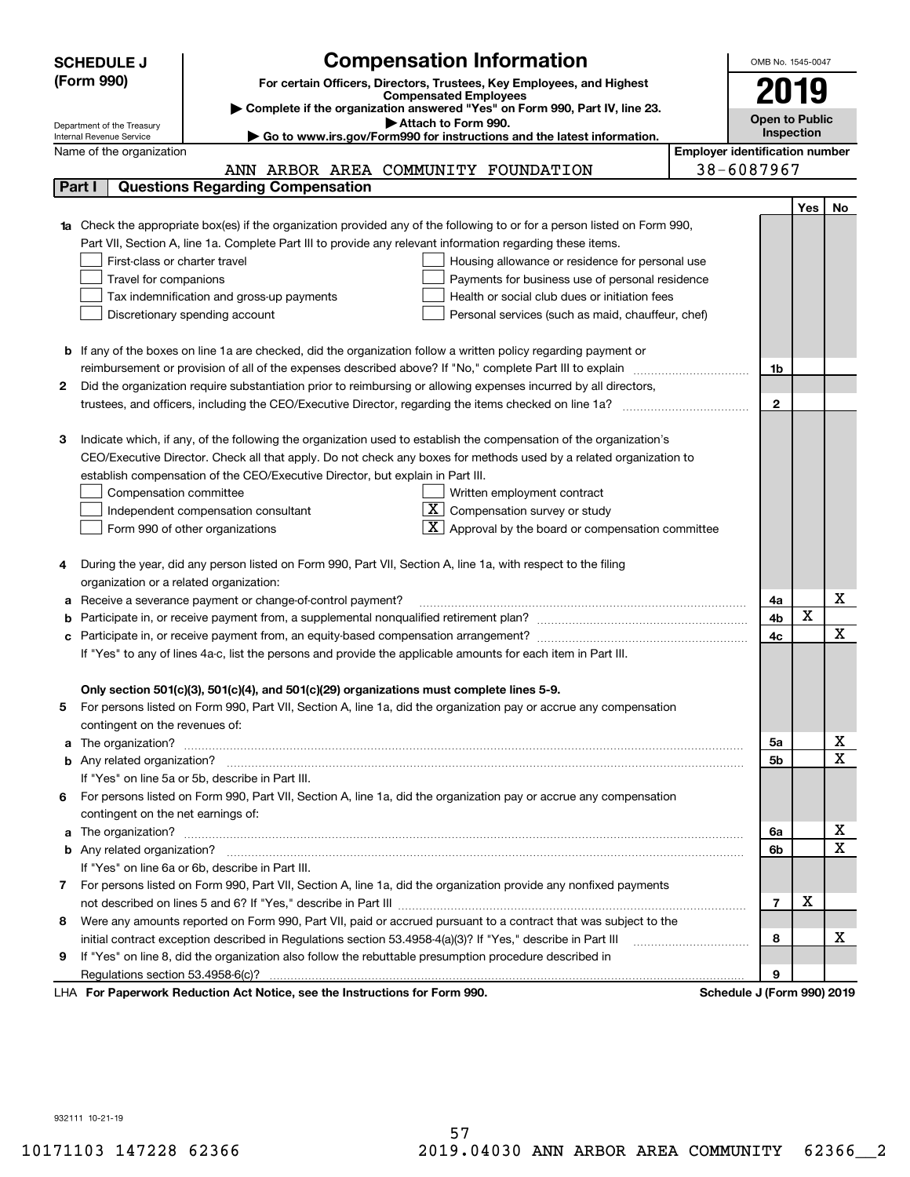**SCHEDULE J (Form 990)**

Department of the Treasury
Internal Revenue Service

# Compensation Information

**For certain Officers, Directors, Trustees, Key Employees, and Highest Compensated Employees**

▶ Complete if the organization answered "Yes" on Form 990, Part IV, line 23.

▶ Attach to Form 990.

▶ Go to www.irs.gov/Form990 for instructions and the latest information.

OMB No. 1545-0047

**2019**

**Open to Public Inspection**

Name of the organization: ANN ARBOR AREA COMMUNITY FOUNDATION

Employer identification number: 38-6087967

## Part I Questions Regarding Compensation

| | | | Yes | No |
|---|---|---|---|---|
| **1a** | Check the appropriate box(es) if the organization provided any of the following to or for a person listed on Form 990, Part VII, Section A, line 1a. Complete Part III to provide any relevant information regarding these items.<br>☐ First-class or charter travel ☐ Housing allowance or residence for personal use<br>☐ Travel for companions ☐ Payments for business use of personal residence<br>☐ Tax indemnification and gross-up payments ☐ Health or social club dues or initiation fees<br>☐ Discretionary spending account ☐ Personal services (such as maid, chauffeur, chef) | | | |
| **b** | If any of the boxes on line 1a are checked, did the organization follow a written policy regarding payment or reimbursement or provision of all of the expenses described above? If "No," complete Part III to explain | 1b | | |
| **2** | Did the organization require substantiation prior to reimbursing or allowing expenses incurred by all directors, trustees, and officers, including the CEO/Executive Director, regarding the items checked on line 1a? | 2 | | |
| **3** | Indicate which, if any, of the following the organization used to establish the compensation of the organization's CEO/Executive Director. Check all that apply. Do not check any boxes for methods used by a related organization to establish compensation of the CEO/Executive Director, but explain in Part III.<br>☐ Compensation committee ☐ Written employment contract<br>☐ Independent compensation consultant ☒ Compensation survey or study<br>☐ Form 990 of other organizations ☒ Approval by the board or compensation committee | | | |
| **4** | During the year, did any person listed on Form 990, Part VII, Section A, line 1a, with respect to the filing organization or a related organization: | | | |
| **a** | Receive a severance payment or change-of-control payment? | 4a | | X |
| **b** | Participate in, or receive payment from, a supplemental nonqualified retirement plan? | 4b | X | |
| **c** | Participate in, or receive payment from, an equity-based compensation arrangement? | 4c | | X |
| | If "Yes" to any of lines 4a-c, list the persons and provide the applicable amounts for each item in Part III. | | | |
| | **Only section 501(c)(3), 501(c)(4), and 501(c)(29) organizations must complete lines 5-9.** | | | |
| **5** | For persons listed on Form 990, Part VII, Section A, line 1a, did the organization pay or accrue any compensation contingent on the revenues of: | | | |
| **a** | The organization? | 5a | | X |
| **b** | Any related organization? | 5b | | X |
| | If "Yes" on line 5a or 5b, describe in Part III. | | | |
| **6** | For persons listed on Form 990, Part VII, Section A, line 1a, did the organization pay or accrue any compensation contingent on the net earnings of: | | | |
| **a** | The organization? | 6a | | X |
| **b** | Any related organization? | 6b | | X |
| | If "Yes" on line 6a or 6b, describe in Part III. | | | |
| **7** | For persons listed on Form 990, Part VII, Section A, line 1a, did the organization provide any nonfixed payments not described on lines 5 and 6? If "Yes," describe in Part III | 7 | X | |
| **8** | Were any amounts reported on Form 990, Part VII, paid or accrued pursuant to a contract that was subject to the initial contract exception described in Regulations section 53.4958-4(a)(3)? If "Yes," describe in Part III | 8 | | X |
| **9** | If "Yes" on line 8, did the organization also follow the rebuttable presumption procedure described in Regulations section 53.4958-6(c)? | 9 | | |

LHA **For Paperwork Reduction Act Notice, see the Instructions for Form 990.** **Schedule J (Form 990) 2019**

932111 10-21-19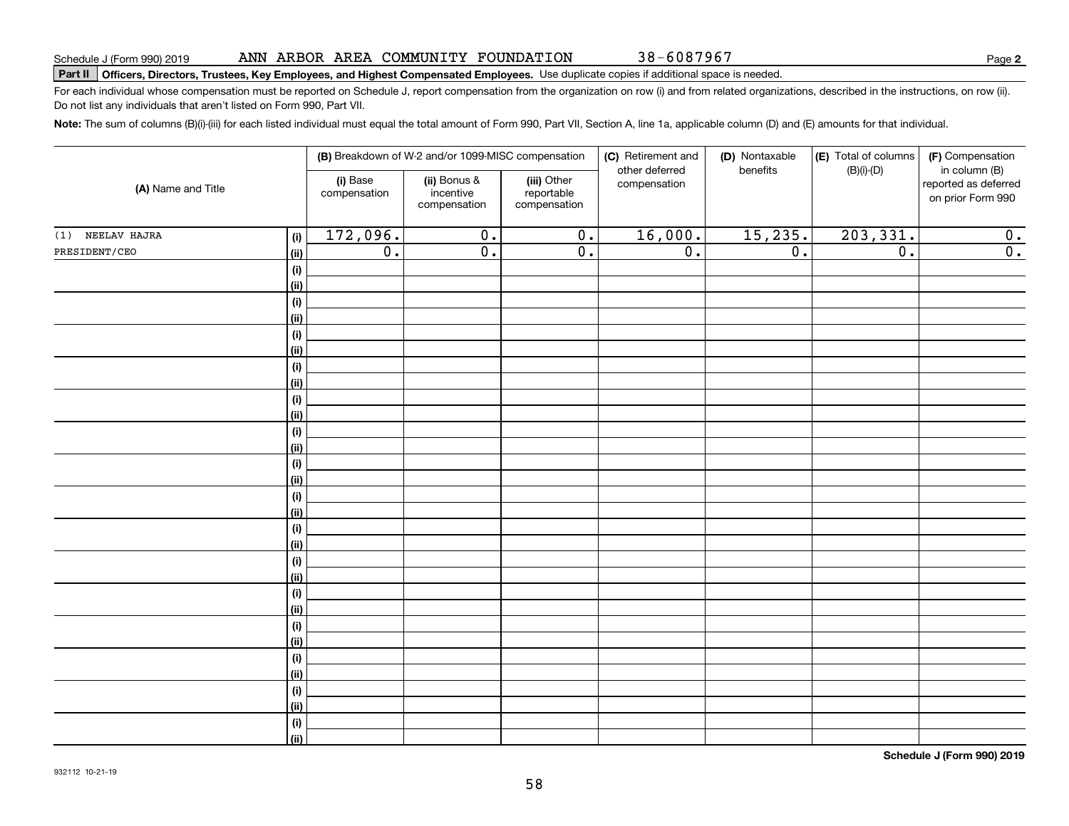Schedule J (Form 990) 2019 ANN ARBOR AREA COMMUNITY FOUNDATION 38-6087967 Page **2**

**Part II** **Officers, Directors, Trustees, Key Employees, and Highest Compensated Employees.** Use duplicate copies if additional space is needed.

For each individual whose compensation must be reported on Schedule J, report compensation from the organization on row (i) and from related organizations, described in the instructions, on row (ii). Do not list any individuals that aren't listed on Form 990, Part VII.

**Note:** The sum of columns (B)(i)-(iii) for each listed individual must equal the total amount of Form 990, Part VII, Section A, line 1a, applicable column (D) and (E) amounts for that individual.

| (A) Name and Title | | (B) Breakdown of W-2 and/or 1099-MISC compensation | | | (C) Retirement and other deferred compensation | (D) Nontaxable benefits | (E) Total of columns (B)(i)-(D) | (F) Compensation in column (B) reported as deferred on prior Form 990 |
|---|---|---|---|---|---|---|---|---|
| | | (i) Base compensation | (ii) Bonus & incentive compensation | (iii) Other reportable compensation | | | | |
| (1) NEELAV HAJRA | (i) | 172,096. | 0. | 0. | 16,000. | 15,235. | 203,331. | 0. |
| PRESIDENT/CEO | (ii) | 0. | 0. | 0. | 0. | 0. | 0. | 0. |
| | (i) | | | | | | | |
| | (ii) | | | | | | | |
| | (i) | | | | | | | |
| | (ii) | | | | | | | |
| | (i) | | | | | | | |
| | (ii) | | | | | | | |
| | (i) | | | | | | | |
| | (ii) | | | | | | | |
| | (i) | | | | | | | |
| | (ii) | | | | | | | |
| | (i) | | | | | | | |
| | (ii) | | | | | | | |
| | (i) | | | | | | | |
| | (ii) | | | | | | | |
| | (i) | | | | | | | |
| | (ii) | | | | | | | |
| | (i) | | | | | | | |
| | (ii) | | | | | | | |
| | (i) | | | | | | | |
| | (ii) | | | | | | | |
| | (i) | | | | | | | |
| | (ii) | | | | | | | |
| | (i) | | | | | | | |
| | (ii) | | | | | | | |
| | (i) | | | | | | | |
| | (ii) | | | | | | | |
| | (i) | | | | | | | |
| | (ii) | | | | | | | |
| | (i) | | | | | | | |
| | (ii) | | | | | | | |

**Schedule J (Form 990) 2019**

932112 10-21-19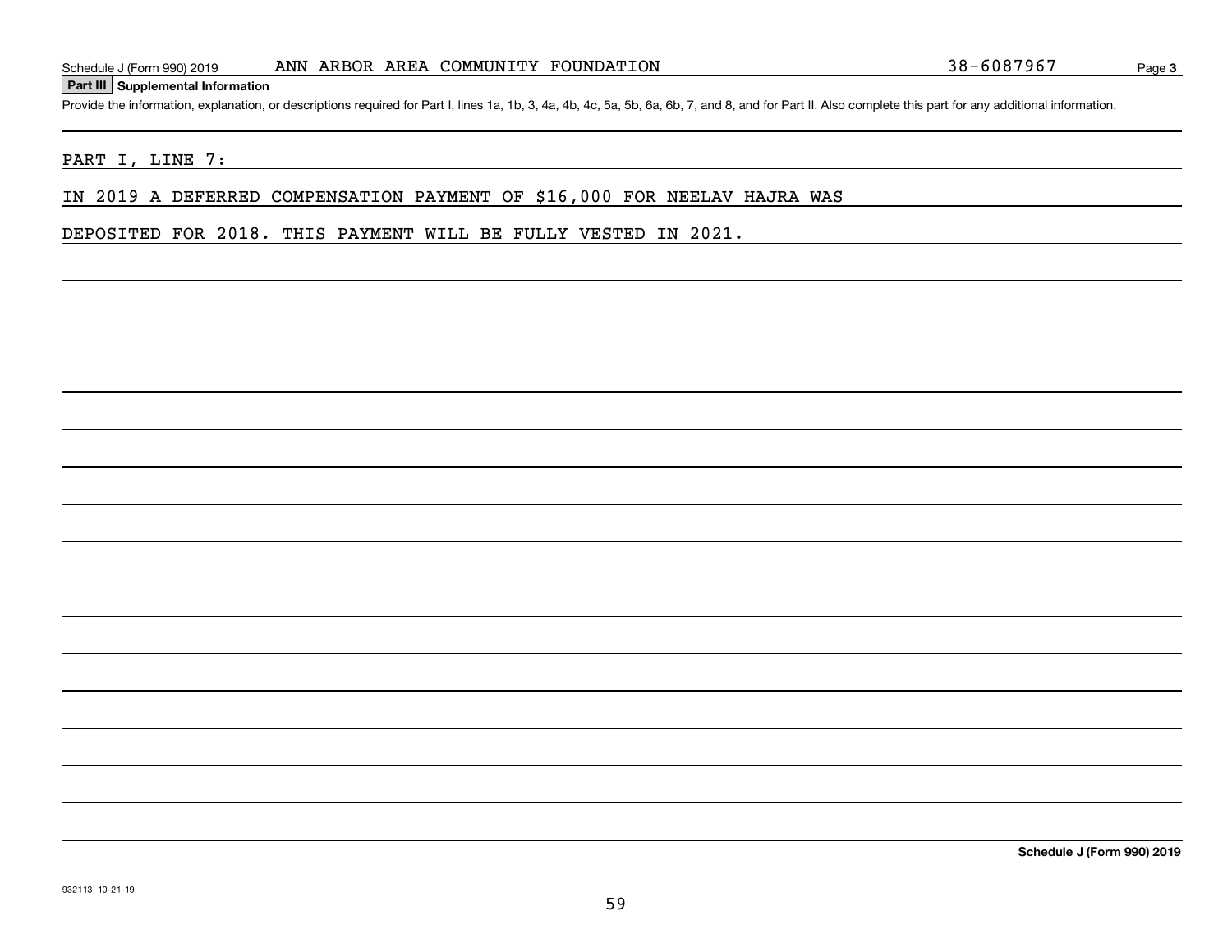Schedule J (Form 990) 2019 ANN ARBOR AREA COMMUNITY FOUNDATION 38-6087967 Page **3**

**Part III Supplemental Information**

Provide the information, explanation, or descriptions required for Part I, lines 1a, 1b, 3, 4a, 4b, 4c, 5a, 5b, 6a, 6b, 7, and 8, and for Part II. Also complete this part for any additional information.

PART I, LINE 7:

IN 2019 A DEFERRED COMPENSATION PAYMENT OF $16,000 FOR NEELAV HAJRA WAS DEPOSITED FOR 2018. THIS PAYMENT WILL BE FULLY VESTED IN 2021.

**Schedule J (Form 990) 2019**

932113 10-21-19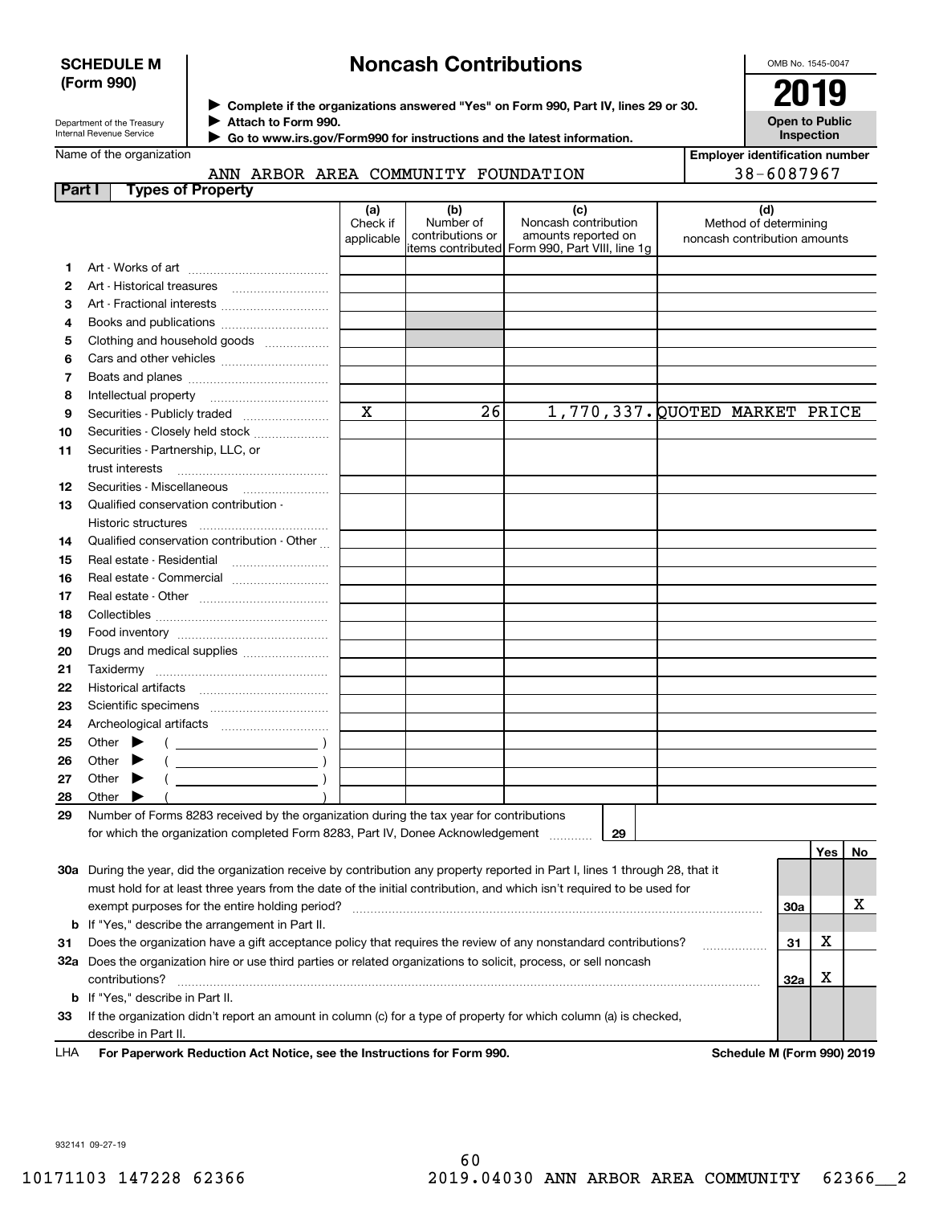**SCHEDULE M (Form 990)**

Department of the Treasury
Internal Revenue Service

# Noncash Contributions

▶ Complete if the organizations answered "Yes" on Form 990, Part IV, lines 29 or 30.
▶ Attach to Form 990.
▶ Go to www.irs.gov/Form990 for instructions and the latest information.

OMB No. 1545-0047

**2019**

**Open to Public Inspection**

Name of the organization: ANN ARBOR AREA COMMUNITY FOUNDATION

Employer identification number: 38-6087967

**Part I — Types of Property**

| | | (a) Check if applicable | (b) Number of contributions or items contributed | (c) Noncash contribution amounts reported on Form 990, Part VIII, line 1g | (d) Method of determining noncash contribution amounts |
|---|---|---|---|---|---|
| 1 | Art - Works of art | | | | |
| 2 | Art - Historical treasures | | | | |
| 3 | Art - Fractional interests | | | | |
| 4 | Books and publications | | | | |
| 5 | Clothing and household goods | | | | |
| 6 | Cars and other vehicles | | | | |
| 7 | Boats and planes | | | | |
| 8 | Intellectual property | | | | |
| 9 | Securities - Publicly traded | X | 26 | 1,770,337. | QUOTED MARKET PRICE |
| 10 | Securities - Closely held stock | | | | |
| 11 | Securities - Partnership, LLC, or trust interests | | | | |
| 12 | Securities - Miscellaneous | | | | |
| 13 | Qualified conservation contribution - Historic structures | | | | |
| 14 | Qualified conservation contribution - Other | | | | |
| 15 | Real estate - Residential | | | | |
| 16 | Real estate - Commercial | | | | |
| 17 | Real estate - Other | | | | |
| 18 | Collectibles | | | | |
| 19 | Food inventory | | | | |
| 20 | Drugs and medical supplies | | | | |
| 21 | Taxidermy | | | | |
| 22 | Historical artifacts | | | | |
| 23 | Scientific specimens | | | | |
| 24 | Archeological artifacts | | | | |
| 25 | Other ▶ ( ) | | | | |
| 26 | Other ▶ ( ) | | | | |
| 27 | Other ▶ ( ) | | | | |
| 28 | Other ▶ ( ) | | | | |

29 Number of Forms 8283 received by the organization during the tax year for contributions for which the organization completed Form 8283, Part IV, Donee Acknowledgement ..... 29

| | | | Yes | No |
|---|---|---|---|---|
| 30a | During the year, did the organization receive by contribution any property reported in Part I, lines 1 through 28, that it must hold for at least three years from the date of the initial contribution, and which isn't required to be used for exempt purposes for the entire holding period? | 30a | | X |
| b | If "Yes," describe the arrangement in Part II. | | | |
| 31 | Does the organization have a gift acceptance policy that requires the review of any nonstandard contributions? | 31 | X | |
| 32a | Does the organization hire or use third parties or related organizations to solicit, process, or sell noncash contributions? | 32a | X | |
| b | If "Yes," describe in Part II. | | | |
| 33 | If the organization didn't report an amount in column (c) for a type of property for which column (a) is checked, describe in Part II. | | | |

LHA **For Paperwork Reduction Act Notice, see the Instructions for Form 990.** **Schedule M (Form 990) 2019**

932141 09-27-19

10171103 147228 62366 2019.04030 ANN ARBOR AREA COMMUNITY 62366__2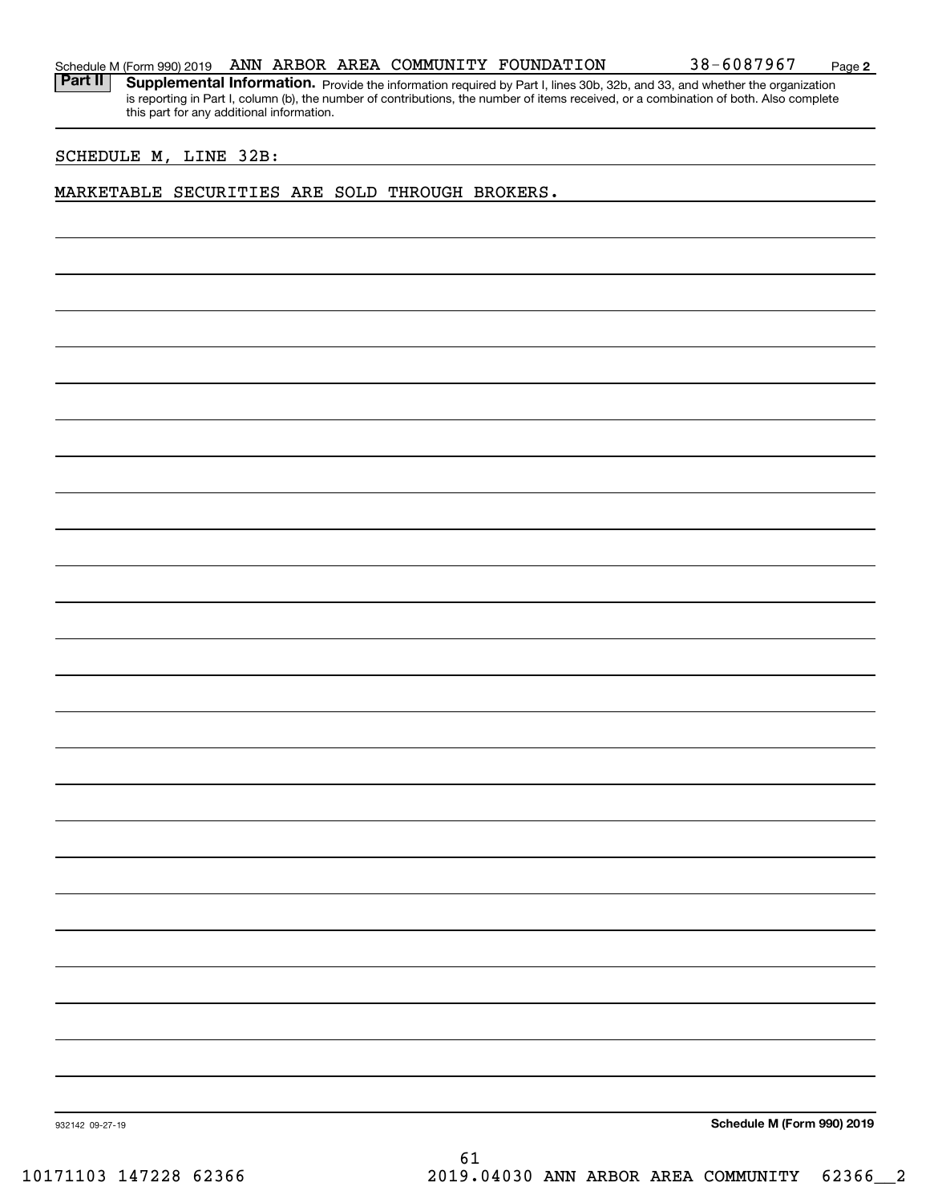Schedule M (Form 990) 2019 ANN ARBOR AREA COMMUNITY FOUNDATION 38-6087967 Page **2**

**Part II** **Supplemental Information.** Provide the information required by Part I, lines 30b, 32b, and 33, and whether the organization is reporting in Part I, column (b), the number of contributions, the number of items received, or a combination of both. Also complete this part for any additional information.

SCHEDULE M, LINE 32B:

MARKETABLE SECURITIES ARE SOLD THROUGH BROKERS.

932142 09-27-19 **Schedule M (Form 990) 2019**

10171103 147228 62366 2019.04030 ANN ARBOR AREA COMMUNITY 62366__2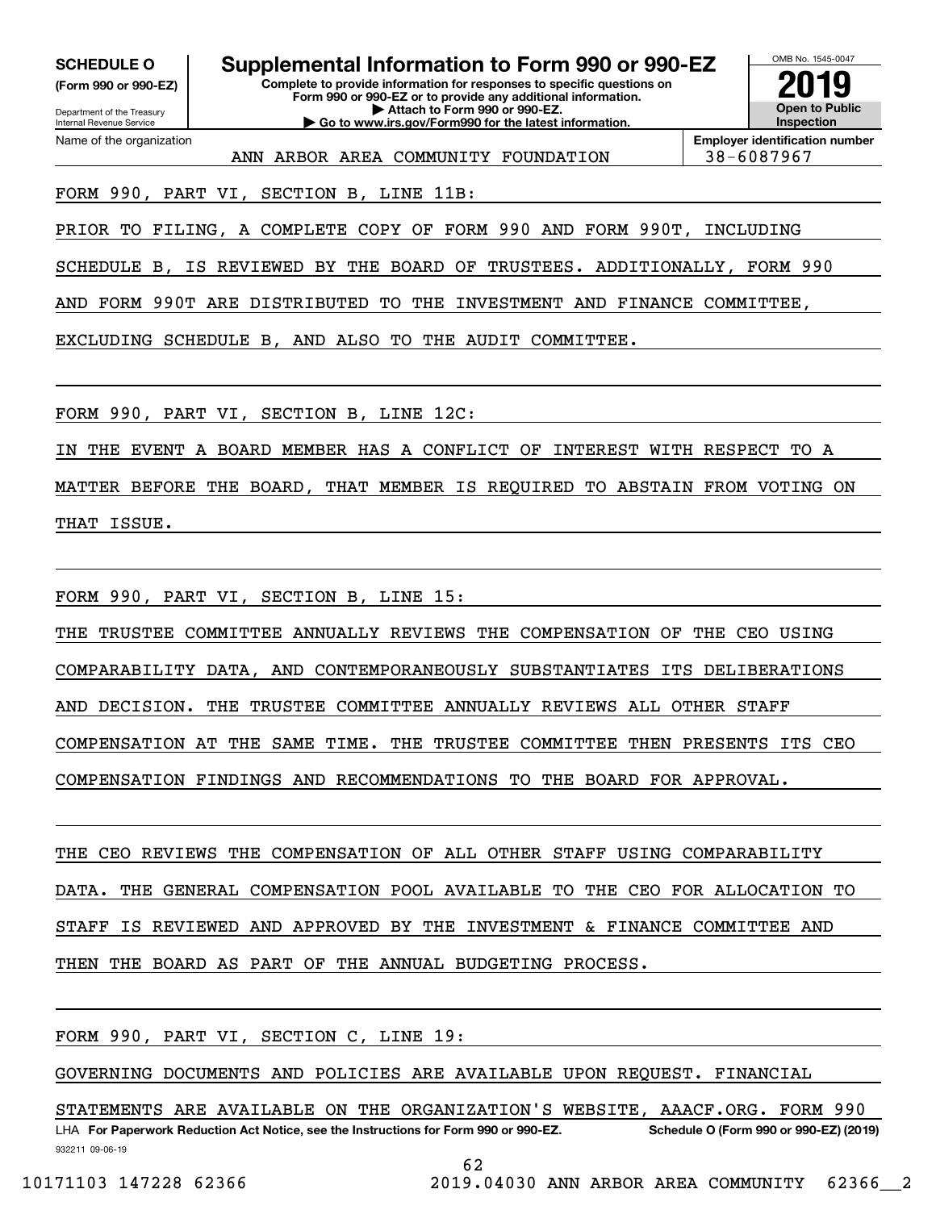**SCHEDULE O (Form 990 or 990-EZ)**

Department of the Treasury
Internal Revenue Service

# Supplemental Information to Form 990 or 990-EZ

**Complete to provide information for responses to specific questions on Form 990 or 990-EZ or to provide any additional information.**
**▶ Attach to Form 990 or 990-EZ.**
**▶ Go to www.irs.gov/Form990 for the latest information.**

OMB No. 1545-0047

**2019**

**Open to Public Inspection**

Name of the organization: ANN ARBOR AREA COMMUNITY FOUNDATION

**Employer identification number:** 38-6087967

FORM 990, PART VI, SECTION B, LINE 11B:

PRIOR TO FILING, A COMPLETE COPY OF FORM 990 AND FORM 990T, INCLUDING SCHEDULE B, IS REVIEWED BY THE BOARD OF TRUSTEES. ADDITIONALLY, FORM 990 AND FORM 990T ARE DISTRIBUTED TO THE INVESTMENT AND FINANCE COMMITTEE, EXCLUDING SCHEDULE B, AND ALSO TO THE AUDIT COMMITTEE.

FORM 990, PART VI, SECTION B, LINE 12C:

IN THE EVENT A BOARD MEMBER HAS A CONFLICT OF INTEREST WITH RESPECT TO A MATTER BEFORE THE BOARD, THAT MEMBER IS REQUIRED TO ABSTAIN FROM VOTING ON THAT ISSUE.

FORM 990, PART VI, SECTION B, LINE 15:

THE TRUSTEE COMMITTEE ANNUALLY REVIEWS THE COMPENSATION OF THE CEO USING COMPARABILITY DATA, AND CONTEMPORANEOUSLY SUBSTANTIATES ITS DELIBERATIONS AND DECISION. THE TRUSTEE COMMITTEE ANNUALLY REVIEWS ALL OTHER STAFF COMPENSATION AT THE SAME TIME. THE TRUSTEE COMMITTEE THEN PRESENTS ITS CEO COMPENSATION FINDINGS AND RECOMMENDATIONS TO THE BOARD FOR APPROVAL.

THE CEO REVIEWS THE COMPENSATION OF ALL OTHER STAFF USING COMPARABILITY DATA. THE GENERAL COMPENSATION POOL AVAILABLE TO THE CEO FOR ALLOCATION TO STAFF IS REVIEWED AND APPROVED BY THE INVESTMENT & FINANCE COMMITTEE AND THEN THE BOARD AS PART OF THE ANNUAL BUDGETING PROCESS.

FORM 990, PART VI, SECTION C, LINE 19:

GOVERNING DOCUMENTS AND POLICIES ARE AVAILABLE UPON REQUEST. FINANCIAL STATEMENTS ARE AVAILABLE ON THE ORGANIZATION'S WEBSITE, AAACF.ORG. FORM 990

LHA **For Paperwork Reduction Act Notice, see the Instructions for Form 990 or 990-EZ.** **Schedule O (Form 990 or 990-EZ) (2019)**

932211 09-06-19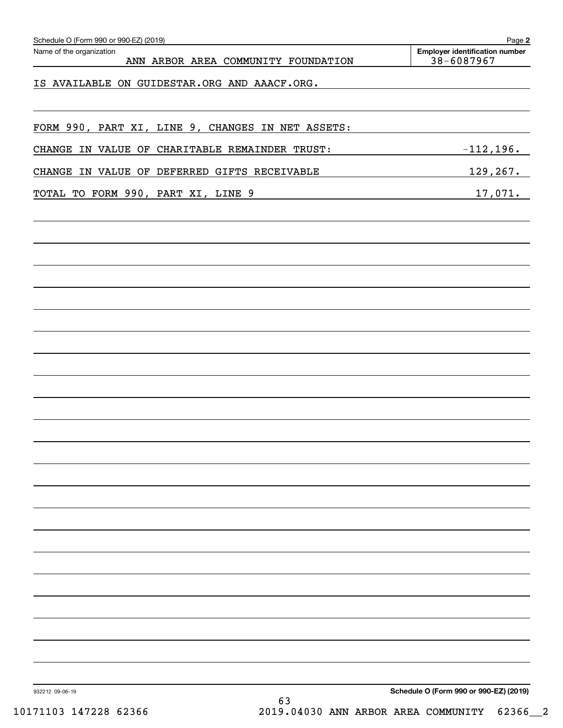Schedule O (Form 990 or 990-EZ) (2019)

Name of the organization: ANN ARBOR AREA COMMUNITY FOUNDATION

Employer identification number: 38-6087967

IS AVAILABLE ON GUIDESTAR.ORG AND AAACF.ORG.

FORM 990, PART XI, LINE 9, CHANGES IN NET ASSETS:

| | |
|---|---|
| CHANGE IN VALUE OF CHARITABLE REMAINDER TRUST: | -112,196. |
| CHANGE IN VALUE OF DEFERRED GIFTS RECEIVABLE | 129,267. |
| TOTAL TO FORM 990, PART XI, LINE 9 | 17,071. |

932212 09-06-19

Schedule O (Form 990 or 990-EZ) (2019)

10171103 147228 62366 2019.04030 ANN ARBOR AREA COMMUNITY 62366__2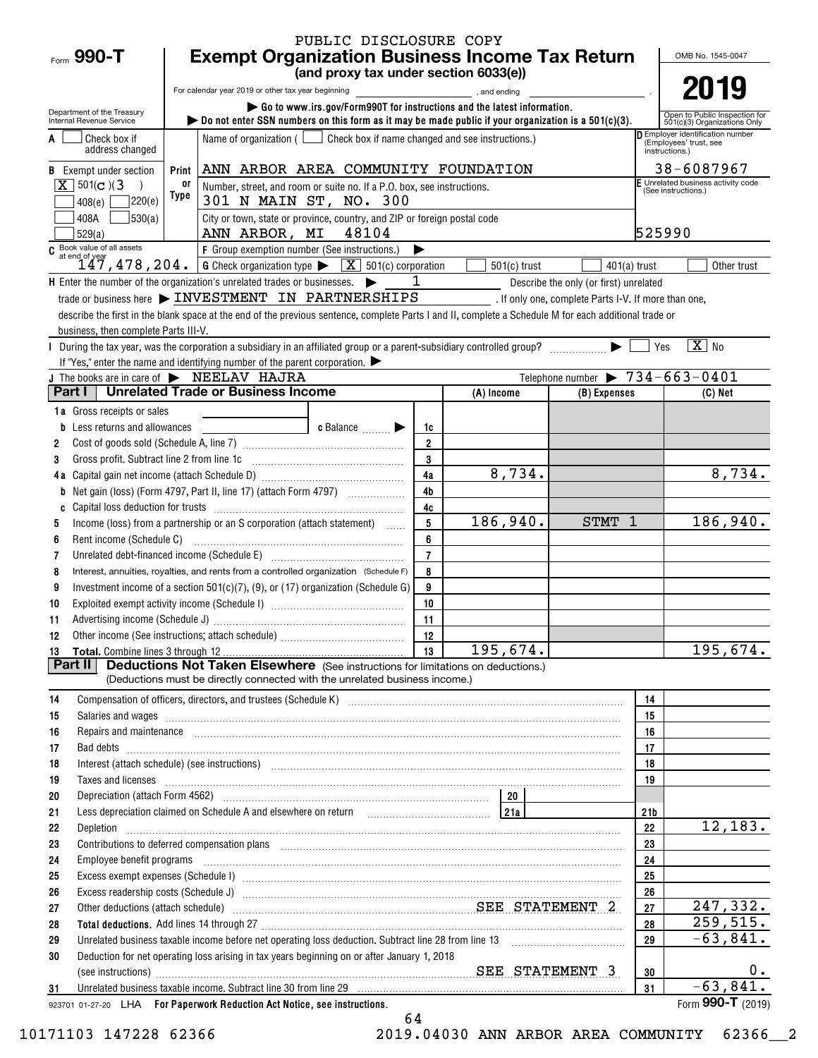PUBLIC DISCLOSURE COPY

Form **990-T**

# Exempt Organization Business Income Tax Return

**(and proxy tax under section 6033(e))**

For calendar year 2019 or other tax year beginning ____________, and ending ____________.

▶ Go to www.irs.gov/Form990T for instructions and the latest information.

▶ Do not enter SSN numbers on this form as it may be made public if your organization is a 501(c)(3).

OMB No. 1545-0047

**2019**

Open to Public Inspection for 501(c)(3) Organizations Only

Department of the Treasury
Internal Revenue Service

**A** [ ] Check box if address changed

**B** Exempt under section: [X] 501(c)(3) [ ] 408(e) [ ] 220(e) [ ] 408A [ ] 530(a) [ ] 529(a)

Name of organization ( [ ] Check box if name changed and see instructions.)
ANN ARBOR AREA COMMUNITY FOUNDATION

Number, street, and room or suite no. If a P.O. box, see instructions.
301 N MAIN ST, NO. 300

City or town, state or province, country, and ZIP or foreign postal code
ANN ARBOR, MI 48104

**D** Employer identification number (Employees' trust, see instructions.): 38-6087967

**E** Unrelated business activity code (See instructions.): 525990

**C** Book value of all assets at end of year: 147,478,204.

**F** Group exemption number (See instructions.) ▶

**G** Check organization type ▶ [X] 501(c) corporation [ ] 501(c) trust [ ] 401(a) trust [ ] Other trust

**H** Enter the number of the organization's unrelated trades or businesses. ▶ 1 Describe the only (or first) unrelated trade or business here ▶ INVESTMENT IN PARTNERSHIPS. If only one, complete Parts I-V. If more than one, describe the first in the blank space at the end of the previous sentence, complete Parts I and II, complete a Schedule M for each additional trade or business, then complete Parts III-V.

**I** During the tax year, was the corporation a subsidiary in an affiliated group or a parent-subsidiary controlled group? ▶ [ ] Yes [X] No
If "Yes," enter the name and identifying number of the parent corporation. ▶

**J** The books are in care of ▶ NEELAV HAJRA Telephone number ▶ 734-663-0401

## Part I Unrelated Trade or Business Income

| | | Line | (A) Income | (B) Expenses | (C) Net |
|---|---|---|---|---|---|
| 1a | Gross receipts or sales | | | | |
| b | Less returns and allowances c Balance ▶ | 1c | | | |
| 2 | Cost of goods sold (Schedule A, line 7) | 2 | | | |
| 3 | Gross profit. Subtract line 2 from line 1c | 3 | | | |
| 4a | Capital gain net income (attach Schedule D) | 4a | 8,734. | | 8,734. |
| b | Net gain (loss) (Form 4797, Part II, line 17) (attach Form 4797) | 4b | | | |
| c | Capital loss deduction for trusts | 4c | | | |
| 5 | Income (loss) from a partnership or an S corporation (attach statement) | 5 | 186,940. | STMT 1 | 186,940. |
| 6 | Rent income (Schedule C) | 6 | | | |
| 7 | Unrelated debt-financed income (Schedule E) | 7 | | | |
| 8 | Interest, annuities, royalties, and rents from a controlled organization (Schedule F) | 8 | | | |
| 9 | Investment income of a section 501(c)(7), (9), or (17) organization (Schedule G) | 9 | | | |
| 10 | Exploited exempt activity income (Schedule I) | 10 | | | |
| 11 | Advertising income (Schedule J) | 11 | | | |
| 12 | Other income (See instructions; attach schedule) | 12 | | | |
| 13 | **Total.** Combine lines 3 through 12 | 13 | 195,674. | | 195,674. |

## Part II Deductions Not Taken Elsewhere (See instructions for limitations on deductions.)

(Deductions must be directly connected with the unrelated business income.)

| | | Line | Amount |
|---|---|---|---|
| 14 | Compensation of officers, directors, and trustees (Schedule K) | 14 | |
| 15 | Salaries and wages | 15 | |
| 16 | Repairs and maintenance | 16 | |
| 17 | Bad debts | 17 | |
| 18 | Interest (attach schedule) (see instructions) | 18 | |
| 19 | Taxes and licenses | 19 | |
| 20 | Depreciation (attach Form 4562) — 20 | | |
| 21 | Less depreciation claimed on Schedule A and elsewhere on return — 21a | 21b | |
| 22 | Depletion | 22 | 12,183. |
| 23 | Contributions to deferred compensation plans | 23 | |
| 24 | Employee benefit programs | 24 | |
| 25 | Excess exempt expenses (Schedule I) | 25 | |
| 26 | Excess readership costs (Schedule J) | 26 | |
| 27 | Other deductions (attach schedule) SEE STATEMENT 2 | 27 | 247,332. |
| 28 | **Total deductions.** Add lines 14 through 27 | 28 | 259,515. |
| 29 | Unrelated business taxable income before net operating loss deduction. Subtract line 28 from line 13 | 29 | -63,841. |
| 30 | Deduction for net operating loss arising in tax years beginning on or after January 1, 2018 (see instructions) SEE STATEMENT 3 | 30 | 0. |
| 31 | Unrelated business taxable income. Subtract line 30 from line 29 | 31 | -63,841. |

923701 01-27-20 LHA **For Paperwork Reduction Act Notice, see instructions.** Form **990-T** (2019)

10171103 147228 62366 2019.04030 ANN ARBOR AREA COMMUNITY 62366__2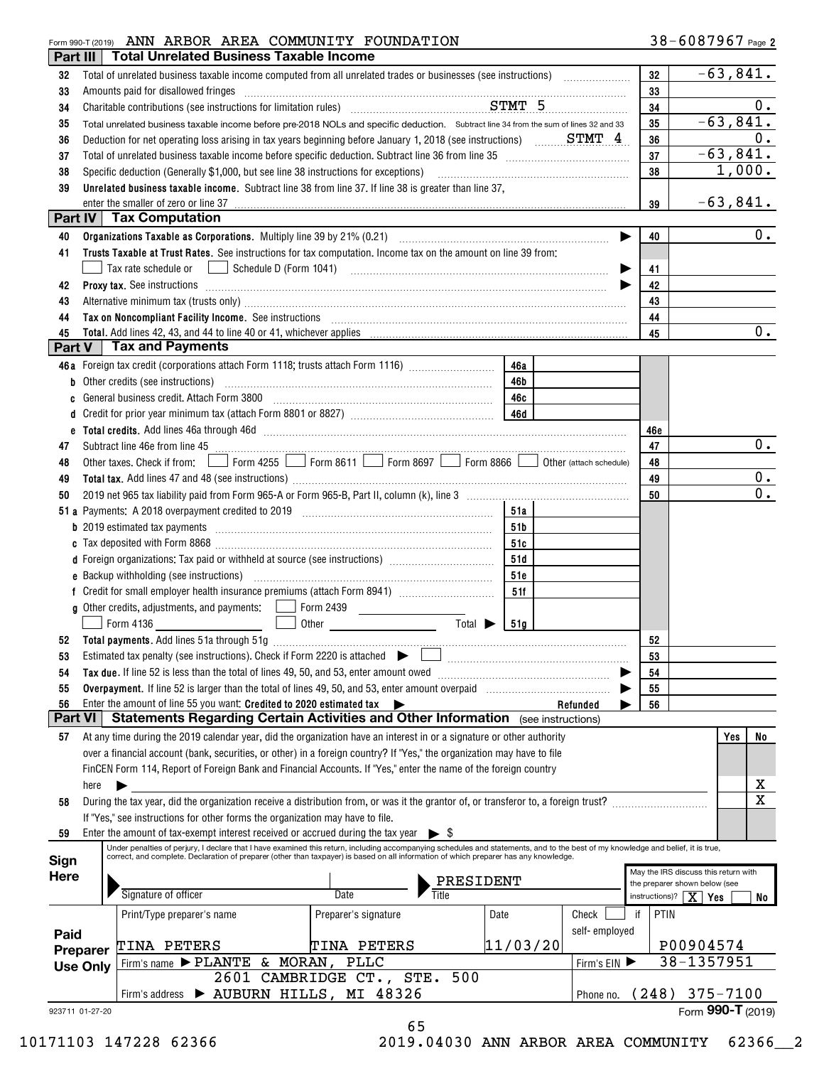Form 990-T (2019) ANN ARBOR AREA COMMUNITY FOUNDATION 38-6087967 Page 2

## Part III Total Unrelated Business Taxable Income

| Line | Description | Line | Amount |
|---|---|---|---|
| 32 | Total of unrelated business taxable income computed from all unrelated trades or businesses (see instructions) | 32 | -63,841. |
| 33 | Amounts paid for disallowed fringes | 33 | |
| 34 | Charitable contributions (see instructions for limitation rules) STMT 5 | 34 | 0. |
| 35 | Total unrelated business taxable income before pre-2018 NOLs and specific deduction. Subtract line 34 from the sum of lines 32 and 33 | 35 | -63,841. |
| 36 | Deduction for net operating loss arising in tax years beginning before January 1, 2018 (see instructions) STMT 4 | 36 | 0. |
| 37 | Total of unrelated business taxable income before specific deduction. Subtract line 36 from line 35 | 37 | -63,841. |
| 38 | Specific deduction (Generally $1,000, but see line 38 instructions for exceptions) | 38 | 1,000. |
| 39 | **Unrelated business taxable income.** Subtract line 38 from line 37. If line 38 is greater than line 37, enter the smaller of zero or line 37 | 39 | -63,841. |

## Part IV Tax Computation

| Line | Description | Line | Amount |
|---|---|---|---|
| 40 | **Organizations Taxable as Corporations.** Multiply line 39 by 21% (0.21) | 40 | 0. |
| 41 | **Trusts Taxable at Trust Rates.** See instructions for tax computation. Income tax on the amount on line 39 from: ☐ Tax rate schedule or ☐ Schedule D (Form 1041) | 41 | |
| 42 | **Proxy tax.** See instructions | 42 | |
| 43 | Alternative minimum tax (trusts only) | 43 | |
| 44 | **Tax on Noncompliant Facility Income.** See instructions | 44 | |
| 45 | **Total.** Add lines 42, 43, and 44 to line 40 or 41, whichever applies | 45 | 0. |

## Part V Tax and Payments

| Line | Description | Sub-line | Sub-amount | Line | Amount |
|---|---|---|---|---|---|
| 46a | Foreign tax credit (corporations attach Form 1118; trusts attach Form 1116) | 46a | | | |
| b | Other credits (see instructions) | 46b | | | |
| c | General business credit. Attach Form 3800 | 46c | | | |
| d | Credit for prior year minimum tax (attach Form 8801 or 8827) | 46d | | | |
| e | **Total credits.** Add lines 46a through 46d | | | 46e | |
| 47 | Subtract line 46e from line 45 | | | 47 | 0. |
| 48 | Other taxes. Check if from: ☐ Form 4255 ☐ Form 8611 ☐ Form 8697 ☐ Form 8866 ☐ Other (attach schedule) | | | 48 | |
| 49 | **Total tax.** Add lines 47 and 48 (see instructions) | | | 49 | 0. |
| 50 | 2019 net 965 tax liability paid from Form 965-A or Form 965-B, Part II, column (k), line 3 | | | 50 | 0. |
| 51a | Payments: A 2018 overpayment credited to 2019 | 51a | | | |
| b | 2019 estimated tax payments | 51b | | | |
| c | Tax deposited with Form 8868 | 51c | | | |
| d | Foreign organizations: Tax paid or withheld at source (see instructions) | 51d | | | |
| e | Backup withholding (see instructions) | 51e | | | |
| f | Credit for small employer health insurance premiums (attach Form 8941) | 51f | | | |
| g | Other credits, adjustments, and payments: ☐ Form 2439 ☐ Form 4136 ☐ Other Total ▶ | 51g | | | |
| 52 | **Total payments.** Add lines 51a through 51g | | | 52 | |
| 53 | Estimated tax penalty (see instructions). Check if Form 2220 is attached ▶ ☐ | | | 53 | |
| 54 | **Tax due.** If line 52 is less than the total of lines 49, 50, and 53, enter amount owed | | | 54 | |
| 55 | **Overpayment.** If line 52 is larger than the total of lines 49, 50, and 53, enter amount overpaid | | | 55 | |
| 56 | Enter the amount of line 55 you want: **Credited to 2020 estimated tax** ▶ Refunded ▶ | | | 56 | |

## Part VI Statements Regarding Certain Activities and Other Information (see instructions)

| Line | Question | Yes | No |
|---|---|---|---|
| 57 | At any time during the 2019 calendar year, did the organization have an interest in or a signature or other authority over a financial account (bank, securities, or other) in a foreign country? If "Yes," the organization may have to file FinCEN Form 114, Report of Foreign Bank and Financial Accounts. If "Yes," enter the name of the foreign country here ▶ | | X |
| 58 | During the tax year, did the organization receive a distribution from, or was it the grantor of, or transferor to, a foreign trust? If "Yes," see instructions for other forms the organization may have to file. | | X |
| 59 | Enter the amount of tax-exempt interest received or accrued during the tax year ▶ $ | | |

**Sign Here**

Under penalties of perjury, I declare that I have examined this return, including accompanying schedules and statements, and to the best of my knowledge and belief, it is true, correct, and complete. Declaration of preparer (other than taxpayer) is based on all information of which preparer has any knowledge.

Signature of officer | Date | Title: PRESIDENT

May the IRS discuss this return with the preparer shown below (see instructions)? ☒ Yes ☐ No

**Paid Preparer Use Only**

| Print/Type preparer's name | Preparer's signature | Date | Check ☐ if self-employed | PTIN |
|---|---|---|---|---|
| TINA PETERS | TINA PETERS | 11/03/20 | | P00904574 |

Firm's name ▶ PLANTE & MORAN, PLLC — Firm's EIN ▶ 38-1357951

Firm's address ▶ 2601 CAMBRIDGE CT., STE. 500, AUBURN HILLS, MI 48326 — Phone no. (248) 375-7100

923711 01-27-20 Form **990-T** (2019)

10171103 147228 62366 2019.04030 ANN ARBOR AREA COMMUNITY 62366__2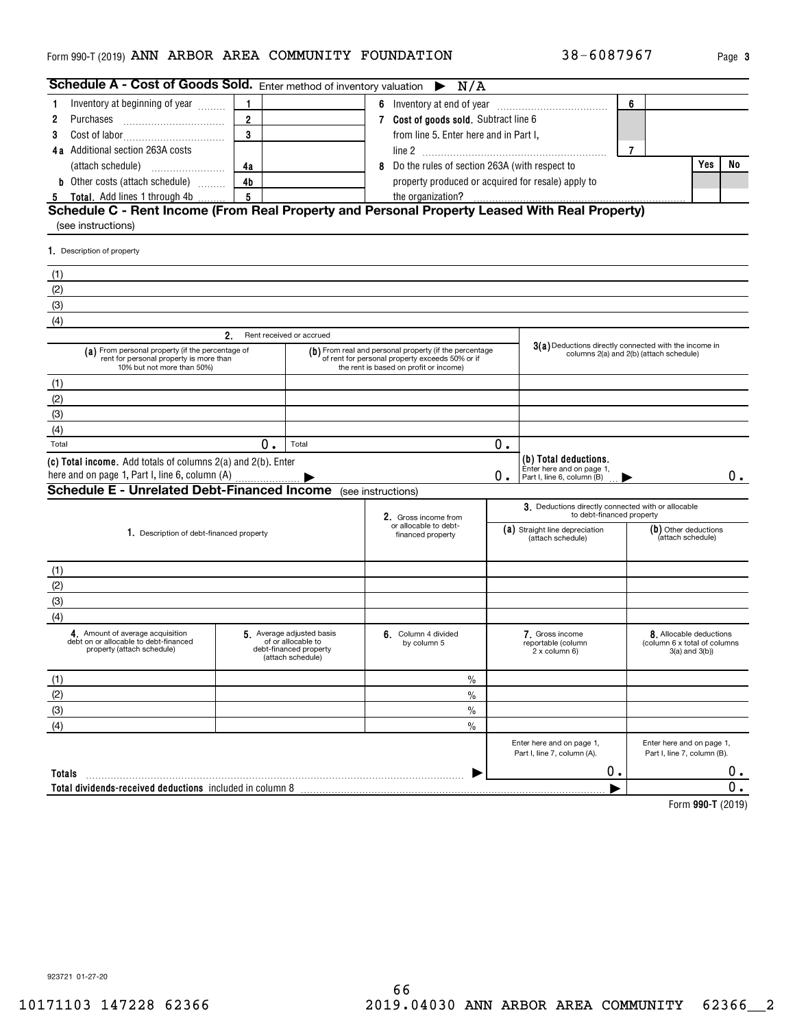Form 990-T (2019) ANN ARBOR AREA COMMUNITY FOUNDATION 38-6087967 Page 3

## Schedule A - Cost of Goods Sold. Enter method of inventory valuation ▶ N/A

| | | | | | | |
|---|---|---|---|---|---|---|
| 1 Inventory at beginning of year | 1 | | 6 Inventory at end of year | 6 | | |
| 2 Purchases | 2 | | 7 **Cost of goods sold.** Subtract line 6 from line 5. Enter here and in Part I, line 2 | 7 | | |
| 3 Cost of labor | 3 | | 8 Do the rules of section 263A (with respect to property produced or acquired for resale) apply to the organization? | | Yes | No |
| 4a Additional section 263A costs (attach schedule) | 4a | | | | | |
| b Other costs (attach schedule) | 4b | | | | | |
| 5 **Total.** Add lines 1 through 4b | 5 | | | | | |

## Schedule C - Rent Income (From Real Property and Personal Property Leased With Real Property)
(see instructions)

1. Description of property

(1)
(2)
(3)
(4)

| 2. Rent received or accrued | | 3(a) Deductions directly connected with the income in columns 2(a) and 2(b) (attach schedule) |
|---|---|---|
| (a) From personal property (if the percentage of rent for personal property is more than 10% but not more than 50%) | (b) From real and personal property (if the percentage of rent for personal property exceeds 50% or if the rent is based on profit or income) | |
| (1) | | |
| (2) | | |
| (3) | | |
| (4) | | |
| Total 0. | Total 0. | |
| (c) **Total income.** Add totals of columns 2(a) and 2(b). Enter here and on page 1, Part I, line 6, column (A) ▶ | 0. | (b) **Total deductions.** Enter here and on page 1, Part I, line 6, column (B) ▶ 0. |

## Schedule E - Unrelated Debt-Financed Income (see instructions)

| 1. Description of debt-financed property | 2. Gross income from or allocable to debt-financed property | 3. Deductions directly connected with or allocable to debt-financed property (a) Straight line depreciation (attach schedule) | (b) Other deductions (attach schedule) |
|---|---|---|---|
| (1) | | | |
| (2) | | | |
| (3) | | | |
| (4) | | | |

| 4. Amount of average acquisition debt on or allocable to debt-financed property (attach schedule) | 5. Average adjusted basis of or allocable to debt-financed property (attach schedule) | 6. Column 4 divided by column 5 | 7. Gross income reportable (column 2 x column 6) | 8. Allocable deductions (column 6 x total of columns 3(a) and 3(b)) |
|---|---|---|---|---|
| (1) | | % | | |
| (2) | | % | | |
| (3) | | % | | |
| (4) | | % | | |
| | | | Enter here and on page 1, Part I, line 7, column (A). | Enter here and on page 1, Part I, line 7, column (B). |
| **Totals** | | ▶ | 0. | 0. |
| **Total dividends-received deductions** included in column 8 | | | ▶ | 0. |

Form **990-T** (2019)

923721 01-27-20

10171103 147228 62366 2019.04030 ANN ARBOR AREA COMMUNITY 62366__2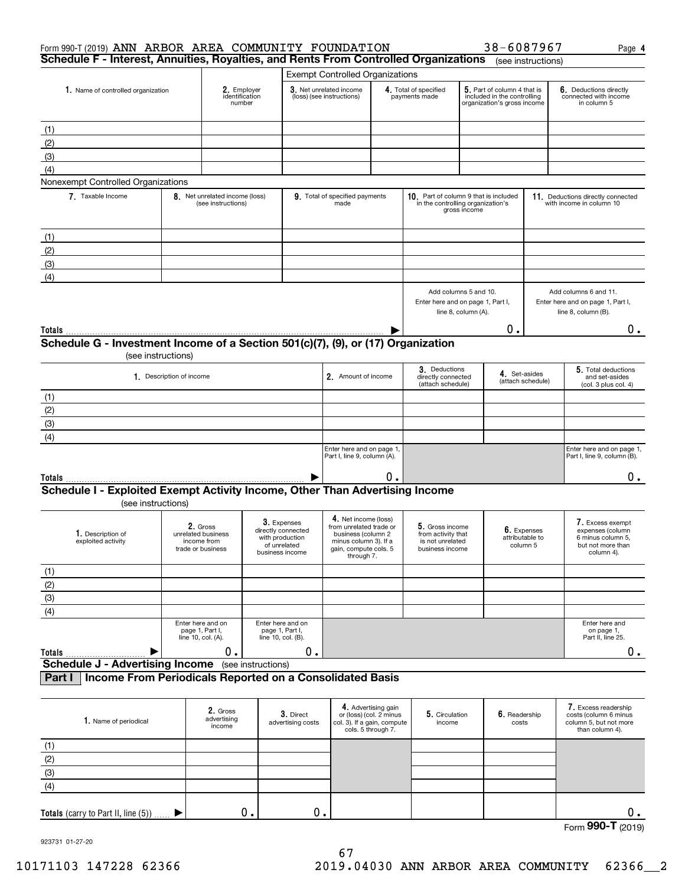Form 990-T (2019) ANN ARBOR AREA COMMUNITY FOUNDATION 38-6087967 Page 4

## Schedule F - Interest, Annuities, Royalties, and Rents From Controlled Organizations (see instructions)

| | | Exempt Controlled Organizations | | | |
|---|---|---|---|---|---|
| 1. Name of controlled organization | 2. Employer identification number | 3. Net unrelated income (loss) (see instructions) | 4. Total of specified payments made | 5. Part of column 4 that is included in the controlling organization's gross income | 6. Deductions directly connected with income in column 5 |
| (1) | | | | | |
| (2) | | | | | |
| (3) | | | | | |
| (4) | | | | | |

Nonexempt Controlled Organizations

| 7. Taxable Income | 8. Net unrelated income (loss) (see instructions) | 9. Total of specified payments made | 10. Part of column 9 that is included in the controlling organization's gross income | 11. Deductions directly connected with income in column 10 |
|---|---|---|---|---|
| (1) | | | | |
| (2) | | | | |
| (3) | | | | |
| (4) | | | | |
| | | | Add columns 5 and 10. Enter here and on page 1, Part I, line 8, column (A). | Add columns 6 and 11. Enter here and on page 1, Part I, line 8, column (B). |
| **Totals** | | | 0. | 0. |

## Schedule G - Investment Income of a Section 501(c)(7), (9), or (17) Organization

(see instructions)

| 1. Description of income | 2. Amount of income | 3. Deductions directly connected (attach schedule) | 4. Set-asides (attach schedule) | 5. Total deductions and set-asides (col. 3 plus col. 4) |
|---|---|---|---|---|
| (1) | | | | |
| (2) | | | | |
| (3) | | | | |
| (4) | | | | |
| | Enter here and on page 1, Part I, line 9, column (A). | | | Enter here and on page 1, Part I, line 9, column (B). |
| **Totals** | 0. | | | 0. |

## Schedule I - Exploited Exempt Activity Income, Other Than Advertising Income

(see instructions)

| 1. Description of exploited activity | 2. Gross unrelated business income from trade or business | 3. Expenses directly connected with production of unrelated business income | 4. Net income (loss) from unrelated trade or business (column 2 minus column 3). If a gain, compute cols. 5 through 7. | 5. Gross income from activity that is not unrelated business income | 6. Expenses attributable to column 5 | 7. Excess exempt expenses (column 6 minus column 5, but not more than column 4). |
|---|---|---|---|---|---|---|
| (1) | | | | | | |
| (2) | | | | | | |
| (3) | | | | | | |
| (4) | | | | | | |
| | Enter here and on page 1, Part I, line 10, col. (A). | Enter here and on page 1, Part I, line 10, col. (B). | | | | Enter here and on page 1, Part II, line 25. |
| **Totals** | 0. | 0. | | | | 0. |

## Schedule J - Advertising Income (see instructions)

### Part I Income From Periodicals Reported on a Consolidated Basis

| 1. Name of periodical | 2. Gross advertising income | 3. Direct advertising costs | 4. Advertising gain or (loss) (col. 2 minus col. 3). If a gain, compute cols. 5 through 7. | 5. Circulation income | 6. Readership costs | 7. Excess readership costs (column 6 minus column 5, but not more than column 4). |
|---|---|---|---|---|---|---|
| (1) | | | | | | |
| (2) | | | | | | |
| (3) | | | | | | |
| (4) | | | | | | |
| **Totals** (carry to Part II, line (5)) | 0. | 0. | | | | 0. |

Form **990-T** (2019)

923731 01-27-20

10171103 147228 62366 2019.04030 ANN ARBOR AREA COMMUNITY 62366__2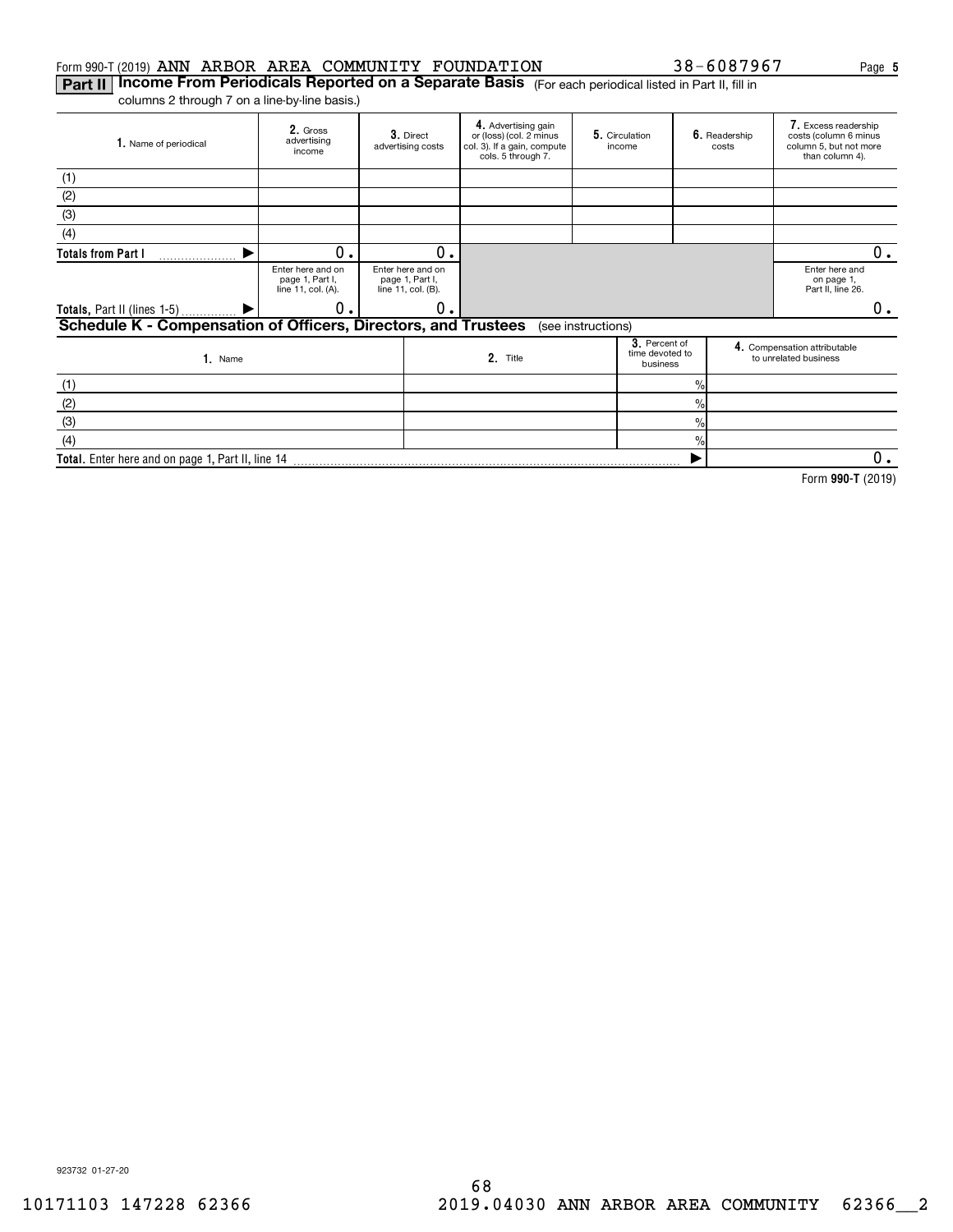Form 990-T (2019) ANN ARBOR AREA COMMUNITY FOUNDATION 38-6087967 Page **5**

**Part II** **Income From Periodicals Reported on a Separate Basis** (For each periodical listed in Part II, fill in columns 2 through 7 on a line-by-line basis.)

| 1. Name of periodical | 2. Gross advertising income | 3. Direct advertising costs | 4. Advertising gain or (loss) (col. 2 minus col. 3). If a gain, compute cols. 5 through 7. | 5. Circulation income | 6. Readership costs | 7. Excess readership costs (column 6 minus column 5, but not more than column 4). |
|---|---|---|---|---|---|---|
| (1) | | | | | | |
| (2) | | | | | | |
| (3) | | | | | | |
| (4) | | | | | | |
| **Totals from Part I** ▶ | 0. | 0. | | | | 0. |
| | Enter here and on page 1, Part I, line 11, col. (A). | Enter here and on page 1, Part I, line 11, col. (B). | | | | Enter here and on page 1, Part II, line 26. |
| **Totals,** Part II (lines 1-5) ▶ | 0. | 0. | | | | 0. |

**Schedule K - Compensation of Officers, Directors, and Trustees** (see instructions)

| 1. Name | 2. Title | 3. Percent of time devoted to business | 4. Compensation attributable to unrelated business |
|---|---|---|---|
| (1) | | % | |
| (2) | | % | |
| (3) | | % | |
| (4) | | % | |
| **Total.** Enter here and on page 1, Part II, line 14 | | ▶ | 0. |

Form **990-T** (2019)

923732 01-27-20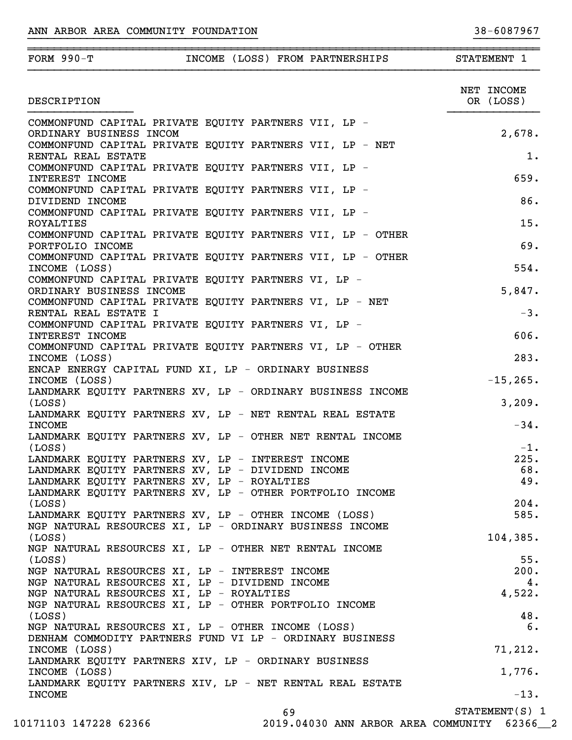ANN ARBOR AREA COMMUNITY FOUNDATION 38-6087967

| FORM 990-T | INCOME (LOSS) FROM PARTNERSHIPS | STATEMENT 1 |
|---|---|---|

| DESCRIPTION | NET INCOME OR (LOSS) |
|---|---|
| COMMONFUND CAPITAL PRIVATE EQUITY PARTNERS VII, LP - ORDINARY BUSINESS INCOM | 2,678. |
| COMMONFUND CAPITAL PRIVATE EQUITY PARTNERS VII, LP - NET RENTAL REAL ESTATE | 1. |
| COMMONFUND CAPITAL PRIVATE EQUITY PARTNERS VII, LP - INTEREST INCOME | 659. |
| COMMONFUND CAPITAL PRIVATE EQUITY PARTNERS VII, LP - DIVIDEND INCOME | 86. |
| COMMONFUND CAPITAL PRIVATE EQUITY PARTNERS VII, LP - ROYALTIES | 15. |
| COMMONFUND CAPITAL PRIVATE EQUITY PARTNERS VII, LP - OTHER PORTFOLIO INCOME | 69. |
| COMMONFUND CAPITAL PRIVATE EQUITY PARTNERS VII, LP - OTHER INCOME (LOSS) | 554. |
| COMMONFUND CAPITAL PRIVATE EQUITY PARTNERS VI, LP - ORDINARY BUSINESS INCOME | 5,847. |
| COMMONFUND CAPITAL PRIVATE EQUITY PARTNERS VI, LP - NET RENTAL REAL ESTATE I | -3. |
| COMMONFUND CAPITAL PRIVATE EQUITY PARTNERS VI, LP - INTEREST INCOME | 606. |
| COMMONFUND CAPITAL PRIVATE EQUITY PARTNERS VI, LP - OTHER INCOME (LOSS) | 283. |
| ENCAP ENERGY CAPITAL FUND XI, LP - ORDINARY BUSINESS INCOME (LOSS) | -15,265. |
| LANDMARK EQUITY PARTNERS XV, LP - ORDINARY BUSINESS INCOME (LOSS) | 3,209. |
| LANDMARK EQUITY PARTNERS XV, LP - NET RENTAL REAL ESTATE INCOME | -34. |
| LANDMARK EQUITY PARTNERS XV, LP - OTHER NET RENTAL INCOME (LOSS) | -1. |
| LANDMARK EQUITY PARTNERS XV, LP - INTEREST INCOME | 225. |
| LANDMARK EQUITY PARTNERS XV, LP - DIVIDEND INCOME | 68. |
| LANDMARK EQUITY PARTNERS XV, LP - ROYALTIES | 49. |
| LANDMARK EQUITY PARTNERS XV, LP - OTHER PORTFOLIO INCOME (LOSS) | 204. |
| LANDMARK EQUITY PARTNERS XV, LP - OTHER INCOME (LOSS) | 585. |
| NGP NATURAL RESOURCES XI, LP - ORDINARY BUSINESS INCOME (LOSS) | 104,385. |
| NGP NATURAL RESOURCES XI, LP - OTHER NET RENTAL INCOME (LOSS) | 55. |
| NGP NATURAL RESOURCES XI, LP - INTEREST INCOME | 200. |
| NGP NATURAL RESOURCES XI, LP - DIVIDEND INCOME | 4. |
| NGP NATURAL RESOURCES XI, LP - ROYALTIES | 4,522. |
| NGP NATURAL RESOURCES XI, LP - OTHER PORTFOLIO INCOME (LOSS) | 48. |
| NGP NATURAL RESOURCES XI, LP - OTHER INCOME (LOSS) | 6. |
| DENHAM COMMODITY PARTNERS FUND VI LP - ORDINARY BUSINESS INCOME (LOSS) | 71,212. |
| LANDMARK EQUITY PARTNERS XIV, LP - ORDINARY BUSINESS INCOME (LOSS) | 1,776. |
| LANDMARK EQUITY PARTNERS XIV, LP - NET RENTAL REAL ESTATE INCOME | -13. |

STATEMENT(S) 1

10171103 147228 62366 2019.04030 ANN ARBOR AREA COMMUNITY 62366__2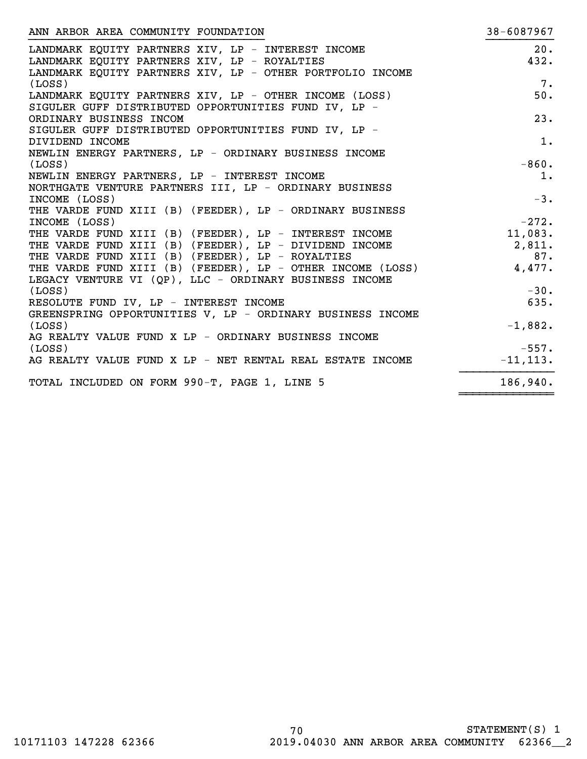ANN ARBOR AREA COMMUNITY FOUNDATION | 38-6087967

| Description | Amount |
|---|---|
| LANDMARK EQUITY PARTNERS XIV, LP - INTEREST INCOME | 20. |
| LANDMARK EQUITY PARTNERS XIV, LP - ROYALTIES | 432. |
| LANDMARK EQUITY PARTNERS XIV, LP - OTHER PORTFOLIO INCOME (LOSS) | 7. |
| LANDMARK EQUITY PARTNERS XIV, LP - OTHER INCOME (LOSS) | 50. |
| SIGULER GUFF DISTRIBUTED OPPORTUNITIES FUND IV, LP - ORDINARY BUSINESS INCOM | 23. |
| SIGULER GUFF DISTRIBUTED OPPORTUNITIES FUND IV, LP - DIVIDEND INCOME | 1. |
| NEWLIN ENERGY PARTNERS, LP - ORDINARY BUSINESS INCOME (LOSS) | -860. |
| NEWLIN ENERGY PARTNERS, LP - INTEREST INCOME | 1. |
| NORTHGATE VENTURE PARTNERS III, LP - ORDINARY BUSINESS INCOME (LOSS) | -3. |
| THE VARDE FUND XIII (B) (FEEDER), LP - ORDINARY BUSINESS INCOME (LOSS) | -272. |
| THE VARDE FUND XIII (B) (FEEDER), LP - INTEREST INCOME | 11,083. |
| THE VARDE FUND XIII (B) (FEEDER), LP - DIVIDEND INCOME | 2,811. |
| THE VARDE FUND XIII (B) (FEEDER), LP - ROYALTIES | 87. |
| THE VARDE FUND XIII (B) (FEEDER), LP - OTHER INCOME (LOSS) | 4,477. |
| LEGACY VENTURE VI (QP), LLC - ORDINARY BUSINESS INCOME (LOSS) | -30. |
| RESOLUTE FUND IV, LP - INTEREST INCOME | 635. |
| GREENSPRING OPPORTUNITIES V, LP - ORDINARY BUSINESS INCOME (LOSS) | -1,882. |
| AG REALTY VALUE FUND X LP - ORDINARY BUSINESS INCOME (LOSS) | -557. |
| AG REALTY VALUE FUND X LP - NET RENTAL REAL ESTATE INCOME | -11,113. |
| TOTAL INCLUDED ON FORM 990-T, PAGE 1, LINE 5 | 186,940. |

STATEMENT(S) 1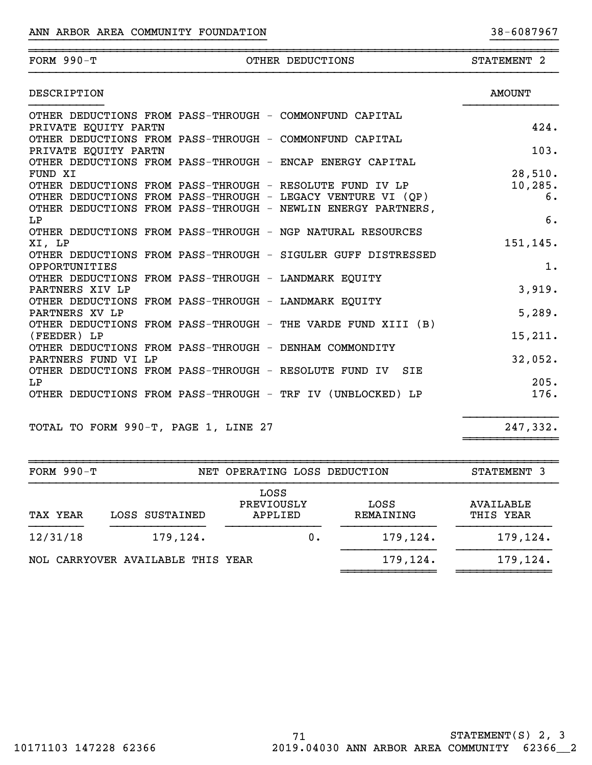ANN ARBOR AREA COMMUNITY FOUNDATION 38-6087967

| FORM 990-T | OTHER DEDUCTIONS | STATEMENT 2 |
|---|---|---|

| DESCRIPTION | AMOUNT |
|---|---|
| OTHER DEDUCTIONS FROM PASS-THROUGH - COMMONFUND CAPITAL PRIVATE EQUITY PARTN | 424. |
| OTHER DEDUCTIONS FROM PASS-THROUGH - COMMONFUND CAPITAL PRIVATE EQUITY PARTN | 103. |
| OTHER DEDUCTIONS FROM PASS-THROUGH - ENCAP ENERGY CAPITAL FUND XI | 28,510. |
| OTHER DEDUCTIONS FROM PASS-THROUGH - RESOLUTE FUND IV LP | 10,285. |
| OTHER DEDUCTIONS FROM PASS-THROUGH - LEGACY VENTURE VI (QP) | 6. |
| OTHER DEDUCTIONS FROM PASS-THROUGH - NEWLIN ENERGY PARTNERS, LP | 6. |
| OTHER DEDUCTIONS FROM PASS-THROUGH - NGP NATURAL RESOURCES XI, LP | 151,145. |
| OTHER DEDUCTIONS FROM PASS-THROUGH - SIGULER GUFF DISTRESSED OPPORTUNITIES | 1. |
| OTHER DEDUCTIONS FROM PASS-THROUGH - LANDMARK EQUITY PARTNERS XIV LP | 3,919. |
| OTHER DEDUCTIONS FROM PASS-THROUGH - LANDMARK EQUITY PARTNERS XV LP | 5,289. |
| OTHER DEDUCTIONS FROM PASS-THROUGH - THE VARDE FUND XIII (B) (FEEDER) LP | 15,211. |
| OTHER DEDUCTIONS FROM PASS-THROUGH - DENHAM COMMONDITY PARTNERS FUND VI LP | 32,052. |
| OTHER DEDUCTIONS FROM PASS-THROUGH - RESOLUTE FUND IV SIE LP | 205. |
| OTHER DEDUCTIONS FROM PASS-THROUGH - TRF IV (UNBLOCKED) LP | 176. |
| TOTAL TO FORM 990-T, PAGE 1, LINE 27 | 247,332. |

| FORM 990-T | NET OPERATING LOSS DEDUCTION | STATEMENT 3 |
|---|---|---|

| TAX YEAR | LOSS SUSTAINED | LOSS PREVIOUSLY APPLIED | LOSS REMAINING | AVAILABLE THIS YEAR |
|---|---|---|---|---|
| 12/31/18 | 179,124. | 0. | 179,124. | 179,124. |
| NOL CARRYOVER AVAILABLE THIS YEAR | | | 179,124. | 179,124. |

STATEMENT(S) 2, 3

10171103 147228 62366 2019.04030 ANN ARBOR AREA COMMUNITY 62366__2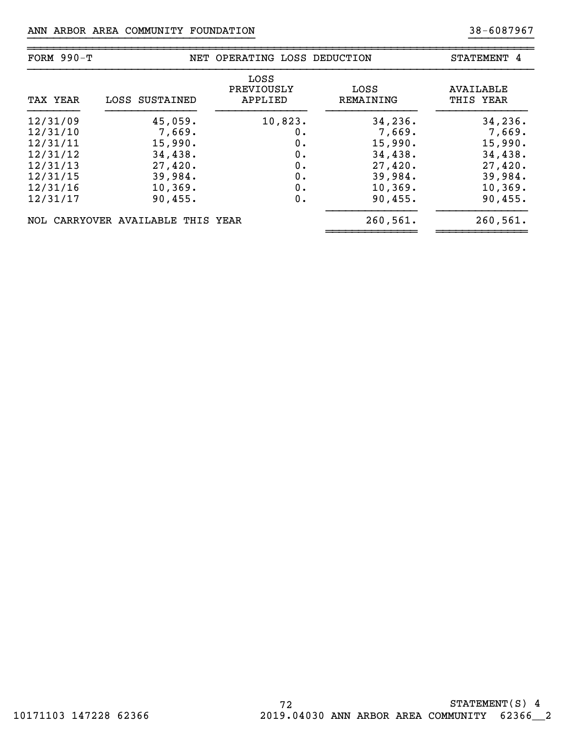ANN ARBOR AREA COMMUNITY FOUNDATION 38-6087967

| FORM 990-T | NET OPERATING LOSS DEDUCTION | | | STATEMENT 4 |
|---|---|---|---|---|
| TAX YEAR | LOSS SUSTAINED | LOSS PREVIOUSLY APPLIED | LOSS REMAINING | AVAILABLE THIS YEAR |
| 12/31/09 | 45,059. | 10,823. | 34,236. | 34,236. |
| 12/31/10 | 7,669. | 0. | 7,669. | 7,669. |
| 12/31/11 | 15,990. | 0. | 15,990. | 15,990. |
| 12/31/12 | 34,438. | 0. | 34,438. | 34,438. |
| 12/31/13 | 27,420. | 0. | 27,420. | 27,420. |
| 12/31/15 | 39,984. | 0. | 39,984. | 39,984. |
| 12/31/16 | 10,369. | 0. | 10,369. | 10,369. |
| 12/31/17 | 90,455. | 0. | 90,455. | 90,455. |
| NOL CARRYOVER AVAILABLE THIS YEAR | | | 260,561. | 260,561. |

STATEMENT(S) 4

10171103 147228 62366 2019.04030 ANN ARBOR AREA COMMUNITY 62366__2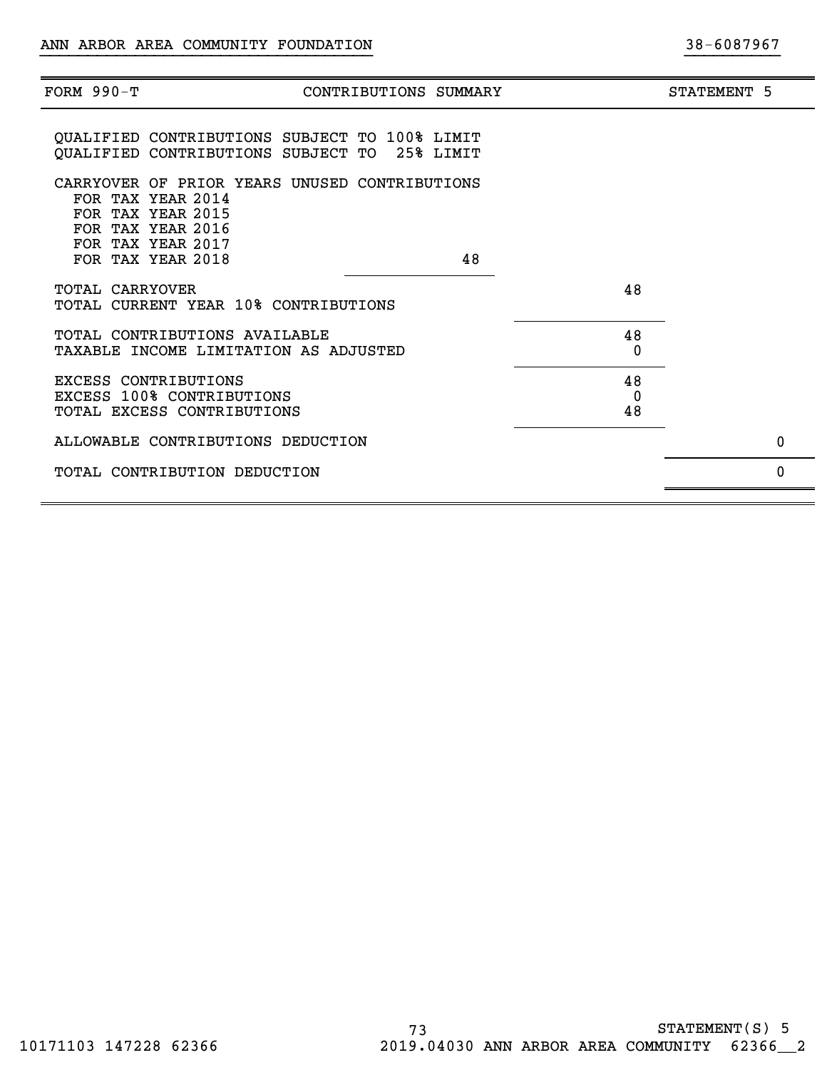ANN ARBOR AREA COMMUNITY FOUNDATION 38-6087967

| FORM 990-T | CONTRIBUTIONS SUMMARY | | STATEMENT 5 |
|---|---|---|---|
| QUALIFIED CONTRIBUTIONS SUBJECT TO 100% LIMIT | | | |
| QUALIFIED CONTRIBUTIONS SUBJECT TO 25% LIMIT | | | |
| CARRYOVER OF PRIOR YEARS UNUSED CONTRIBUTIONS | | | |
| FOR TAX YEAR 2014 | | | |
| FOR TAX YEAR 2015 | | | |
| FOR TAX YEAR 2016 | | | |
| FOR TAX YEAR 2017 | | | |
| FOR TAX YEAR 2018 | 48 | | |
| TOTAL CARRYOVER | | 48 | |
| TOTAL CURRENT YEAR 10% CONTRIBUTIONS | | | |
| TOTAL CONTRIBUTIONS AVAILABLE | | 48 | |
| TAXABLE INCOME LIMITATION AS ADJUSTED | | 0 | |
| EXCESS CONTRIBUTIONS | | 48 | |
| EXCESS 100% CONTRIBUTIONS | | 0 | |
| TOTAL EXCESS CONTRIBUTIONS | | 48 | |
| ALLOWABLE CONTRIBUTIONS DEDUCTION | | | 0 |
| TOTAL CONTRIBUTION DEDUCTION | | | 0 |

STATEMENT(S) 5

10171103 147228 62366 2019.04030 ANN ARBOR AREA COMMUNITY 62366__2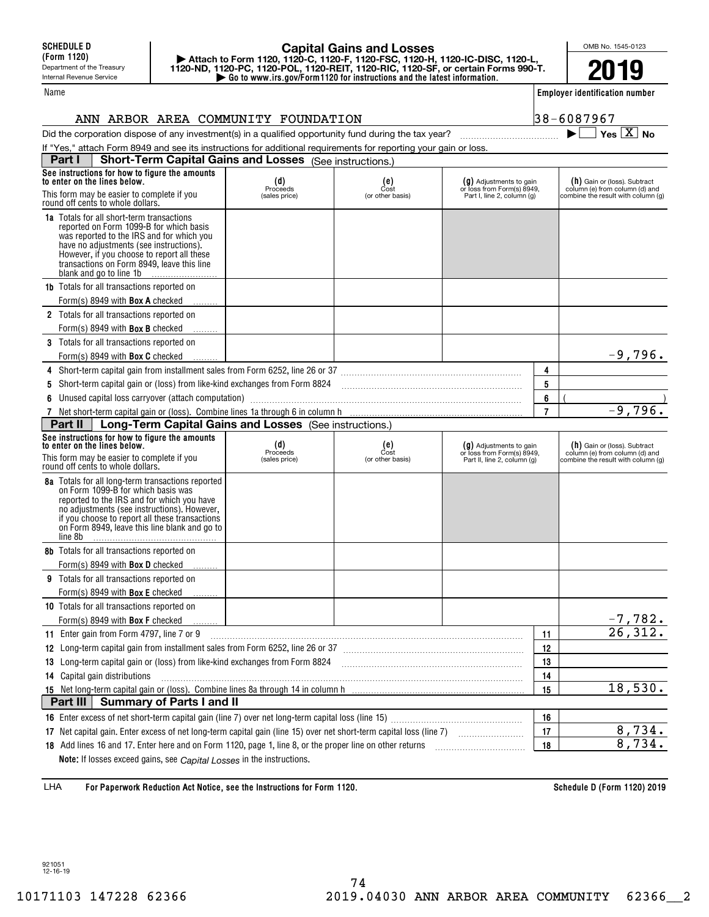**SCHEDULE D (Form 1120)**
Department of the Treasury
Internal Revenue Service

# Capital Gains and Losses

▶ Attach to Form 1120, 1120-C, 1120-F, 1120-FSC, 1120-H, 1120-IC-DISC, 1120-L, 1120-ND, 1120-PC, 1120-POL, 1120-REIT, 1120-RIC, 1120-SF, or certain Forms 990-T.
▶ Go to www.irs.gov/Form1120 for instructions and the latest information.

OMB No. 1545-0123

**2019**

Name: ANN ARBOR AREA COMMUNITY FOUNDATION

Employer identification number: 38-6087967

Did the corporation dispose of any investment(s) in a qualified opportunity fund during the tax year? ▶ ☐ Yes ☒ No

If "Yes," attach Form 8949 and see its instructions for additional requirements for reporting your gain or loss.

## Part I Short-Term Capital Gains and Losses (See instructions.)

| See instructions for how to figure the amounts to enter on the lines below. This form may be easier to complete if you round off cents to whole dollars. | (d) Proceeds (sales price) | (e) Cost (or other basis) | (g) Adjustments to gain or loss from Form(s) 8949, Part I, line 2, column (g) | | (h) Gain or (loss). Subtract column (e) from column (d) and combine the result with column (g) |
|---|---|---|---|---|---|
| **1a** Totals for all short-term transactions reported on Form 1099-B for which basis was reported to the IRS and for which you have no adjustments (see instructions). However, if you choose to report all these transactions on Form 8949, leave this line blank and go to line 1b | | | | | |
| **1b** Totals for all transactions reported on Form(s) 8949 with **Box A** checked | | | | | |
| **2** Totals for all transactions reported on Form(s) 8949 with **Box B** checked | | | | | |
| **3** Totals for all transactions reported on Form(s) 8949 with **Box C** checked | | | | | -9,796. |
| **4** Short-term capital gain from installment sales from Form 6252, line 26 or 37 | | | | 4 | |
| **5** Short-term capital gain or (loss) from like-kind exchanges from Form 8824 | | | | 5 | |
| **6** Unused capital loss carryover (attach computation) | | | | 6 | ( ) |
| **7** Net short-term capital gain or (loss). Combine lines 1a through 6 in column h | | | | 7 | -9,796. |

## Part II Long-Term Capital Gains and Losses (See instructions.)

| See instructions for how to figure the amounts to enter on the lines below. This form may be easier to complete if you round off cents to whole dollars. | (d) Proceeds (sales price) | (e) Cost (or other basis) | (g) Adjustments to gain or loss from Form(s) 8949, Part II, line 2, column (g) | | (h) Gain or (loss). Subtract column (e) from column (d) and combine the result with column (g) |
|---|---|---|---|---|---|
| **8a** Totals for all long-term transactions reported on Form 1099-B for which basis was reported to the IRS and for which you have no adjustments (see instructions). However, if you choose to report all these transactions on Form 8949, leave this line blank and go to line 8b | | | | | |
| **8b** Totals for all transactions reported on Form(s) 8949 with **Box D** checked | | | | | |
| **9** Totals for all transactions reported on Form(s) 8949 with **Box E** checked | | | | | |
| **10** Totals for all transactions reported on Form(s) 8949 with **Box F** checked | | | | | -7,782. |
| **11** Enter gain from Form 4797, line 7 or 9 | | | | 11 | 26,312. |
| **12** Long-term capital gain from installment sales from Form 6252, line 26 or 37 | | | | 12 | |
| **13** Long-term capital gain or (loss) from like-kind exchanges from Form 8824 | | | | 13 | |
| **14** Capital gain distributions | | | | 14 | |
| **15** Net long-term capital gain or (loss). Combine lines 8a through 14 in column h | | | | 15 | 18,530. |

## Part III Summary of Parts I and II

| | | |
|---|---|---|
| **16** Enter excess of net short-term capital gain (line 7) over net long-term capital loss (line 15) | 16 | |
| **17** Net capital gain. Enter excess of net long-term capital gain (line 15) over net short-term capital loss (line 7) | 17 | 8,734. |
| **18** Add lines 16 and 17. Enter here and on Form 1120, page 1, line 8, or the proper line on other returns | 18 | 8,734. |

**Note:** If losses exceed gains, see *Capital Losses* in the instructions.

LHA **For Paperwork Reduction Act Notice, see the Instructions for Form 1120.** **Schedule D (Form 1120) 2019**

921051 12-16-19

10171103 147228 62366 2019.04030 ANN ARBOR AREA COMMUNITY 62366__2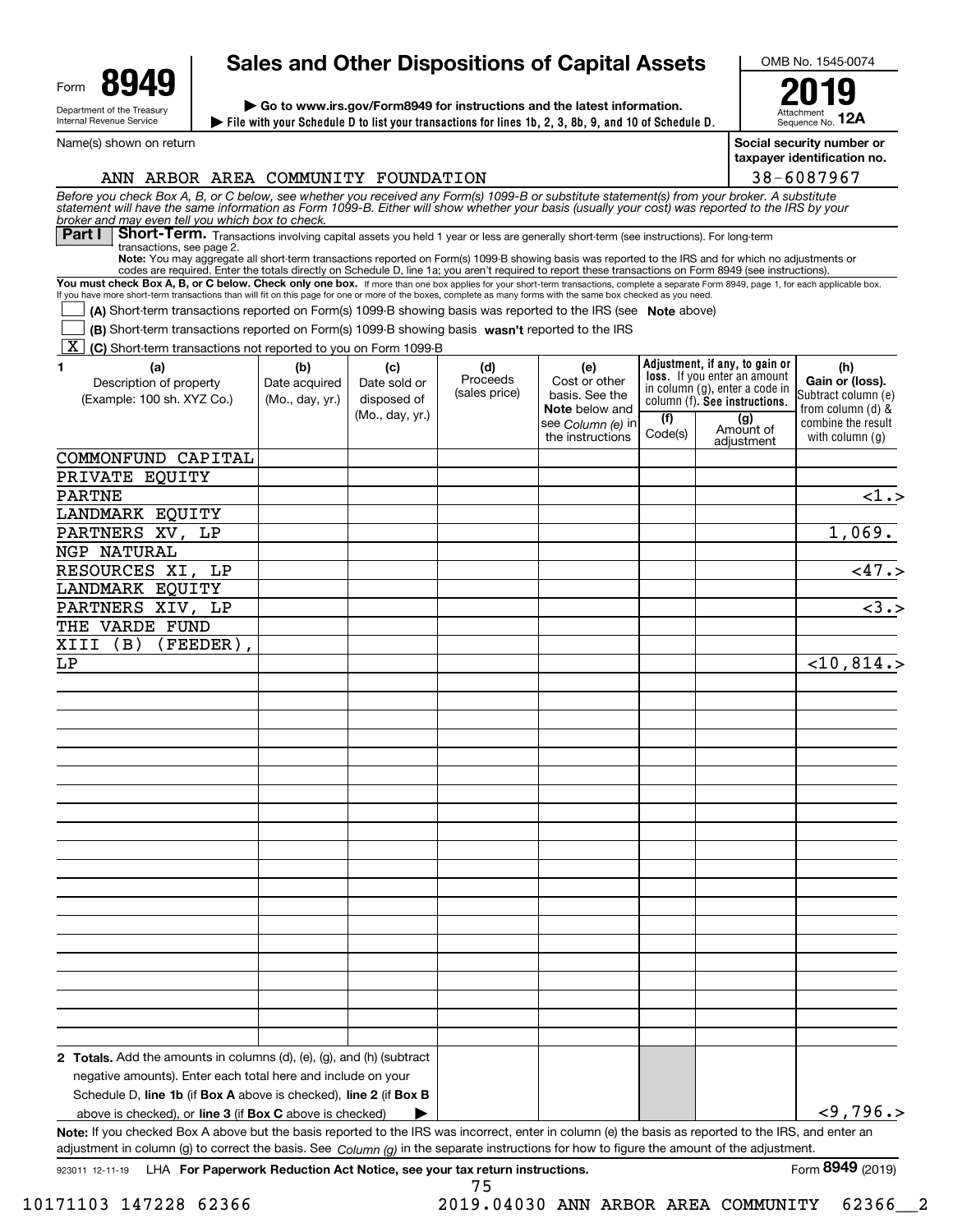Form **8949**

Department of the Treasury
Internal Revenue Service

# Sales and Other Dispositions of Capital Assets

▶ Go to www.irs.gov/Form8949 for instructions and the latest information.

▶ File with your Schedule D to list your transactions for lines 1b, 2, 3, 8b, 9, and 10 of Schedule D.

OMB No. 1545-0074

**2019**

Attachment Sequence No. **12A**

Name(s) shown on return: ANN ARBOR AREA COMMUNITY FOUNDATION

Social security number or taxpayer identification no.: 38-6087967

*Before you check Box A, B, or C below, see whether you received any Form(s) 1099-B or substitute statement(s) from your broker. A substitute statement will have the same information as Form 1099-B. Either will show whether your basis (usually your cost) was reported to the IRS by your broker and may even tell you which box to check.*

**Part I** **Short-Term.** Transactions involving capital assets you held 1 year or less are generally short-term (see instructions). For long-term transactions, see page 2.

**Note:** You may aggregate all short-term transactions reported on Form(s) 1099-B showing basis was reported to the IRS and for which no adjustments or codes are required. Enter the totals directly on Schedule D, line 1a; you aren't required to report these transactions on Form 8949 (see instructions).

**You must check Box A, B, or C below. Check only one box.** If more than one box applies for your short-term transactions, complete a separate Form 8949, page 1, for each applicable box. If you have more short-term transactions than will fit on this page for one or more of the boxes, complete as many forms with the same box checked as you need.

☐ **(A)** Short-term transactions reported on Form(s) 1099-B showing basis was reported to the IRS (see **Note** above)

☐ **(B)** Short-term transactions reported on Form(s) 1099-B showing basis **wasn't** reported to the IRS

☒ **(C)** Short-term transactions not reported to you on Form 1099-B

| 1 (a) Description of property (Example: 100 sh. XYZ Co.) | (b) Date acquired (Mo., day, yr.) | (c) Date sold or disposed of (Mo., day, yr.) | (d) Proceeds (sales price) | (e) Cost or other basis. See the **Note** below and see *Column (e)* in the instructions | Adjustment, if any, to gain or loss. If you enter an amount in column (g), enter a code in column (f). See instructions. (f) Code(s) | (g) Amount of adjustment | (h) Gain or (loss). Subtract column (e) from column (d) & combine the result with column (g) |
|---|---|---|---|---|---|---|---|
| COMMONFUND CAPITAL PRIVATE EQUITY PARTNE | | | | | | | <1.> |
| LANDMARK EQUITY PARTNERS XV, LP | | | | | | | 1,069. |
| NGP NATURAL RESOURCES XI, LP | | | | | | | <47.> |
| LANDMARK EQUITY PARTNERS XIV, LP | | | | | | | <3.> |
| THE VARDE FUND XIII (B) (FEEDER), LP | | | | | | | <10,814.> |
| **2 Totals.** Add the amounts in columns (d), (e), (g), and (h) (subtract negative amounts). Enter each total here and include on your Schedule D, **line 1b** (if **Box A** above is checked), **line 2** (if **Box B** above is checked), or **line 3** (if **Box C** above is checked) ▶ | | | | | | | <9,796.> |

**Note:** If you checked Box A above but the basis reported to the IRS was incorrect, enter in column (e) the basis as reported to the IRS, and enter an adjustment in column (g) to correct the basis. See *Column (g)* in the separate instructions for how to figure the amount of the adjustment.

923011 12-11-19 LHA **For Paperwork Reduction Act Notice, see your tax return instructions.** Form **8949** (2019)

10171103 147228 62366 2019.04030 ANN ARBOR AREA COMMUNITY 62366__2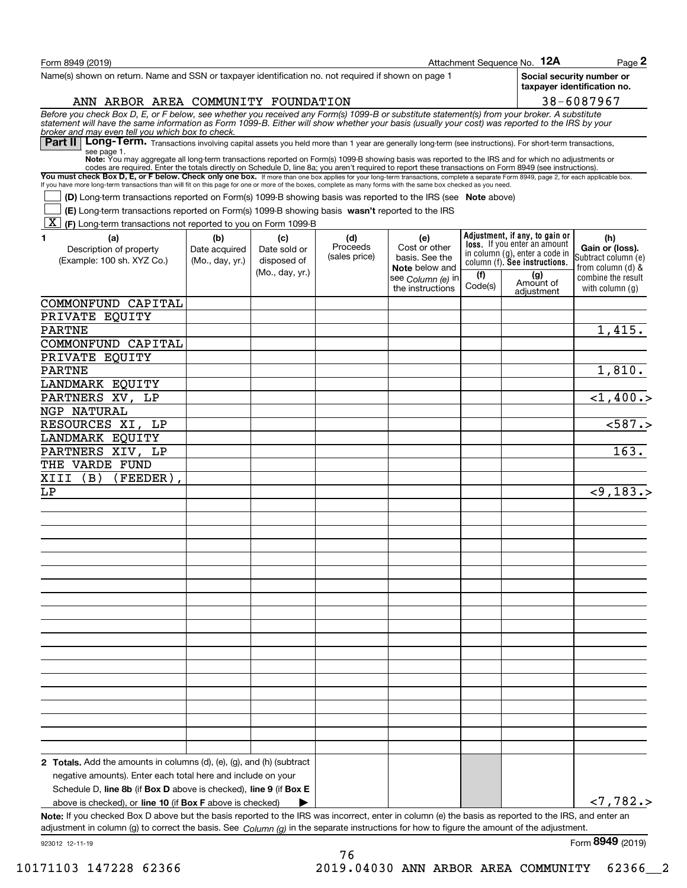Form 8949 (2019) Attachment Sequence No. **12A** Page **2**

Name(s) shown on return. Name and SSN or taxpayer identification no. not required if shown on page 1

ANN ARBOR AREA COMMUNITY FOUNDATION

**Social security number or taxpayer identification no.** 38-6087967

*Before you check Box D, E, or F below, see whether you received any Form(s) 1099-B or substitute statement(s) from your broker. A substitute statement will have the same information as Form 1099-B. Either will show whether your basis (usually your cost) was reported to the IRS by your broker and may even tell you which box to check.*

**Part II** **Long-Term.** Transactions involving capital assets you held more than 1 year are generally long-term (see instructions). For short-term transactions, see page 1.

**Note:** You may aggregate all long-term transactions reported on Form(s) 1099-B showing basis was reported to the IRS and for which no adjustments or codes are required. Enter the totals directly on Schedule D, line 8a; you aren't required to report these transactions on Form 8949 (see instructions).

**You must check Box D, E, or F below. Check only one box.** If more than one box applies for your long-term transactions, complete a separate Form 8949, page 2, for each applicable box. If you have more long-term transactions than will fit on this page for one or more of the boxes, complete as many forms with the same box checked as you need.

- [ ] **(D)** Long-term transactions reported on Form(s) 1099-B showing basis was reported to the IRS (see **Note** above)
- [ ] **(E)** Long-term transactions reported on Form(s) 1099-B showing basis **wasn't** reported to the IRS
- [X] **(F)** Long-term transactions not reported to you on Form 1099-B

| 1 (a) Description of property (Example: 100 sh. XYZ Co.) | (b) Date acquired (Mo., day, yr.) | (c) Date sold or disposed of (Mo., day, yr.) | (d) Proceeds (sales price) | (e) Cost or other basis. See the **Note** below and see *Column (e)* in the instructions | (f) Code(s) | (g) Amount of adjustment | (h) Gain or (loss). Subtract column (e) from column (d) & combine the result with column (g) |
|---|---|---|---|---|---|---|---|
| COMMONFUND CAPITAL PRIVATE EQUITY PARTNE | | | | | | | 1,415. |
| COMMONFUND CAPITAL PRIVATE EQUITY PARTNE | | | | | | | 1,810. |
| LANDMARK EQUITY PARTNERS XV, LP | | | | | | | <1,400.> |
| NGP NATURAL RESOURCES XI, LP | | | | | | | <587.> |
| LANDMARK EQUITY PARTNERS XIV, LP | | | | | | | 163. |
| THE VARDE FUND XIII (B) (FEEDER), LP | | | | | | | <9,183.> |
| **2 Totals.** Add the amounts in columns (d), (e), (g), and (h) (subtract negative amounts). Enter each total here and include on your Schedule D, **line 8b** (if **Box D** above is checked), **line 9** (if **Box E** above is checked), or **line 10** (if **Box F** above is checked) ▶ | | | | | | | <7,782.> |

**Note:** If you checked Box D above but the basis reported to the IRS was incorrect, enter in column (e) the basis as reported to the IRS, and enter an adjustment in column (g) to correct the basis. See *Column (g)* in the separate instructions for how to figure the amount of the adjustment.

923012 12-11-19 Form **8949** (2019)

10171103 147228 62366 2019.04030 ANN ARBOR AREA COMMUNITY 62366__2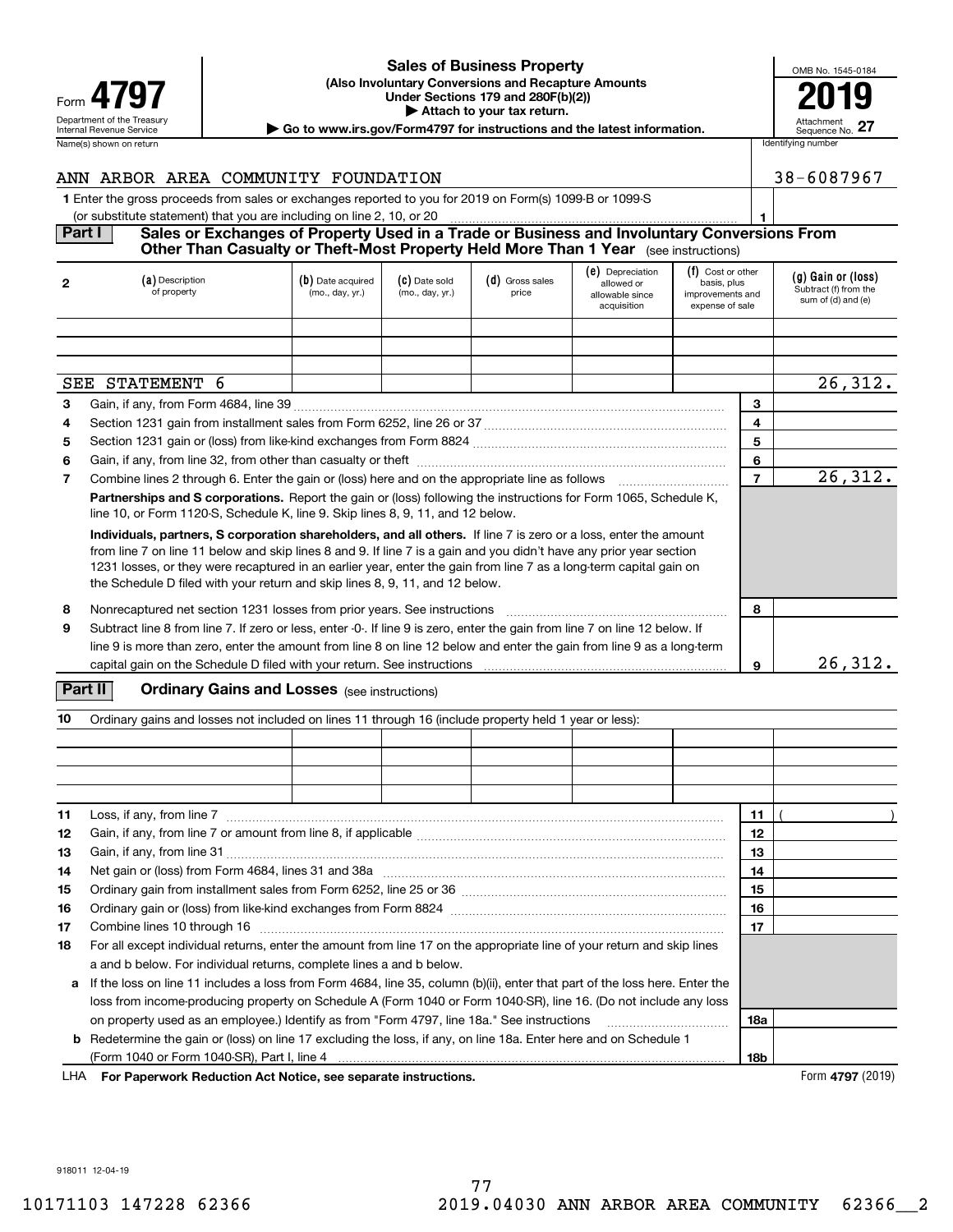Form **4797**

Department of the Treasury
Internal Revenue Service

# Sales of Business Property

**(Also Involuntary Conversions and Recapture Amounts Under Sections 179 and 280F(b)(2))**

**▶ Attach to your tax return.**

**▶ Go to www.irs.gov/Form4797 for instructions and the latest information.**

OMB No. 1545-0184

**2019**

Attachment Sequence No. **27**

Name(s) shown on return: ANN ARBOR AREA COMMUNITY FOUNDATION

Identifying number: 38-6087967

**1** Enter the gross proceeds from sales or exchanges reported to you for 2019 on Form(s) 1099-B or 1099-S (or substitute statement) that you are including on line 2, 10, or 20 ..... **1**

## Part I Sales or Exchanges of Property Used in a Trade or Business and Involuntary Conversions From Other Than Casualty or Theft-Most Property Held More Than 1 Year (see instructions)

| 2 | (a) Description of property | (b) Date acquired (mo., day, yr.) | (c) Date sold (mo., day, yr.) | (d) Gross sales price | (e) Depreciation allowed or allowable since acquisition | (f) Cost or other basis, plus improvements and expense of sale | (g) Gain or (loss) Subtract (f) from the sum of (d) and (e) |
|---|---|---|---|---|---|---|---|
| | | | | | | | |
| | | | | | | | |
| | | | | | | | |
| | SEE STATEMENT 6 | | | | | | 26,312. |

| | | | |
|---|---|---|---|
| **3** | Gain, if any, from Form 4684, line 39 | **3** | |
| **4** | Section 1231 gain from installment sales from Form 6252, line 26 or 37 | **4** | |
| **5** | Section 1231 gain or (loss) from like-kind exchanges from Form 8824 | **5** | |
| **6** | Gain, if any, from line 32, from other than casualty or theft | **6** | |
| **7** | Combine lines 2 through 6. Enter the gain or (loss) here and on the appropriate line as follows | **7** | 26,312. |

**Partnerships and S corporations.** Report the gain or (loss) following the instructions for Form 1065, Schedule K, line 10, or Form 1120-S, Schedule K, line 9. Skip lines 8, 9, 11, and 12 below.

**Individuals, partners, S corporation shareholders, and all others.** If line 7 is zero or a loss, enter the amount from line 7 on line 11 below and skip lines 8 and 9. If line 7 is a gain and you didn't have any prior year section 1231 losses, or they were recaptured in an earlier year, enter the gain from line 7 as a long-term capital gain on the Schedule D filed with your return and skip lines 8, 9, 11, and 12 below.

| | | | |
|---|---|---|---|
| **8** | Nonrecaptured net section 1231 losses from prior years. See instructions | **8** | |
| **9** | Subtract line 8 from line 7. If zero or less, enter -0-. If line 9 is zero, enter the gain from line 7 on line 12 below. If line 9 is more than zero, enter the amount from line 8 on line 12 below and enter the gain from line 9 as a long-term capital gain on the Schedule D filed with your return. See instructions | **9** | 26,312. |

## Part II Ordinary Gains and Losses (see instructions)

**10** Ordinary gains and losses not included on lines 11 through 16 (include property held 1 year or less):

| | | | | | | |
|---|---|---|---|---|---|---|
| | | | | | | |
| | | | | | | |
| | | | | | | |
| | | | | | | |

| | | | |
|---|---|---|---|
| **11** | Loss, if any, from line 7 | **11** | ( ) |
| **12** | Gain, if any, from line 7 or amount from line 8, if applicable | **12** | |
| **13** | Gain, if any, from line 31 | **13** | |
| **14** | Net gain or (loss) from Form 4684, lines 31 and 38a | **14** | |
| **15** | Ordinary gain from installment sales from Form 6252, line 25 or 36 | **15** | |
| **16** | Ordinary gain or (loss) from like-kind exchanges from Form 8824 | **16** | |
| **17** | Combine lines 10 through 16 | **17** | |
| **18** | For all except individual returns, enter the amount from line 17 on the appropriate line of your return and skip lines a and b below. For individual returns, complete lines a and b below. | | |
| **a** | If the loss on line 11 includes a loss from Form 4684, line 35, column (b)(ii), enter that part of the loss here. Enter the loss from income-producing property on Schedule A (Form 1040 or Form 1040-SR), line 16. (Do not include any loss on property used as an employee.) Identify as from "Form 4797, line 18a." See instructions | **18a** | |
| **b** | Redetermine the gain or (loss) on line 17 excluding the loss, if any, on line 18a. Enter here and on Schedule 1 (Form 1040 or Form 1040-SR), Part I, line 4 | **18b** | |

LHA **For Paperwork Reduction Act Notice, see separate instructions.** Form **4797** (2019)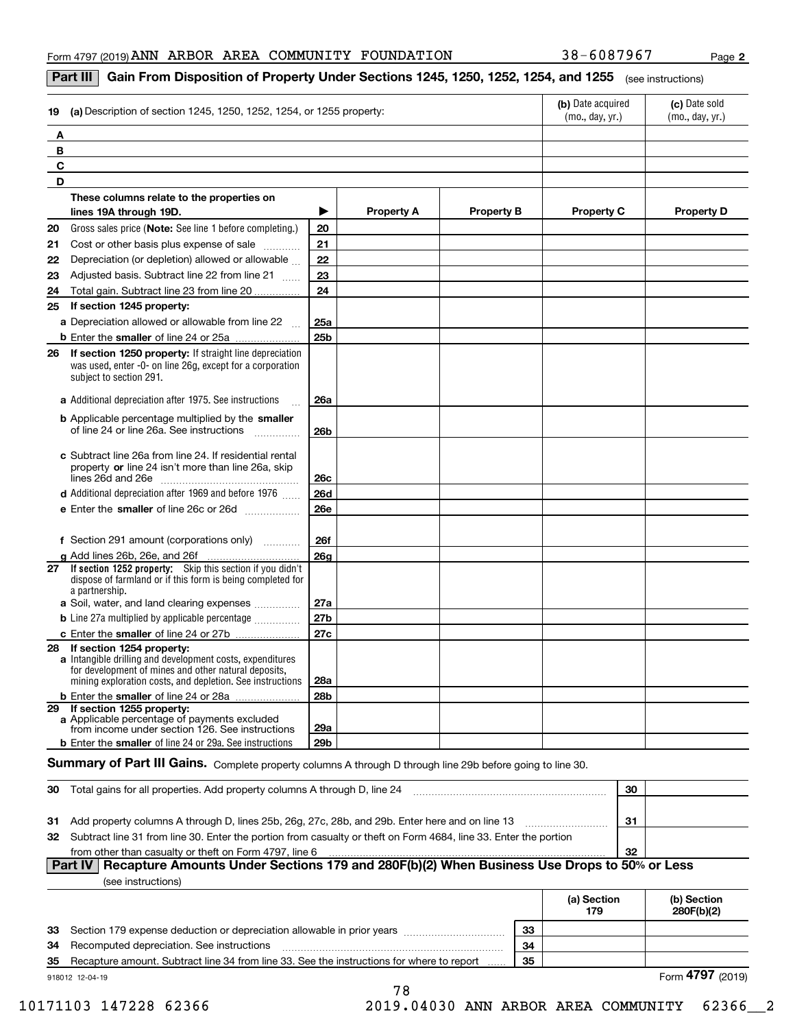Form 4797 (2019) ANN ARBOR AREA COMMUNITY FOUNDATION 38-6087967 Page **2**

## Part III Gain From Disposition of Property Under Sections 1245, 1250, 1252, 1254, and 1255 (see instructions)

| 19 | (a) Description of section 1245, 1250, 1252, 1254, or 1255 property: | (b) Date acquired (mo., day, yr.) | (c) Date sold (mo., day, yr.) |
|---|---|---|---|
| A | | | |
| B | | | |
| C | | | |
| D | | | |

| | These columns relate to the properties on lines 19A through 19D. | ▶ | Property A | Property B | Property C | Property D |
|---|---|---|---|---|---|---|
| 20 | Gross sales price (**Note:** See line 1 before completing.) | 20 | | | | |
| 21 | Cost or other basis plus expense of sale | 21 | | | | |
| 22 | Depreciation (or depletion) allowed or allowable | 22 | | | | |
| 23 | Adjusted basis. Subtract line 22 from line 21 | 23 | | | | |
| 24 | Total gain. Subtract line 23 from line 20 | 24 | | | | |
| 25 | **If section 1245 property:** | | | | | |
| | **a** Depreciation allowed or allowable from line 22 | 25a | | | | |
| | **b** Enter the **smaller** of line 24 or 25a | 25b | | | | |
| 26 | **If section 1250 property:** If straight line depreciation was used, enter -0- on line 26g, except for a corporation subject to section 291. | | | | | |
| | **a** Additional depreciation after 1975. See instructions | 26a | | | | |
| | **b** Applicable percentage multiplied by the **smaller** of line 24 or line 26a. See instructions | 26b | | | | |
| | **c** Subtract line 26a from line 24. If residential rental property **or** line 24 isn't more than line 26a, skip lines 26d and 26e | 26c | | | | |
| | **d** Additional depreciation after 1969 and before 1976 | 26d | | | | |
| | **e** Enter the **smaller** of line 26c or 26d | 26e | | | | |
| | **f** Section 291 amount (corporations only) | 26f | | | | |
| | **g** Add lines 26b, 26e, and 26f | 26g | | | | |
| 27 | **If section 1252 property:** Skip this section if you didn't dispose of farmland or if this form is being completed for a partnership. | | | | | |
| | **a** Soil, water, and land clearing expenses | 27a | | | | |
| | **b** Line 27a multiplied by applicable percentage | 27b | | | | |
| | **c** Enter the **smaller** of line 24 or 27b | 27c | | | | |
| 28 | **If section 1254 property:** | | | | | |
| | **a** Intangible drilling and development costs, expenditures for development of mines and other natural deposits, mining exploration costs, and depletion. See instructions | 28a | | | | |
| | **b** Enter the **smaller** of line 24 or 28a | 28b | | | | |
| 29 | **If section 1255 property:** | | | | | |
| | **a** Applicable percentage of payments excluded from income under section 126. See instructions | 29a | | | | |
| | **b** Enter the **smaller** of line 24 or 29a. See instructions | 29b | | | | |

**Summary of Part III Gains.** Complete property columns A through D through line 29b before going to line 30.

| | | | |
|---|---|---|---|
| 30 | Total gains for all properties. Add property columns A through D, line 24 | 30 | |
| 31 | Add property columns A through D, lines 25b, 26g, 27c, 28b, and 29b. Enter here and on line 13 | 31 | |
| 32 | Subtract line 31 from line 30. Enter the portion from casualty or theft on Form 4684, line 33. Enter the portion from other than casualty or theft on Form 4797, line 6 | 32 | |

## Part IV Recapture Amounts Under Sections 179 and 280F(b)(2) When Business Use Drops to 50% or Less

(see instructions)

| | | | (a) Section 179 | (b) Section 280F(b)(2) |
|---|---|---|---|---|
| 33 | Section 179 expense deduction or depreciation allowable in prior years | 33 | | |
| 34 | Recomputed depreciation. See instructions | 34 | | |
| 35 | Recapture amount. Subtract line 34 from line 33. See the instructions for where to report | 35 | | |

918012 12-04-19 Form **4797** (2019)

10171103 147228 62366 2019.04030 ANN ARBOR AREA COMMUNITY 62366__2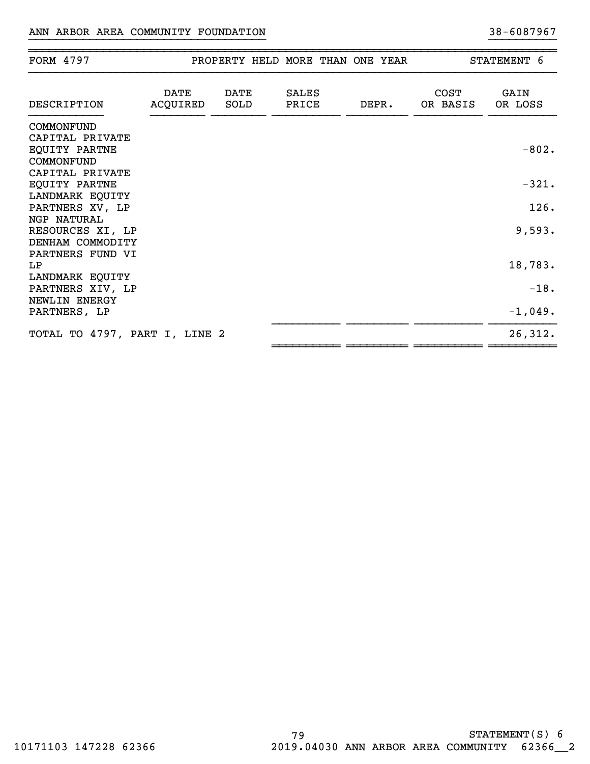ANN ARBOR AREA COMMUNITY FOUNDATION 38-6087967

FORM 4797 PROPERTY HELD MORE THAN ONE YEAR STATEMENT 6

| DESCRIPTION | DATE ACQUIRED | DATE SOLD | SALES PRICE | DEPR. | COST OR BASIS | GAIN OR LOSS |
|---|---|---|---|---|---|---|
| COMMONFUND CAPITAL PRIVATE EQUITY PARTNE | | | | | | -802. |
| COMMONFUND CAPITAL PRIVATE EQUITY PARTNE | | | | | | -321. |
| LANDMARK EQUITY PARTNERS XV, LP | | | | | | 126. |
| NGP NATURAL RESOURCES XI, LP | | | | | | 9,593. |
| DENHAM COMMODITY PARTNERS FUND VI LP | | | | | | 18,783. |
| LANDMARK EQUITY PARTNERS XIV, LP | | | | | | -18. |
| NEWLIN ENERGY PARTNERS, LP | | | | | | -1,049. |
| TOTAL TO 4797, PART I, LINE 2 | | | | | | 26,312. |

STATEMENT(S) 6

10171103 147228 62366 2019.04030 ANN ARBOR AREA COMMUNITY 62366__2